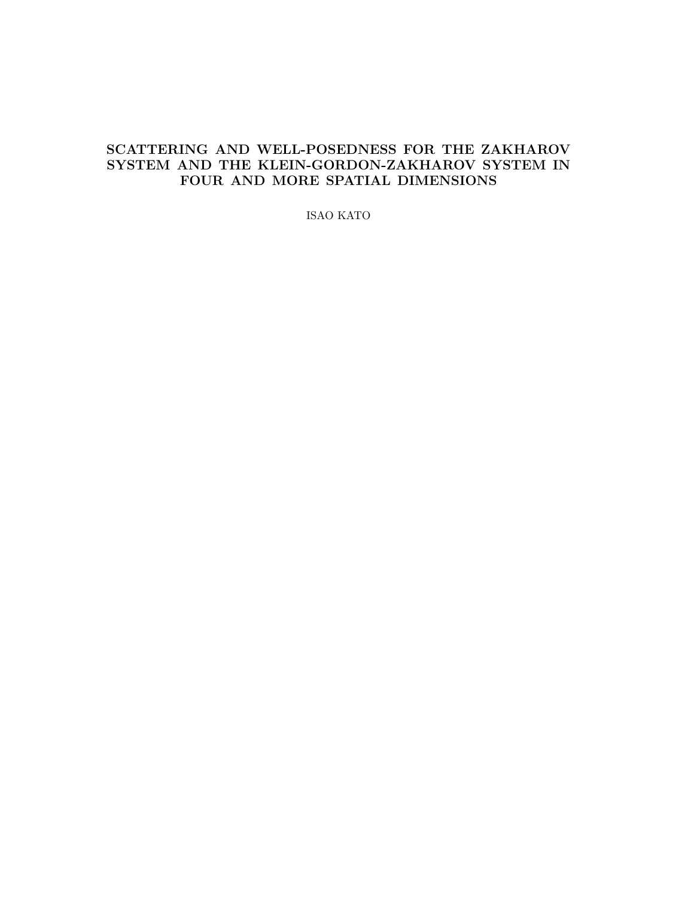# SCATTERING AND WELL-POSEDNESS FOR THE ZAKHAROV SYSTEM AND THE KLEIN-GORDON-ZAKHAROV SYSTEM IN FOUR AND MORE SPATIAL DIMENSIONS

ISAO KATO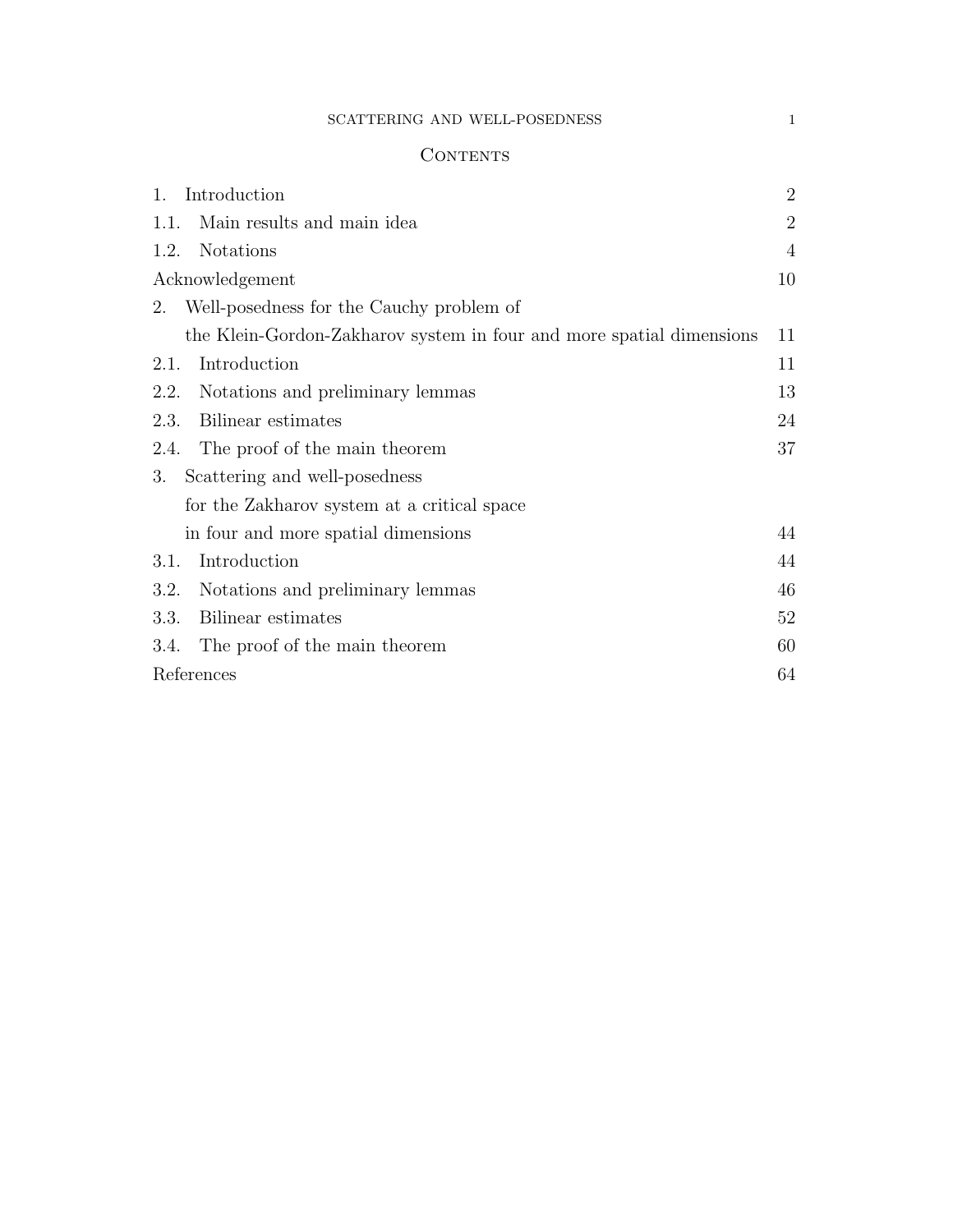## Contents

| | |
|---|---|
| 1. Introduction | 2 |
| 1.1. Main results and main idea | 2 |
| 1.2. Notations | 4 |
| Acknowledgement | 10 |
| 2. Well-posedness for the Cauchy problem of the Klein-Gordon-Zakharov system in four and more spatial dimensions | 11 |
| 2.1. Introduction | 11 |
| 2.2. Notations and preliminary lemmas | 13 |
| 2.3. Bilinear estimates | 24 |
| 2.4. The proof of the main theorem | 37 |
| 3. Scattering and well-posedness for the Zakharov system at a critical space in four and more spatial dimensions | 44 |
| 3.1. Introduction | 44 |
| 3.2. Notations and preliminary lemmas | 46 |
| 3.3. Bilinear estimates | 52 |
| 3.4. The proof of the main theorem | 60 |
| References | 64 |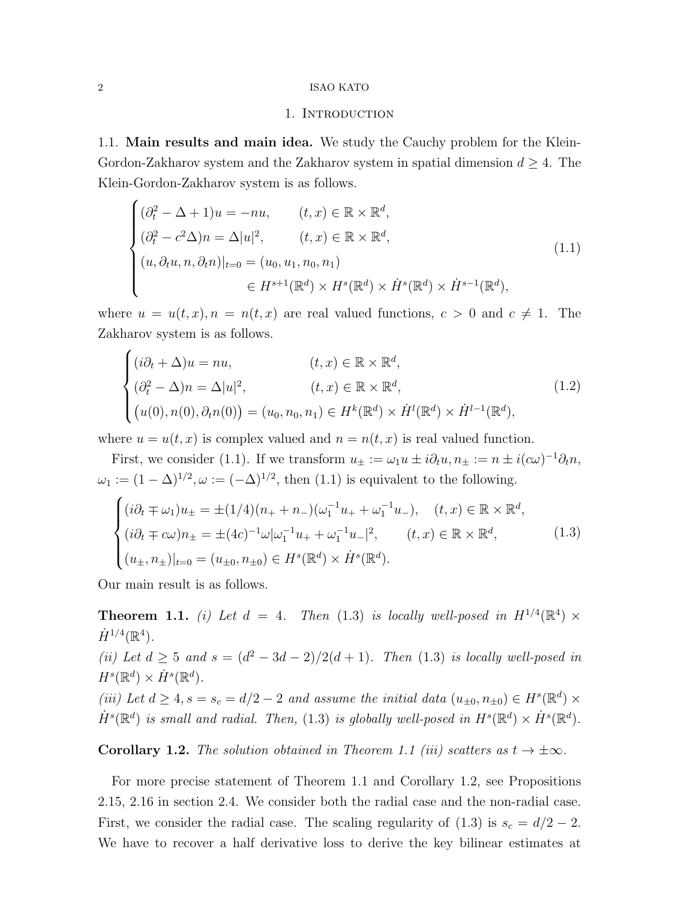## 1. Introduction

### 1.1. Main results and main idea.

We study the Cauchy problem for the Klein-Gordon-Zakharov system and the Zakharov system in spatial dimension $d \geq 4$. The Klein-Gordon-Zakharov system is as follows.

$$
\begin{cases}
(\partial_t^2 - \Delta + 1)u = -nu, & (t,x) \in \mathbb{R} \times \mathbb{R}^d, \\
(\partial_t^2 - c^2\Delta)n = \Delta |u|^2, & (t,x) \in \mathbb{R} \times \mathbb{R}^d, \\
(u, \partial_t u, n, \partial_t n)|_{t=0} = (u_0, u_1, n_0, n_1) & \\
\qquad\qquad \in H^{s+1}(\mathbb{R}^d) \times H^s(\mathbb{R}^d) \times \dot{H}^s(\mathbb{R}^d) \times \dot{H}^{s-1}(\mathbb{R}^d), &
\end{cases}
\tag{1.1}
$$

where $u = u(t,x), n = n(t,x)$ are real valued functions, $c > 0$ and $c \neq 1$. The Zakharov system is as follows.

$$
\begin{cases}
(i\partial_t + \Delta)u = nu, & (t,x) \in \mathbb{R} \times \mathbb{R}^d, \\
(\partial_t^2 - \Delta)n = \Delta |u|^2, & (t,x) \in \mathbb{R} \times \mathbb{R}^d, \\
\big(u(0), n(0), \partial_t n(0)\big) = (u_0, n_0, n_1) \in H^k(\mathbb{R}^d) \times \dot{H}^l(\mathbb{R}^d) \times \dot{H}^{l-1}(\mathbb{R}^d), &
\end{cases}
\tag{1.2}
$$

where $u = u(t,x)$ is complex valued and $n = n(t,x)$ is real valued function.

First, we consider (1.1). If we transform $u_\pm := \omega_1 u \pm i\partial_t u, n_\pm := n \pm i(c\omega)^{-1}\partial_t n$, $\omega_1 := (1-\Delta)^{1/2}, \omega := (-\Delta)^{1/2}$, then (1.1) is equivalent to the following.

$$
\begin{cases}
(i\partial_t \mp \omega_1)u_\pm = \pm(1/4)(n_+ + n_-)(\omega_1^{-1}u_+ + \omega_1^{-1}u_-), & (t,x) \in \mathbb{R} \times \mathbb{R}^d, \\
(i\partial_t \mp c\omega)n_\pm = \pm(4c)^{-1}\omega|\omega_1^{-1}u_+ + \omega_1^{-1}u_-|^2, & (t,x) \in \mathbb{R} \times \mathbb{R}^d, \\
(u_\pm, n_\pm)|_{t=0} = (u_{\pm 0}, n_{\pm 0}) \in H^s(\mathbb{R}^d) \times \dot{H}^s(\mathbb{R}^d). &
\end{cases}
\tag{1.3}
$$

Our main result is as follows.

**Theorem 1.1.** *(i) Let $d = 4$. Then (1.3) is locally well-posed in $H^{1/4}(\mathbb{R}^4) \times \dot{H}^{1/4}(\mathbb{R}^4)$.*
*(ii) Let $d \geq 5$ and $s = (d^2 - 3d - 2)/2(d+1)$. Then (1.3) is locally well-posed in $H^s(\mathbb{R}^d) \times \dot{H}^s(\mathbb{R}^d)$.*
*(iii) Let $d \geq 4, s = s_c = d/2 - 2$ and assume the initial data $(u_{\pm 0}, n_{\pm 0}) \in H^s(\mathbb{R}^d) \times \dot{H}^s(\mathbb{R}^d)$ is small and radial. Then, (1.3) is globally well-posed in $H^s(\mathbb{R}^d) \times \dot{H}^s(\mathbb{R}^d)$.*

**Corollary 1.2.** *The solution obtained in Theorem 1.1 (iii) scatters as $t \to \pm\infty$.*

For more precise statement of Theorem 1.1 and Corollary 1.2, see Propositions 2.15, 2.16 in section 2.4. We consider both the radial case and the non-radial case. First, we consider the radial case. The scaling regularity of (1.3) is $s_c = d/2 - 2$. We have to recover a half derivative loss to derive the key bilinear estimates at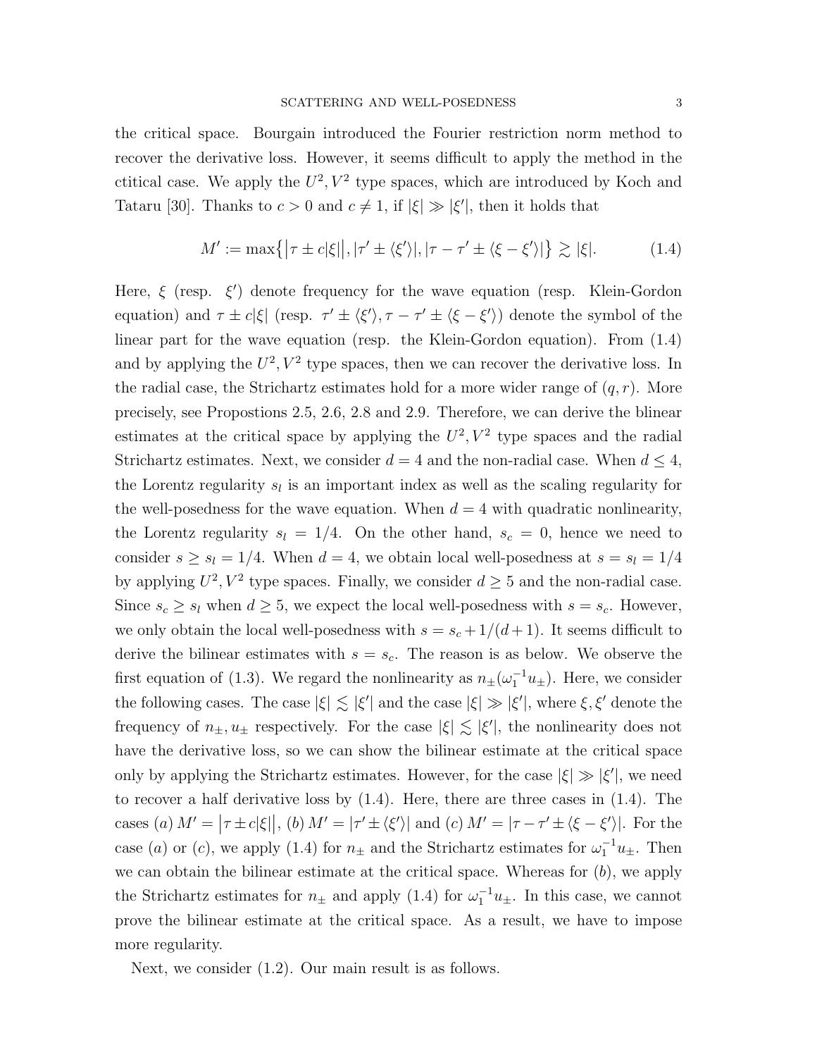the critical space. Bourgain introduced the Fourier restriction norm method to recover the derivative loss. However, it seems difficult to apply the method in the ctitical case. We apply the $U^2, V^2$ type spaces, which are introduced by Koch and Tataru [30]. Thanks to $c > 0$ and $c \neq 1$, if $|\xi| \gg |\xi'|$, then it holds that

$$M' := \max\{\big|\tau \pm c|\xi|\big|, |\tau' \pm \langle \xi' \rangle|, |\tau - \tau' \pm \langle \xi - \xi' \rangle|\} \gtrsim |\xi|. \tag{1.4}$$

Here, $\xi$ (resp. $\xi'$) denote frequency for the wave equation (resp. Klein-Gordon equation) and $\tau \pm c|\xi|$ (resp. $\tau' \pm \langle \xi' \rangle, \tau - \tau' \pm \langle \xi - \xi' \rangle$) denote the symbol of the linear part for the wave equation (resp. the Klein-Gordon equation). From (1.4) and by applying the $U^2, V^2$ type spaces, then we can recover the derivative loss. In the radial case, the Strichartz estimates hold for a more wider range of $(q, r)$. More precisely, see Propostions 2.5, 2.6, 2.8 and 2.9. Therefore, we can derive the blinear estimates at the critical space by applying the $U^2, V^2$ type spaces and the radial Strichartz estimates. Next, we consider $d = 4$ and the non-radial case. When $d \leq 4$, the Lorentz regularity $s_l$ is an important index as well as the scaling regularity for the well-posedness for the wave equation. When $d = 4$ with quadratic nonlinearity, the Lorentz regularity $s_l = 1/4$. On the other hand, $s_c = 0$, hence we need to consider $s \geq s_l = 1/4$. When $d = 4$, we obtain local well-posedness at $s = s_l = 1/4$ by applying $U^2, V^2$ type spaces. Finally, we consider $d \geq 5$ and the non-radial case. Since $s_c \geq s_l$ when $d \geq 5$, we expect the local well-posedness with $s = s_c$. However, we only obtain the local well-posedness with $s = s_c + 1/(d+1)$. It seems difficult to derive the bilinear estimates with $s = s_c$. The reason is as below. We observe the first equation of (1.3). We regard the nonlinearity as $n_\pm(\omega_1^{-1} u_\pm)$. Here, we consider the following cases. The case $|\xi| \lesssim |\xi'|$ and the case $|\xi| \gg |\xi'|$, where $\xi, \xi'$ denote the frequency of $n_\pm, u_\pm$ respectively. For the case $|\xi| \lesssim |\xi'|$, the nonlinearity does not have the derivative loss, so we can show the bilinear estimate at the critical space only by applying the Strichartz estimates. However, for the case $|\xi| \gg |\xi'|$, we need to recover a half derivative loss by (1.4). Here, there are three cases in (1.4). The cases $(a)$ $M' = \big|\tau \pm c|\xi|\big|$, $(b)$ $M' = |\tau' \pm \langle \xi' \rangle|$ and $(c)$ $M' = |\tau - \tau' \pm \langle \xi - \xi' \rangle|$. For the case $(a)$ or $(c)$, we apply (1.4) for $n_\pm$ and the Strichartz estimates for $\omega_1^{-1} u_\pm$. Then we can obtain the bilinear estimate at the critical space. Whereas for $(b)$, we apply the Strichartz estimates for $n_\pm$ and apply (1.4) for $\omega_1^{-1} u_\pm$. In this case, we cannot prove the bilinear estimate at the critical space. As a result, we have to impose more regularity.

Next, we consider (1.2). Our main result is as follows.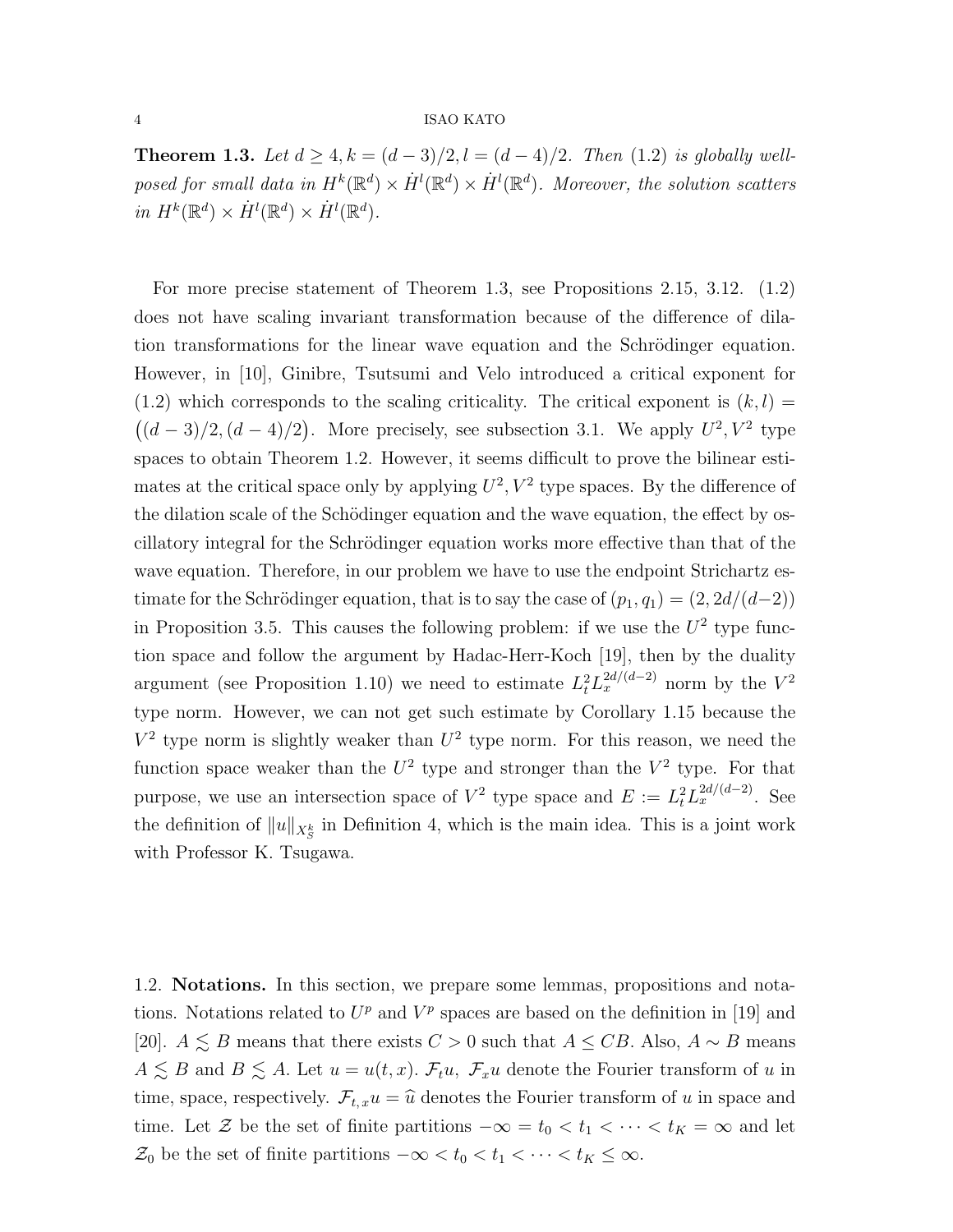**Theorem 1.3.** *Let $d \geq 4, k = (d-3)/2, l = (d-4)/2$. Then (1.2) is globally well-posed for small data in $H^k(\mathbb{R}^d) \times \dot{H}^l(\mathbb{R}^d) \times \dot{H}^l(\mathbb{R}^d)$. Moreover, the solution scatters in $H^k(\mathbb{R}^d) \times \dot{H}^l(\mathbb{R}^d) \times \dot{H}^l(\mathbb{R}^d)$.*

For more precise statement of Theorem 1.3, see Propositions 2.15, 3.12. (1.2) does not have scaling invariant transformation because of the difference of dilation transformations for the linear wave equation and the Schrödinger equation. However, in [10], Ginibre, Tsutsumi and Velo introduced a critical exponent for (1.2) which corresponds to the scaling criticality. The critical exponent is $(k, l) = \big((d-3)/2, (d-4)/2\big)$. More precisely, see subsection 3.1. We apply $U^2, V^2$ type spaces to obtain Theorem 1.2. However, it seems difficult to prove the bilinear estimates at the critical space only by applying $U^2, V^2$ type spaces. By the difference of the dilation scale of the Schödinger equation and the wave equation, the effect by oscillatory integral for the Schrödinger equation works more effective than that of the wave equation. Therefore, in our problem we have to use the endpoint Strichartz estimate for the Schrödinger equation, that is to say the case of $(p_1, q_1) = (2, 2d/(d-2))$ in Proposition 3.5. This causes the following problem: if we use the $U^2$ type function space and follow the argument by Hadac-Herr-Koch [19], then by the duality argument (see Proposition 1.10) we need to estimate $L^2_t L^{2d/(d-2)}_x$ norm by the $V^2$ type norm. However, we can not get such estimate by Corollary 1.15 because the $V^2$ type norm is slightly weaker than $U^2$ type norm. For this reason, we need the function space weaker than the $U^2$ type and stronger than the $V^2$ type. For that purpose, we use an intersection space of $V^2$ type space and $E := L^2_t L^{2d/(d-2)}_x$. See the definition of $\|u\|_{X^k_S}$ in Definition 4, which is the main idea. This is a joint work with Professor K. Tsugawa.

1.2. **Notations.** In this section, we prepare some lemmas, propositions and notations. Notations related to $U^p$ and $V^p$ spaces are based on the definition in [19] and [20]. $A \lesssim B$ means that there exists $C > 0$ such that $A \leq CB$. Also, $A \sim B$ means $A \lesssim B$ and $B \lesssim A$. Let $u = u(t, x)$. $\mathcal{F}_t u$, $\mathcal{F}_x u$ denote the Fourier transform of $u$ in time, space, respectively. $\mathcal{F}_{t,x} u = \widehat{u}$ denotes the Fourier transform of $u$ in space and time. Let $\mathcal{Z}$ be the set of finite partitions $-\infty = t_0 < t_1 < \cdots < t_K = \infty$ and let $\mathcal{Z}_0$ be the set of finite partitions $-\infty < t_0 < t_1 < \cdots < t_K \leq \infty$.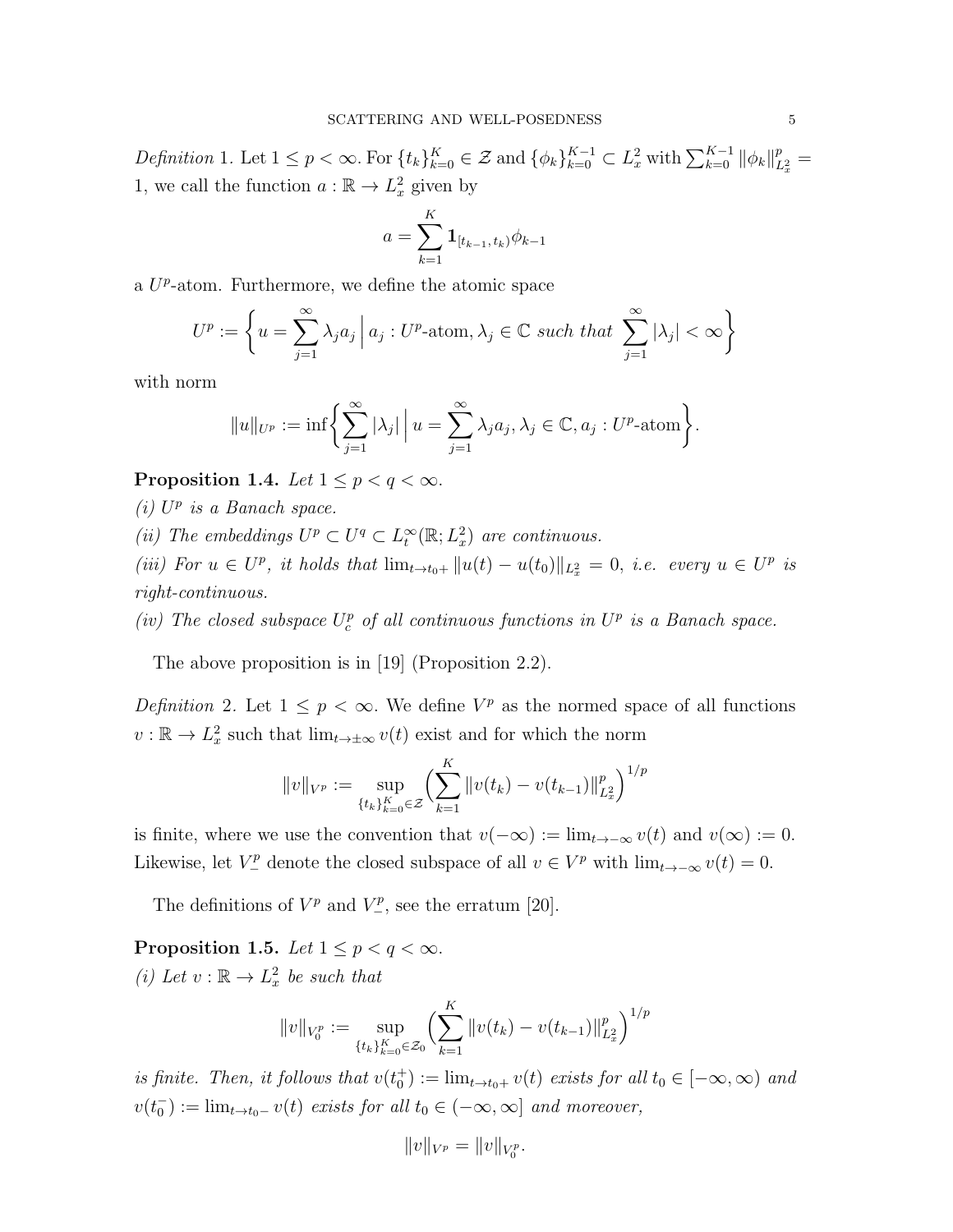*Definition* 1. Let $1 \le p < \infty$. For $\{t_k\}_{k=0}^K \in \mathcal{Z}$ and $\{\phi_k\}_{k=0}^{K-1} \subset L_x^2$ with $\sum_{k=0}^{K-1} \|\phi_k\|_{L_x^2}^p = 1$, we call the function $a : \mathbb{R} \to L_x^2$ given by

$$a = \sum_{k=1}^{K} \mathbf{1}_{[t_{k-1}, t_k)} \phi_{k-1}$$

a $U^p$-atom. Furthermore, we define the atomic space

$$U^p := \left\{ u = \sum_{j=1}^{\infty} \lambda_j a_j \,\Big|\, a_j : U^p\text{-atom}, \lambda_j \in \mathbb{C} \textit{ such that } \sum_{j=1}^{\infty} |\lambda_j| < \infty \right\}$$

with norm

$$\|u\|_{U^p} := \inf \left\{ \sum_{j=1}^{\infty} |\lambda_j| \,\Big|\, u = \sum_{j=1}^{\infty} \lambda_j a_j, \lambda_j \in \mathbb{C}, a_j : U^p\text{-atom} \right\}.$$

**Proposition 1.4.** *Let $1 \le p < q < \infty$.*

*(i) $U^p$ is a Banach space.*

*(ii) The embeddings $U^p \subset U^q \subset L_t^\infty(\mathbb{R}; L_x^2)$ are continuous.*

*(iii) For $u \in U^p$, it holds that $\lim_{t \to t_0+} \|u(t) - u(t_0)\|_{L_x^2} = 0$, i.e. every $u \in U^p$ is right-continuous.*

*(iv) The closed subspace $U_c^p$ of all continuous functions in $U^p$ is a Banach space.*

The above proposition is in [19] (Proposition 2.2).

*Definition* 2. Let $1 \le p < \infty$. We define $V^p$ as the normed space of all functions $v : \mathbb{R} \to L_x^2$ such that $\lim_{t \to \pm\infty} v(t)$ exist and for which the norm

$$\|v\|_{V^p} := \sup_{\{t_k\}_{k=0}^K \in \mathcal{Z}} \Big( \sum_{k=1}^{K} \|v(t_k) - v(t_{k-1})\|_{L_x^2}^p \Big)^{1/p}$$

is finite, where we use the convention that $v(-\infty) := \lim_{t \to -\infty} v(t)$ and $v(\infty) := 0$. Likewise, let $V_-^p$ denote the closed subspace of all $v \in V^p$ with $\lim_{t \to -\infty} v(t) = 0$.

The definitions of $V^p$ and $V_-^p$, see the erratum [20].

**Proposition 1.5.** *Let $1 \le p < q < \infty$.*

*(i) Let $v : \mathbb{R} \to L_x^2$ be such that*

$$\|v\|_{V_0^p} := \sup_{\{t_k\}_{k=0}^K \in \mathcal{Z}_0} \Big( \sum_{k=1}^{K} \|v(t_k) - v(t_{k-1})\|_{L_x^2}^p \Big)^{1/p}$$

*is finite. Then, it follows that $v(t_0^+) := \lim_{t \to t_0+} v(t)$ exists for all $t_0 \in [-\infty, \infty)$ and $v(t_0^-) := \lim_{t \to t_0-} v(t)$ exists for all $t_0 \in (-\infty, \infty]$ and moreover,*

$$\|v\|_{V^p} = \|v\|_{V_0^p}.$$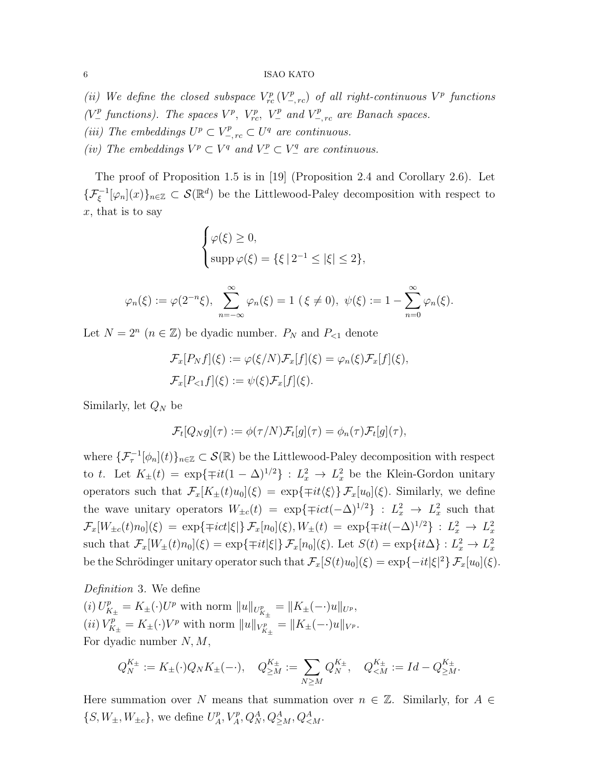*(ii) We define the closed subspace $V^p_{rc}$ ($V^p_{-,rc}$) of all right-continuous $V^p$ functions ($V^p_-$ functions). The spaces $V^p$, $V^p_{rc}$, $V^p_-$ and $V^p_{-,rc}$ are Banach spaces.*
*(iii) The embeddings $U^p \subset V^p_{-,rc} \subset U^q$ are continuous.*
*(iv) The embeddings $V^p \subset V^q$ and $V^p_- \subset V^q_-$ are continuous.*

The proof of Proposition 1.5 is in [19] (Proposition 2.4 and Corollary 2.6). Let $\{\mathcal{F}^{-1}_\xi[\varphi_n](x)\}_{n\in\mathbb{Z}} \subset \mathcal{S}(\mathbb{R}^d)$ be the Littlewood-Paley decomposition with respect to $x$, that is to say

$$\begin{cases} \varphi(\xi) \geq 0, \\ \operatorname{supp} \varphi(\xi) = \{\xi \,|\, 2^{-1} \leq |\xi| \leq 2\}, \end{cases}$$

$$\varphi_n(\xi) := \varphi(2^{-n}\xi), \ \sum_{n=-\infty}^{\infty} \varphi_n(\xi) = 1 \ (\xi \neq 0), \ \psi(\xi) := 1 - \sum_{n=0}^{\infty} \varphi_n(\xi).$$

Let $N = 2^n$ ($n \in \mathbb{Z}$) be dyadic number. $P_N$ and $P_{<1}$ denote

$$\mathcal{F}_x[P_N f](\xi) := \varphi(\xi/N)\mathcal{F}_x[f](\xi) = \varphi_n(\xi)\mathcal{F}_x[f](\xi),$$
$$\mathcal{F}_x[P_{<1} f](\xi) := \psi(\xi)\mathcal{F}_x[f](\xi).$$

Similarly, let $Q_N$ be

$$\mathcal{F}_t[Q_N g](\tau) := \phi(\tau/N)\mathcal{F}_t[g](\tau) = \phi_n(\tau)\mathcal{F}_t[g](\tau),$$

where $\{\mathcal{F}^{-1}_\tau[\phi_n](t)\}_{n\in\mathbb{Z}} \subset \mathcal{S}(\mathbb{R})$ be the Littlewood-Paley decomposition with respect to $t$. Let $K_\pm(t) = \exp\{\mp it(1-\Delta)^{1/2}\} : L^2_x \to L^2_x$ be the Klein-Gordon unitary operators such that $\mathcal{F}_x[K_\pm(t)u_0](\xi) = \exp\{\mp it\langle\xi\rangle\}\mathcal{F}_x[u_0](\xi)$. Similarly, we define the wave unitary operators $W_{\pm c}(t) = \exp\{\mp ict(-\Delta)^{1/2}\} : L^2_x \to L^2_x$ such that $\mathcal{F}_x[W_{\pm c}(t)n_0](\xi) = \exp\{\mp ict|\xi|\}\mathcal{F}_x[n_0](\xi)$, $W_\pm(t) = \exp\{\mp it(-\Delta)^{1/2}\} : L^2_x \to L^2_x$ such that $\mathcal{F}_x[W_\pm(t)n_0](\xi) = \exp\{\mp it|\xi|\}\mathcal{F}_x[n_0](\xi)$. Let $S(t) = \exp\{it\Delta\} : L^2_x \to L^2_x$ be the Schrödinger unitary operator such that $\mathcal{F}_x[S(t)u_0](\xi) = \exp\{-it|\xi|^2\}\mathcal{F}_x[u_0](\xi)$.

*Definition* 3. We define
(i) $U^p_{K_\pm} = K_\pm(\cdot)U^p$ with norm $\|u\|_{U^p_{K_\pm}} = \|K_\pm(-\cdot)u\|_{U^p}$,
(ii) $V^p_{K_\pm} = K_\pm(\cdot)V^p$ with norm $\|u\|_{V^p_{K_\pm}} = \|K_\pm(-\cdot)u\|_{V^p}$.
For dyadic number $N, M$,

$$Q^{K_\pm}_N := K_\pm(\cdot)Q_N K_\pm(-\cdot), \quad Q^{K_\pm}_{\geq M} := \sum_{N \geq M} Q^{K_\pm}_N, \quad Q^{K_\pm}_{<M} := Id - Q^{K_\pm}_{\geq M}.$$

Here summation over $N$ means that summation over $n \in \mathbb{Z}$. Similarly, for $A \in \{S, W_\pm, W_{\pm c}\}$, we define $U^p_A, V^p_A, Q^A_N, Q^A_{\geq M}, Q^A_{<M}$.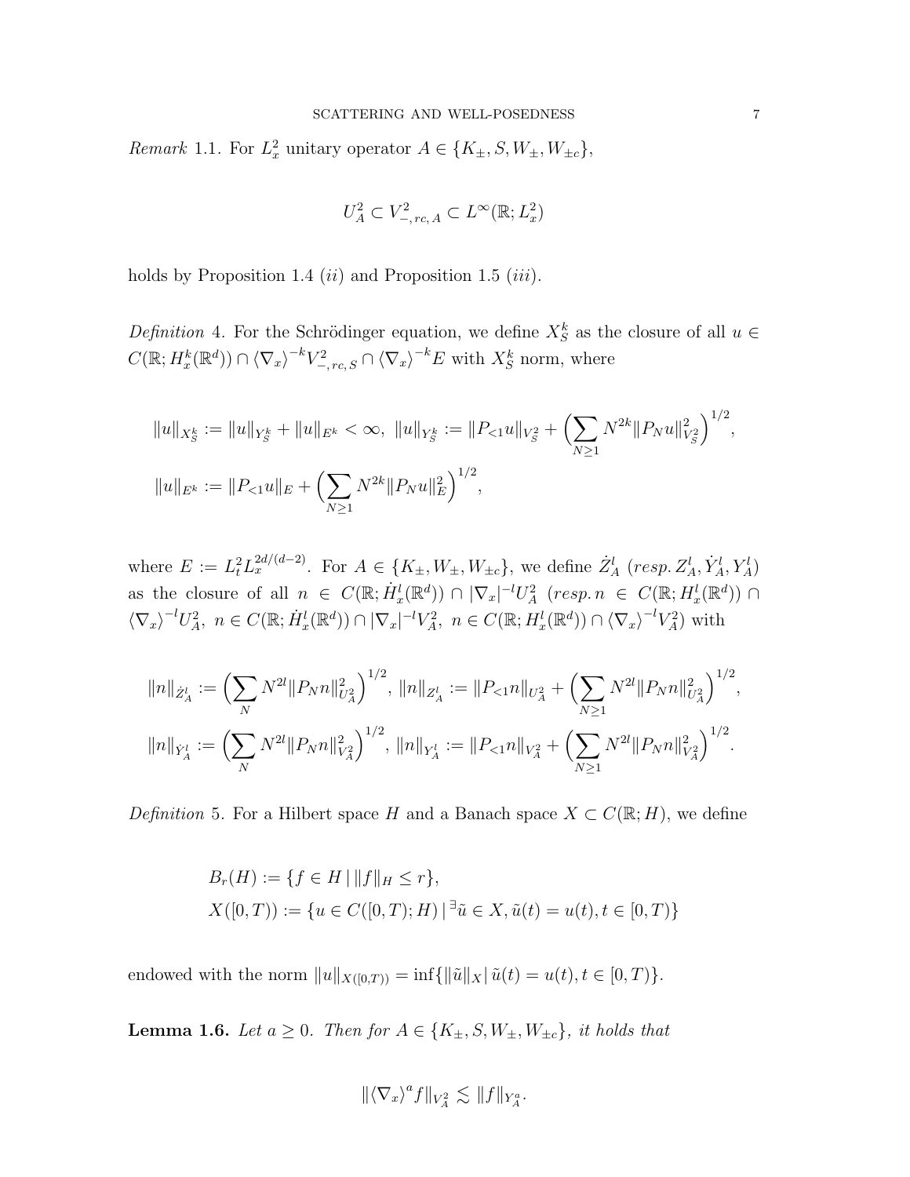*Remark* 1.1. For $L^2_x$ unitary operator $A \in \{K_\pm, S, W_\pm, W_{\pm c}\}$,

$$U^2_A \subset V^2_{-,rc,A} \subset L^\infty(\mathbb{R}; L^2_x)$$

holds by Proposition 1.4 (*ii*) and Proposition 1.5 (*iii*).

*Definition* 4. For the Schrödinger equation, we define $X^k_S$ as the closure of all $u \in C(\mathbb{R}; H^k_x(\mathbb{R}^d)) \cap \langle \nabla_x \rangle^{-k} V^2_{-,rc,S} \cap \langle \nabla_x \rangle^{-k} E$ with $X^k_S$ norm, where

$$\|u\|_{X^k_S} := \|u\|_{Y^k_S} + \|u\|_{E^k} < \infty, \ \|u\|_{Y^k_S} := \|P_{<1} u\|_{V^2_S} + \Big( \sum_{N \geq 1} N^{2k} \|P_N u\|^2_{V^2_S} \Big)^{1/2},$$

$$\|u\|_{E^k} := \|P_{<1} u\|_E + \Big( \sum_{N \geq 1} N^{2k} \|P_N u\|^2_E \Big)^{1/2},$$

where $E := L^2_t L^{2d/(d-2)}_x$. For $A \in \{K_\pm, W_\pm, W_{\pm c}\}$, we define $\dot{Z}^l_A$ (*resp.* $Z^l_A, \dot{Y}^l_A, Y^l_A$) as the closure of all $n \in C(\mathbb{R}; \dot{H}^l_x(\mathbb{R}^d)) \cap |\nabla_x|^{-l} U^2_A$ (*resp.* $n \in C(\mathbb{R}; H^l_x(\mathbb{R}^d)) \cap \langle \nabla_x \rangle^{-l} U^2_A$, $n \in C(\mathbb{R}; \dot{H}^l_x(\mathbb{R}^d)) \cap |\nabla_x|^{-l} V^2_A$, $n \in C(\mathbb{R}; H^l_x(\mathbb{R}^d)) \cap \langle \nabla_x \rangle^{-l} V^2_A$) with

$$\|n\|_{\dot{Z}^l_A} := \Big( \sum_N N^{2l} \|P_N n\|^2_{U^2_A} \Big)^{1/2}, \ \|n\|_{Z^l_A} := \|P_{<1} n\|_{U^2_A} + \Big( \sum_{N \geq 1} N^{2l} \|P_N n\|^2_{U^2_A} \Big)^{1/2},$$

$$\|n\|_{\dot{Y}^l_A} := \Big( \sum_N N^{2l} \|P_N n\|^2_{V^2_A} \Big)^{1/2}, \ \|n\|_{Y^l_A} := \|P_{<1} n\|_{V^2_A} + \Big( \sum_{N \geq 1} N^{2l} \|P_N n\|^2_{V^2_A} \Big)^{1/2}.$$

*Definition* 5. For a Hilbert space $H$ and a Banach space $X \subset C(\mathbb{R}; H)$, we define

$$B_r(H) := \{ f \in H \,|\, \|f\|_H \leq r \},$$

$$X([0,T)) := \{ u \in C([0,T); H) \,|\, {}^\exists \tilde{u} \in X, \tilde{u}(t) = u(t), t \in [0,T) \}$$

endowed with the norm $\|u\|_{X([0,T))} = \inf \{ \|\tilde{u}\|_X \,|\, \tilde{u}(t) = u(t), t \in [0,T) \}$.

**Lemma 1.6.** *Let $a \geq 0$. Then for $A \in \{K_\pm, S, W_\pm, W_{\pm c}\}$, it holds that*

$$\|\langle \nabla_x \rangle^a f\|_{V^2_A} \lesssim \|f\|_{Y^a_A}.$$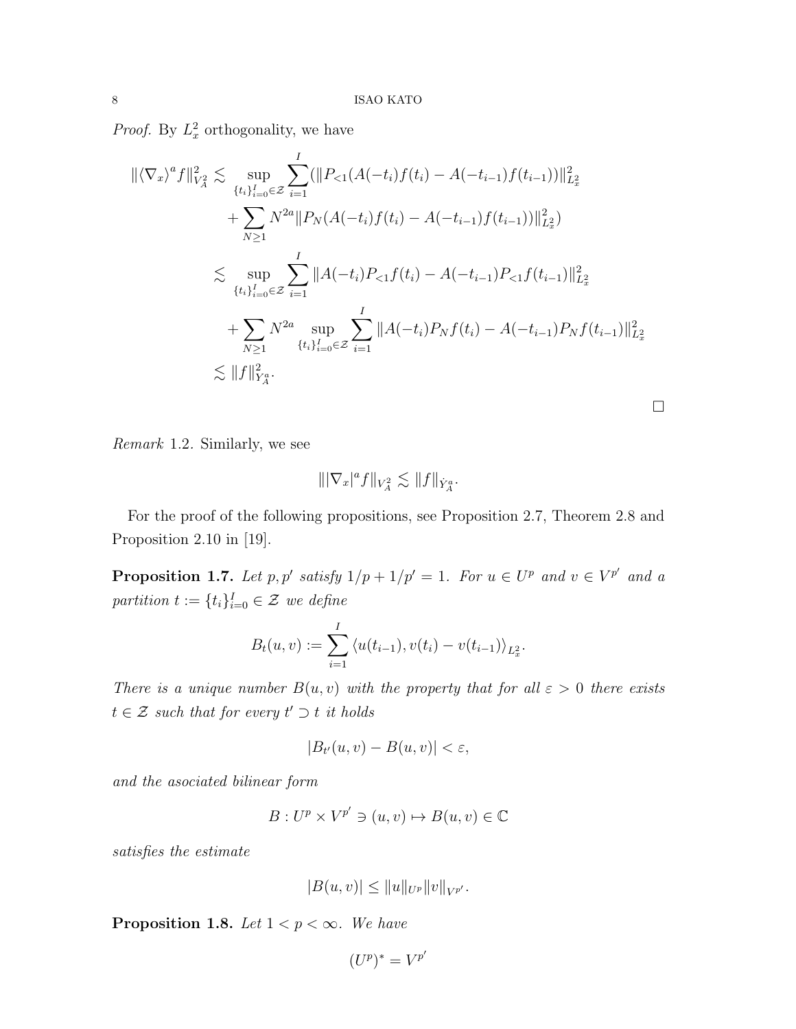*Proof.* By $L^2_x$ orthogonality, we have

$$
\begin{aligned}
\|\langle \nabla_x \rangle^a f\|_{V^2_A}^2 \lesssim & \sup_{\{t_i\}_{i=0}^I \in \mathcal{Z}} \sum_{i=1}^{I} (\|P_{<1}(A(-t_i)f(t_i) - A(-t_{i-1})f(t_{i-1}))\|_{L^2_x}^2 \\
& + \sum_{N\geq 1} N^{2a} \|P_N(A(-t_i)f(t_i) - A(-t_{i-1})f(t_{i-1}))\|_{L^2_x}^2) \\
\lesssim & \sup_{\{t_i\}_{i=0}^I \in \mathcal{Z}} \sum_{i=1}^{I} \|A(-t_i)P_{<1}f(t_i) - A(-t_{i-1})P_{<1}f(t_{i-1})\|_{L^2_x}^2 \\
& + \sum_{N\geq 1} N^{2a} \sup_{\{t_i\}_{i=0}^I \in \mathcal{Z}} \sum_{i=1}^{I} \|A(-t_i)P_N f(t_i) - A(-t_{i-1})P_N f(t_{i-1})\|_{L^2_x}^2 \\
\lesssim & \|f\|_{Y^a_A}^2.
\end{aligned}
$$

□

*Remark* 1.2. Similarly, we see

$$
\||\nabla_x|^a f\|_{V^2_A} \lesssim \|f\|_{\dot{Y}^a_A}.
$$

For the proof of the following propositions, see Proposition 2.7, Theorem 2.8 and Proposition 2.10 in [19].

**Proposition 1.7.** *Let $p, p'$ satisfy $1/p + 1/p' = 1$. For $u \in U^p$ and $v \in V^{p'}$ and a partition $t := \{t_i\}_{i=0}^I \in \mathcal{Z}$ we define*

$$
B_t(u, v) := \sum_{i=1}^{I} \langle u(t_{i-1}), v(t_i) - v(t_{i-1}) \rangle_{L^2_x}.
$$

*There is a unique number $B(u, v)$ with the property that for all $\varepsilon > 0$ there exists $t \in \mathcal{Z}$ such that for every $t' \supset t$ it holds*

$$
|B_{t'}(u, v) - B(u, v)| < \varepsilon,
$$

*and the asociated bilinear form*

$$
B : U^p \times V^{p'} \ni (u, v) \mapsto B(u, v) \in \mathbb{C}
$$

*satisfies the estimate*

$$
|B(u, v)| \leq \|u\|_{U^p} \|v\|_{V^{p'}}.
$$

**Proposition 1.8.** *Let $1 < p < \infty$. We have*

$$
(U^p)^* = V^{p'}
$$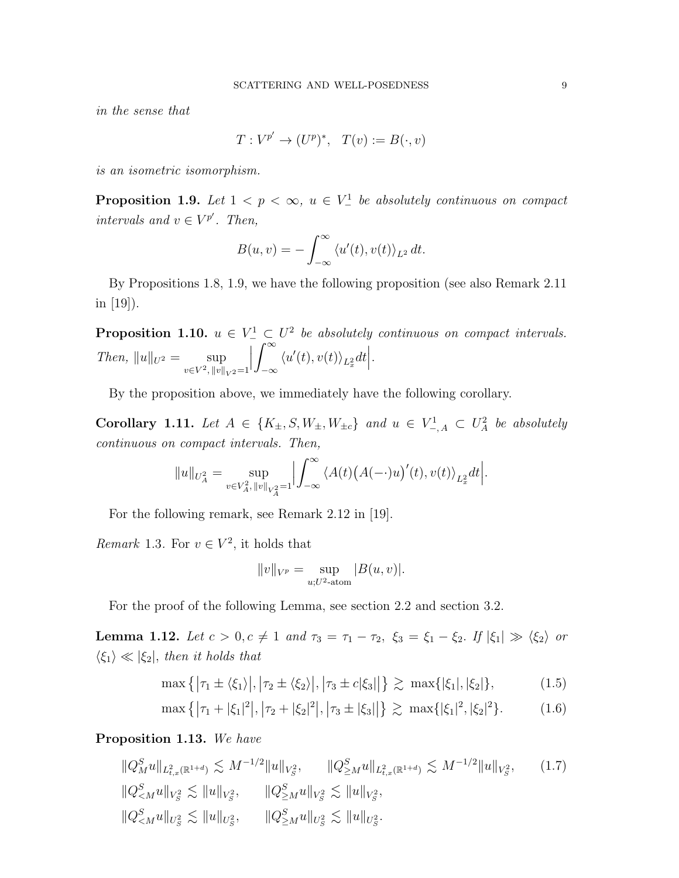*in the sense that*

$$T : V^{p'} \to (U^p)^*, \quad T(v) := B(\cdot, v)$$

*is an isometric isomorphism.*

**Proposition 1.9.** *Let $1 < p < \infty$, $u \in V^1_-$ be absolutely continuous on compact intervals and $v \in V^{p'}$. Then,*

$$B(u, v) = -\int_{-\infty}^{\infty} \langle u'(t), v(t) \rangle_{L^2} \, dt.$$

By Propositions 1.8, 1.9, we have the following proposition (see also Remark 2.11 in [19]).

**Proposition 1.10.** *$u \in V^1_- \subset U^2$ be absolutely continuous on compact intervals. Then, $\|u\|_{U^2} = \sup_{v \in V^2, \|v\|_{V^2}=1} \Big| \int_{-\infty}^{\infty} \langle u'(t), v(t) \rangle_{L^2_x} dt \Big|$.*

By the proposition above, we immediately have the following corollary.

**Corollary 1.11.** *Let $A \in \{K_\pm, S, W_\pm, W_{\pm c}\}$ and $u \in V^1_{-,A} \subset U^2_A$ be absolutely continuous on compact intervals. Then,*

$$\|u\|_{U^2_A} = \sup_{v \in V^2_A, \|v\|_{V^2_A}=1} \Big| \int_{-\infty}^{\infty} \langle A(t)\big(A(-\cdot)u\big)'(t), v(t) \rangle_{L^2_x} dt \Big|.$$

For the following remark, see Remark 2.12 in [19].

*Remark* 1.3. For $v \in V^2$, it holds that

$$\|v\|_{V^p} = \sup_{u; U^2\text{-atom}} |B(u, v)|.$$

For the proof of the following Lemma, see section 2.2 and section 3.2.

**Lemma 1.12.** *Let $c > 0, c \neq 1$ and $\tau_3 = \tau_1 - \tau_2$, $\xi_3 = \xi_1 - \xi_2$. If $|\xi_1| \gg \langle \xi_2 \rangle$ or $\langle \xi_1 \rangle \ll |\xi_2|$, then it holds that*

$$\max\big\{\big|\tau_1 \pm \langle \xi_1 \rangle\big|, \big|\tau_2 \pm \langle \xi_2 \rangle\big|, \big|\tau_3 \pm c|\xi_3|\big|\big\} \gtrsim \max\{|\xi_1|, |\xi_2|\}, \tag{1.5}$$

$$\max\big\{\big|\tau_1 + |\xi_1|^2\big|, \big|\tau_2 + |\xi_2|^2\big|, \big|\tau_3 \pm |\xi_3|\big|\big\} \gtrsim \max\{|\xi_1|^2, |\xi_2|^2\}. \tag{1.6}$$

**Proposition 1.13.** *We have*

$$\|Q^S_M u\|_{L^2_{t,x}(\mathbb{R}^{1+d})} \lesssim M^{-1/2} \|u\|_{V^2_S}, \qquad \|Q^S_{\geq M} u\|_{L^2_{t,x}(\mathbb{R}^{1+d})} \lesssim M^{-1/2} \|u\|_{V^2_S}, \tag{1.7}$$

$$\|Q^S_{<M} u\|_{V^2_S} \lesssim \|u\|_{V^2_S}, \qquad \|Q^S_{\geq M} u\|_{V^2_S} \lesssim \|u\|_{V^2_S},$$

$$\|Q^S_{<M} u\|_{U^2_S} \lesssim \|u\|_{U^2_S}, \qquad \|Q^S_{\geq M} u\|_{U^2_S} \lesssim \|u\|_{U^2_S}.$$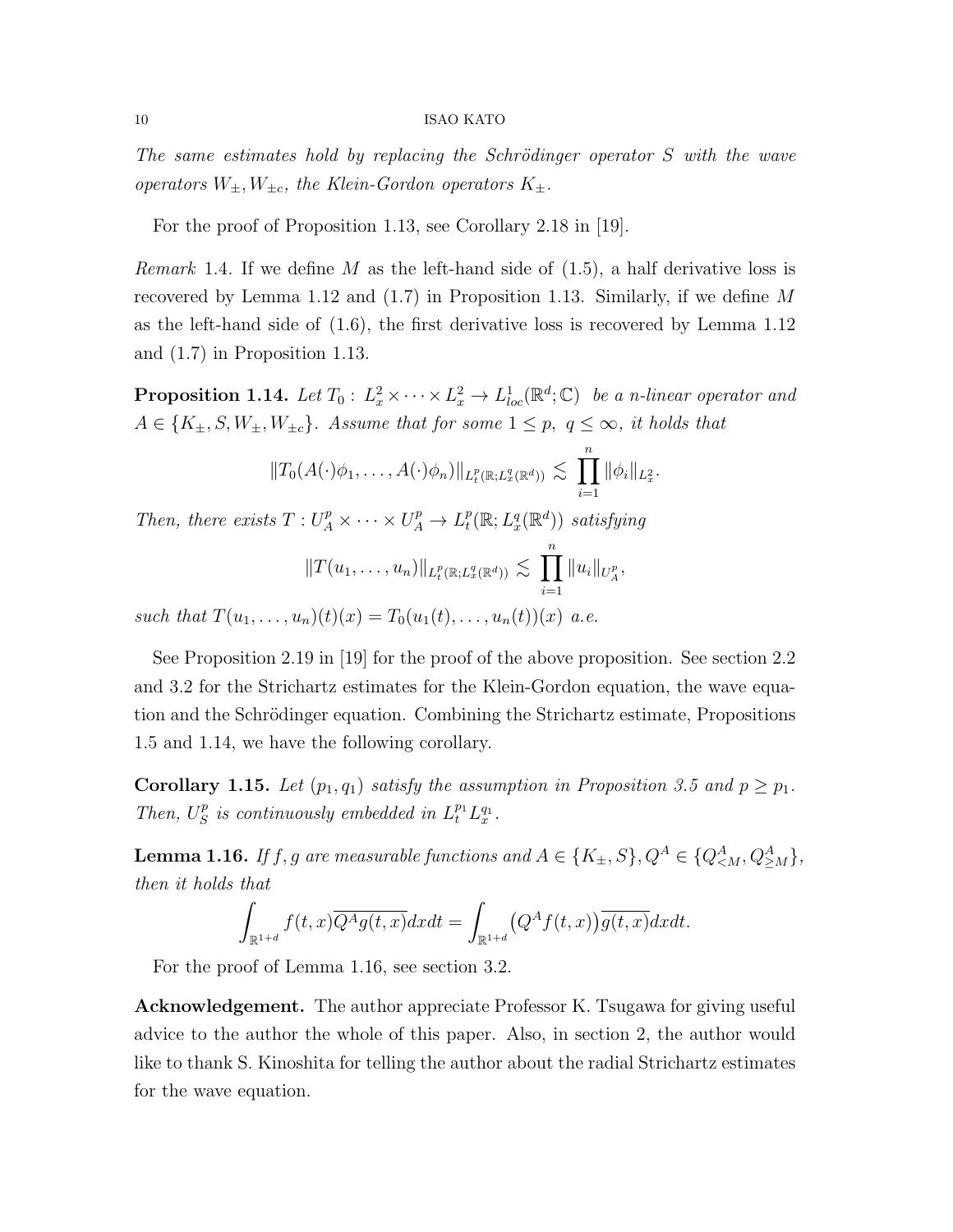*The same estimates hold by replacing the Schrödinger operator $S$ with the wave operators $W_\pm, W_{\pm c}$, the Klein-Gordon operators $K_\pm$.*

For the proof of Proposition 1.13, see Corollary 2.18 in [19].

*Remark* 1.4. If we define $M$ as the left-hand side of (1.5), a half derivative loss is recovered by Lemma 1.12 and (1.7) in Proposition 1.13. Similarly, if we define $M$ as the left-hand side of (1.6), the first derivative loss is recovered by Lemma 1.12 and (1.7) in Proposition 1.13.

**Proposition 1.14.** *Let $T_0 : L^2_x \times \cdots \times L^2_x \to L^1_{loc}(\mathbb{R}^d; \mathbb{C})$ be a $n$-linear operator and $A \in \{K_\pm, S, W_\pm, W_{\pm c}\}$. Assume that for some $1 \le p,\ q \le \infty$, it holds that*

$$\|T_0(A(\cdot)\phi_1, \ldots, A(\cdot)\phi_n)\|_{L^p_t(\mathbb{R}; L^q_x(\mathbb{R}^d))} \lesssim \prod_{i=1}^n \|\phi_i\|_{L^2_x}.$$

*Then, there exists $T : U^p_A \times \cdots \times U^p_A \to L^p_t(\mathbb{R}; L^q_x(\mathbb{R}^d))$ satisfying*

$$\|T(u_1, \ldots, u_n)\|_{L^p_t(\mathbb{R}; L^q_x(\mathbb{R}^d))} \lesssim \prod_{i=1}^n \|u_i\|_{U^p_A},$$

*such that $T(u_1, \ldots, u_n)(t)(x) = T_0(u_1(t), \ldots, u_n(t))(x)$ a.e.*

See Proposition 2.19 in [19] for the proof of the above proposition. See section 2.2 and 3.2 for the Strichartz estimates for the Klein-Gordon equation, the wave equation and the Schrödinger equation. Combining the Strichartz estimate, Propositions 1.5 and 1.14, we have the following corollary.

**Corollary 1.15.** *Let $(p_1, q_1)$ satisfy the assumption in Proposition 3.5 and $p \ge p_1$. Then, $U^p_S$ is continuously embedded in $L^{p_1}_t L^{q_1}_x$.*

**Lemma 1.16.** *If $f, g$ are measurable functions and $A \in \{K_\pm, S\}, Q^A \in \{Q^A_{<M}, Q^A_{\ge M}\}$, then it holds that*

$$\int_{\mathbb{R}^{1+d}} f(t,x)\overline{Q^A g(t,x)}dxdt = \int_{\mathbb{R}^{1+d}} \big(Q^A f(t,x)\big)\overline{g(t,x)}dxdt.$$

For the proof of Lemma 1.16, see section 3.2.

**Acknowledgement.** The author appreciate Professor K. Tsugawa for giving useful advice to the author the whole of this paper. Also, in section 2, the author would like to thank S. Kinoshita for telling the author about the radial Strichartz estimates for the wave equation.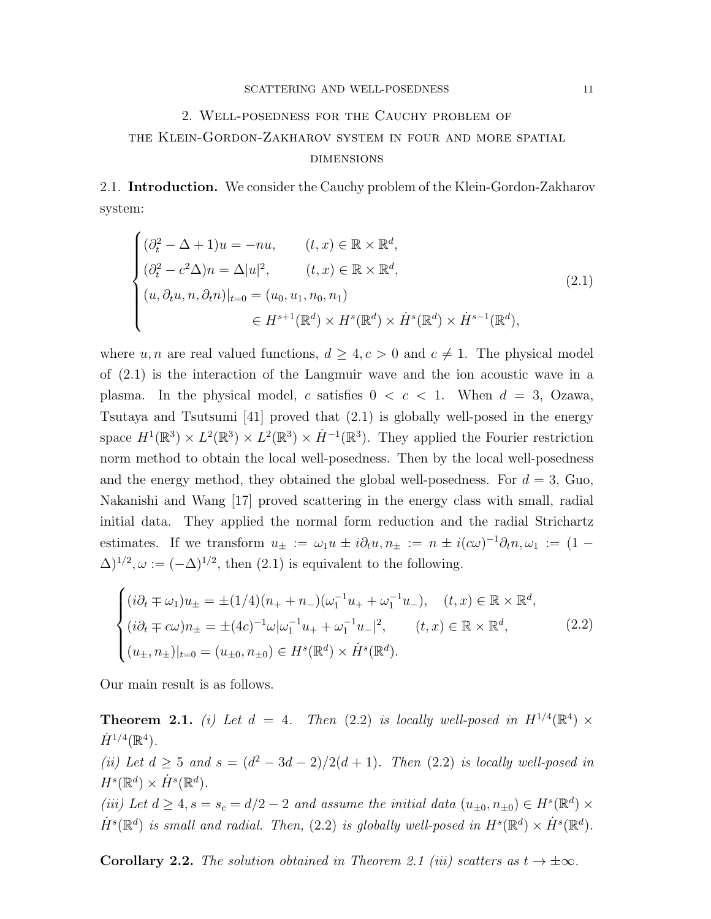## 2. Well-posedness for the Cauchy problem of the Klein-Gordon-Zakharov system in four and more spatial dimensions

2.1. **Introduction.** We consider the Cauchy problem of the Klein-Gordon-Zakharov system:

$$
\begin{cases}
(\partial_t^2 - \Delta + 1)u = -nu, & (t,x) \in \mathbb{R} \times \mathbb{R}^d, \\
(\partial_t^2 - c^2\Delta)n = \Delta |u|^2, & (t,x) \in \mathbb{R} \times \mathbb{R}^d, \\
(u, \partial_t u, n, \partial_t n)|_{t=0} = (u_0, u_1, n_0, n_1) & \\
\qquad\qquad \in H^{s+1}(\mathbb{R}^d) \times H^s(\mathbb{R}^d) \times \dot{H}^s(\mathbb{R}^d) \times \dot{H}^{s-1}(\mathbb{R}^d), &
\end{cases}
\tag{2.1}
$$

where $u, n$ are real valued functions, $d \geq 4, c > 0$ and $c \neq 1$. The physical model of (2.1) is the interaction of the Langmuir wave and the ion acoustic wave in a plasma. In the physical model, $c$ satisfies $0 < c < 1$. When $d = 3$, Ozawa, Tsutaya and Tsutsumi [41] proved that (2.1) is globally well-posed in the energy space $H^1(\mathbb{R}^3) \times L^2(\mathbb{R}^3) \times L^2(\mathbb{R}^3) \times \dot{H}^{-1}(\mathbb{R}^3)$. They applied the Fourier restriction norm method to obtain the local well-posedness. Then by the local well-posedness and the energy method, they obtained the global well-posedness. For $d = 3$, Guo, Nakanishi and Wang [17] proved scattering in the energy class with small, radial initial data. They applied the normal form reduction and the radial Strichartz estimates. If we transform $u_\pm := \omega_1 u \pm i\partial_t u, n_\pm := n \pm i(c\omega)^{-1}\partial_t n, \omega_1 := (1 - \Delta)^{1/2}, \omega := (-\Delta)^{1/2}$, then (2.1) is equivalent to the following.

$$
\begin{cases}
(i\partial_t \mp \omega_1)u_\pm = \pm(1/4)(n_+ + n_-)(\omega_1^{-1}u_+ + \omega_1^{-1}u_-), & (t,x) \in \mathbb{R} \times \mathbb{R}^d, \\
(i\partial_t \mp c\omega)n_\pm = \pm(4c)^{-1}\omega|\omega_1^{-1}u_+ + \omega_1^{-1}u_-|^2, & (t,x) \in \mathbb{R} \times \mathbb{R}^d, \\
(u_\pm, n_\pm)|_{t=0} = (u_{\pm 0}, n_{\pm 0}) \in H^s(\mathbb{R}^d) \times \dot{H}^s(\mathbb{R}^d). &
\end{cases}
\tag{2.2}
$$

Our main result is as follows.

**Theorem 2.1.** *(i) Let $d = 4$. Then (2.2) is locally well-posed in $H^{1/4}(\mathbb{R}^4) \times \dot{H}^{1/4}(\mathbb{R}^4)$.*
*(ii) Let $d \geq 5$ and $s = (d^2 - 3d - 2)/2(d + 1)$. Then (2.2) is locally well-posed in $H^s(\mathbb{R}^d) \times \dot{H}^s(\mathbb{R}^d)$.*
*(iii) Let $d \geq 4, s = s_c = d/2 - 2$ and assume the initial data $(u_{\pm 0}, n_{\pm 0}) \in H^s(\mathbb{R}^d) \times \dot{H}^s(\mathbb{R}^d)$ is small and radial. Then, (2.2) is globally well-posed in $H^s(\mathbb{R}^d) \times \dot{H}^s(\mathbb{R}^d)$.*

**Corollary 2.2.** *The solution obtained in Theorem 2.1 (iii) scatters as $t \to \pm\infty$.*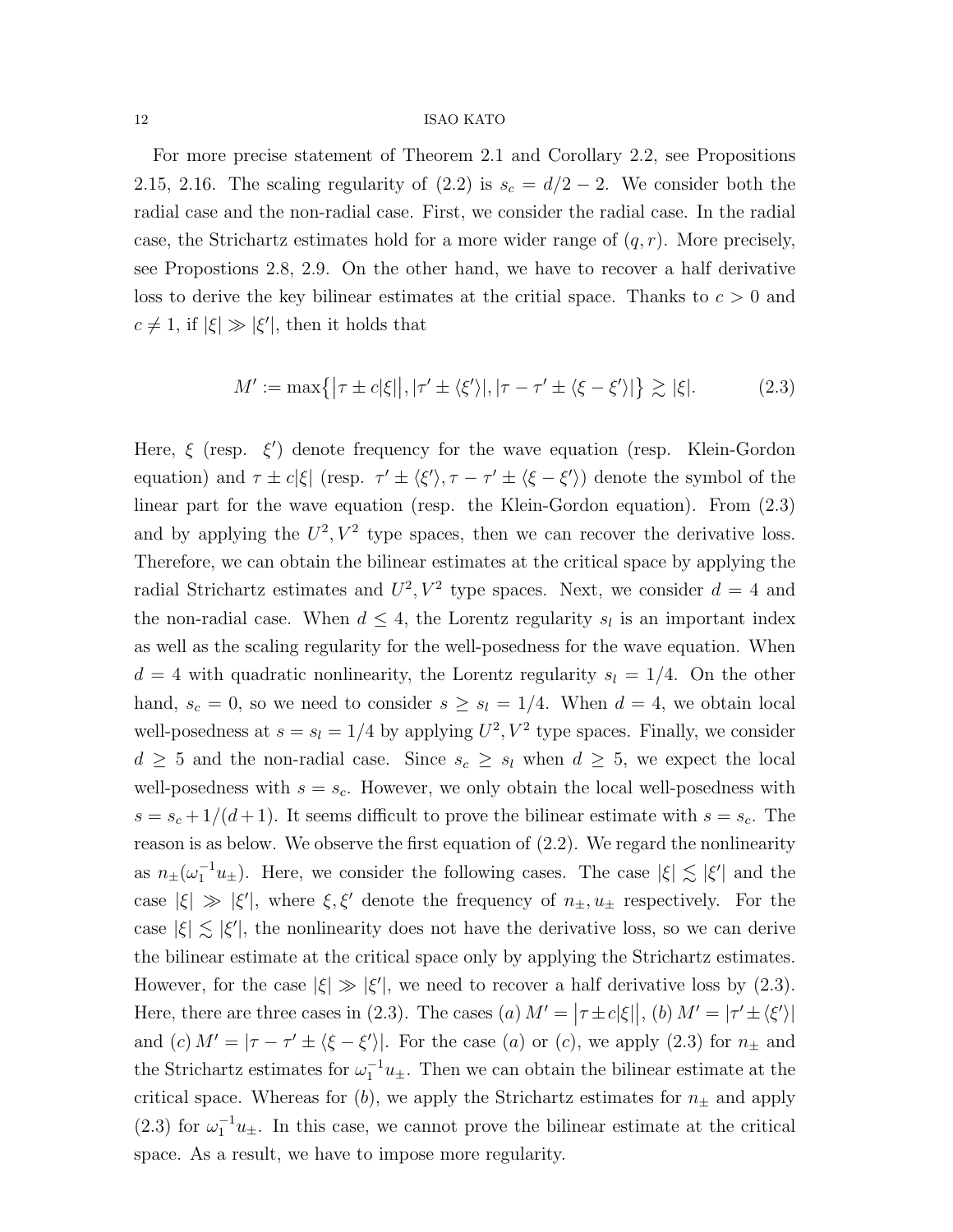For more precise statement of Theorem 2.1 and Corollary 2.2, see Propositions 2.15, 2.16. The scaling regularity of (2.2) is $s_c = d/2 - 2$. We consider both the radial case and the non-radial case. First, we consider the radial case. In the radial case, the Strichartz estimates hold for a more wider range of $(q, r)$. More precisely, see Propostions 2.8, 2.9. On the other hand, we have to recover a half derivative loss to derive the key bilinear estimates at the critial space. Thanks to $c > 0$ and $c \neq 1$, if $|\xi| \gg |\xi'|$, then it holds that

$$M' := \max\{\big|\tau \pm c|\xi|\big|, |\tau' \pm \langle \xi' \rangle|, |\tau - \tau' \pm \langle \xi - \xi' \rangle|\} \gtrsim |\xi|. \tag{2.3}$$

Here, $\xi$ (resp. $\xi'$) denote frequency for the wave equation (resp. Klein-Gordon equation) and $\tau \pm c|\xi|$ (resp. $\tau' \pm \langle \xi' \rangle, \tau - \tau' \pm \langle \xi - \xi' \rangle$) denote the symbol of the linear part for the wave equation (resp. the Klein-Gordon equation). From (2.3) and by applying the $U^2, V^2$ type spaces, then we can recover the derivative loss. Therefore, we can obtain the bilinear estimates at the critical space by applying the radial Strichartz estimates and $U^2, V^2$ type spaces. Next, we consider $d = 4$ and the non-radial case. When $d \leq 4$, the Lorentz regularity $s_l$ is an important index as well as the scaling regularity for the well-posedness for the wave equation. When $d = 4$ with quadratic nonlinearity, the Lorentz regularity $s_l = 1/4$. On the other hand, $s_c = 0$, so we need to consider $s \geq s_l = 1/4$. When $d = 4$, we obtain local well-posedness at $s = s_l = 1/4$ by applying $U^2, V^2$ type spaces. Finally, we consider $d \geq 5$ and the non-radial case. Since $s_c \geq s_l$ when $d \geq 5$, we expect the local well-posedness with $s = s_c$. However, we only obtain the local well-posedness with $s = s_c + 1/(d+1)$. It seems difficult to prove the bilinear estimate with $s = s_c$. The reason is as below. We observe the first equation of (2.2). We regard the nonlinearity as $n_\pm(\omega_1^{-1} u_\pm)$. Here, we consider the following cases. The case $|\xi| \lesssim |\xi'|$ and the case $|\xi| \gg |\xi'|$, where $\xi, \xi'$ denote the frequency of $n_\pm, u_\pm$ respectively. For the case $|\xi| \lesssim |\xi'|$, the nonlinearity does not have the derivative loss, so we can derive the bilinear estimate at the critical space only by applying the Strichartz estimates. However, for the case $|\xi| \gg |\xi'|$, we need to recover a half derivative loss by (2.3). Here, there are three cases in (2.3). The cases $(a)$ $M' = \big|\tau \pm c|\xi|\big|$, $(b)$ $M' = |\tau' \pm \langle \xi' \rangle|$ and $(c)$ $M' = |\tau - \tau' \pm \langle \xi - \xi' \rangle|$. For the case $(a)$ or $(c)$, we apply (2.3) for $n_\pm$ and the Strichartz estimates for $\omega_1^{-1} u_\pm$. Then we can obtain the bilinear estimate at the critical space. Whereas for $(b)$, we apply the Strichartz estimates for $n_\pm$ and apply (2.3) for $\omega_1^{-1} u_\pm$. In this case, we cannot prove the bilinear estimate at the critical space. As a result, we have to impose more regularity.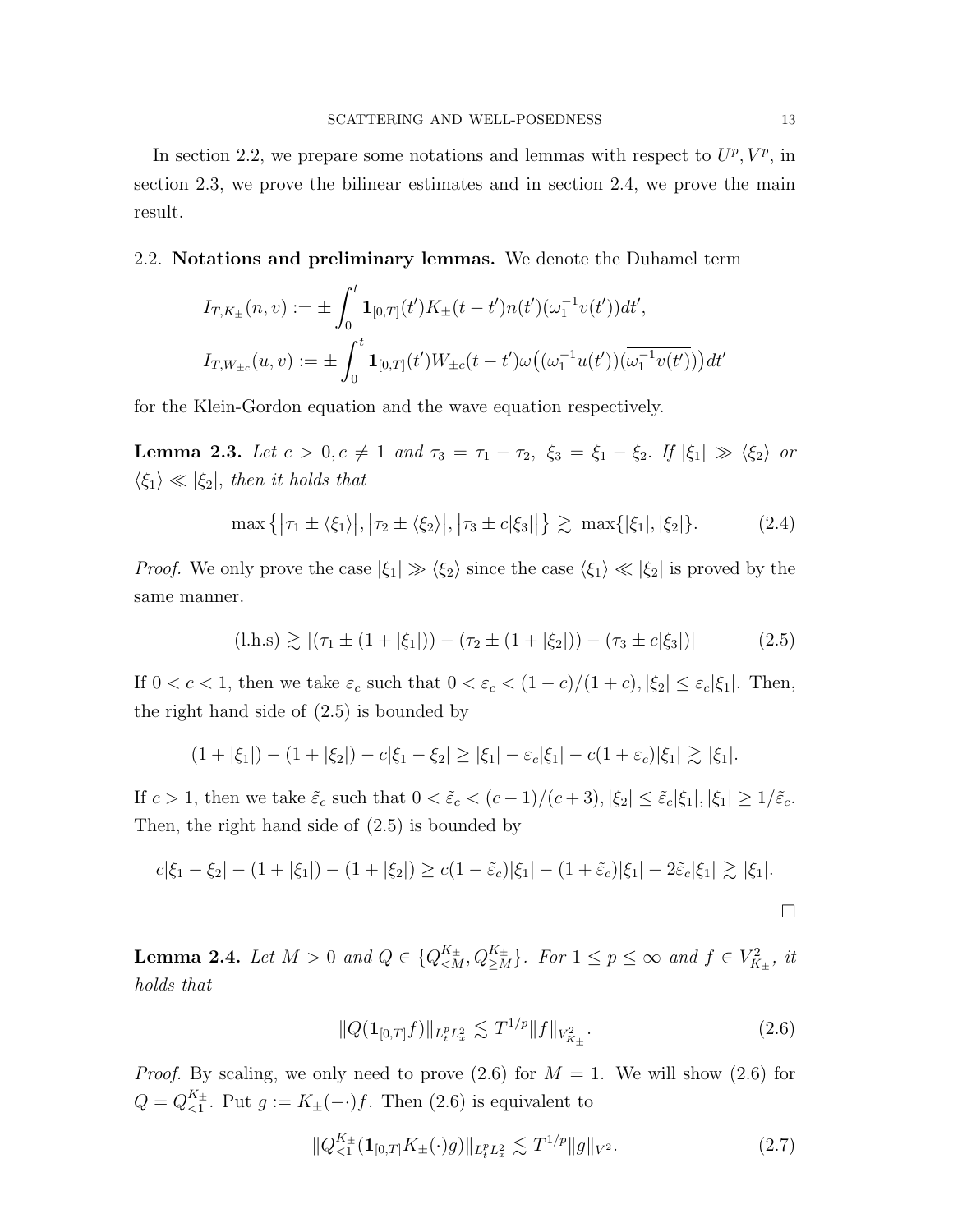In section 2.2, we prepare some notations and lemmas with respect to $U^p, V^p$, in section 2.3, we prove the bilinear estimates and in section 2.4, we prove the main result.

## 2.2. Notations and preliminary lemmas.

We denote the Duhamel term

$$I_{T,K_\pm}(n,v) := \pm \int_0^t \mathbf{1}_{[0,T]}(t') K_\pm(t-t') n(t') (\omega_1^{-1} v(t')) dt',$$

$$I_{T,W_{\pm c}}(u,v) := \pm \int_0^t \mathbf{1}_{[0,T]}(t') W_{\pm c}(t-t') \omega\big((\omega_1^{-1} u(t'))(\overline{\omega_1^{-1} v(t')})\big) dt'$$

for the Klein-Gordon equation and the wave equation respectively.

**Lemma 2.3.** *Let $c > 0, c \neq 1$ and $\tau_3 = \tau_1 - \tau_2,\ \xi_3 = \xi_1 - \xi_2$. If $|\xi_1| \gg \langle \xi_2 \rangle$ or $\langle \xi_1 \rangle \ll |\xi_2|$, then it holds that*

$$\max\big\{\big|\tau_1 \pm \langle \xi_1 \rangle\big|, \big|\tau_2 \pm \langle \xi_2 \rangle\big|, \big|\tau_3 \pm c|\xi_3|\big|\big\} \gtrsim \max\{|\xi_1|, |\xi_2|\}. \tag{2.4}$$

*Proof.* We only prove the case $|\xi_1| \gg \langle \xi_2 \rangle$ since the case $\langle \xi_1 \rangle \ll |\xi_2|$ is proved by the same manner.

$$(\text{l.h.s}) \gtrsim |(\tau_1 \pm (1 + |\xi_1|)) - (\tau_2 \pm (1 + |\xi_2|)) - (\tau_3 \pm c|\xi_3|)| \tag{2.5}$$

If $0 < c < 1$, then we take $\varepsilon_c$ such that $0 < \varepsilon_c < (1-c)/(1+c), |\xi_2| \leq \varepsilon_c |\xi_1|$. Then, the right hand side of (2.5) is bounded by

$$(1 + |\xi_1|) - (1 + |\xi_2|) - c|\xi_1 - \xi_2| \geq |\xi_1| - \varepsilon_c|\xi_1| - c(1+\varepsilon_c)|\xi_1| \gtrsim |\xi_1|.$$

If $c > 1$, then we take $\tilde{\varepsilon}_c$ such that $0 < \tilde{\varepsilon}_c < (c-1)/(c+3), |\xi_2| \leq \tilde{\varepsilon}_c |\xi_1|, |\xi_1| \geq 1/\tilde{\varepsilon}_c$. Then, the right hand side of (2.5) is bounded by

$$c|\xi_1 - \xi_2| - (1 + |\xi_1|) - (1 + |\xi_2|) \geq c(1 - \tilde{\varepsilon}_c)|\xi_1| - (1 + \tilde{\varepsilon}_c)|\xi_1| - 2\tilde{\varepsilon}_c|\xi_1| \gtrsim |\xi_1|.$$

$\square$

**Lemma 2.4.** *Let $M > 0$ and $Q \in \{Q^{K_\pm}_{<M}, Q^{K_\pm}_{\geq M}\}$. For $1 \leq p \leq \infty$ and $f \in V^2_{K_\pm}$, it holds that*

$$\|Q(\mathbf{1}_{[0,T]} f)\|_{L^p_t L^2_x} \lesssim T^{1/p} \|f\|_{V^2_{K_\pm}}. \tag{2.6}$$

*Proof.* By scaling, we only need to prove (2.6) for $M = 1$. We will show (2.6) for $Q = Q^{K_\pm}_{<1}$. Put $g := K_\pm(-\cdot) f$. Then (2.6) is equivalent to

$$\|Q^{K_\pm}_{<1}(\mathbf{1}_{[0,T]} K_\pm(\cdot) g)\|_{L^p_t L^2_x} \lesssim T^{1/p} \|g\|_{V^2}. \tag{2.7}$$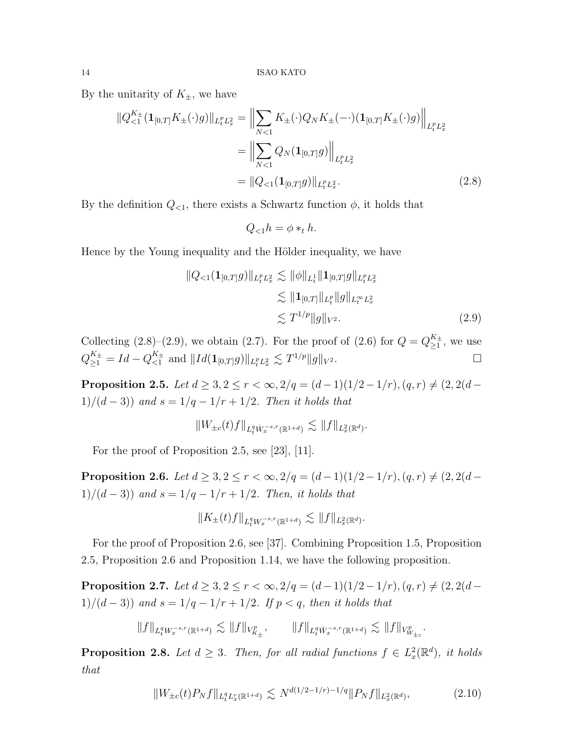By the unitarity of $K_\pm$, we have

$$
\begin{aligned}
\|Q_{<1}^{K_\pm}(\mathbf{1}_{[0,T]}K_\pm(\cdot)g)\|_{L_t^pL_x^2} &= \Big\|\sum_{N<1} K_\pm(\cdot)Q_N K_\pm(-\cdot)(\mathbf{1}_{[0,T]}K_\pm(\cdot)g)\Big\|_{L_t^pL_x^2} \\
&= \Big\|\sum_{N<1} Q_N(\mathbf{1}_{[0,T]}g)\Big\|_{L_t^pL_x^2} \\
&= \|Q_{<1}(\mathbf{1}_{[0,T]}g)\|_{L_t^pL_x^2}. \qquad (2.8)
\end{aligned}
$$

By the definition $Q_{<1}$, there exists a Schwartz function $\phi$, it holds that

$$
Q_{<1}h = \phi *_t h.
$$

Hence by the Young inequality and the Hölder inequality, we have

$$
\begin{aligned}
\|Q_{<1}(\mathbf{1}_{[0,T]}g)\|_{L_t^pL_x^2} &\lesssim \|\phi\|_{L_t^1}\|\mathbf{1}_{[0,T]}g\|_{L_t^pL_x^2} \\
&\lesssim \|\mathbf{1}_{[0,T]}\|_{L_t^p}\|g\|_{L_t^\infty L_x^2} \\
&\lesssim T^{1/p}\|g\|_{V^2}. \qquad (2.9)
\end{aligned}
$$

Collecting (2.8)–(2.9), we obtain (2.7). For the proof of (2.6) for $Q = Q_{\geq 1}^{K_\pm}$, we use $Q_{\geq 1}^{K_\pm} = Id - Q_{<1}^{K_\pm}$ and $\|Id(\mathbf{1}_{[0,T]}g)\|_{L_t^pL_x^2} \lesssim T^{1/p}\|g\|_{V^2}$. $\square$

**Proposition 2.5.** *Let $d \geq 3, 2 \leq r < \infty, 2/q = (d-1)(1/2-1/r), (q,r) \neq (2, 2(d-1)/(d-3))$ and $s = 1/q - 1/r + 1/2$. Then it holds that*

$$
\|W_{\pm c}(t)f\|_{L_t^q\dot{W}_x^{-s,r}(\mathbb{R}^{1+d})} \lesssim \|f\|_{L_x^2(\mathbb{R}^d)}.
$$

For the proof of Proposition 2.5, see [23], [11].

**Proposition 2.6.** *Let $d \geq 3, 2 \leq r < \infty, 2/q = (d-1)(1/2-1/r), (q,r) \neq (2, 2(d-1)/(d-3))$ and $s = 1/q - 1/r + 1/2$. Then, it holds that*

$$
\|K_\pm(t)f\|_{L_t^qW_x^{-s,r}(\mathbb{R}^{1+d})} \lesssim \|f\|_{L_x^2(\mathbb{R}^d)}.
$$

For the proof of Proposition 2.6, see [37]. Combining Proposition 1.5, Proposition 2.5, Proposition 2.6 and Proposition 1.14, we have the following proposition.

**Proposition 2.7.** *Let $d \geq 3, 2 \leq r < \infty, 2/q = (d-1)(1/2-1/r), (q,r) \neq (2, 2(d-1)/(d-3))$ and $s = 1/q - 1/r + 1/2$. If $p < q$, then it holds that*

$$
\|f\|_{L_t^qW_x^{-s,r}(\mathbb{R}^{1+d})} \lesssim \|f\|_{V_{K_\pm}^p}, \qquad \|f\|_{L_t^q\dot{W}_x^{-s,r}(\mathbb{R}^{1+d})} \lesssim \|f\|_{V_{W_{\pm c}}^p}.
$$

**Proposition 2.8.** *Let $d \geq 3$. Then, for all radial functions $f \in L_x^2(\mathbb{R}^d)$, it holds that*

$$
\|W_{\pm c}(t)P_Nf\|_{L_t^qL_x^r(\mathbb{R}^{1+d})} \lesssim N^{d(1/2-1/r)-1/q}\|P_Nf\|_{L_x^2(\mathbb{R}^d)}, \qquad (2.10)
$$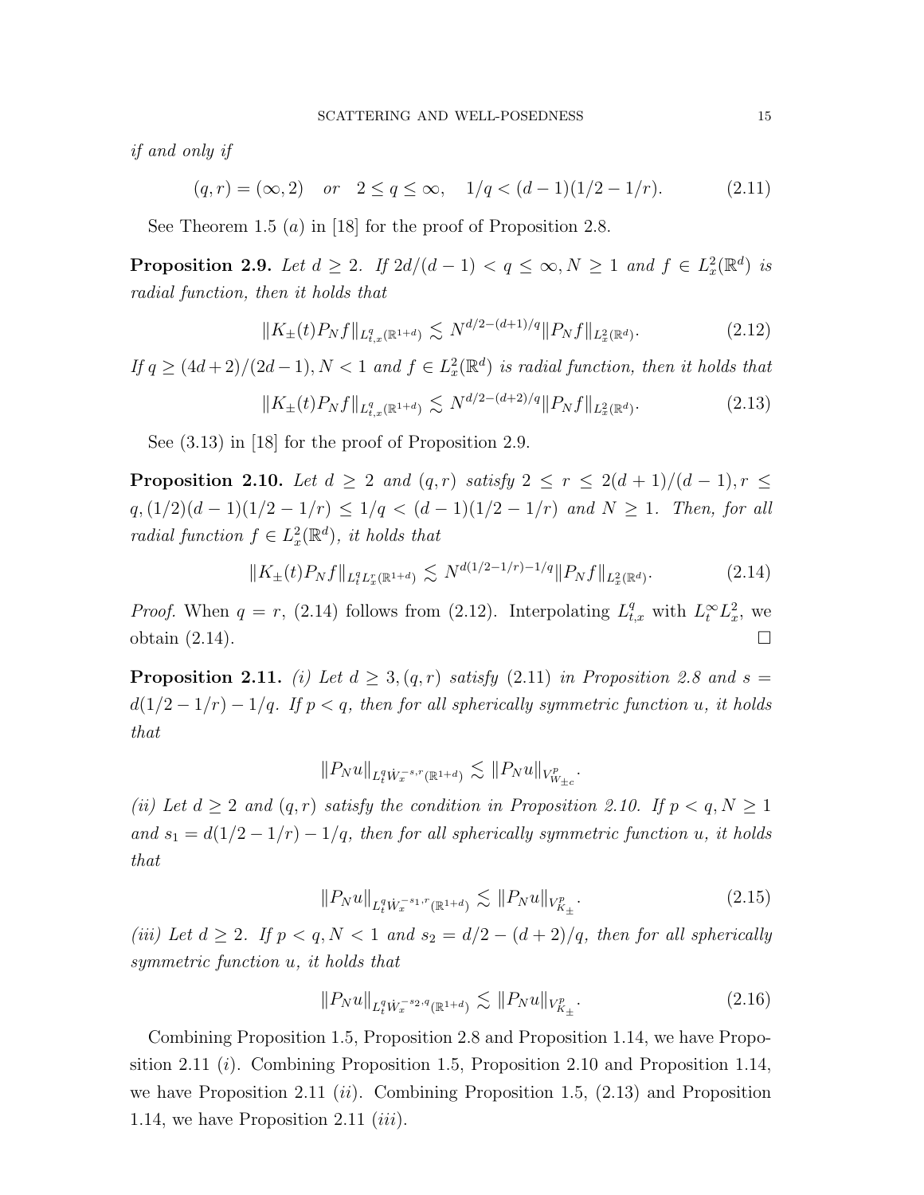*if and only if*

$$(q, r) = (\infty, 2) \quad or \quad 2 \le q \le \infty, \quad 1/q < (d-1)(1/2 - 1/r). \tag{2.11}$$

See Theorem 1.5 $(a)$ in [18] for the proof of Proposition 2.8.

**Proposition 2.9.** *Let $d \ge 2$. If $2d/(d-1) < q \le \infty, N \ge 1$ and $f \in L^2_x(\mathbb{R}^d)$ is radial function, then it holds that*

$$\|K_\pm(t) P_N f\|_{L^q_{t,x}(\mathbb{R}^{1+d})} \lesssim N^{d/2-(d+1)/q} \|P_N f\|_{L^2_x(\mathbb{R}^d)}. \tag{2.12}$$

*If $q \ge (4d+2)/(2d-1), N < 1$ and $f \in L^2_x(\mathbb{R}^d)$ is radial function, then it holds that*

$$\|K_\pm(t) P_N f\|_{L^q_{t,x}(\mathbb{R}^{1+d})} \lesssim N^{d/2-(d+2)/q} \|P_N f\|_{L^2_x(\mathbb{R}^d)}. \tag{2.13}$$

See (3.13) in [18] for the proof of Proposition 2.9.

**Proposition 2.10.** *Let $d \ge 2$ and $(q, r)$ satisfy $2 \le r \le 2(d+1)/(d-1), r \le q, (1/2)(d-1)(1/2-1/r) \le 1/q < (d-1)(1/2-1/r)$ and $N \ge 1$. Then, for all radial function $f \in L^2_x(\mathbb{R}^d)$, it holds that*

$$\|K_\pm(t) P_N f\|_{L^q_t L^r_x(\mathbb{R}^{1+d})} \lesssim N^{d(1/2-1/r)-1/q} \|P_N f\|_{L^2_x(\mathbb{R}^d)}. \tag{2.14}$$

*Proof.* When $q = r$, (2.14) follows from (2.12). Interpolating $L^q_{t,x}$ with $L^\infty_t L^2_x$, we obtain (2.14). □

**Proposition 2.11.** *(i) Let $d \ge 3, (q, r)$ satisfy (2.11) in Proposition 2.8 and $s = d(1/2 - 1/r) - 1/q$. If $p < q$, then for all spherically symmetric function $u$, it holds that*

$$\|P_N u\|_{L^q_t \dot{W}^{-s,r}_x(\mathbb{R}^{1+d})} \lesssim \|P_N u\|_{V^p_{W_{\pm c}}}.$$

*(ii) Let $d \ge 2$ and $(q, r)$ satisfy the condition in Proposition 2.10. If $p < q, N \ge 1$ and $s_1 = d(1/2 - 1/r) - 1/q$, then for all spherically symmetric function $u$, it holds that*

$$\|P_N u\|_{L^q_t \dot{W}^{-s_1,r}_x(\mathbb{R}^{1+d})} \lesssim \|P_N u\|_{V^p_{K_\pm}}. \tag{2.15}$$

*(iii) Let $d \ge 2$. If $p < q, N < 1$ and $s_2 = d/2 - (d+2)/q$, then for all spherically symmetric function $u$, it holds that*

$$\|P_N u\|_{L^q_t \dot{W}^{-s_2,q}_x(\mathbb{R}^{1+d})} \lesssim \|P_N u\|_{V^p_{K_\pm}}. \tag{2.16}$$

Combining Proposition 1.5, Proposition 2.8 and Proposition 1.14, we have Proposition 2.11 $(i)$. Combining Proposition 1.5, Proposition 2.10 and Proposition 1.14, we have Proposition 2.11 $(ii)$. Combining Proposition 1.5, (2.13) and Proposition 1.14, we have Proposition 2.11 $(iii)$.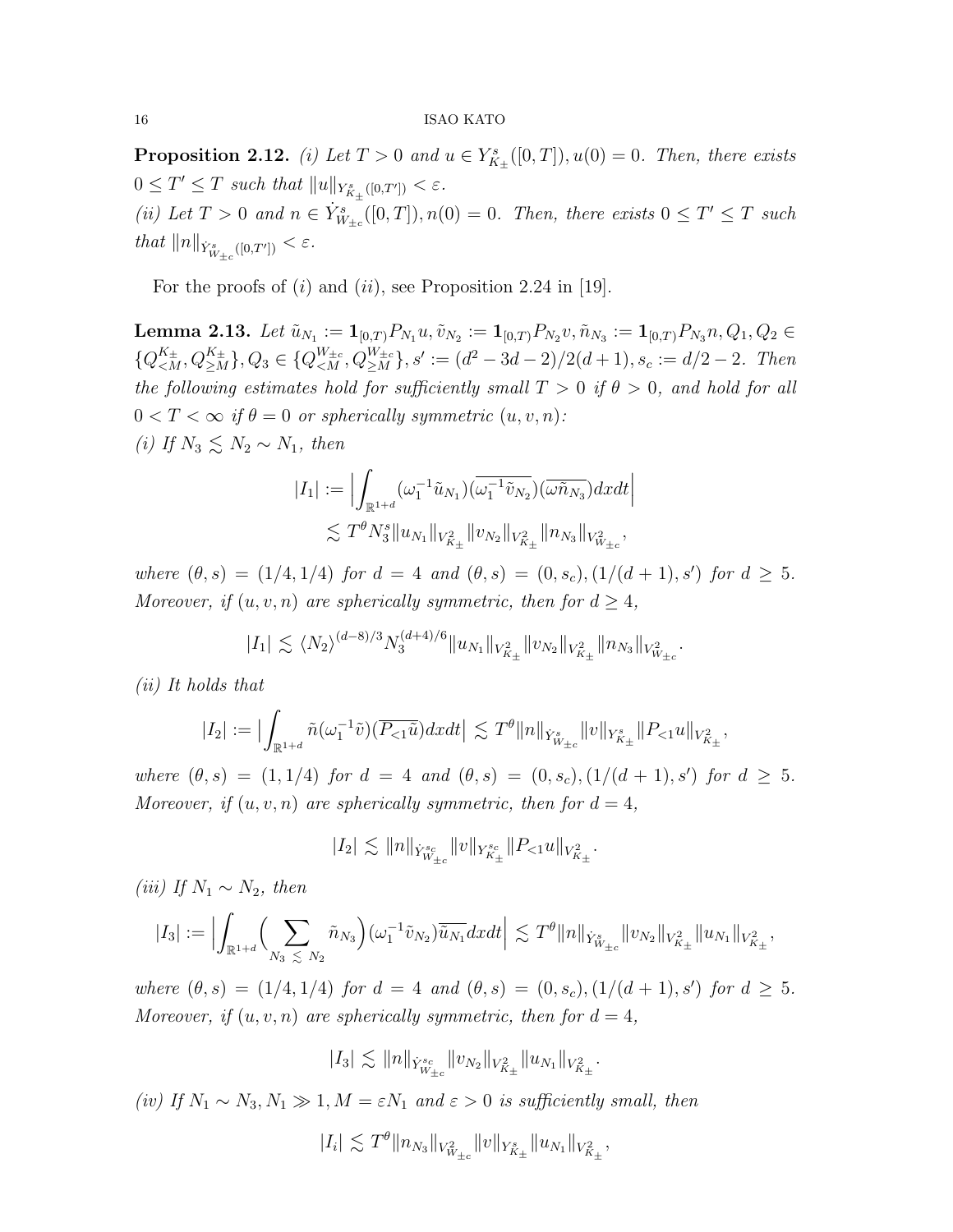**Proposition 2.12.** *(i) Let $T > 0$ and $u \in Y^s_{K_\pm}([0,T]), u(0) = 0$. Then, there exists $0 \le T' \le T$ such that $\|u\|_{Y^s_{K_\pm}([0,T'])} < \varepsilon$.*
*(ii) Let $T > 0$ and $n \in \dot{Y}^s_{W_{\pm c}}([0,T]), n(0) = 0$. Then, there exists $0 \le T' \le T$ such that $\|n\|_{\dot{Y}^s_{W_{\pm c}}([0,T'])} < \varepsilon$.*

For the proofs of $(i)$ and $(ii)$, see Proposition 2.24 in [19].

**Lemma 2.13.** *Let $\tilde{u}_{N_1} := \mathbf{1}_{[0,T)} P_{N_1} u, \tilde{v}_{N_2} := \mathbf{1}_{[0,T)} P_{N_2} v, \tilde{n}_{N_3} := \mathbf{1}_{[0,T)} P_{N_3} n, Q_1, Q_2 \in \{Q^{K_\pm}_{<M}, Q^{K_\pm}_{\ge M}\}, Q_3 \in \{Q^{W_{\pm c}}_{<M}, Q^{W_{\pm c}}_{\ge M}\}, s' := (d^2 - 3d - 2)/2(d+1), s_c := d/2 - 2$. Then the following estimates hold for sufficiently small $T > 0$ if $\theta > 0$, and hold for all $0 < T < \infty$ if $\theta = 0$ or spherically symmetric $(u, v, n)$:*
*(i) If $N_3 \lesssim N_2 \sim N_1$, then*

$$
\begin{aligned}
|I_1| &:= \Big| \int_{\mathbb{R}^{1+d}} (\omega_1^{-1} \tilde{u}_{N_1}) (\overline{\omega_1^{-1} \tilde{v}_{N_2}}) (\overline{\omega \tilde{n}_{N_3}}) dx dt \Big| \\
&\lesssim T^\theta N_3^s \|u_{N_1}\|_{V^2_{K_\pm}} \|v_{N_2}\|_{V^2_{K_\pm}} \|n_{N_3}\|_{V^2_{W_{\pm c}}},
\end{aligned}
$$

*where $(\theta, s) = (1/4, 1/4)$ for $d = 4$ and $(\theta, s) = (0, s_c), (1/(d+1), s')$ for $d \ge 5$. Moreover, if $(u, v, n)$ are spherically symmetric, then for $d \ge 4$,*

$$
|I_1| \lesssim \langle N_2 \rangle^{(d-8)/3} N_3^{(d+4)/6} \|u_{N_1}\|_{V^2_{K_\pm}} \|v_{N_2}\|_{V^2_{K_\pm}} \|n_{N_3}\|_{V^2_{W_{\pm c}}}.
$$

*(ii) It holds that*

$$
|I_2| := \big| \int_{\mathbb{R}^{1+d}} \tilde{n} (\omega_1^{-1} \tilde{v}) (\overline{P_{<1} \tilde{u}}) dx dt \big| \lesssim T^\theta \|n\|_{\dot{Y}^s_{W_{\pm c}}} \|v\|_{Y^s_{K_\pm}} \|P_{<1} u\|_{V^2_{K_\pm}},
$$

*where $(\theta, s) = (1, 1/4)$ for $d = 4$ and $(\theta, s) = (0, s_c), (1/(d+1), s')$ for $d \ge 5$. Moreover, if $(u, v, n)$ are spherically symmetric, then for $d = 4$,*

$$
|I_2| \lesssim \|n\|_{\dot{Y}^{s_c}_{W_{\pm c}}} \|v\|_{Y^{s_c}_{K_\pm}} \|P_{<1} u\|_{V^2_{K_\pm}}.
$$

*(iii) If $N_1 \sim N_2$, then*

$$
|I_3| := \Big| \int_{\mathbb{R}^{1+d}} \Big( \sum_{N_3 \lesssim N_2} \tilde{n}_{N_3} \Big) (\omega_1^{-1} \tilde{v}_{N_2}) \overline{\tilde{u}_{N_1}} dx dt \Big| \lesssim T^\theta \|n\|_{\dot{Y}^s_{W_{\pm c}}} \|v_{N_2}\|_{V^2_{K_\pm}} \|u_{N_1}\|_{V^2_{K_\pm}},
$$

*where $(\theta, s) = (1/4, 1/4)$ for $d = 4$ and $(\theta, s) = (0, s_c), (1/(d+1), s')$ for $d \ge 5$. Moreover, if $(u, v, n)$ are spherically symmetric, then for $d = 4$,*

$$
|I_3| \lesssim \|n\|_{\dot{Y}^{s_c}_{W_{\pm c}}} \|v_{N_2}\|_{V^2_{K_\pm}} \|u_{N_1}\|_{V^2_{K_\pm}}.
$$

*(iv) If $N_1 \sim N_3, N_1 \gg 1, M = \varepsilon N_1$ and $\varepsilon > 0$ is sufficiently small, then*

$$
|I_i| \lesssim T^\theta \|n_{N_3}\|_{V^2_{W_{\pm c}}} \|v\|_{Y^s_{K_\pm}} \|u_{N_1}\|_{V^2_{K_\pm}},
$$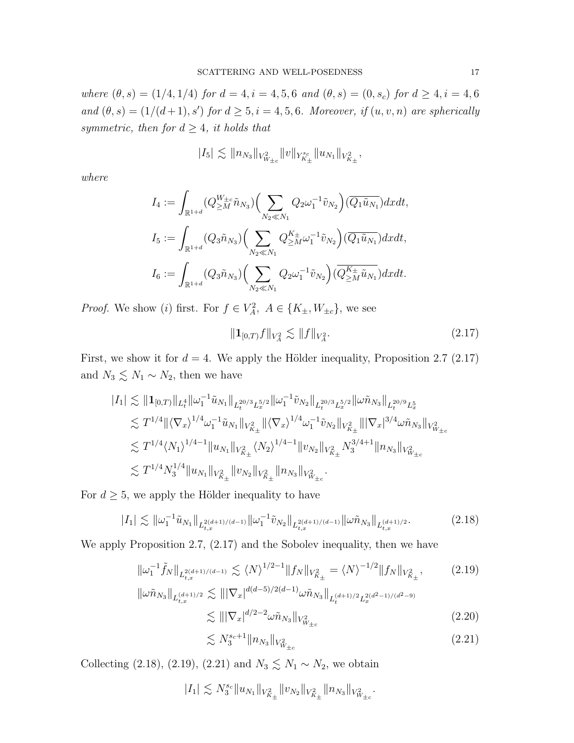*where* $(\theta, s) = (1/4, 1/4)$ *for* $d = 4, i = 4, 5, 6$ *and* $(\theta, s) = (0, s_c)$ *for* $d \geq 4, i = 4, 6$ *and* $(\theta, s) = (1/(d+1), s')$ *for* $d \geq 5, i = 4, 5, 6$*. Moreover, if* $(u, v, n)$ *are spherically symmetric, then for* $d \geq 4$*, it holds that*

$$|I_5| \lesssim \|n_{N_3}\|_{V^2_{W_{\pm c}}} \|v\|_{Y^{s_c}_{K_\pm}} \|u_{N_1}\|_{V^2_{K_\pm}},$$

*where*

$$I_4 := \int_{\mathbb{R}^{1+d}} (Q^{W_{\pm c}}_{\geq M} \tilde{n}_{N_3}) \Big( \sum_{N_2 \ll N_1} Q_2 \omega_1^{-1} \tilde{v}_{N_2} \Big) (\overline{Q_1 \tilde{u}_{N_1}}) dx dt,$$

$$I_5 := \int_{\mathbb{R}^{1+d}} (Q_3 \tilde{n}_{N_3}) \Big( \sum_{N_2 \ll N_1} Q^{K_\pm}_{\geq M} \omega_1^{-1} \tilde{v}_{N_2} \Big) (\overline{Q_1 \tilde{u}_{N_1}}) dx dt,$$

$$I_6 := \int_{\mathbb{R}^{1+d}} (Q_3 \tilde{n}_{N_3}) \Big( \sum_{N_2 \ll N_1} Q_2 \omega_1^{-1} \tilde{v}_{N_2} \Big) (\overline{Q^{K_\pm}_{\geq M} \tilde{u}_{N_1}}) dx dt.$$

*Proof.* We show $(i)$ first. For $f \in V^2_A,\ A \in \{K_\pm, W_{\pm c}\}$, we see

$$\|\mathbf{1}_{[0,T)} f\|_{V^2_A} \lesssim \|f\|_{V^2_A}. \tag{2.17}$$

First, we show it for $d = 4$. We apply the Hölder inequality, Proposition 2.7 (2.17) and $N_3 \lesssim N_1 \sim N_2$, then we have

$$\begin{aligned}
|I_1| &\lesssim \|\mathbf{1}_{[0,T)}\|_{L^4_t} \|\omega_1^{-1} \tilde{u}_{N_1}\|_{L^{20/3}_t L^{5/2}_x} \|\omega_1^{-1} \tilde{v}_{N_2}\|_{L^{20/3}_t L^{5/2}_x} \|\omega \tilde{n}_{N_3}\|_{L^{20/9}_t L^5_x} \\
&\lesssim T^{1/4} \|\langle \nabla_x \rangle^{1/4} \omega_1^{-1} \tilde{u}_{N_1}\|_{V^2_{K_\pm}} \|\langle \nabla_x \rangle^{1/4} \omega_1^{-1} \tilde{v}_{N_2}\|_{V^2_{K_\pm}} \||\nabla_x|^{3/4} \omega \tilde{n}_{N_3}\|_{V^2_{W_{\pm c}}} \\
&\lesssim T^{1/4} \langle N_1 \rangle^{1/4-1} \|u_{N_1}\|_{V^2_{K_\pm}} \langle N_2 \rangle^{1/4-1} \|v_{N_2}\|_{V^2_{K_\pm}} N_3^{3/4+1} \|n_{N_3}\|_{V^2_{W_{\pm c}}} \\
&\lesssim T^{1/4} N_3^{1/4} \|u_{N_1}\|_{V^2_{K_\pm}} \|v_{N_2}\|_{V^2_{K_\pm}} \|n_{N_3}\|_{V^2_{W_{\pm c}}}.
\end{aligned}$$

For $d \geq 5$, we apply the Hölder inequality to have

$$|I_1| \lesssim \|\omega_1^{-1} \tilde{u}_{N_1}\|_{L^{2(d+1)/(d-1)}_{t,x}} \|\omega_1^{-1} \tilde{v}_{N_2}\|_{L^{2(d+1)/(d-1)}_{t,x}} \|\omega \tilde{n}_{N_3}\|_{L^{(d+1)/2}_{t,x}}. \tag{2.18}$$

We apply Proposition 2.7, (2.17) and the Sobolev inequality, then we have

$$\|\omega_1^{-1} \tilde{f}_N\|_{L^{2(d+1)/(d-1)}_{t,x}} \lesssim \langle N \rangle^{1/2-1} \|f_N\|_{V^2_{K_\pm}} = \langle N \rangle^{-1/2} \|f_N\|_{V^2_{K_\pm}}, \tag{2.19}$$

$$\begin{aligned}
\|\omega \tilde{n}_{N_3}\|_{L^{(d+1)/2}_{t,x}} &\lesssim \||\nabla_x|^{d(d-5)/2(d-1)} \omega \tilde{n}_{N_3}\|_{L^{(d+1)/2}_t L^{2(d^2-1)/(d^2-9)}_x} \\
&\lesssim \||\nabla_x|^{d/2-2} \omega \tilde{n}_{N_3}\|_{V^2_{W_{\pm c}}} \qquad (2.20) \\
&\lesssim N_3^{s_c+1} \|n_{N_3}\|_{V^2_{W_{\pm c}}} \qquad (2.21)
\end{aligned}$$

Collecting (2.18), (2.19), (2.21) and $N_3 \lesssim N_1 \sim N_2$, we obtain

$$|I_1| \lesssim N_3^{s_c} \|u_{N_1}\|_{V^2_{K_\pm}} \|v_{N_2}\|_{V^2_{K_\pm}} \|n_{N_3}\|_{V^2_{W_{\pm c}}}.$$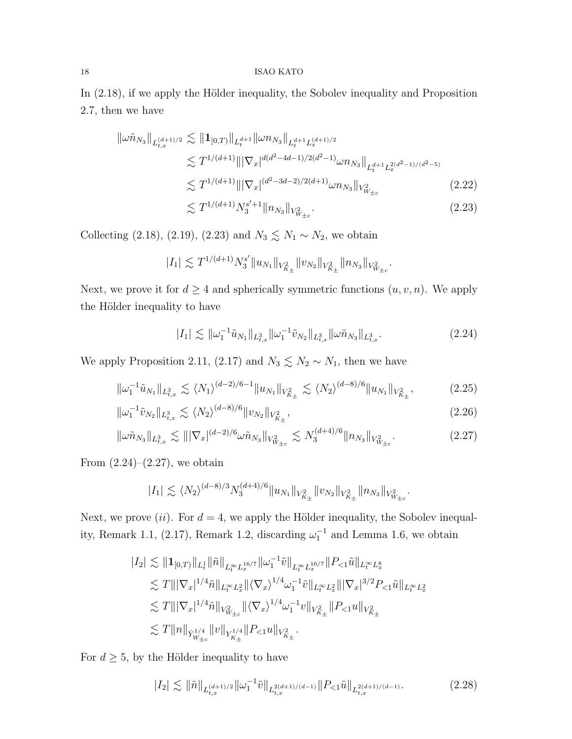In (2.18), if we apply the Hölder inequality, the Sobolev inequality and Proposition 2.7, then we have

$$\begin{aligned}
\|\omega \tilde{n}_{N_3}\|_{L^{(d+1)/2}_{t,x}} &\lesssim \|\mathbf{1}_{[0,T)}\|_{L^{d+1}_t} \|\omega n_{N_3}\|_{L^{d+1}_t L^{(d+1)/2}_x} \\
&\lesssim T^{1/(d+1)} \||\nabla_x|^{d(d^2-4d-1)/2(d^2-1)} \omega n_{N_3}\|_{L^{d+1}_t L^{2(d^2-1)/(d^2-5)}_x} \\
&\lesssim T^{1/(d+1)} \||\nabla_x|^{(d^2-3d-2)/2(d+1)} \omega n_{N_3}\|_{V^2_{W_{\pm c}}} \qquad (2.22) \\
&\lesssim T^{1/(d+1)} N_3^{s'+1} \|n_{N_3}\|_{V^2_{W_{\pm c}}}. \qquad (2.23)
\end{aligned}$$

Collecting (2.18), (2.19), (2.23) and $N_3 \lesssim N_1 \sim N_2$, we obtain

$$|I_1| \lesssim T^{1/(d+1)} N_3^{s'} \|u_{N_1}\|_{V^2_{K_\pm}} \|v_{N_2}\|_{V^2_{K_\pm}} \|n_{N_3}\|_{V^2_{W_{\pm c}}}.$$

Next, we prove it for $d \geq 4$ and spherically symmetric functions $(u, v, n)$. We apply the Hölder inequality to have

$$|I_1| \lesssim \|\omega_1^{-1} \tilde{u}_{N_1}\|_{L^3_{t,x}} \|\omega_1^{-1} \tilde{v}_{N_2}\|_{L^3_{t,x}} \|\omega \tilde{n}_{N_3}\|_{L^3_{t,x}}. \qquad (2.24)$$

We apply Proposition 2.11, (2.17) and $N_3 \lesssim N_2 \sim N_1$, then we have

$$\|\omega_1^{-1} \tilde{u}_{N_1}\|_{L^3_{t,x}} \lesssim \langle N_1 \rangle^{(d-2)/6-1} \|u_{N_1}\|_{V^2_{K_\pm}} \lesssim \langle N_2 \rangle^{(d-8)/6} \|u_{N_1}\|_{V^2_{K_\pm}}, \qquad (2.25)$$

$$\|\omega_1^{-1} \tilde{v}_{N_2}\|_{L^3_{t,x}} \lesssim \langle N_2 \rangle^{(d-8)/6} \|v_{N_2}\|_{V^2_{K_\pm}}, \qquad (2.26)$$

$$\|\omega \tilde{n}_{N_3}\|_{L^3_{t,x}} \lesssim \||\nabla_x|^{(d-2)/6} \omega \tilde{n}_{N_3}\|_{V^2_{W_{\pm c}}} \lesssim N_3^{(d+4)/6} \|n_{N_3}\|_{V^2_{W_{\pm c}}}. \qquad (2.27)$$

From (2.24)–(2.27), we obtain

$$|I_1| \lesssim \langle N_2 \rangle^{(d-8)/3} N_3^{(d+4)/6} \|u_{N_1}\|_{V^2_{K_\pm}} \|v_{N_2}\|_{V^2_{K_\pm}} \|n_{N_3}\|_{V^2_{W_{\pm c}}}.$$

Next, we prove $(ii)$. For $d = 4$, we apply the Hölder inequality, the Sobolev inequality, Remark 1.1, (2.17), Remark 1.2, discarding $\omega_1^{-1}$ and Lemma 1.6, we obtain

$$\begin{aligned}
|I_2| &\lesssim \|\mathbf{1}_{[0,T)}\|_{L^1_t} \|\tilde{n}\|_{L^\infty_t L^{16/7}_x} \|\omega_1^{-1} \tilde{v}\|_{L^\infty_t L^{16/7}_x} \|P_{<1} \tilde{u}\|_{L^\infty_t L^8_x} \\
&\lesssim T \||\nabla_x|^{1/4} \tilde{n}\|_{L^\infty_t L^2_x} \|\langle \nabla_x \rangle^{1/4} \omega_1^{-1} \tilde{v}\|_{L^\infty_t L^2_x} \||\nabla_x|^{3/2} P_{<1} \tilde{u}\|_{L^\infty_t L^2_x} \\
&\lesssim T \||\nabla_x|^{1/4} \tilde{n}\|_{V^2_{W_{\pm c}}} \|\langle \nabla_x \rangle^{1/4} \omega_1^{-1} v\|_{V^2_{K_\pm}} \|P_{<1} u\|_{V^2_{K_\pm}} \\
&\lesssim T \|n\|_{\dot{Y}^{1/4}_{W_{\pm c}}} \|v\|_{Y^{1/4}_{K_\pm}} \|P_{<1} u\|_{V^2_{K_\pm}}.
\end{aligned}$$

For $d \geq 5$, by the Hölder inequality to have

$$|I_2| \lesssim \|\tilde{n}\|_{L^{(d+1)/2}_{t,x}} \|\omega_1^{-1} \tilde{v}\|_{L^{2(d+1)/(d-1)}_{t,x}} \|P_{<1} \tilde{u}\|_{L^{2(d+1)/(d-1)}_{t,x}}. \qquad (2.28)$$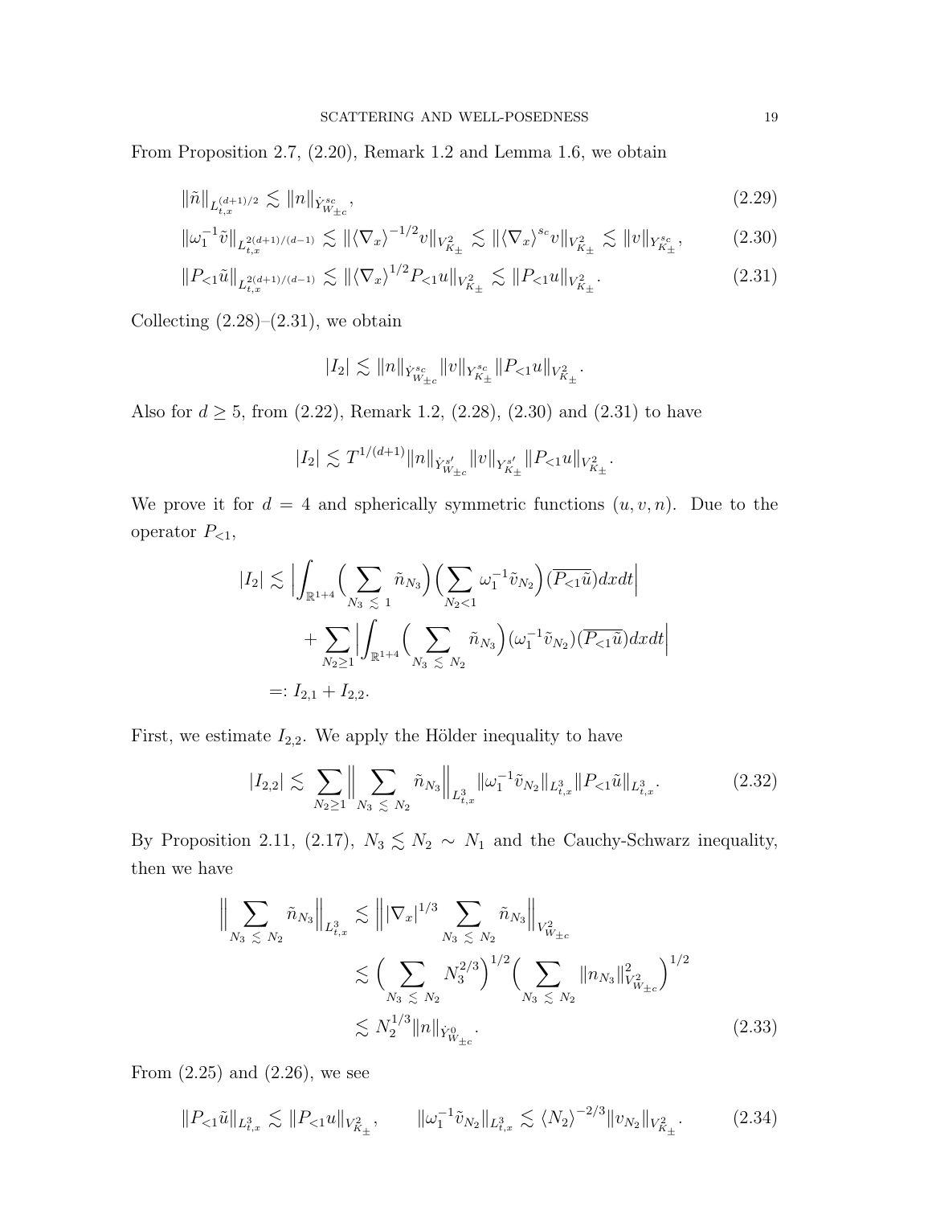From Proposition 2.7, (2.20), Remark 1.2 and Lemma 1.6, we obtain

$$\|\tilde{n}\|_{L_{t,x}^{(d+1)/2}} \lesssim \|n\|_{\dot{Y}^{s_c}_{W_{\pm c}}}, \tag{2.29}$$

$$\|\omega_1^{-1}\tilde{v}\|_{L_{t,x}^{2(d+1)/(d-1)}} \lesssim \|\langle\nabla_x\rangle^{-1/2} v\|_{V^2_{K_\pm}} \lesssim \|\langle\nabla_x\rangle^{s_c} v\|_{V^2_{K_\pm}} \lesssim \|v\|_{Y^{s_c}_{K_\pm}}, \tag{2.30}$$

$$\|P_{<1}\tilde{u}\|_{L_{t,x}^{2(d+1)/(d-1)}} \lesssim \|\langle\nabla_x\rangle^{1/2} P_{<1} u\|_{V^2_{K_\pm}} \lesssim \|P_{<1}u\|_{V^2_{K_\pm}}. \tag{2.31}$$

Collecting (2.28)–(2.31), we obtain

$$|I_2| \lesssim \|n\|_{\dot{Y}^{s_c}_{W_{\pm c}}} \|v\|_{Y^{s_c}_{K_\pm}} \|P_{<1}u\|_{V^2_{K_\pm}}.$$

Also for $d \geq 5$, from (2.22), Remark 1.2, (2.28), (2.30) and (2.31) to have

$$|I_2| \lesssim T^{1/(d+1)} \|n\|_{\dot{Y}^{s'}_{W_{\pm c}}} \|v\|_{Y^{s'}_{K_\pm}} \|P_{<1}u\|_{V^2_{K_\pm}}.$$

We prove it for $d = 4$ and spherically symmetric functions $(u, v, n)$. Due to the operator $P_{<1}$,

$$\begin{aligned}
|I_2| &\lesssim \Big| \int_{\mathbb{R}^{1+4}} \Big( \sum_{N_3 \lesssim 1} \tilde{n}_{N_3} \Big) \Big( \sum_{N_2 < 1} \omega_1^{-1} \tilde{v}_{N_2} \Big) (\overline{P_{<1}\tilde{u}}) dx dt \Big| \\
&\quad + \sum_{N_2 \geq 1} \Big| \int_{\mathbb{R}^{1+4}} \Big( \sum_{N_3 \lesssim N_2} \tilde{n}_{N_3} \Big) (\omega_1^{-1} \tilde{v}_{N_2}) (\overline{P_{<1}\tilde{u}}) dx dt \Big| \\
&=: I_{2,1} + I_{2,2}.
\end{aligned}$$

First, we estimate $I_{2,2}$. We apply the Hölder inequality to have

$$|I_{2,2}| \lesssim \sum_{N_2 \geq 1} \Big\| \sum_{N_3 \lesssim N_2} \tilde{n}_{N_3} \Big\|_{L^3_{t,x}} \|\omega_1^{-1} \tilde{v}_{N_2}\|_{L^3_{t,x}} \|P_{<1}\tilde{u}\|_{L^3_{t,x}}. \tag{2.32}$$

By Proposition 2.11, (2.17), $N_3 \lesssim N_2 \sim N_1$ and the Cauchy-Schwarz inequality, then we have

$$\begin{aligned}
\Big\| \sum_{N_3 \lesssim N_2} \tilde{n}_{N_3} \Big\|_{L^3_{t,x}} &\lesssim \Big\| |\nabla_x|^{1/3} \sum_{N_3 \lesssim N_2} \tilde{n}_{N_3} \Big\|_{V^2_{W_{\pm c}}} \\
&\lesssim \Big( \sum_{N_3 \lesssim N_2} N_3^{2/3} \Big)^{1/2} \Big( \sum_{N_3 \lesssim N_2} \|n_{N_3}\|^2_{V^2_{W_{\pm c}}} \Big)^{1/2} \\
&\lesssim N_2^{1/3} \|n\|_{\dot{Y}^0_{W_{\pm c}}}.
\end{aligned} \tag{2.33}$$

From (2.25) and (2.26), we see

$$\|P_{<1}\tilde{u}\|_{L^3_{t,x}} \lesssim \|P_{<1}u\|_{V^2_{K_\pm}}, \qquad \|\omega_1^{-1}\tilde{v}_{N_2}\|_{L^3_{t,x}} \lesssim \langle N_2 \rangle^{-2/3} \|v_{N_2}\|_{V^2_{K_\pm}}. \tag{2.34}$$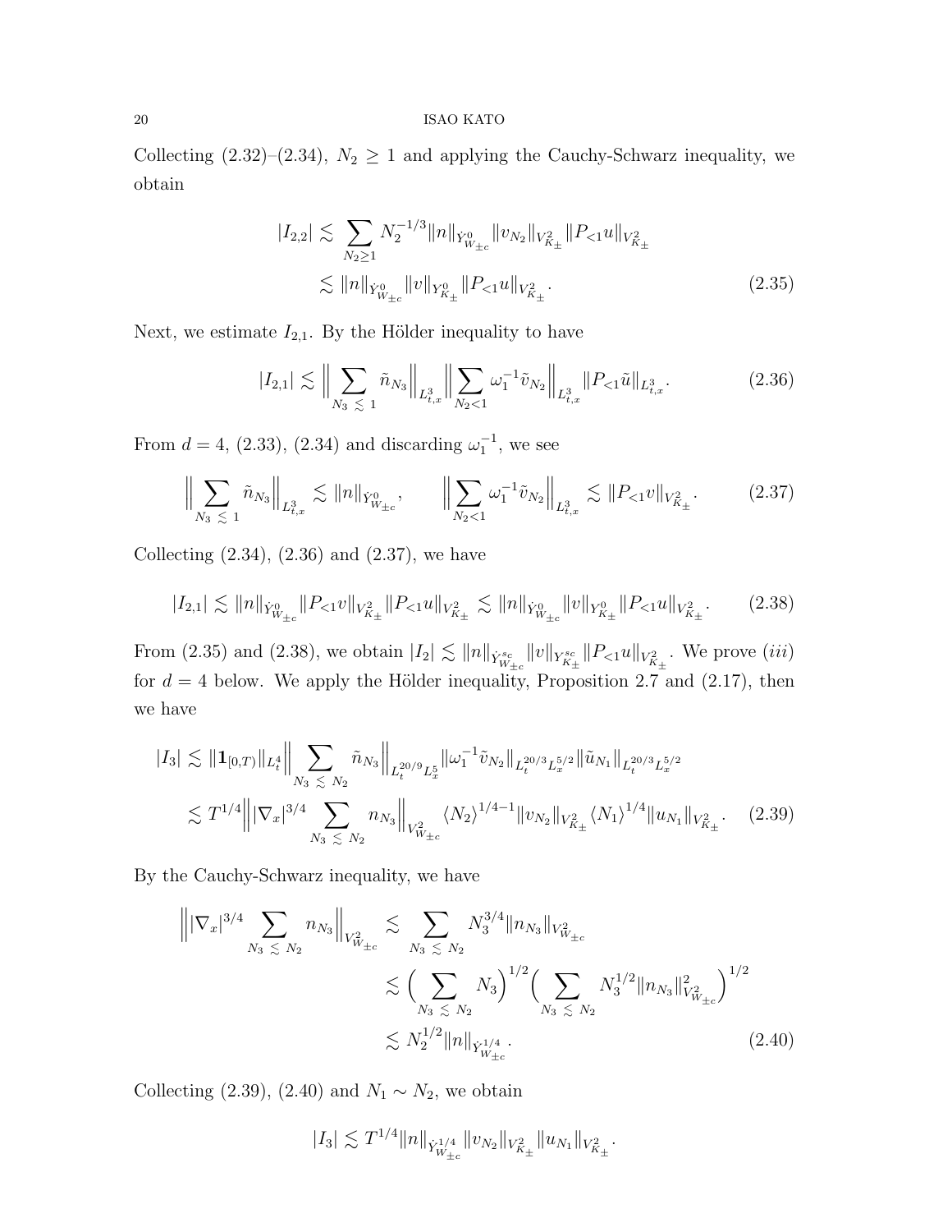Collecting (2.32)–(2.34), $N_2 \geq 1$ and applying the Cauchy-Schwarz inequality, we obtain

$$
\begin{aligned}
|I_{2,2}| &\lesssim \sum_{N_2 \geq 1} N_2^{-1/3} \|n\|_{\dot{Y}^0_{W_{\pm c}}} \|v_{N_2}\|_{V^2_{K_\pm}} \|P_{<1} u\|_{V^2_{K_\pm}} \\
&\lesssim \|n\|_{\dot{Y}^0_{W_{\pm c}}} \|v\|_{Y^0_{K_\pm}} \|P_{<1} u\|_{V^2_{K_\pm}}. \qquad (2.35)
\end{aligned}
$$

Next, we estimate $I_{2,1}$. By the Hölder inequality to have

$$
|I_{2,1}| \lesssim \Big\| \sum_{N_3 \lesssim 1} \tilde{n}_{N_3} \Big\|_{L^3_{t,x}} \Big\| \sum_{N_2 < 1} \omega_1^{-1} \tilde{v}_{N_2} \Big\|_{L^3_{t,x}} \|P_{<1} \tilde{u}\|_{L^3_{t,x}}. \qquad (2.36)
$$

From $d = 4$, (2.33), (2.34) and discarding $\omega_1^{-1}$, we see

$$
\Big\| \sum_{N_3 \lesssim 1} \tilde{n}_{N_3} \Big\|_{L^3_{t,x}} \lesssim \|n\|_{\dot{Y}^0_{W_{\pm c}}}, \qquad \Big\| \sum_{N_2 < 1} \omega_1^{-1} \tilde{v}_{N_2} \Big\|_{L^3_{t,x}} \lesssim \|P_{<1} v\|_{V^2_{K_\pm}}. \qquad (2.37)
$$

Collecting (2.34), (2.36) and (2.37), we have

$$
|I_{2,1}| \lesssim \|n\|_{\dot{Y}^0_{W_{\pm c}}} \|P_{<1} v\|_{V^2_{K_\pm}} \|P_{<1} u\|_{V^2_{K_\pm}} \lesssim \|n\|_{\dot{Y}^0_{W_{\pm c}}} \|v\|_{Y^0_{K_\pm}} \|P_{<1} u\|_{V^2_{K_\pm}}. \qquad (2.38)
$$

From (2.35) and (2.38), we obtain $|I_2| \lesssim \|n\|_{\dot{Y}^{s_c}_{W_{\pm c}}} \|v\|_{Y^{s_c}_{K_\pm}} \|P_{<1} u\|_{V^2_{K_\pm}}$. We prove $(iii)$ for $d = 4$ below. We apply the Hölder inequality, Proposition 2.7 and (2.17), then we have

$$
\begin{aligned}
|I_3| &\lesssim \|\mathbf{1}_{[0,T)}\|_{L^4_t} \Big\| \sum_{N_3 \lesssim N_2} \tilde{n}_{N_3} \Big\|_{L^{20/9}_t L^5_x} \|\omega_1^{-1} \tilde{v}_{N_2}\|_{L^{20/3}_t L^{5/2}_x} \|\tilde{u}_{N_1}\|_{L^{20/3}_t L^{5/2}_x} \\
&\lesssim T^{1/4} \Big\| |\nabla_x|^{3/4} \sum_{N_3 \lesssim N_2} n_{N_3} \Big\|_{V^2_{W_{\pm c}}} \langle N_2 \rangle^{1/4 - 1} \|v_{N_2}\|_{V^2_{K_\pm}} \langle N_1 \rangle^{1/4} \|u_{N_1}\|_{V^2_{K_\pm}}. \qquad (2.39)
\end{aligned}
$$

By the Cauchy-Schwarz inequality, we have

$$
\begin{aligned}
\Big\| |\nabla_x|^{3/4} \sum_{N_3 \lesssim N_2} n_{N_3} \Big\|_{V^2_{W_{\pm c}}} &\lesssim \sum_{N_3 \lesssim N_2} N_3^{3/4} \|n_{N_3}\|_{V^2_{W_{\pm c}}} \\
&\lesssim \Big( \sum_{N_3 \lesssim N_2} N_3 \Big)^{1/2} \Big( \sum_{N_3 \lesssim N_2} N_3^{1/2} \|n_{N_3}\|^2_{V^2_{W_{\pm c}}} \Big)^{1/2} \\
&\lesssim N_2^{1/2} \|n\|_{\dot{Y}^{1/4}_{W_{\pm c}}}. \qquad (2.40)
\end{aligned}
$$

Collecting (2.39), (2.40) and $N_1 \sim N_2$, we obtain

$$
|I_3| \lesssim T^{1/4} \|n\|_{\dot{Y}^{1/4}_{W_{\pm c}}} \|v_{N_2}\|_{V^2_{K_\pm}} \|u_{N_1}\|_{V^2_{K_\pm}}.
$$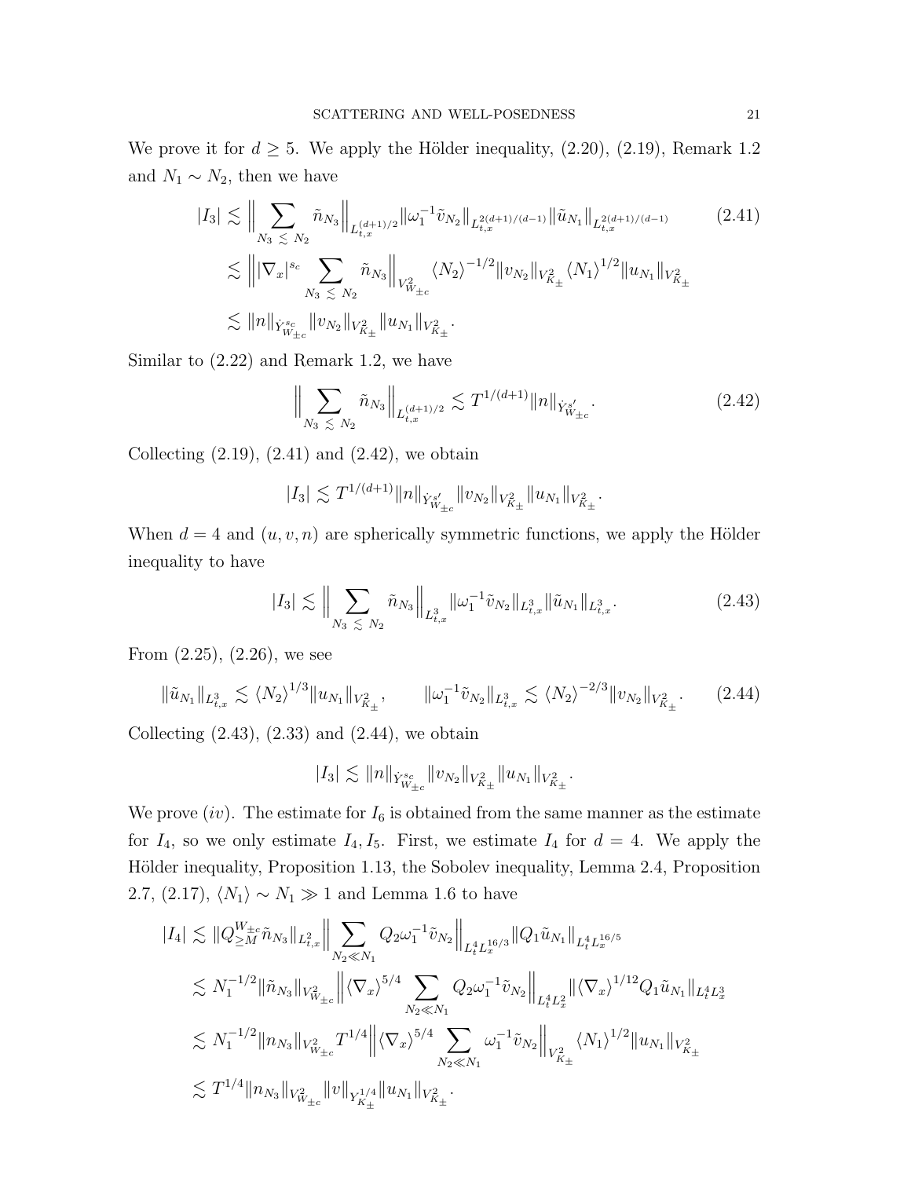We prove it for $d \geq 5$. We apply the Hölder inequality, (2.20), (2.19), Remark 1.2 and $N_1 \sim N_2$, then we have

$$
\begin{aligned}
|I_3| &\lesssim \Big\| \sum_{N_3 \lesssim N_2} \tilde{n}_{N_3} \Big\|_{L_{t,x}^{(d+1)/2}} \|\omega_1^{-1} \tilde{v}_{N_2}\|_{L_{t,x}^{2(d+1)/(d-1)}} \|\tilde{u}_{N_1}\|_{L_{t,x}^{2(d+1)/(d-1)}} \qquad (2.41)\\
&\lesssim \Big\| |\nabla_x|^{s_c} \sum_{N_3 \lesssim N_2} \tilde{n}_{N_3} \Big\|_{V^2_{W_{\pm c}}} \langle N_2 \rangle^{-1/2} \|v_{N_2}\|_{V^2_{K_\pm}} \langle N_1 \rangle^{1/2} \|u_{N_1}\|_{V^2_{K_\pm}} \\
&\lesssim \|n\|_{\dot{Y}^{s_c}_{W_{\pm c}}} \|v_{N_2}\|_{V^2_{K_\pm}} \|u_{N_1}\|_{V^2_{K_\pm}}.
\end{aligned}
$$

Similar to (2.22) and Remark 1.2, we have

$$
\Big\| \sum_{N_3 \lesssim N_2} \tilde{n}_{N_3} \Big\|_{L_{t,x}^{(d+1)/2}} \lesssim T^{1/(d+1)} \|n\|_{\dot{Y}^{s'_c}_{W_{\pm c}}}. \qquad (2.42)
$$

Collecting (2.19), (2.41) and (2.42), we obtain

$$
|I_3| \lesssim T^{1/(d+1)} \|n\|_{\dot{Y}^{s'_c}_{W_{\pm c}}} \|v_{N_2}\|_{V^2_{K_\pm}} \|u_{N_1}\|_{V^2_{K_\pm}}.
$$

When $d = 4$ and $(u, v, n)$ are spherically symmetric functions, we apply the Hölder inequality to have

$$
|I_3| \lesssim \Big\| \sum_{N_3 \lesssim N_2} \tilde{n}_{N_3} \Big\|_{L^3_{t,x}} \|\omega_1^{-1} \tilde{v}_{N_2}\|_{L^3_{t,x}} \|\tilde{u}_{N_1}\|_{L^3_{t,x}}. \qquad (2.43)
$$

From (2.25), (2.26), we see

$$
\|\tilde{u}_{N_1}\|_{L^3_{t,x}} \lesssim \langle N_2 \rangle^{1/3} \|u_{N_1}\|_{V^2_{K_\pm}}, \qquad \|\omega_1^{-1} \tilde{v}_{N_2}\|_{L^3_{t,x}} \lesssim \langle N_2 \rangle^{-2/3} \|v_{N_2}\|_{V^2_{K_\pm}}. \qquad (2.44)
$$

Collecting (2.43), (2.33) and (2.44), we obtain

$$
|I_3| \lesssim \|n\|_{\dot{Y}^{s_c}_{W_{\pm c}}} \|v_{N_2}\|_{V^2_{K_\pm}} \|u_{N_1}\|_{V^2_{K_\pm}}.
$$

We prove $(iv)$. The estimate for $I_6$ is obtained from the same manner as the estimate for $I_4$, so we only estimate $I_4, I_5$. First, we estimate $I_4$ for $d = 4$. We apply the Hölder inequality, Proposition 1.13, the Sobolev inequality, Lemma 2.4, Proposition 2.7, (2.17), $\langle N_1 \rangle \sim N_1 \gg 1$ and Lemma 1.6 to have

$$
\begin{aligned}
|I_4| &\lesssim \|Q^{W_{\pm c}}_{\geq M} \tilde{n}_{N_3}\|_{L^2_{t,x}} \Big\| \sum_{N_2 \ll N_1} Q_2 \omega_1^{-1} \tilde{v}_{N_2} \Big\|_{L^4_t L^{16/3}_x} \|Q_1 \tilde{u}_{N_1}\|_{L^4_t L^{16/5}_x} \\
&\lesssim N_1^{-1/2} \|\tilde{n}_{N_3}\|_{V^2_{W_{\pm c}}} \Big\| \langle \nabla_x \rangle^{5/4} \sum_{N_2 \ll N_1} Q_2 \omega_1^{-1} \tilde{v}_{N_2} \Big\|_{L^4_t L^2_x} \|\langle \nabla_x \rangle^{1/12} Q_1 \tilde{u}_{N_1}\|_{L^4_t L^3_x} \\
&\lesssim N_1^{-1/2} \|n_{N_3}\|_{V^2_{W_{\pm c}}} T^{1/4} \Big\| \langle \nabla_x \rangle^{5/4} \sum_{N_2 \ll N_1} \omega_1^{-1} \tilde{v}_{N_2} \Big\|_{V^2_{K_\pm}} \langle N_1 \rangle^{1/2} \|u_{N_1}\|_{V^2_{K_\pm}} \\
&\lesssim T^{1/4} \|n_{N_3}\|_{V^2_{W_{\pm c}}} \|v\|_{Y^{1/4}_{K_\pm}} \|u_{N_1}\|_{V^2_{K_\pm}}.
\end{aligned}
$$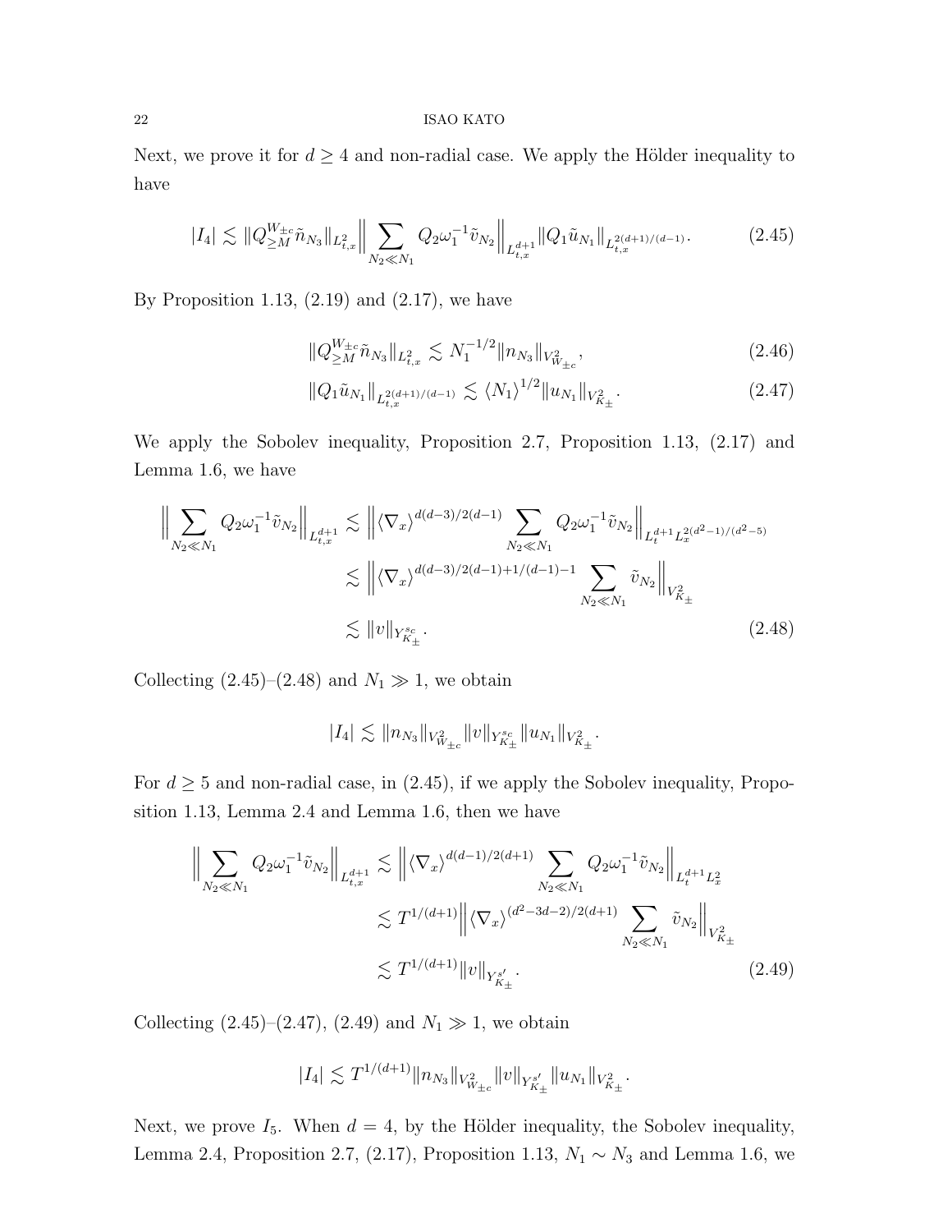Next, we prove it for $d \geq 4$ and non-radial case. We apply the Hölder inequality to have

$$|I_4| \lesssim \|Q_{\geq M}^{W_{\pm c}} \tilde{n}_{N_3}\|_{L^2_{t,x}} \Big\| \sum_{N_2 \ll N_1} Q_2 \omega_1^{-1} \tilde{v}_{N_2} \Big\|_{L^{d+1}_{t,x}} \|Q_1 \tilde{u}_{N_1}\|_{L^{2(d+1)/(d-1)}_{t,x}}. \tag{2.45}$$

By Proposition 1.13, (2.19) and (2.17), we have

$$\|Q_{\geq M}^{W_{\pm c}} \tilde{n}_{N_3}\|_{L^2_{t,x}} \lesssim N_1^{-1/2} \|n_{N_3}\|_{V^2_{W_{\pm c}}}, \tag{2.46}$$

$$\|Q_1 \tilde{u}_{N_1}\|_{L^{2(d+1)/(d-1)}_{t,x}} \lesssim \langle N_1 \rangle^{1/2} \|u_{N_1}\|_{V^2_{K_\pm}}. \tag{2.47}$$

We apply the Sobolev inequality, Proposition 2.7, Proposition 1.13, (2.17) and Lemma 1.6, we have

$$\begin{aligned}
\Big\| \sum_{N_2 \ll N_1} Q_2 \omega_1^{-1} \tilde{v}_{N_2} \Big\|_{L^{d+1}_{t,x}} &\lesssim \Big\| \langle \nabla_x \rangle^{d(d-3)/2(d-1)} \sum_{N_2 \ll N_1} Q_2 \omega_1^{-1} \tilde{v}_{N_2} \Big\|_{L^{d+1}_t L^{2(d^2-1)/(d^2-5)}_x} \\
&\lesssim \Big\| \langle \nabla_x \rangle^{d(d-3)/2(d-1)+1/(d-1)-1} \sum_{N_2 \ll N_1} \tilde{v}_{N_2} \Big\|_{V^2_{K_\pm}} \\
&\lesssim \|v\|_{Y^{s_c}_{K_\pm}}.
\end{aligned} \tag{2.48}$$

Collecting (2.45)–(2.48) and $N_1 \gg 1$, we obtain

$$|I_4| \lesssim \|n_{N_3}\|_{V^2_{W_{\pm c}}} \|v\|_{Y^{s_c}_{K_\pm}} \|u_{N_1}\|_{V^2_{K_\pm}}.$$

For $d \geq 5$ and non-radial case, in (2.45), if we apply the Sobolev inequality, Proposition 1.13, Lemma 2.4 and Lemma 1.6, then we have

$$\begin{aligned}
\Big\| \sum_{N_2 \ll N_1} Q_2 \omega_1^{-1} \tilde{v}_{N_2} \Big\|_{L^{d+1}_{t,x}} &\lesssim \Big\| \langle \nabla_x \rangle^{d(d-1)/2(d+1)} \sum_{N_2 \ll N_1} Q_2 \omega_1^{-1} \tilde{v}_{N_2} \Big\|_{L^{d+1}_t L^2_x} \\
&\lesssim T^{1/(d+1)} \Big\| \langle \nabla_x \rangle^{(d^2-3d-2)/2(d+1)} \sum_{N_2 \ll N_1} \tilde{v}_{N_2} \Big\|_{V^2_{K_\pm}} \\
&\lesssim T^{1/(d+1)} \|v\|_{Y^{s'}_{K_\pm}}.
\end{aligned} \tag{2.49}$$

Collecting (2.45)–(2.47), (2.49) and $N_1 \gg 1$, we obtain

$$|I_4| \lesssim T^{1/(d+1)} \|n_{N_3}\|_{V^2_{W_{\pm c}}} \|v\|_{Y^{s'}_{K_\pm}} \|u_{N_1}\|_{V^2_{K_\pm}}.$$

Next, we prove $I_5$. When $d = 4$, by the Hölder inequality, the Sobolev inequality, Lemma 2.4, Proposition 2.7, (2.17), Proposition 1.13, $N_1 \sim N_3$ and Lemma 1.6, we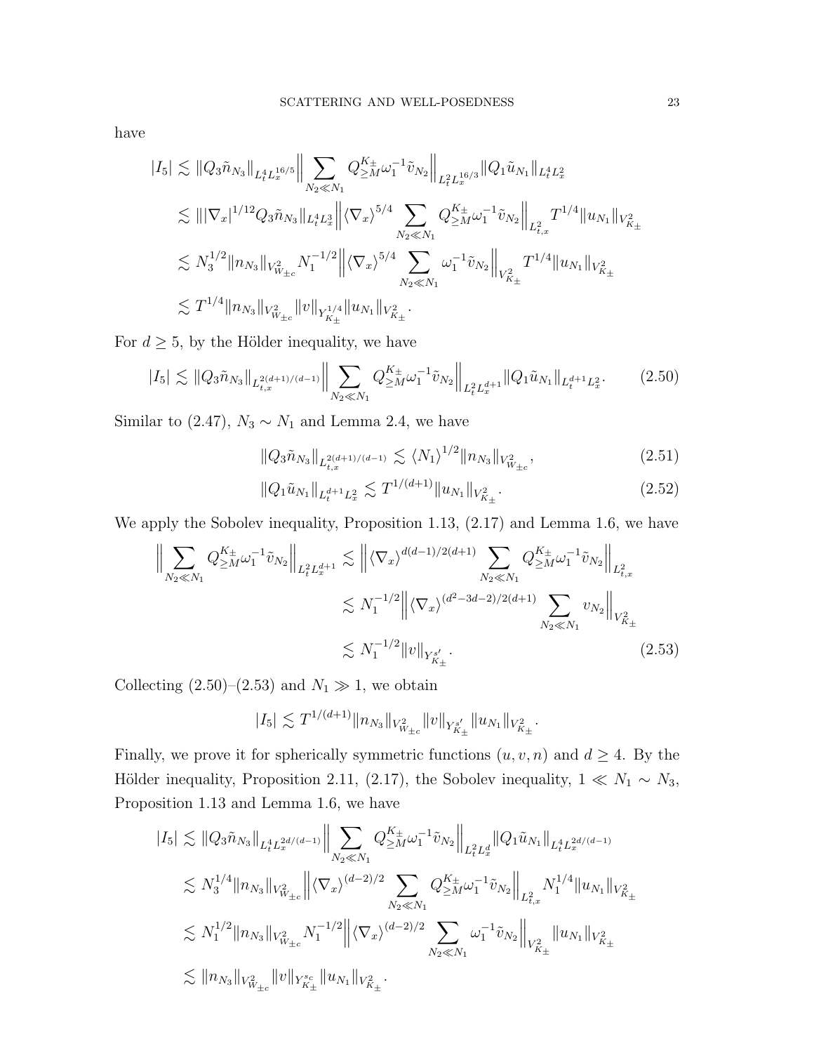have

$$
\begin{aligned}
|I_5| &\lesssim \|Q_3 \tilde{n}_{N_3}\|_{L_t^4 L_x^{16/5}} \Big\| \sum_{N_2 \ll N_1} Q_{\geq M}^{K_\pm} \omega_1^{-1} \tilde{v}_{N_2} \Big\|_{L_t^2 L_x^{16/3}} \|Q_1 \tilde{u}_{N_1}\|_{L_t^4 L_x^2} \\
&\lesssim \||\nabla_x|^{1/12} Q_3 \tilde{n}_{N_3}\|_{L_t^4 L_x^3} \Big\| \langle \nabla_x \rangle^{5/4} \sum_{N_2 \ll N_1} Q_{\geq M}^{K_\pm} \omega_1^{-1} \tilde{v}_{N_2} \Big\|_{L_{t,x}^2} T^{1/4} \|u_{N_1}\|_{V_{K_\pm}^2} \\
&\lesssim N_3^{1/2} \|n_{N_3}\|_{V_{W_{\pm c}}^2} N_1^{-1/2} \Big\| \langle \nabla_x \rangle^{5/4} \sum_{N_2 \ll N_1} \omega_1^{-1} \tilde{v}_{N_2} \Big\|_{V_{K_\pm}^2} T^{1/4} \|u_{N_1}\|_{V_{K_\pm}^2} \\
&\lesssim T^{1/4} \|n_{N_3}\|_{V_{W_{\pm c}}^2} \|v\|_{Y_{K_\pm}^{1/4}} \|u_{N_1}\|_{V_{K_\pm}^2}.
\end{aligned}
$$

For $d \geq 5$, by the Hölder inequality, we have

$$
|I_5| \lesssim \|Q_3 \tilde{n}_{N_3}\|_{L_{t,x}^{2(d+1)/(d-1)}} \Big\| \sum_{N_2 \ll N_1} Q_{\geq M}^{K_\pm} \omega_1^{-1} \tilde{v}_{N_2} \Big\|_{L_t^2 L_x^{d+1}} \|Q_1 \tilde{u}_{N_1}\|_{L_t^{d+1} L_x^2}. \tag{2.50}
$$

Similar to (2.47), $N_3 \sim N_1$ and Lemma 2.4, we have

$$
\|Q_3 \tilde{n}_{N_3}\|_{L_{t,x}^{2(d+1)/(d-1)}} \lesssim \langle N_1 \rangle^{1/2} \|n_{N_3}\|_{V_{W_{\pm c}}^2}, \tag{2.51}
$$

$$
\|Q_1 \tilde{u}_{N_1}\|_{L_t^{d+1} L_x^2} \lesssim T^{1/(d+1)} \|u_{N_1}\|_{V_{K_\pm}^2}. \tag{2.52}
$$

We apply the Sobolev inequality, Proposition 1.13, (2.17) and Lemma 1.6, we have

$$
\begin{aligned}
\Big\| \sum_{N_2 \ll N_1} Q_{\geq M}^{K_\pm} \omega_1^{-1} \tilde{v}_{N_2} \Big\|_{L_t^2 L_x^{d+1}} &\lesssim \Big\| \langle \nabla_x \rangle^{d(d-1)/2(d+1)} \sum_{N_2 \ll N_1} Q_{\geq M}^{K_\pm} \omega_1^{-1} \tilde{v}_{N_2} \Big\|_{L_{t,x}^2} \\
&\lesssim N_1^{-1/2} \Big\| \langle \nabla_x \rangle^{(d^2-3d-2)/2(d+1)} \sum_{N_2 \ll N_1} v_{N_2} \Big\|_{V_{K_\pm}^2} \\
&\lesssim N_1^{-1/2} \|v\|_{Y_{K_\pm}^{s'}}.
\end{aligned} \tag{2.53}
$$

Collecting (2.50)–(2.53) and $N_1 \gg 1$, we obtain

$$
|I_5| \lesssim T^{1/(d+1)} \|n_{N_3}\|_{V_{W_{\pm c}}^2} \|v\|_{Y_{K_\pm}^{s'}} \|u_{N_1}\|_{V_{K_\pm}^2}.
$$

Finally, we prove it for spherically symmetric functions $(u, v, n)$ and $d \geq 4$. By the Hölder inequality, Proposition 2.11, (2.17), the Sobolev inequality, $1 \ll N_1 \sim N_3$, Proposition 1.13 and Lemma 1.6, we have

$$
\begin{aligned}
|I_5| &\lesssim \|Q_3 \tilde{n}_{N_3}\|_{L_t^4 L_x^{2d/(d-1)}} \Big\| \sum_{N_2 \ll N_1} Q_{\geq M}^{K_\pm} \omega_1^{-1} \tilde{v}_{N_2} \Big\|_{L_t^2 L_x^d} \|Q_1 \tilde{u}_{N_1}\|_{L_t^4 L_x^{2d/(d-1)}} \\
&\lesssim N_3^{1/4} \|n_{N_3}\|_{V_{W_{\pm c}}^2} \Big\| \langle \nabla_x \rangle^{(d-2)/2} \sum_{N_2 \ll N_1} Q_{\geq M}^{K_\pm} \omega_1^{-1} \tilde{v}_{N_2} \Big\|_{L_{t,x}^2} N_1^{1/4} \|u_{N_1}\|_{V_{K_\pm}^2} \\
&\lesssim N_1^{1/2} \|n_{N_3}\|_{V_{W_{\pm c}}^2} N_1^{-1/2} \Big\| \langle \nabla_x \rangle^{(d-2)/2} \sum_{N_2 \ll N_1} \omega_1^{-1} \tilde{v}_{N_2} \Big\|_{V_{K_\pm}^2} \|u_{N_1}\|_{V_{K_\pm}^2} \\
&\lesssim \|n_{N_3}\|_{V_{W_{\pm c}}^2} \|v\|_{Y_{K_\pm}^{s_c}} \|u_{N_1}\|_{V_{K_\pm}^2}.
\end{aligned}
$$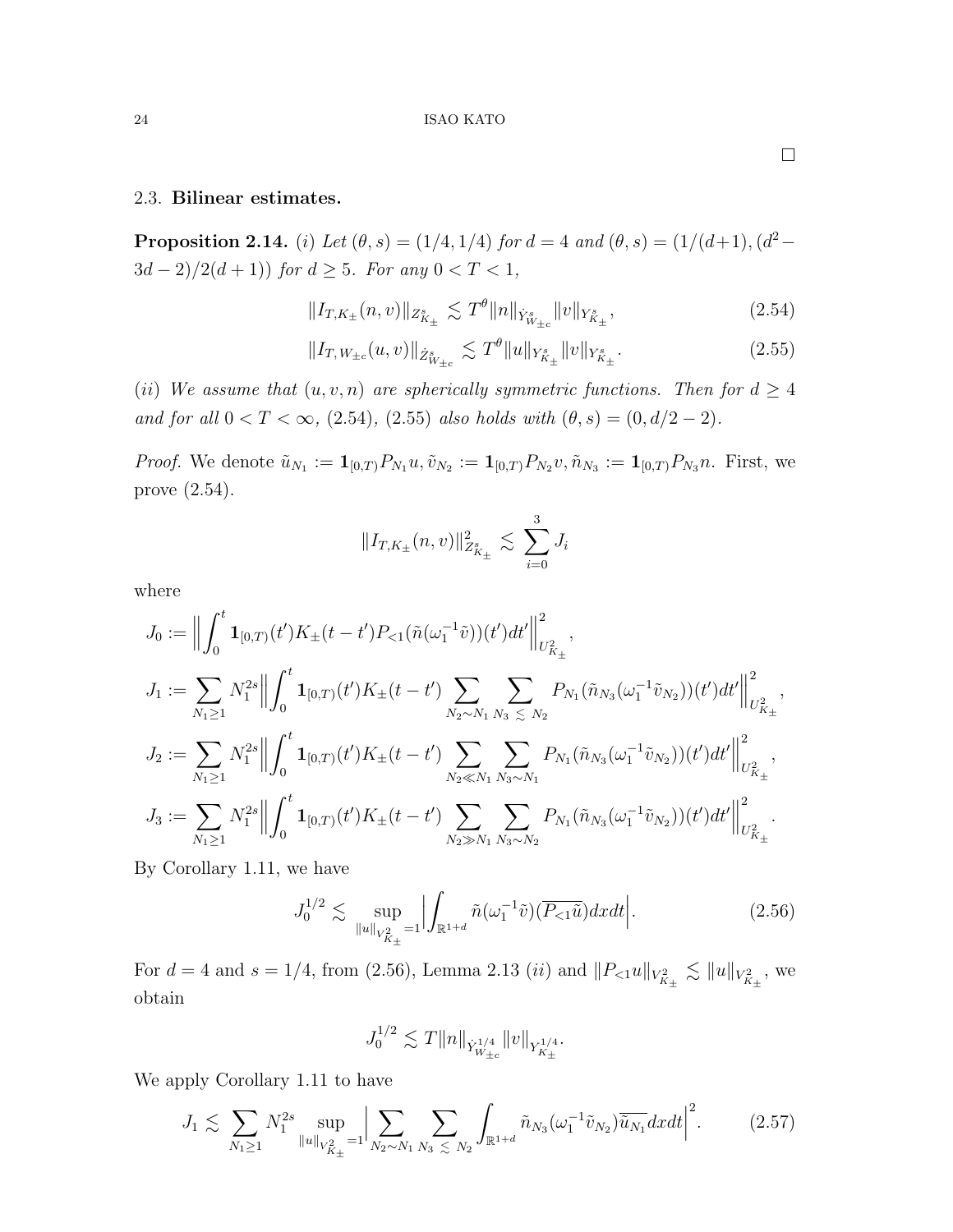□

### 2.3. Bilinear estimates.

**Proposition 2.14.** *(i) Let $(\theta, s) = (1/4, 1/4)$ for $d = 4$ and $(\theta, s) = (1/(d+1), (d^2 - 3d - 2)/2(d+1))$ for $d \geq 5$. For any $0 < T < 1$,*

$$\|I_{T,K_\pm}(n,v)\|_{Z^s_{K_\pm}} \lesssim T^\theta \|n\|_{\dot{Y}^s_{W_{\pm c}}} \|v\|_{Y^s_{K_\pm}}, \tag{2.54}$$

$$\|I_{T,W_{\pm c}}(u,v)\|_{\dot{Z}^s_{W_{\pm c}}} \lesssim T^\theta \|u\|_{Y^s_{K_\pm}} \|v\|_{Y^s_{K_\pm}}. \tag{2.55}$$

*(ii) We assume that $(u, v, n)$ are spherically symmetric functions. Then for $d \geq 4$ and for all $0 < T < \infty$, (2.54), (2.55) also holds with $(\theta, s) = (0, d/2 - 2)$.*

*Proof.* We denote $\tilde{u}_{N_1} := \mathbf{1}_{[0,T)} P_{N_1} u, \tilde{v}_{N_2} := \mathbf{1}_{[0,T)} P_{N_2} v, \tilde{n}_{N_3} := \mathbf{1}_{[0,T)} P_{N_3} n$. First, we prove (2.54).

$$\|I_{T,K_\pm}(n,v)\|^2_{Z^s_{K_\pm}} \lesssim \sum_{i=0}^{3} J_i$$

where

$$J_0 := \Big\| \int_0^t \mathbf{1}_{[0,T)}(t') K_\pm(t-t') P_{<1}(\tilde{n}(\omega_1^{-1}\tilde{v}))(t') dt' \Big\|^2_{U^2_{K_\pm}},$$

$$J_1 := \sum_{N_1 \geq 1} N_1^{2s} \Big\| \int_0^t \mathbf{1}_{[0,T)}(t') K_\pm(t-t') \sum_{N_2 \sim N_1} \sum_{N_3 \lesssim N_2} P_{N_1}(\tilde{n}_{N_3}(\omega_1^{-1}\tilde{v}_{N_2}))(t') dt' \Big\|^2_{U^2_{K_\pm}},$$

$$J_2 := \sum_{N_1 \geq 1} N_1^{2s} \Big\| \int_0^t \mathbf{1}_{[0,T)}(t') K_\pm(t-t') \sum_{N_2 \ll N_1} \sum_{N_3 \sim N_1} P_{N_1}(\tilde{n}_{N_3}(\omega_1^{-1}\tilde{v}_{N_2}))(t') dt' \Big\|^2_{U^2_{K_\pm}},$$

$$J_3 := \sum_{N_1 \geq 1} N_1^{2s} \Big\| \int_0^t \mathbf{1}_{[0,T)}(t') K_\pm(t-t') \sum_{N_2 \gg N_1} \sum_{N_3 \sim N_2} P_{N_1}(\tilde{n}_{N_3}(\omega_1^{-1}\tilde{v}_{N_2}))(t') dt' \Big\|^2_{U^2_{K_\pm}}.$$

By Corollary 1.11, we have

$$J_0^{1/2} \lesssim \sup_{\|u\|_{V^2_{K_\pm}}=1} \Big| \int_{\mathbb{R}^{1+d}} \tilde{n}(\omega_1^{-1}\tilde{v})(\overline{P_{<1}\tilde{u}}) dx dt \Big|. \tag{2.56}$$

For $d = 4$ and $s = 1/4$, from (2.56), Lemma 2.13 $(ii)$ and $\|P_{<1}u\|_{V^2_{K_\pm}} \lesssim \|u\|_{V^2_{K_\pm}}$, we obtain

$$J_0^{1/2} \lesssim T \|n\|_{\dot{Y}^{1/4}_{W_{\pm c}}} \|v\|_{Y^{1/4}_{K_\pm}}.$$

We apply Corollary 1.11 to have

$$J_1 \lesssim \sum_{N_1 \geq 1} N_1^{2s} \sup_{\|u\|_{V^2_{K_\pm}}=1} \Big| \sum_{N_2 \sim N_1} \sum_{N_3 \lesssim N_2} \int_{\mathbb{R}^{1+d}} \tilde{n}_{N_3}(\omega_1^{-1}\tilde{v}_{N_2}) \overline{\tilde{u}_{N_1}} dx dt \Big|^2. \tag{2.57}$$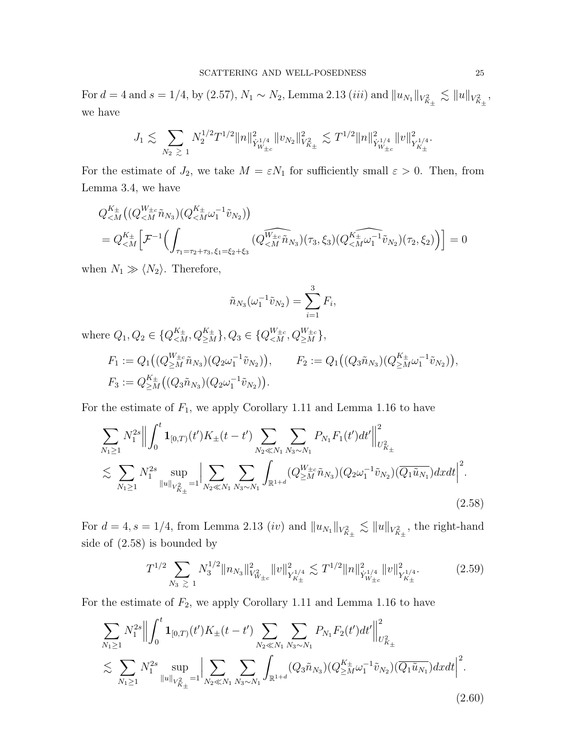For $d = 4$ and $s = 1/4$, by (2.57), $N_1 \sim N_2$, Lemma 2.13 $(iii)$ and $\|u_{N_1}\|_{V^2_{K_\pm}} \lesssim \|u\|_{V^2_{K_\pm}}$, we have

$$J_1 \lesssim \sum_{N_2 \gtrsim 1} N_2^{1/2} T^{1/2} \|n\|^2_{\dot{Y}^{1/4}_{W_{\pm c}}} \|v_{N_2}\|^2_{V^2_{K_\pm}} \lesssim T^{1/2} \|n\|^2_{\dot{Y}^{1/4}_{W_{\pm c}}} \|v\|^2_{Y^{1/4}_{K_\pm}}.$$

For the estimate of $J_2$, we take $M = \varepsilon N_1$ for sufficiently small $\varepsilon > 0$. Then, from Lemma 3.4, we have

$$\begin{aligned}
&Q^{K_\pm}_{<M}\big((Q^{W_{\pm c}}_{<M} \tilde{n}_{N_3})(Q^{K_\pm}_{<M} \omega_1^{-1} \tilde{v}_{N_2})\big) \\
&= Q^{K_\pm}_{<M}\Big[\mathcal{F}^{-1}\Big(\int_{\tau_1 = \tau_2 + \tau_3,\, \xi_1 = \xi_2 + \xi_3} (\widehat{Q^{W_{\pm c}}_{<M} \tilde{n}_{N_3}})(\tau_3, \xi_3)(\widehat{Q^{K_\pm}_{<M} \omega_1^{-1} \tilde{v}_{N_2}})(\tau_2, \xi_2)\Big)\Big] = 0
\end{aligned}$$

when $N_1 \gg \langle N_2 \rangle$. Therefore,

$$\tilde{n}_{N_3}(\omega_1^{-1} \tilde{v}_{N_2}) = \sum_{i=1}^{3} F_i,$$

where $Q_1, Q_2 \in \{Q^{K_\pm}_{<M}, Q^{K_\pm}_{\geq M}\}$, $Q_3 \in \{Q^{W_{\pm c}}_{<M}, Q^{W_{\pm c}}_{\geq M}\}$,

$$\begin{aligned}
&F_1 := Q_1\big((Q^{W_{\pm c}}_{\geq M} \tilde{n}_{N_3})(Q_2 \omega_1^{-1} \tilde{v}_{N_2})\big), \qquad F_2 := Q_1\big((Q_3 \tilde{n}_{N_3})(Q^{K_\pm}_{\geq M} \omega_1^{-1} \tilde{v}_{N_2})\big), \\
&F_3 := Q^{K_\pm}_{\geq M}\big((Q_3 \tilde{n}_{N_3})(Q_2 \omega_1^{-1} \tilde{v}_{N_2})\big).
\end{aligned}$$

For the estimate of $F_1$, we apply Corollary 1.11 and Lemma 1.16 to have

$$\begin{aligned}
&\sum_{N_1 \geq 1} N_1^{2s} \Big\| \int_0^t \mathbf{1}_{[0,T)}(t') K_\pm(t - t') \sum_{N_2 \ll N_1} \sum_{N_3 \sim N_1} P_{N_1} F_1(t') dt' \Big\|^2_{U^2_{K_\pm}} \\
&\lesssim \sum_{N_1 \geq 1} N_1^{2s} \sup_{\|u\|_{V^2_{K_\pm}} = 1} \Big| \sum_{N_2 \ll N_1} \sum_{N_3 \sim N_1} \int_{\mathbb{R}^{1+d}} (Q^{W_{\pm c}}_{\geq M} \tilde{n}_{N_3})(Q_2 \omega_1^{-1} \tilde{v}_{N_2})(\overline{Q_1 \tilde{u}_{N_1}}) dx dt \Big|^2.
\end{aligned} \tag{2.58}$$

For $d = 4$, $s = 1/4$, from Lemma 2.13 $(iv)$ and $\|u_{N_1}\|_{V^2_{K_\pm}} \lesssim \|u\|_{V^2_{K_\pm}}$, the right-hand side of (2.58) is bounded by

$$T^{1/2} \sum_{N_3 \gtrsim 1} N_3^{1/2} \|n_{N_3}\|^2_{V^2_{W_{\pm c}}} \|v\|^2_{Y^{1/4}_{K_\pm}} \lesssim T^{1/2} \|n\|^2_{\dot{Y}^{1/4}_{W_{\pm c}}} \|v\|^2_{Y^{1/4}_{K_\pm}}. \tag{2.59}$$

For the estimate of $F_2$, we apply Corollary 1.11 and Lemma 1.16 to have

$$\begin{aligned}
&\sum_{N_1 \geq 1} N_1^{2s} \Big\| \int_0^t \mathbf{1}_{[0,T)}(t') K_\pm(t - t') \sum_{N_2 \ll N_1} \sum_{N_3 \sim N_1} P_{N_1} F_2(t') dt' \Big\|^2_{U^2_{K_\pm}} \\
&\lesssim \sum_{N_1 \geq 1} N_1^{2s} \sup_{\|u\|_{V^2_{K_\pm}} = 1} \Big| \sum_{N_2 \ll N_1} \sum_{N_3 \sim N_1} \int_{\mathbb{R}^{1+d}} (Q_3 \tilde{n}_{N_3})(Q^{K_\pm}_{\geq M} \omega_1^{-1} \tilde{v}_{N_2})(\overline{Q_1 \tilde{u}_{N_1}}) dx dt \Big|^2.
\end{aligned} \tag{2.60}$$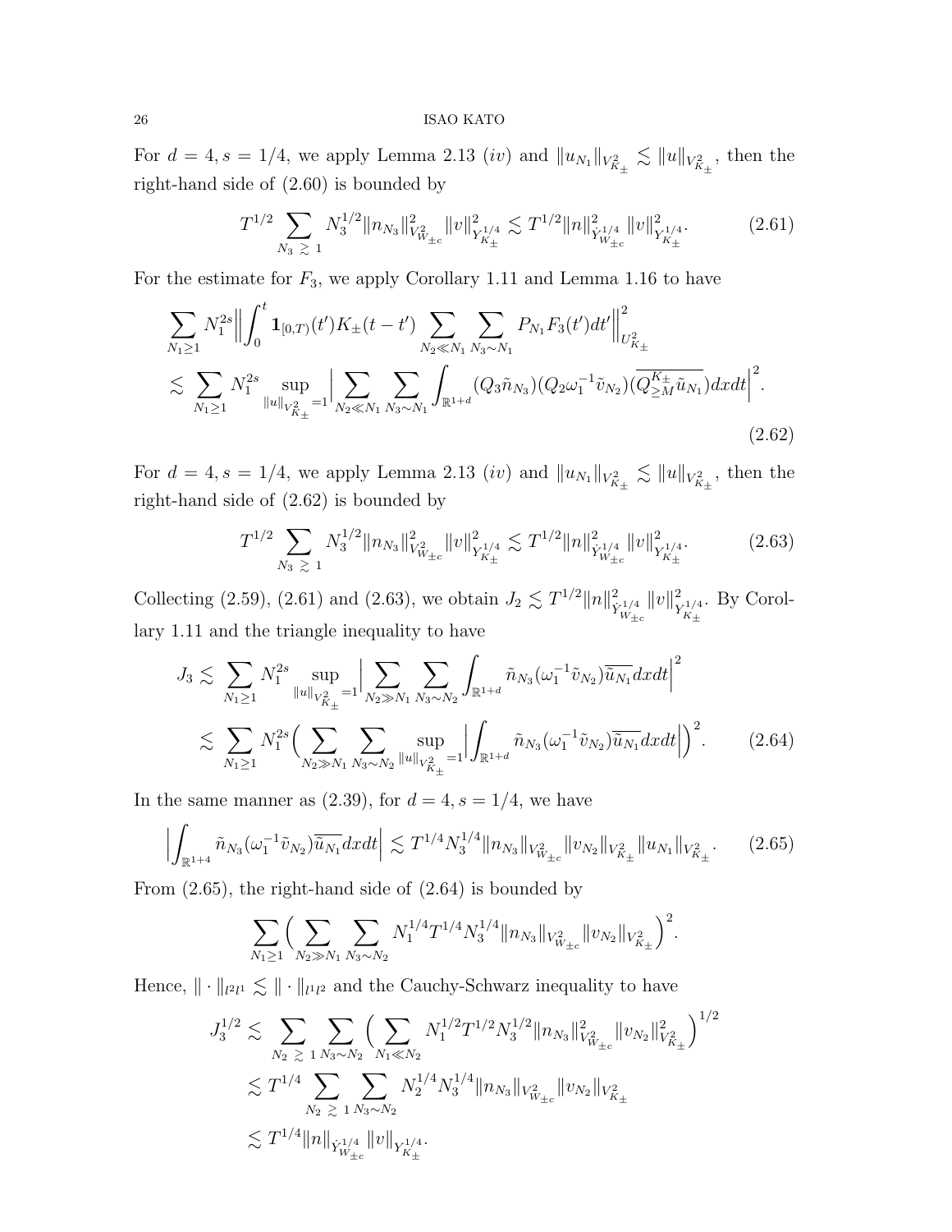For $d = 4, s = 1/4$, we apply Lemma 2.13 $(iv)$ and $\|u_{N_1}\|_{V^2_{K_\pm}} \lesssim \|u\|_{V^2_{K_\pm}}$, then the right-hand side of (2.60) is bounded by

$$T^{1/2} \sum_{N_3 \gtrsim 1} N_3^{1/2} \|n_{N_3}\|^2_{V^2_{W_{\pm c}}} \|v\|^2_{Y^{1/4}_{K_\pm}} \lesssim T^{1/2} \|n\|^2_{\dot{Y}^{1/4}_{W_{\pm c}}} \|v\|^2_{Y^{1/4}_{K_\pm}}. \tag{2.61}$$

For the estimate for $F_3$, we apply Corollary 1.11 and Lemma 1.16 to have

$$\begin{aligned}
&\sum_{N_1 \geq 1} N_1^{2s} \Big\| \int_0^t \mathbf{1}_{[0,T)}(t') K_\pm(t-t') \sum_{N_2 \ll N_1} \sum_{N_3 \sim N_1} P_{N_1} F_3(t') dt' \Big\|^2_{U^2_{K_\pm}} \\
&\lesssim \sum_{N_1 \geq 1} N_1^{2s} \sup_{\|u\|_{V^2_{K_\pm}}=1} \Big| \sum_{N_2 \ll N_1} \sum_{N_3 \sim N_1} \int_{\mathbb{R}^{1+d}} (Q_3 \tilde{n}_{N_3})(Q_2 \omega_1^{-1} \tilde{v}_{N_2}) (\overline{Q^{K_\pm}_{\geq M} \tilde{u}_{N_1}}) dx dt \Big|^2.
\end{aligned} \tag{2.62}$$

For $d = 4, s = 1/4$, we apply Lemma 2.13 $(iv)$ and $\|u_{N_1}\|_{V^2_{K_\pm}} \lesssim \|u\|_{V^2_{K_\pm}}$, then the right-hand side of (2.62) is bounded by

$$T^{1/2} \sum_{N_3 \gtrsim 1} N_3^{1/2} \|n_{N_3}\|^2_{V^2_{W_{\pm c}}} \|v\|^2_{Y^{1/4}_{K_\pm}} \lesssim T^{1/2} \|n\|^2_{\dot{Y}^{1/4}_{W_{\pm c}}} \|v\|^2_{Y^{1/4}_{K_\pm}}. \tag{2.63}$$

Collecting (2.59), (2.61) and (2.63), we obtain $J_2 \lesssim T^{1/2} \|n\|^2_{\dot{Y}^{1/4}_{W_{\pm c}}} \|v\|^2_{Y^{1/4}_{K_\pm}}$. By Corollary 1.11 and the triangle inequality to have

$$\begin{aligned}
J_3 &\lesssim \sum_{N_1 \geq 1} N_1^{2s} \sup_{\|u\|_{V^2_{K_\pm}}=1} \Big| \sum_{N_2 \gg N_1} \sum_{N_3 \sim N_2} \int_{\mathbb{R}^{1+d}} \tilde{n}_{N_3} (\omega_1^{-1} \tilde{v}_{N_2}) \overline{\tilde{u}_{N_1}} dx dt \Big|^2 \\
&\lesssim \sum_{N_1 \geq 1} N_1^{2s} \Big( \sum_{N_2 \gg N_1} \sum_{N_3 \sim N_2} \sup_{\|u\|_{V^2_{K_\pm}}=1} \Big| \int_{\mathbb{R}^{1+d}} \tilde{n}_{N_3} (\omega_1^{-1} \tilde{v}_{N_2}) \overline{\tilde{u}_{N_1}} dx dt \Big| \Big)^2.
\end{aligned} \tag{2.64}$$

In the same manner as (2.39), for $d = 4, s = 1/4$, we have

$$\Big| \int_{\mathbb{R}^{1+4}} \tilde{n}_{N_3} (\omega_1^{-1} \tilde{v}_{N_2}) \overline{\tilde{u}_{N_1}} dx dt \Big| \lesssim T^{1/4} N_3^{1/4} \|n_{N_3}\|_{V^2_{W_{\pm c}}} \|v_{N_2}\|_{V^2_{K_\pm}} \|u_{N_1}\|_{V^2_{K_\pm}}. \tag{2.65}$$

From (2.65), the right-hand side of (2.64) is bounded by

$$\sum_{N_1 \geq 1} \Big( \sum_{N_2 \gg N_1} \sum_{N_3 \sim N_2} N_1^{1/4} T^{1/4} N_3^{1/4} \|n_{N_3}\|_{V^2_{W_{\pm c}}} \|v_{N_2}\|_{V^2_{K_\pm}} \Big)^2.$$

Hence, $\| \cdot \|_{l^2 l^1} \lesssim \| \cdot \|_{l^1 l^2}$ and the Cauchy-Schwarz inequality to have

$$\begin{aligned}
J_3^{1/2} &\lesssim \sum_{N_2 \gtrsim 1} \sum_{N_3 \sim N_2} \Big( \sum_{N_1 \ll N_2} N_1^{1/2} T^{1/2} N_3^{1/2} \|n_{N_3}\|^2_{V^2_{W_{\pm c}}} \|v_{N_2}\|^2_{V^2_{K_\pm}} \Big)^{1/2} \\
&\lesssim T^{1/4} \sum_{N_2 \gtrsim 1} \sum_{N_3 \sim N_2} N_2^{1/4} N_3^{1/4} \|n_{N_3}\|_{V^2_{W_{\pm c}}} \|v_{N_2}\|_{V^2_{K_\pm}} \\
&\lesssim T^{1/4} \|n\|_{\dot{Y}^{1/4}_{W_{\pm c}}} \|v\|_{Y^{1/4}_{K_\pm}}.
\end{aligned}$$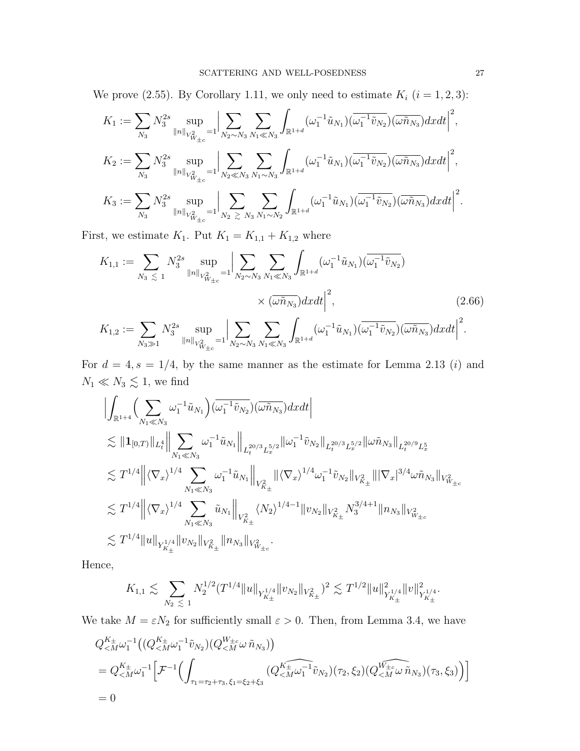We prove (2.55). By Corollary 1.11, we only need to estimate $K_i$ ($i = 1, 2, 3$):

$$K_1 := \sum_{N_3} N_3^{2s} \sup_{\|n\|_{V^2_{W_{\pm c}}}=1} \Big| \sum_{N_2 \sim N_3} \sum_{N_1 \ll N_3} \int_{\mathbb{R}^{1+d}} (\omega_1^{-1} \tilde{u}_{N_1})(\overline{\omega_1^{-1} \tilde{v}_{N_2}})(\overline{\omega \tilde{n}_{N_3}}) dxdt \Big|^2,$$

$$K_2 := \sum_{N_3} N_3^{2s} \sup_{\|n\|_{V^2_{W_{\pm c}}}=1} \Big| \sum_{N_2 \ll N_3} \sum_{N_1 \sim N_3} \int_{\mathbb{R}^{1+d}} (\omega_1^{-1} \tilde{u}_{N_1})(\overline{\omega_1^{-1} \tilde{v}_{N_2}})(\overline{\omega \tilde{n}_{N_3}}) dxdt \Big|^2,$$

$$K_3 := \sum_{N_3} N_3^{2s} \sup_{\|n\|_{V^2_{W_{\pm c}}}=1} \Big| \sum_{N_2 \gtrsim N_3} \sum_{N_1 \sim N_2} \int_{\mathbb{R}^{1+d}} (\omega_1^{-1} \tilde{u}_{N_1})(\overline{\omega_1^{-1} \tilde{v}_{N_2}})(\overline{\omega \tilde{n}_{N_3}}) dxdt \Big|^2.$$

First, we estimate $K_1$. Put $K_1 = K_{1,1} + K_{1,2}$ where

$$K_{1,1} := \sum_{N_3 \lesssim 1} N_3^{2s} \sup_{\|n\|_{V^2_{W_{\pm c}}}=1} \Big| \sum_{N_2 \sim N_3} \sum_{N_1 \ll N_3} \int_{\mathbb{R}^{1+d}} (\omega_1^{-1} \tilde{u}_{N_1})(\overline{\omega_1^{-1} \tilde{v}_{N_2}}) \times (\overline{\omega \tilde{n}_{N_3}}) dxdt \Big|^2, \tag{2.66}$$

$$K_{1,2} := \sum_{N_3 \gg 1} N_3^{2s} \sup_{\|n\|_{V^2_{W_{\pm c}}}=1} \Big| \sum_{N_2 \sim N_3} \sum_{N_1 \ll N_3} \int_{\mathbb{R}^{1+d}} (\omega_1^{-1} \tilde{u}_{N_1})(\overline{\omega_1^{-1} \tilde{v}_{N_2}})(\overline{\omega \tilde{n}_{N_3}}) dxdt \Big|^2.$$

For $d = 4, s = 1/4$, by the same manner as the estimate for Lemma 2.13 $(i)$ and $N_1 \ll N_3 \lesssim 1$, we find

$$\begin{aligned}
&\Big| \int_{\mathbb{R}^{1+4}} \Big( \sum_{N_1 \ll N_3} \omega_1^{-1} \tilde{u}_{N_1} \Big) (\overline{\omega_1^{-1} \tilde{v}_{N_2}})(\overline{\omega \tilde{n}_{N_3}}) dxdt \Big| \\
&\lesssim \|\mathbf{1}_{[0,T)}\|_{L^4_t} \Big\| \sum_{N_1 \ll N_3} \omega_1^{-1} \tilde{u}_{N_1} \Big\|_{L_t^{20/3} L_x^{5/2}} \|\omega_1^{-1} \tilde{v}_{N_2}\|_{L_t^{20/3} L_x^{5/2}} \|\omega \tilde{n}_{N_3}\|_{L_t^{20/9} L_x^5} \\
&\lesssim T^{1/4} \Big\| \langle \nabla_x \rangle^{1/4} \sum_{N_1 \ll N_3} \omega_1^{-1} \tilde{u}_{N_1} \Big\|_{V^2_{K_\pm}} \|\langle \nabla_x \rangle^{1/4} \omega_1^{-1} \tilde{v}_{N_2}\|_{V^2_{K_\pm}} \||\nabla_x|^{3/4} \omega \tilde{n}_{N_3}\|_{V^2_{W_{\pm c}}} \\
&\lesssim T^{1/4} \Big\| \langle \nabla_x \rangle^{1/4} \sum_{N_1 \ll N_3} \tilde{u}_{N_1} \Big\|_{V^2_{K_\pm}} \langle N_2 \rangle^{1/4-1} \|v_{N_2}\|_{V^2_{K_\pm}} N_3^{3/4+1} \|n_{N_3}\|_{V^2_{W_{\pm c}}} \\
&\lesssim T^{1/4} \|u\|_{Y^{1/4}_{K_\pm}} \|v_{N_2}\|_{V^2_{K_\pm}} \|n_{N_3}\|_{V^2_{W_{\pm c}}}.
\end{aligned}$$

Hence,

$$K_{1,1} \lesssim \sum_{N_2 \lesssim 1} N_2^{1/2} (T^{1/4} \|u\|_{Y^{1/4}_{K_\pm}} \|v_{N_2}\|_{V^2_{K_\pm}})^2 \lesssim T^{1/2} \|u\|^2_{Y^{1/4}_{K_\pm}} \|v\|^2_{Y^{1/4}_{K_\pm}}.$$

We take $M = \varepsilon N_2$ for sufficiently small $\varepsilon > 0$. Then, from Lemma 3.4, we have

$$\begin{aligned}
&Q^{K_\pm}_{<M} \omega_1^{-1} \big( (Q^{K_\pm}_{<M} \omega_1^{-1} \tilde{v}_{N_2})(Q^{W_{\pm c}}_{<M} \omega \, \tilde{n}_{N_3}) \big) \\
&= Q^{K_\pm}_{<M} \omega_1^{-1} \Big[ \mathcal{F}^{-1} \Big( \int_{\tau_1 = \tau_2 + \tau_3, \, \xi_1 = \xi_2 + \xi_3} (\widehat{Q^{K_\pm}_{<M} \omega_1^{-1} \tilde{v}_{N_2}})(\tau_2, \xi_2)(\widehat{Q^{W_{\pm c}}_{<M} \omega \, \tilde{n}_{N_3}})(\tau_3, \xi_3) \Big) \Big] \\
&= 0
\end{aligned}$$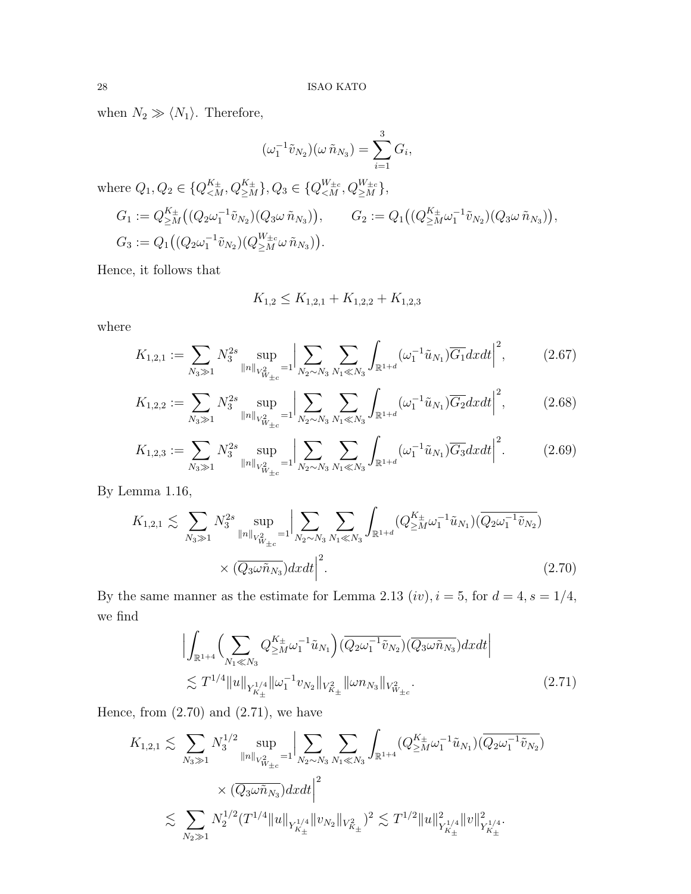when $N_2 \gg \langle N_1 \rangle$. Therefore,

$$(\omega_1^{-1}\tilde{v}_{N_2})(\omega\,\tilde{n}_{N_3}) = \sum_{i=1}^{3} G_i,$$

where $Q_1, Q_2 \in \{Q_{<M}^{K_\pm}, Q_{\geq M}^{K_\pm}\}, Q_3 \in \{Q_{<M}^{W_{\pm c}}, Q_{\geq M}^{W_{\pm c}}\}$,

$$G_1 := Q_{\geq M}^{K_\pm}\big((Q_2\omega_1^{-1}\tilde{v}_{N_2})(Q_3\omega\,\tilde{n}_{N_3})\big), \qquad G_2 := Q_1\big((Q_{\geq M}^{K_\pm}\omega_1^{-1}\tilde{v}_{N_2})(Q_3\omega\,\tilde{n}_{N_3})\big),$$
$$G_3 := Q_1\big((Q_2\omega_1^{-1}\tilde{v}_{N_2})(Q_{\geq M}^{W_{\pm c}}\omega\,\tilde{n}_{N_3})\big).$$

Hence, it follows that

$$K_{1,2} \leq K_{1,2,1} + K_{1,2,2} + K_{1,2,3}$$

where

$$K_{1,2,1} := \sum_{N_3 \gg 1} N_3^{2s} \sup_{\|n\|_{V^2_{W_{\pm c}}}=1} \Big| \sum_{N_2 \sim N_3} \sum_{N_1 \ll N_3} \int_{\mathbb{R}^{1+d}} (\omega_1^{-1}\tilde{u}_{N_1})\overline{G_1}dxdt \Big|^2, \tag{2.67}$$

$$K_{1,2,2} := \sum_{N_3 \gg 1} N_3^{2s} \sup_{\|n\|_{V^2_{W_{\pm c}}}=1} \Big| \sum_{N_2 \sim N_3} \sum_{N_1 \ll N_3} \int_{\mathbb{R}^{1+d}} (\omega_1^{-1}\tilde{u}_{N_1})\overline{G_2}dxdt \Big|^2, \tag{2.68}$$

$$K_{1,2,3} := \sum_{N_3 \gg 1} N_3^{2s} \sup_{\|n\|_{V^2_{W_{\pm c}}}=1} \Big| \sum_{N_2 \sim N_3} \sum_{N_1 \ll N_3} \int_{\mathbb{R}^{1+d}} (\omega_1^{-1}\tilde{u}_{N_1})\overline{G_3}dxdt \Big|^2. \tag{2.69}$$

By Lemma 1.16,

$$\begin{aligned} K_{1,2,1} \lesssim \sum_{N_3 \gg 1} N_3^{2s} \sup_{\|n\|_{V^2_{W_{\pm c}}}=1} \Big| \sum_{N_2 \sim N_3} \sum_{N_1 \ll N_3} \int_{\mathbb{R}^{1+d}} (Q_{\geq M}^{K_\pm}\omega_1^{-1}\tilde{u}_{N_1})(\overline{Q_2\omega_1^{-1}\tilde{v}_{N_2}}) \\ \times (\overline{Q_3\omega\tilde{n}_{N_3}})dxdt \Big|^2. \end{aligned} \tag{2.70}$$

By the same manner as the estimate for Lemma 2.13 $(iv), i = 5$, for $d = 4, s = 1/4$, we find

$$\begin{aligned} &\Big| \int_{\mathbb{R}^{1+4}} \Big( \sum_{N_1 \ll N_3} Q_{\geq M}^{K_\pm}\omega_1^{-1}\tilde{u}_{N_1} \Big) (\overline{Q_2\omega_1^{-1}\tilde{v}_{N_2}})(\overline{Q_3\omega\tilde{n}_{N_3}})dxdt \Big| \\ &\lesssim T^{1/4}\|u\|_{Y^{1/4}_{K_\pm}} \|\omega_1^{-1}v_{N_2}\|_{V^2_{K_\pm}} \|\omega n_{N_3}\|_{V^2_{W_{\pm c}}}. \end{aligned} \tag{2.71}$$

Hence, from (2.70) and (2.71), we have

$$\begin{aligned} K_{1,2,1} &\lesssim \sum_{N_3 \gg 1} N_3^{1/2} \sup_{\|n\|_{V^2_{W_{\pm c}}}=1} \Big| \sum_{N_2 \sim N_3} \sum_{N_1 \ll N_3} \int_{\mathbb{R}^{1+4}} (Q_{\geq M}^{K_\pm}\omega_1^{-1}\tilde{u}_{N_1})(\overline{Q_2\omega_1^{-1}\tilde{v}_{N_2}}) \\ &\qquad \times (\overline{Q_3\omega\tilde{n}_{N_3}})dxdt \Big|^2 \\ &\lesssim \sum_{N_2 \gg 1} N_2^{1/2} (T^{1/4}\|u\|_{Y^{1/4}_{K_\pm}} \|v_{N_2}\|_{V^2_{K_\pm}})^2 \lesssim T^{1/2}\|u\|^2_{Y^{1/4}_{K_\pm}} \|v\|^2_{Y^{1/4}_{K_\pm}}. \end{aligned}$$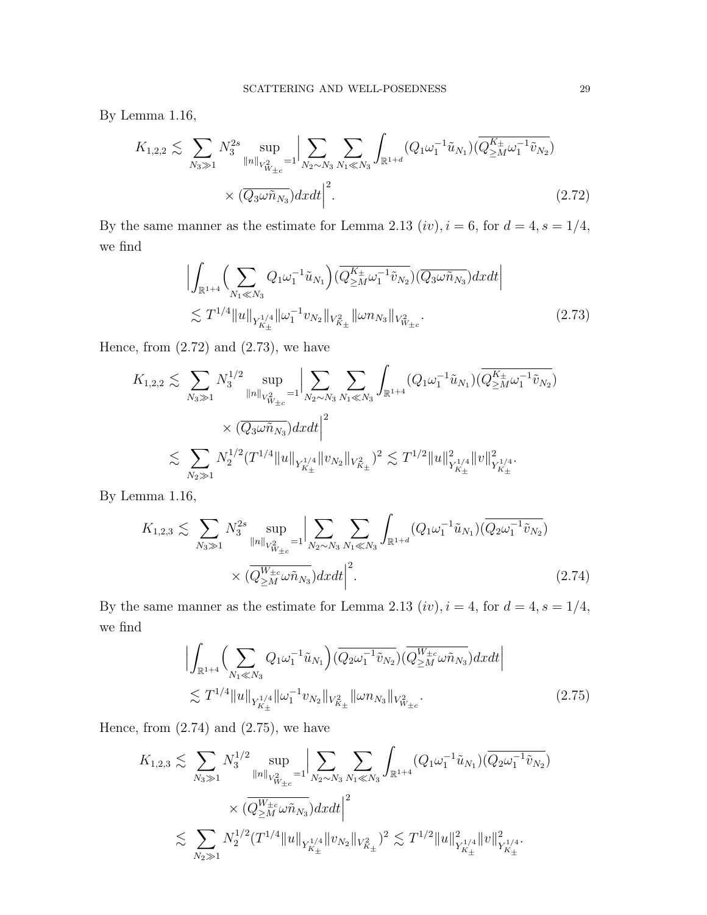By Lemma 1.16,

$$K_{1,2,2} \lesssim \sum_{N_3 \gg 1} N_3^{2s} \sup_{\|n\|_{V^2_{W_{\pm c}}}=1} \Big| \sum_{N_2 \sim N_3} \sum_{N_1 \ll N_3} \int_{\mathbb{R}^{1+d}} (Q_1 \omega_1^{-1} \tilde{u}_{N_1}) (\overline{Q^{K_\pm}_{\geq M} \omega_1^{-1} \tilde{v}_{N_2}}) \times (\overline{Q_3 \omega \tilde{n}_{N_3}}) dxdt \Big|^2. \tag{2.72}$$

By the same manner as the estimate for Lemma 2.13 $(iv), i = 6$, for $d = 4, s = 1/4$, we find

$$\begin{aligned} &\Big| \int_{\mathbb{R}^{1+4}} \Big( \sum_{N_1 \ll N_3} Q_1 \omega_1^{-1} \tilde{u}_{N_1} \Big) (\overline{Q^{K_\pm}_{\geq M} \omega_1^{-1} \tilde{v}_{N_2}}) (\overline{Q_3 \omega \tilde{n}_{N_3}}) dxdt \Big| \\ &\lesssim T^{1/4} \|u\|_{Y^{1/4}_{K_\pm}} \|\omega_1^{-1} v_{N_2}\|_{V^2_{K_\pm}} \|\omega n_{N_3}\|_{V^2_{W_{\pm c}}}. \end{aligned} \tag{2.73}$$

Hence, from (2.72) and (2.73), we have

$$\begin{aligned} K_{1,2,2} &\lesssim \sum_{N_3 \gg 1} N_3^{1/2} \sup_{\|n\|_{V^2_{W_{\pm c}}}=1} \Big| \sum_{N_2 \sim N_3} \sum_{N_1 \ll N_3} \int_{\mathbb{R}^{1+4}} (Q_1 \omega_1^{-1} \tilde{u}_{N_1}) (\overline{Q^{K_\pm}_{\geq M} \omega_1^{-1} \tilde{v}_{N_2}}) \\ &\qquad \times (\overline{Q_3 \omega \tilde{n}_{N_3}}) dxdt \Big|^2 \\ &\lesssim \sum_{N_2 \gg 1} N_2^{1/2} (T^{1/4} \|u\|_{Y^{1/4}_{K_\pm}} \|v_{N_2}\|_{V^2_{K_\pm}})^2 \lesssim T^{1/2} \|u\|^2_{Y^{1/4}_{K_\pm}} \|v\|^2_{Y^{1/4}_{K_\pm}}. \end{aligned}$$

By Lemma 1.16,

$$K_{1,2,3} \lesssim \sum_{N_3 \gg 1} N_3^{2s} \sup_{\|n\|_{V^2_{W_{\pm c}}}=1} \Big| \sum_{N_2 \sim N_3} \sum_{N_1 \ll N_3} \int_{\mathbb{R}^{1+d}} (Q_1 \omega_1^{-1} \tilde{u}_{N_1}) (\overline{Q_2 \omega_1^{-1} \tilde{v}_{N_2}}) \times (\overline{Q^{W_{\pm c}}_{\geq M} \omega \tilde{n}_{N_3}}) dxdt \Big|^2. \tag{2.74}$$

By the same manner as the estimate for Lemma 2.13 $(iv), i = 4$, for $d = 4, s = 1/4$, we find

$$\begin{aligned} &\Big| \int_{\mathbb{R}^{1+4}} \Big( \sum_{N_1 \ll N_3} Q_1 \omega_1^{-1} \tilde{u}_{N_1} \Big) (\overline{Q_2 \omega_1^{-1} \tilde{v}_{N_2}}) (\overline{Q^{W_{\pm c}}_{\geq M} \omega \tilde{n}_{N_3}}) dxdt \Big| \\ &\lesssim T^{1/4} \|u\|_{Y^{1/4}_{K_\pm}} \|\omega_1^{-1} v_{N_2}\|_{V^2_{K_\pm}} \|\omega n_{N_3}\|_{V^2_{W_{\pm c}}}. \end{aligned} \tag{2.75}$$

Hence, from (2.74) and (2.75), we have

$$\begin{aligned} K_{1,2,3} &\lesssim \sum_{N_3 \gg 1} N_3^{1/2} \sup_{\|n\|_{V^2_{W_{\pm c}}}=1} \Big| \sum_{N_2 \sim N_3} \sum_{N_1 \ll N_3} \int_{\mathbb{R}^{1+4}} (Q_1 \omega_1^{-1} \tilde{u}_{N_1}) (\overline{Q_2 \omega_1^{-1} \tilde{v}_{N_2}}) \\ &\qquad \times (\overline{Q^{W_{\pm c}}_{\geq M} \omega \tilde{n}_{N_3}}) dxdt \Big|^2 \\ &\lesssim \sum_{N_2 \gg 1} N_2^{1/2} (T^{1/4} \|u\|_{Y^{1/4}_{K_\pm}} \|v_{N_2}\|_{V^2_{K_\pm}})^2 \lesssim T^{1/2} \|u\|^2_{Y^{1/4}_{K_\pm}} \|v\|^2_{Y^{1/4}_{K_\pm}}. \end{aligned}$$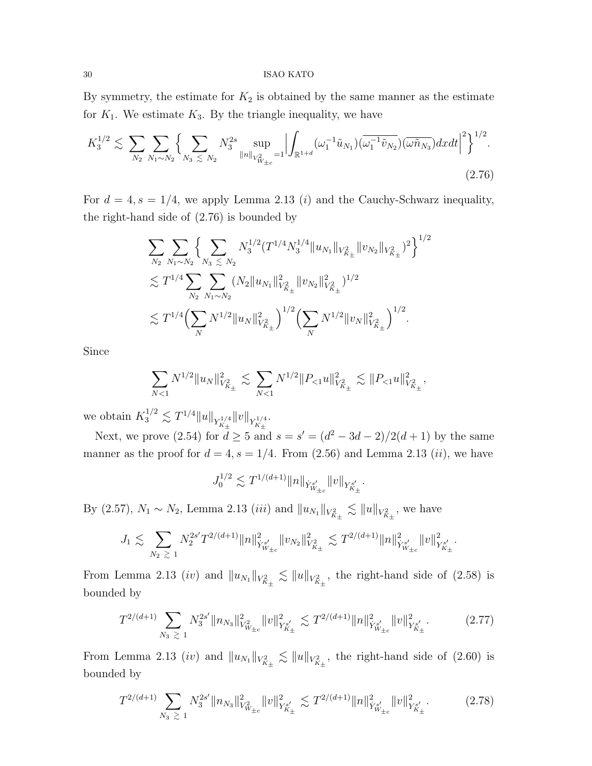By symmetry, the estimate for $K_2$ is obtained by the same manner as the estimate for $K_1$. We estimate $K_3$. By the triangle inequality, we have

$$K_3^{1/2} \lesssim \sum_{N_2} \sum_{N_1 \sim N_2} \Big\{ \sum_{N_3 \lesssim N_2} N_3^{2s} \sup_{\|n\|_{V^2_{W_{\pm c}}}=1} \Big| \int_{\mathbb{R}^{1+d}} (\omega_1^{-1} \tilde{u}_{N_1}) (\overline{\omega_1^{-1} \tilde{v}_{N_2}}) (\overline{\omega \tilde{n}_{N_3}}) dx dt \Big|^2 \Big\}^{1/2}. \tag{2.76}$$

For $d = 4, s = 1/4$, we apply Lemma 2.13 $(i)$ and the Cauchy-Schwarz inequality, the right-hand side of (2.76) is bounded by

$$\begin{aligned}
&\sum_{N_2} \sum_{N_1 \sim N_2} \Big\{ \sum_{N_3 \lesssim N_2} N_3^{1/2} (T^{1/4} N_3^{1/4} \|u_{N_1}\|_{V^2_{K_\pm}} \|v_{N_2}\|_{V^2_{K_\pm}})^2 \Big\}^{1/2} \\
&\lesssim T^{1/4} \sum_{N_2} \sum_{N_1 \sim N_2} (N_2 \|u_{N_1}\|^2_{V^2_{K_\pm}} \|v_{N_2}\|^2_{V^2_{K_\pm}})^{1/2} \\
&\lesssim T^{1/4} \Big( \sum_N N^{1/2} \|u_N\|^2_{V^2_{K_\pm}} \Big)^{1/2} \Big( \sum_N N^{1/2} \|v_N\|^2_{V^2_{K_\pm}} \Big)^{1/2}.
\end{aligned}$$

Since

$$\sum_{N<1} N^{1/2} \|u_N\|^2_{V^2_{K_\pm}} \lesssim \sum_{N<1} N^{1/2} \|P_{<1} u\|^2_{V^2_{K_\pm}} \lesssim \|P_{<1} u\|^2_{V^2_{K_\pm}},$$

we obtain $K_3^{1/2} \lesssim T^{1/4} \|u\|_{Y^{1/4}_{K_\pm}} \|v\|_{Y^{1/4}_{K_\pm}}$.

Next, we prove (2.54) for $d \geq 5$ and $s = s' = (d^2 - 3d - 2)/2(d+1)$ by the same manner as the proof for $d = 4, s = 1/4$. From (2.56) and Lemma 2.13 $(ii)$, we have

$$J_0^{1/2} \lesssim T^{1/(d+1)} \|n\|_{\dot{Y}^{s'}_{W_{\pm c}}} \|v\|_{Y^{s'}_{K_\pm}}.$$

By (2.57), $N_1 \sim N_2$, Lemma 2.13 $(iii)$ and $\|u_{N_1}\|_{V^2_{K_\pm}} \lesssim \|u\|_{V^2_{K_\pm}}$, we have

$$J_1 \lesssim \sum_{N_2 \gtrsim 1} N_2^{2s'} T^{2/(d+1)} \|n\|^2_{\dot{Y}^{s'}_{W_{\pm c}}} \|v_{N_2}\|^2_{V^2_{K_\pm}} \lesssim T^{2/(d+1)} \|n\|^2_{\dot{Y}^{s'}_{W_{\pm c}}} \|v\|^2_{Y^{s'}_{K_\pm}}.$$

From Lemma 2.13 $(iv)$ and $\|u_{N_1}\|_{V^2_{K_\pm}} \lesssim \|u\|_{V^2_{K_\pm}}$, the right-hand side of (2.58) is bounded by

$$T^{2/(d+1)} \sum_{N_3 \gtrsim 1} N_3^{2s'} \|n_{N_3}\|^2_{V^2_{W_{\pm c}}} \|v\|^2_{Y^{s'}_{K_\pm}} \lesssim T^{2/(d+1)} \|n\|^2_{\dot{Y}^{s'}_{W_{\pm c}}} \|v\|^2_{Y^{s'}_{K_\pm}}. \tag{2.77}$$

From Lemma 2.13 $(iv)$ and $\|u_{N_1}\|_{V^2_{K_\pm}} \lesssim \|u\|_{V^2_{K_\pm}}$, the right-hand side of (2.60) is bounded by

$$T^{2/(d+1)} \sum_{N_3 \gtrsim 1} N_3^{2s'} \|n_{N_3}\|^2_{V^2_{W_{\pm c}}} \|v\|^2_{Y^{s'}_{K_\pm}} \lesssim T^{2/(d+1)} \|n\|^2_{\dot{Y}^{s'}_{W_{\pm c}}} \|v\|^2_{Y^{s'}_{K_\pm}}. \tag{2.78}$$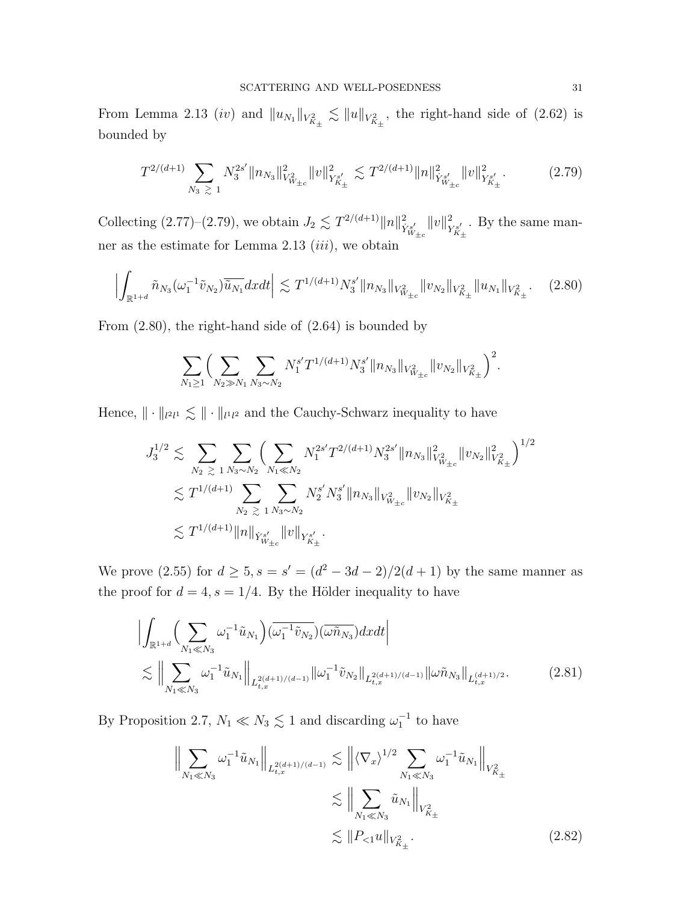From Lemma 2.13 $(iv)$ and $\|u_{N_1}\|_{V^2_{K_\pm}} \lesssim \|u\|_{V^2_{K_\pm}}$, the right-hand side of (2.62) is bounded by

$$T^{2/(d+1)} \sum_{N_3 \gtrsim 1} N_3^{2s'} \|n_{N_3}\|^2_{V^2_{W_{\pm c}}} \|v\|^2_{Y^{s'}_{K_\pm}} \lesssim T^{2/(d+1)} \|n\|^2_{\dot{Y}^{s'}_{W_{\pm c}}} \|v\|^2_{Y^{s'}_{K_\pm}}. \tag{2.79}$$

Collecting (2.77)–(2.79), we obtain $J_2 \lesssim T^{2/(d+1)} \|n\|^2_{\dot{Y}^{s'}_{W_{\pm c}}} \|v\|^2_{Y^{s'}_{K_\pm}}$. By the same manner as the estimate for Lemma 2.13 $(iii)$, we obtain

$$\Big| \int_{\mathbb{R}^{1+d}} \tilde{n}_{N_3} (\omega_1^{-1} \tilde{v}_{N_2}) \overline{\tilde{u}_{N_1}} dx dt \Big| \lesssim T^{1/(d+1)} N_3^{s'} \|n_{N_3}\|_{V^2_{W_{\pm c}}} \|v_{N_2}\|_{V^2_{K_\pm}} \|u_{N_1}\|_{V^2_{K_\pm}}. \tag{2.80}$$

From (2.80), the right-hand side of (2.64) is bounded by

$$\sum_{N_1 \geq 1} \Big( \sum_{N_2 \gg N_1} \sum_{N_3 \sim N_2} N_1^{s'} T^{1/(d+1)} N_3^{s'} \|n_{N_3}\|_{V^2_{W_{\pm c}}} \|v_{N_2}\|_{V^2_{K_\pm}} \Big)^2.$$

Hence, $\|\cdot\|_{l^2 l^1} \lesssim \|\cdot\|_{l^1 l^2}$ and the Cauchy-Schwarz inequality to have

$$\begin{aligned}
J_3^{1/2} &\lesssim \sum_{N_2 \gtrsim 1} \sum_{N_3 \sim N_2} \Big( \sum_{N_1 \ll N_2} N_1^{2s'} T^{2/(d+1)} N_3^{2s'} \|n_{N_3}\|^2_{V^2_{W_{\pm c}}} \|v_{N_2}\|^2_{V^2_{K_\pm}} \Big)^{1/2} \\
&\lesssim T^{1/(d+1)} \sum_{N_2 \gtrsim 1} \sum_{N_3 \sim N_2} N_2^{s'} N_3^{s'} \|n_{N_3}\|_{V^2_{W_{\pm c}}} \|v_{N_2}\|_{V^2_{K_\pm}} \\
&\lesssim T^{1/(d+1)} \|n\|_{\dot{Y}^{s'}_{W_{\pm c}}} \|v\|_{Y^{s'}_{K_\pm}}.
\end{aligned}$$

We prove (2.55) for $d \geq 5, s = s' = (d^2 - 3d - 2)/2(d+1)$ by the same manner as the proof for $d = 4, s = 1/4$. By the Hölder inequality to have

$$\begin{aligned}
&\Big| \int_{\mathbb{R}^{1+d}} \Big( \sum_{N_1 \ll N_3} \omega_1^{-1} \tilde{u}_{N_1} \Big) (\overline{\omega_1^{-1} \tilde{v}_{N_2}}) (\overline{\omega \tilde{n}_{N_3}}) dx dt \Big| \\
&\lesssim \Big\| \sum_{N_1 \ll N_3} \omega_1^{-1} \tilde{u}_{N_1} \Big\|_{L^{2(d+1)/(d-1)}_{t,x}} \|\omega_1^{-1} \tilde{v}_{N_2}\|_{L^{2(d+1)/(d-1)}_{t,x}} \|\omega \tilde{n}_{N_3}\|_{L^{(d+1)/2}_{t,x}}.
\end{aligned} \tag{2.81}$$

By Proposition 2.7, $N_1 \ll N_3 \lesssim 1$ and discarding $\omega_1^{-1}$ to have

$$\begin{aligned}
\Big\| \sum_{N_1 \ll N_3} \omega_1^{-1} \tilde{u}_{N_1} \Big\|_{L^{2(d+1)/(d-1)}_{t,x}} &\lesssim \Big\| \langle \nabla_x \rangle^{1/2} \sum_{N_1 \ll N_3} \omega_1^{-1} \tilde{u}_{N_1} \Big\|_{V^2_{K_\pm}} \\
&\lesssim \Big\| \sum_{N_1 \ll N_3} \tilde{u}_{N_1} \Big\|_{V^2_{K_\pm}} \\
&\lesssim \|P_{<1} u\|_{V^2_{K_\pm}}.
\end{aligned} \tag{2.82}$$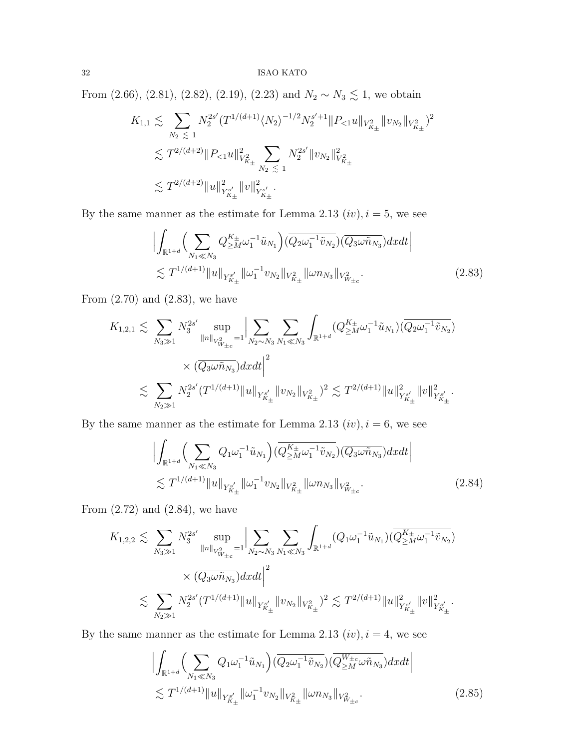From (2.66), (2.81), (2.82), (2.19), (2.23) and $N_2 \sim N_3 \lesssim 1$, we obtain

$$
\begin{aligned}
K_{1,1} &\lesssim \sum_{N_2 \lesssim 1} N_2^{2s'} (T^{1/(d+1)} \langle N_2 \rangle^{-1/2} N_2^{s'+1} \|P_{<1} u\|_{V^2_{K_\pm}} \|v_{N_2}\|_{V^2_{K_\pm}})^2 \\
&\lesssim T^{2/(d+2)} \|P_{<1} u\|^2_{V^2_{K_\pm}} \sum_{N_2 \lesssim 1} N_2^{2s'} \|v_{N_2}\|^2_{V^2_{K_\pm}} \\
&\lesssim T^{2/(d+2)} \|u\|^2_{Y^{s'}_{K_\pm}} \|v\|^2_{Y^{s'}_{K_\pm}}.
\end{aligned}
$$

By the same manner as the estimate for Lemma 2.13 $(iv), i = 5$, we see

$$
\begin{aligned}
&\Big| \int_{\mathbb{R}^{1+d}} \Big( \sum_{N_1 \ll N_3} Q^{K_\pm}_{\geq M} \omega_1^{-1} \tilde{u}_{N_1} \Big) (\overline{Q_2 \omega_1^{-1} \tilde{v}_{N_2}}) (\overline{Q_3 \omega \tilde{n}_{N_3}}) dx dt \Big| \\
&\lesssim T^{1/(d+1)} \|u\|_{Y^{s'}_{K_\pm}} \|\omega_1^{-1} v_{N_2}\|_{V^2_{K_\pm}} \|\omega n_{N_3}\|_{V^2_{W_{\pm c}}}.
\end{aligned} \tag{2.83}
$$

From (2.70) and (2.83), we have

$$
\begin{aligned}
K_{1,2,1} &\lesssim \sum_{N_3 \gg 1} N_3^{2s'} \sup_{\|n\|_{V^2_{W_{\pm c}}} = 1} \Big| \sum_{N_2 \sim N_3} \sum_{N_1 \ll N_3} \int_{\mathbb{R}^{1+d}} (Q^{K_\pm}_{\geq M} \omega_1^{-1} \tilde{u}_{N_1}) (\overline{Q_2 \omega_1^{-1} \tilde{v}_{N_2}}) \\
&\qquad \times (\overline{Q_3 \omega \tilde{n}_{N_3}}) dx dt \Big|^2 \\
&\lesssim \sum_{N_2 \gg 1} N_2^{2s'} (T^{1/(d+1)} \|u\|_{Y^{s'}_{K_\pm}} \|v_{N_2}\|_{V^2_{K_\pm}})^2 \lesssim T^{2/(d+1)} \|u\|^2_{Y^{s'}_{K_\pm}} \|v\|^2_{Y^{s'}_{K_\pm}}.
\end{aligned}
$$

By the same manner as the estimate for Lemma 2.13 $(iv), i = 6$, we see

$$
\begin{aligned}
&\Big| \int_{\mathbb{R}^{1+d}} \Big( \sum_{N_1 \ll N_3} Q_1 \omega_1^{-1} \tilde{u}_{N_1} \Big) (\overline{Q^{K_\pm}_{\geq M} \omega_1^{-1} \tilde{v}_{N_2}}) (\overline{Q_3 \omega \tilde{n}_{N_3}}) dx dt \Big| \\
&\lesssim T^{1/(d+1)} \|u\|_{Y^{s'}_{K_\pm}} \|\omega_1^{-1} v_{N_2}\|_{V^2_{K_\pm}} \|\omega n_{N_3}\|_{V^2_{W_{\pm c}}}.
\end{aligned} \tag{2.84}
$$

From (2.72) and (2.84), we have

$$
\begin{aligned}
K_{1,2,2} &\lesssim \sum_{N_3 \gg 1} N_3^{2s'} \sup_{\|n\|_{V^2_{W_{\pm c}}} = 1} \Big| \sum_{N_2 \sim N_3} \sum_{N_1 \ll N_3} \int_{\mathbb{R}^{1+d}} (Q_1 \omega_1^{-1} \tilde{u}_{N_1}) (\overline{Q^{K_\pm}_{\geq M} \omega_1^{-1} \tilde{v}_{N_2}}) \\
&\qquad \times (\overline{Q_3 \omega \tilde{n}_{N_3}}) dx dt \Big|^2 \\
&\lesssim \sum_{N_2 \gg 1} N_2^{2s'} (T^{1/(d+1)} \|u\|_{Y^{s'}_{K_\pm}} \|v_{N_2}\|_{V^2_{K_\pm}})^2 \lesssim T^{2/(d+1)} \|u\|^2_{Y^{s'}_{K_\pm}} \|v\|^2_{Y^{s'}_{K_\pm}}.
\end{aligned}
$$

By the same manner as the estimate for Lemma 2.13 $(iv), i = 4$, we see

$$
\begin{aligned}
&\Big| \int_{\mathbb{R}^{1+d}} \Big( \sum_{N_1 \ll N_3} Q_1 \omega_1^{-1} \tilde{u}_{N_1} \Big) (\overline{Q_2 \omega_1^{-1} \tilde{v}_{N_2}}) (\overline{Q^{W_{\pm c}}_{\geq M} \omega \tilde{n}_{N_3}}) dx dt \Big| \\
&\lesssim T^{1/(d+1)} \|u\|_{Y^{s'}_{K_\pm}} \|\omega_1^{-1} v_{N_2}\|_{V^2_{K_\pm}} \|\omega n_{N_3}\|_{V^2_{W_{\pm c}}}.
\end{aligned} \tag{2.85}
$$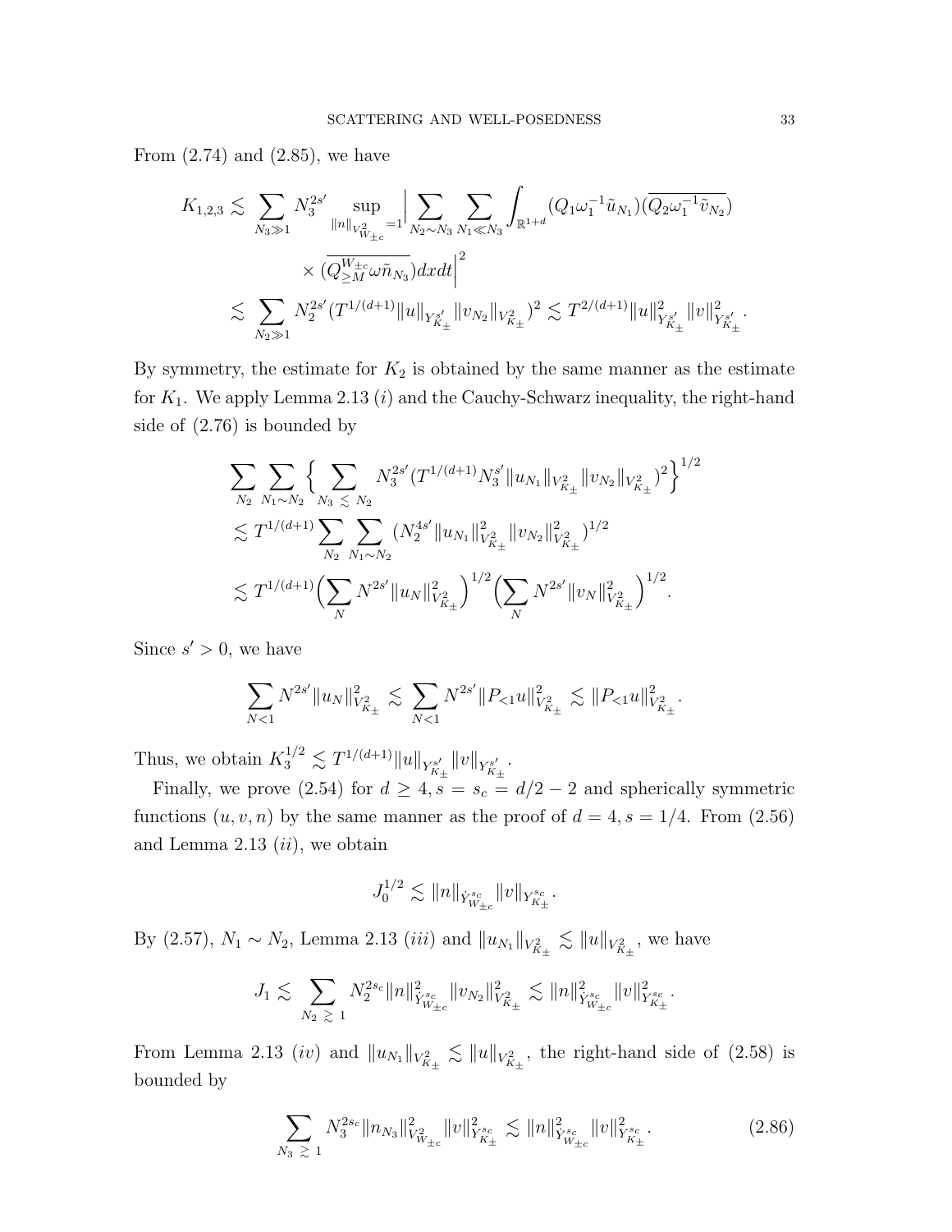From (2.74) and (2.85), we have

$$
\begin{aligned}
K_{1,2,3} &\lesssim \sum_{N_3 \gg 1} N_3^{2s'} \sup_{\|n\|_{V^2_{W_{\pm c}}}=1} \Big| \sum_{N_2 \sim N_3} \sum_{N_1 \ll N_3} \int_{\mathbb{R}^{1+d}} (Q_1 \omega_1^{-1} \tilde{u}_{N_1}) (\overline{Q_2 \omega_1^{-1} \tilde{v}_{N_2}}) \\
&\qquad \times (\overline{Q^{W_{\pm c}}_{\geq M} \omega \tilde{n}_{N_3}}) dx dt \Big|^2 \\
&\lesssim \sum_{N_2 \gg 1} N_2^{2s'} (T^{1/(d+1)} \|u\|_{Y^{s'}_{K_\pm}} \|v_{N_2}\|_{V^2_{K_\pm}})^2 \lesssim T^{2/(d+1)} \|u\|^2_{Y^{s'}_{K_\pm}} \|v\|^2_{Y^{s'}_{K_\pm}}.
\end{aligned}
$$

By symmetry, the estimate for $K_2$ is obtained by the same manner as the estimate for $K_1$. We apply Lemma 2.13 $(i)$ and the Cauchy-Schwarz inequality, the right-hand side of (2.76) is bounded by

$$
\begin{aligned}
&\sum_{N_2} \sum_{N_1 \sim N_2} \Big\{ \sum_{N_3 \lesssim N_2} N_3^{2s'} (T^{1/(d+1)} N_3^{s'} \|u_{N_1}\|_{V^2_{K_\pm}} \|v_{N_2}\|_{V^2_{K_\pm}})^2 \Big\}^{1/2} \\
&\lesssim T^{1/(d+1)} \sum_{N_2} \sum_{N_1 \sim N_2} (N_2^{4s'} \|u_{N_1}\|^2_{V^2_{K_\pm}} \|v_{N_2}\|^2_{V^2_{K_\pm}})^{1/2} \\
&\lesssim T^{1/(d+1)} \Big( \sum_N N^{2s'} \|u_N\|^2_{V^2_{K_\pm}} \Big)^{1/2} \Big( \sum_N N^{2s'} \|v_N\|^2_{V^2_{K_\pm}} \Big)^{1/2}.
\end{aligned}
$$

Since $s' > 0$, we have

$$
\sum_{N<1} N^{2s'} \|u_N\|^2_{V^2_{K_\pm}} \lesssim \sum_{N<1} N^{2s'} \|P_{<1} u\|^2_{V^2_{K_\pm}} \lesssim \|P_{<1} u\|^2_{V^2_{K_\pm}}.
$$

Thus, we obtain $K_3^{1/2} \lesssim T^{1/(d+1)} \|u\|_{Y^{s'}_{K_\pm}} \|v\|_{Y^{s'}_{K_\pm}}$.

Finally, we prove (2.54) for $d \geq 4, s = s_c = d/2 - 2$ and spherically symmetric functions $(u, v, n)$ by the same manner as the proof of $d = 4, s = 1/4$. From (2.56) and Lemma 2.13 $(ii)$, we obtain

$$
J_0^{1/2} \lesssim \|n\|_{\dot{Y}^{s_c}_{W_{\pm c}}} \|v\|_{Y^{s_c}_{K_\pm}}.
$$

By (2.57), $N_1 \sim N_2$, Lemma 2.13 $(iii)$ and $\|u_{N_1}\|_{V^2_{K_\pm}} \lesssim \|u\|_{V^2_{K_\pm}}$, we have

$$
J_1 \lesssim \sum_{N_2 \gtrsim 1} N_2^{2s_c} \|n\|^2_{\dot{Y}^{s_c}_{W_{\pm c}}} \|v_{N_2}\|^2_{V^2_{K_\pm}} \lesssim \|n\|^2_{\dot{Y}^{s_c}_{W_{\pm c}}} \|v\|^2_{Y^{s_c}_{K_\pm}}.
$$

From Lemma 2.13 $(iv)$ and $\|u_{N_1}\|_{V^2_{K_\pm}} \lesssim \|u\|_{V^2_{K_\pm}}$, the right-hand side of (2.58) is bounded by

$$
\sum_{N_3 \gtrsim 1} N_3^{2s_c} \|n_{N_3}\|^2_{V^2_{W_{\pm c}}} \|v\|^2_{Y^{s_c}_{K_\pm}} \lesssim \|n\|^2_{\dot{Y}^{s_c}_{W_{\pm c}}} \|v\|^2_{Y^{s_c}_{K_\pm}}. \tag{2.86}
$$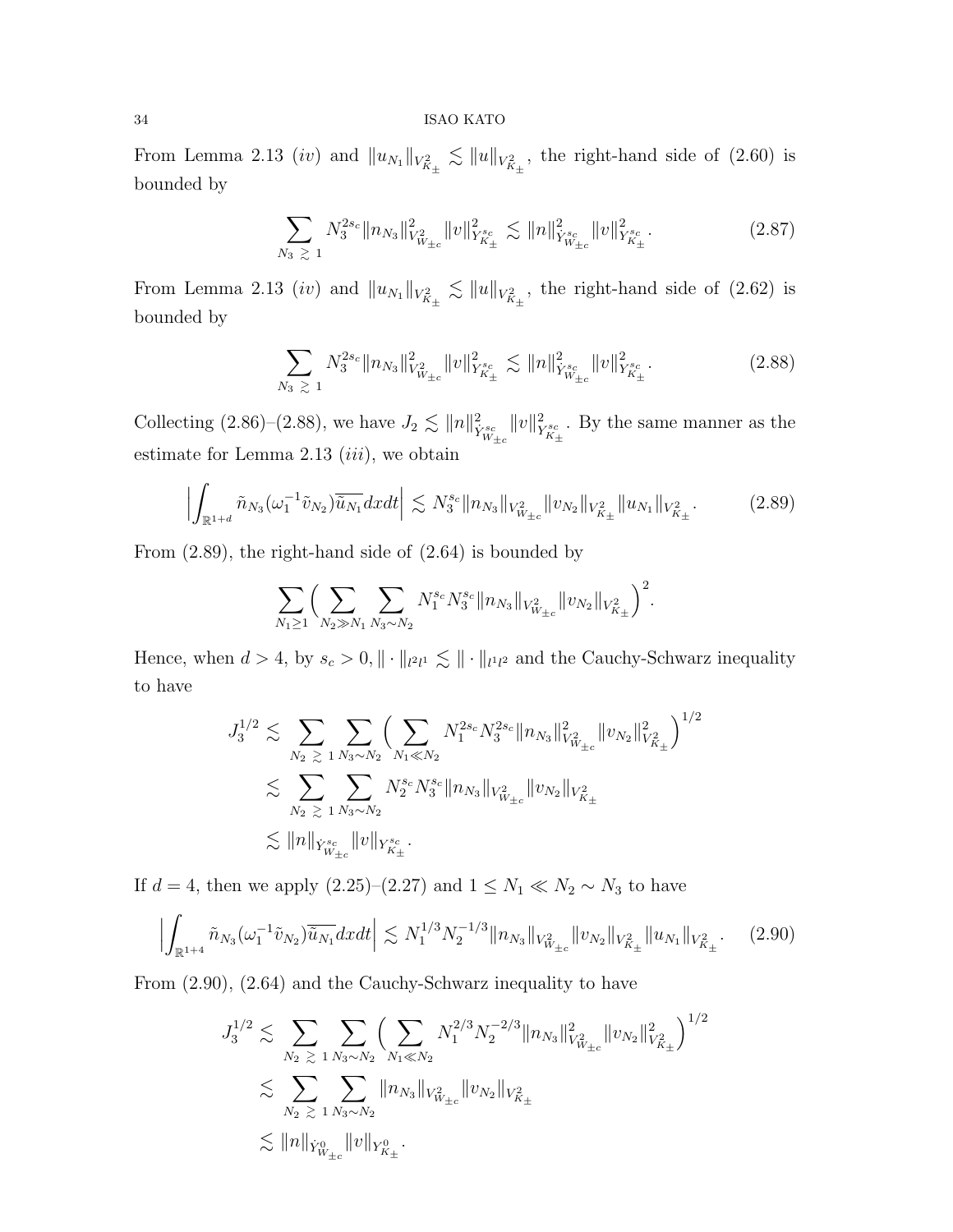From Lemma 2.13 $(iv)$ and $\|u_{N_1}\|_{V^2_{K_\pm}} \lesssim \|u\|_{V^2_{K_\pm}}$, the right-hand side of (2.60) is bounded by

$$\sum_{N_3 \gtrsim 1} N_3^{2s_c} \|n_{N_3}\|^2_{V^2_{W_{\pm c}}} \|v\|^2_{Y^{s_c}_{K_\pm}} \lesssim \|n\|^2_{\dot{Y}^{s_c}_{W_{\pm c}}} \|v\|^2_{Y^{s_c}_{K_\pm}}. \tag{2.87}$$

From Lemma 2.13 $(iv)$ and $\|u_{N_1}\|_{V^2_{K_\pm}} \lesssim \|u\|_{V^2_{K_\pm}}$, the right-hand side of (2.62) is bounded by

$$\sum_{N_3 \gtrsim 1} N_3^{2s_c} \|n_{N_3}\|^2_{V^2_{W_{\pm c}}} \|v\|^2_{Y^{s_c}_{K_\pm}} \lesssim \|n\|^2_{\dot{Y}^{s_c}_{W_{\pm c}}} \|v\|^2_{Y^{s_c}_{K_\pm}}. \tag{2.88}$$

Collecting (2.86)–(2.88), we have $J_2 \lesssim \|n\|^2_{\dot{Y}^{s_c}_{W_{\pm c}}} \|v\|^2_{Y^{s_c}_{K_\pm}}$. By the same manner as the estimate for Lemma 2.13 $(iii)$, we obtain

$$\Big| \int_{\mathbb{R}^{1+d}} \tilde{n}_{N_3} (\omega_1^{-1} \tilde{v}_{N_2}) \overline{\tilde{u}_{N_1}} dx dt \Big| \lesssim N_3^{s_c} \|n_{N_3}\|_{V^2_{W_{\pm c}}} \|v_{N_2}\|_{V^2_{K_\pm}} \|u_{N_1}\|_{V^2_{K_\pm}}. \tag{2.89}$$

From (2.89), the right-hand side of (2.64) is bounded by

$$\sum_{N_1 \geq 1} \Big( \sum_{N_2 \gg N_1} \sum_{N_3 \sim N_2} N_1^{s_c} N_3^{s_c} \|n_{N_3}\|_{V^2_{W_{\pm c}}} \|v_{N_2}\|_{V^2_{K_\pm}} \Big)^2.$$

Hence, when $d > 4$, by $s_c > 0$, $\|\cdot\|_{l^2 l^1} \lesssim \|\cdot\|_{l^1 l^2}$ and the Cauchy-Schwarz inequality to have

$$\begin{aligned} J_3^{1/2} &\lesssim \sum_{N_2 \gtrsim 1} \sum_{N_3 \sim N_2} \Big( \sum_{N_1 \ll N_2} N_1^{2s_c} N_3^{2s_c} \|n_{N_3}\|^2_{V^2_{W_{\pm c}}} \|v_{N_2}\|^2_{V^2_{K_\pm}} \Big)^{1/2} \\ &\lesssim \sum_{N_2 \gtrsim 1} \sum_{N_3 \sim N_2} N_2^{s_c} N_3^{s_c} \|n_{N_3}\|_{V^2_{W_{\pm c}}} \|v_{N_2}\|_{V^2_{K_\pm}} \\ &\lesssim \|n\|_{\dot{Y}^{s_c}_{W_{\pm c}}} \|v\|_{Y^{s_c}_{K_\pm}}. \end{aligned}$$

If $d = 4$, then we apply (2.25)–(2.27) and $1 \leq N_1 \ll N_2 \sim N_3$ to have

$$\Big| \int_{\mathbb{R}^{1+4}} \tilde{n}_{N_3} (\omega_1^{-1} \tilde{v}_{N_2}) \overline{\tilde{u}_{N_1}} dx dt \Big| \lesssim N_1^{1/3} N_2^{-1/3} \|n_{N_3}\|_{V^2_{W_{\pm c}}} \|v_{N_2}\|_{V^2_{K_\pm}} \|u_{N_1}\|_{V^2_{K_\pm}}. \tag{2.90}$$

From (2.90), (2.64) and the Cauchy-Schwarz inequality to have

$$\begin{aligned} J_3^{1/2} &\lesssim \sum_{N_2 \gtrsim 1} \sum_{N_3 \sim N_2} \Big( \sum_{N_1 \ll N_2} N_1^{2/3} N_2^{-2/3} \|n_{N_3}\|^2_{V^2_{W_{\pm c}}} \|v_{N_2}\|^2_{V^2_{K_\pm}} \Big)^{1/2} \\ &\lesssim \sum_{N_2 \gtrsim 1} \sum_{N_3 \sim N_2} \|n_{N_3}\|_{V^2_{W_{\pm c}}} \|v_{N_2}\|_{V^2_{K_\pm}} \\ &\lesssim \|n\|_{\dot{Y}^0_{W_{\pm c}}} \|v\|_{Y^0_{K_\pm}}. \end{aligned}$$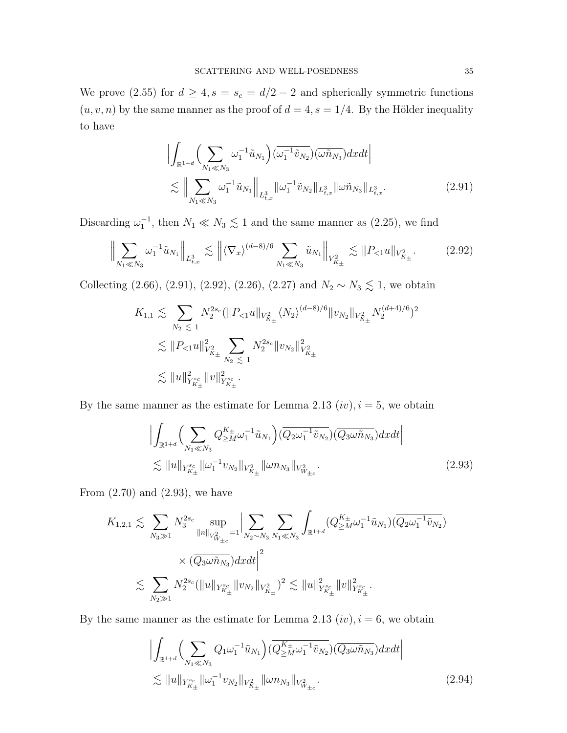We prove (2.55) for $d \geq 4, s = s_c = d/2 - 2$ and spherically symmetric functions $(u, v, n)$ by the same manner as the proof of $d = 4, s = 1/4$. By the Hölder inequality to have

$$
\begin{aligned}
&\Big|\int_{\mathbb{R}^{1+d}} \Big( \sum_{N_1 \ll N_3} \omega_1^{-1} \tilde{u}_{N_1} \Big) (\overline{\omega_1^{-1} \tilde{v}_{N_2}}) (\overline{\omega \tilde{n}_{N_3}}) dx dt \Big| \\
&\lesssim \Big\| \sum_{N_1 \ll N_3} \omega_1^{-1} \tilde{u}_{N_1} \Big\|_{L^3_{t,x}} \|\omega_1^{-1} \tilde{v}_{N_2}\|_{L^3_{t,x}} \|\omega \tilde{n}_{N_3}\|_{L^3_{t,x}}.
\end{aligned}
\tag{2.91}
$$

Discarding $\omega_1^{-1}$, then $N_1 \ll N_3 \lesssim 1$ and the same manner as (2.25), we find

$$
\Big\| \sum_{N_1 \ll N_3} \omega_1^{-1} \tilde{u}_{N_1} \Big\|_{L^3_{t,x}} \lesssim \Big\| \langle \nabla_x \rangle^{(d-8)/6} \sum_{N_1 \ll N_3} \tilde{u}_{N_1} \Big\|_{V^2_{K_\pm}} \lesssim \|P_{<1} u\|_{V^2_{K_\pm}}. \tag{2.92}
$$

Collecting (2.66), (2.91), (2.92), (2.26), (2.27) and $N_2 \sim N_3 \lesssim 1$, we obtain

$$
\begin{aligned}
K_{1,1} &\lesssim \sum_{N_2 \lesssim 1} N_2^{2s_c} (\|P_{<1} u\|_{V^2_{K_\pm}} \langle N_2 \rangle^{(d-8)/6} \|v_{N_2}\|_{V^2_{K_\pm}} N_2^{(d+4)/6})^2 \\
&\lesssim \|P_{<1} u\|^2_{V^2_{K_\pm}} \sum_{N_2 \lesssim 1} N_2^{2s_c} \|v_{N_2}\|^2_{V^2_{K_\pm}} \\
&\lesssim \|u\|^2_{Y^{s_c}_{K_\pm}} \|v\|^2_{Y^{s_c}_{K_\pm}}.
\end{aligned}
$$

By the same manner as the estimate for Lemma 2.13 $(iv), i = 5$, we obtain

$$
\begin{aligned}
&\Big| \int_{\mathbb{R}^{1+d}} \Big( \sum_{N_1 \ll N_3} Q^{K_\pm}_{\geq M} \omega_1^{-1} \tilde{u}_{N_1} \Big) (\overline{Q_2 \omega_1^{-1} \tilde{v}_{N_2}}) (\overline{Q_3 \omega \tilde{n}_{N_3}}) dx dt \Big| \\
&\lesssim \|u\|_{Y^{s_c}_{K_\pm}} \|\omega_1^{-1} v_{N_2}\|_{V^2_{K_\pm}} \|\omega n_{N_3}\|_{V^2_{W_{\pm c}}}.
\end{aligned}
\tag{2.93}
$$

From (2.70) and (2.93), we have

$$
\begin{aligned}
K_{1,2,1} &\lesssim \sum_{N_3 \gg 1} N_3^{2s_c} \sup_{\|n\|_{V^2_{W_{\pm c}}} = 1} \Big| \sum_{N_2 \sim N_3} \sum_{N_1 \ll N_3} \int_{\mathbb{R}^{1+d}} (Q^{K_\pm}_{\geq M} \omega_1^{-1} \tilde{u}_{N_1}) (\overline{Q_2 \omega_1^{-1} \tilde{v}_{N_2}}) \\
&\qquad \times (\overline{Q_3 \omega \tilde{n}_{N_3}}) dx dt \Big|^2 \\
&\lesssim \sum_{N_2 \gg 1} N_2^{2s_c} (\|u\|_{Y^{s_c}_{K_\pm}} \|v_{N_2}\|_{V^2_{K_\pm}})^2 \lesssim \|u\|^2_{Y^{s_c}_{K_\pm}} \|v\|^2_{Y^{s_c}_{K_\pm}}.
\end{aligned}
$$

By the same manner as the estimate for Lemma 2.13 $(iv), i = 6$, we obtain

$$
\begin{aligned}
&\Big| \int_{\mathbb{R}^{1+d}} \Big( \sum_{N_1 \ll N_3} Q_1 \omega_1^{-1} \tilde{u}_{N_1} \Big) (\overline{Q^{K_\pm}_{\geq M} \omega_1^{-1} \tilde{v}_{N_2}}) (\overline{Q_3 \omega \tilde{n}_{N_3}}) dx dt \Big| \\
&\lesssim \|u\|_{Y^{s_c}_{K_\pm}} \|\omega_1^{-1} v_{N_2}\|_{V^2_{K_\pm}} \|\omega n_{N_3}\|_{V^2_{W_{\pm c}}}.
\end{aligned}
\tag{2.94}
$$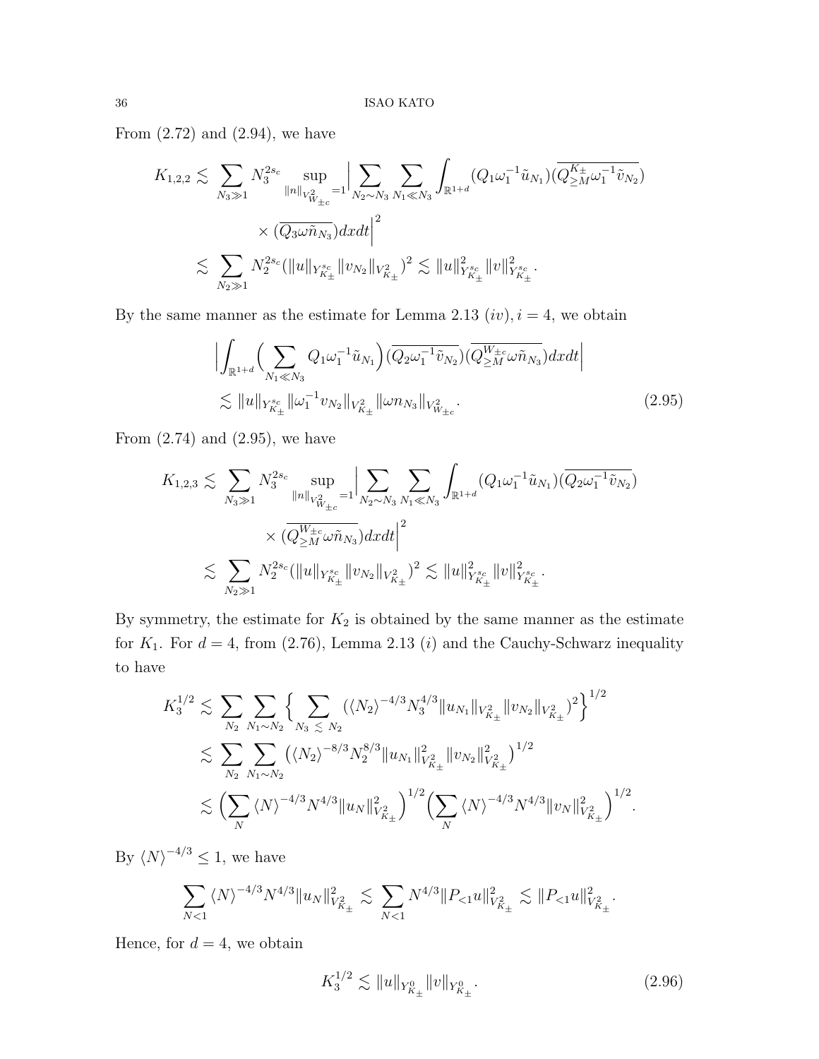From (2.72) and (2.94), we have

$$
\begin{aligned}
K_{1,2,2} &\lesssim \sum_{N_3 \gg 1} N_3^{2s_c} \sup_{\|n\|_{V^2_{W_{\pm c}}}=1} \Big| \sum_{N_2 \sim N_3} \sum_{N_1 \ll N_3} \int_{\mathbb{R}^{1+d}} (Q_1 \omega_1^{-1} \tilde{u}_{N_1}) (\overline{Q^{K_\pm}_{\geq M} \omega_1^{-1} \tilde{v}_{N_2}}) \\
&\qquad \times (\overline{Q_3 \omega \tilde{n}_{N_3}}) dx dt \Big|^2 \\
&\lesssim \sum_{N_2 \gg 1} N_2^{2s_c} (\|u\|_{Y^{s_c}_{K_\pm}} \|v_{N_2}\|_{V^2_{K_\pm}})^2 \lesssim \|u\|^2_{Y^{s_c}_{K_\pm}} \|v\|^2_{Y^{s_c}_{K_\pm}}.
\end{aligned}
$$

By the same manner as the estimate for Lemma 2.13 $(iv), i=4$, we obtain

$$
\begin{aligned}
&\Big| \int_{\mathbb{R}^{1+d}} \Big( \sum_{N_1 \ll N_3} Q_1 \omega_1^{-1} \tilde{u}_{N_1} \Big) (\overline{Q_2 \omega_1^{-1} \tilde{v}_{N_2}}) (\overline{Q^{W_{\pm c}}_{\geq M} \omega \tilde{n}_{N_3}}) dx dt \Big| \\
&\lesssim \|u\|_{Y^{s_c}_{K_\pm}} \|\omega_1^{-1} v_{N_2}\|_{V^2_{K_\pm}} \|\omega n_{N_3}\|_{V^2_{W_{\pm c}}}.
\end{aligned} \tag{2.95}
$$

From (2.74) and (2.95), we have

$$
\begin{aligned}
K_{1,2,3} &\lesssim \sum_{N_3 \gg 1} N_3^{2s_c} \sup_{\|n\|_{V^2_{W_{\pm c}}}=1} \Big| \sum_{N_2 \sim N_3} \sum_{N_1 \ll N_3} \int_{\mathbb{R}^{1+d}} (Q_1 \omega_1^{-1} \tilde{u}_{N_1}) (\overline{Q_2 \omega_1^{-1} \tilde{v}_{N_2}}) \\
&\qquad \times (\overline{Q^{W_{\pm c}}_{\geq M} \omega \tilde{n}_{N_3}}) dx dt \Big|^2 \\
&\lesssim \sum_{N_2 \gg 1} N_2^{2s_c} (\|u\|_{Y^{s_c}_{K_\pm}} \|v_{N_2}\|_{V^2_{K_\pm}})^2 \lesssim \|u\|^2_{Y^{s_c}_{K_\pm}} \|v\|^2_{Y^{s_c}_{K_\pm}}.
\end{aligned}
$$

By symmetry, the estimate for $K_2$ is obtained by the same manner as the estimate for $K_1$. For $d=4$, from (2.76), Lemma 2.13 $(i)$ and the Cauchy-Schwarz inequality to have

$$
\begin{aligned}
K_3^{1/2} &\lesssim \sum_{N_2} \sum_{N_1 \sim N_2} \Big\{ \sum_{N_3 \lesssim N_2} (\langle N_2 \rangle^{-4/3} N_3^{4/3} \|u_{N_1}\|_{V^2_{K_\pm}} \|v_{N_2}\|_{V^2_{K_\pm}})^2 \Big\}^{1/2} \\
&\lesssim \sum_{N_2} \sum_{N_1 \sim N_2} \big( \langle N_2 \rangle^{-8/3} N_2^{8/3} \|u_{N_1}\|^2_{V^2_{K_\pm}} \|v_{N_2}\|^2_{V^2_{K_\pm}} \big)^{1/2} \\
&\lesssim \Big( \sum_N \langle N \rangle^{-4/3} N^{4/3} \|u_N\|^2_{V^2_{K_\pm}} \Big)^{1/2} \Big( \sum_N \langle N \rangle^{-4/3} N^{4/3} \|v_N\|^2_{V^2_{K_\pm}} \Big)^{1/2}.
\end{aligned}
$$

By $\langle N \rangle^{-4/3} \leq 1$, we have

$$
\sum_{N<1} \langle N \rangle^{-4/3} N^{4/3} \|u_N\|^2_{V^2_{K_\pm}} \lesssim \sum_{N<1} N^{4/3} \|P_{<1} u\|^2_{V^2_{K_\pm}} \lesssim \|P_{<1} u\|^2_{V^2_{K_\pm}}.
$$

Hence, for $d=4$, we obtain

$$
K_3^{1/2} \lesssim \|u\|_{Y^0_{K_\pm}} \|v\|_{Y^0_{K_\pm}}. \tag{2.96}
$$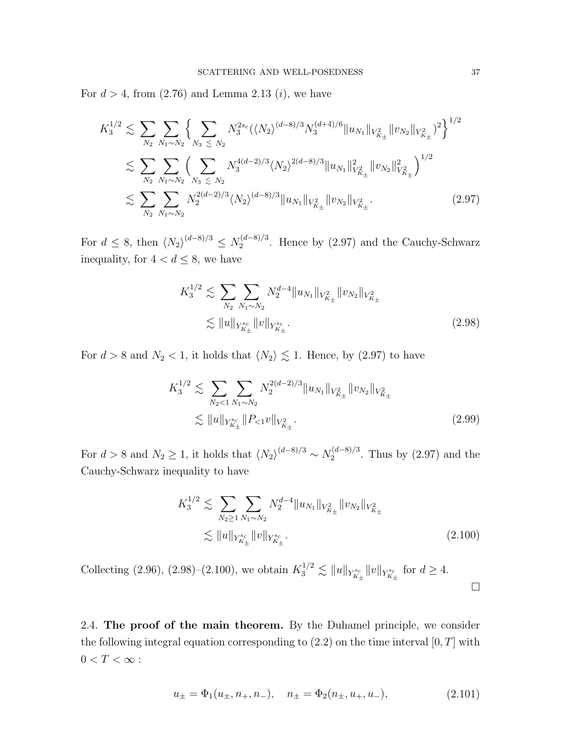For $d > 4$, from (2.76) and Lemma 2.13 $(i)$, we have

$$
\begin{aligned}
K_3^{1/2} &\lesssim \sum_{N_2} \sum_{N_1 \sim N_2} \Big\{ \sum_{N_3 \lesssim N_2} N_3^{2s_c} \big( \langle N_2 \rangle^{(d-8)/3} N_3^{(d+4)/6} \|u_{N_1}\|_{V^2_{K_\pm}} \|v_{N_2}\|_{V^2_{K_\pm}} \big)^2 \Big\}^{1/2} \\
&\lesssim \sum_{N_2} \sum_{N_1 \sim N_2} \Big( \sum_{N_3 \lesssim N_2} N_3^{4(d-2)/3} \langle N_2 \rangle^{2(d-8)/3} \|u_{N_1}\|^2_{V^2_{K_\pm}} \|v_{N_2}\|^2_{V^2_{K_\pm}} \Big)^{1/2} \\
&\lesssim \sum_{N_2} \sum_{N_1 \sim N_2} N_2^{2(d-2)/3} \langle N_2 \rangle^{(d-8)/3} \|u_{N_1}\|_{V^2_{K_\pm}} \|v_{N_2}\|_{V^2_{K_\pm}}. \qquad (2.97)
\end{aligned}
$$

For $d \le 8$, then $\langle N_2 \rangle^{(d-8)/3} \le N_2^{(d-8)/3}$. Hence by (2.97) and the Cauchy-Schwarz inequality, for $4 < d \le 8$, we have

$$
\begin{aligned}
K_3^{1/2} &\lesssim \sum_{N_2} \sum_{N_1 \sim N_2} N_2^{d-4} \|u_{N_1}\|_{V^2_{K_\pm}} \|v_{N_2}\|_{V^2_{K_\pm}} \\
&\lesssim \|u\|_{Y^{s_c}_{K_\pm}} \|v\|_{Y^{s_c}_{K_\pm}}. \qquad (2.98)
\end{aligned}
$$

For $d > 8$ and $N_2 < 1$, it holds that $\langle N_2 \rangle \lesssim 1$. Hence, by (2.97) to have

$$
\begin{aligned}
K_3^{1/2} &\lesssim \sum_{N_2 < 1} \sum_{N_1 \sim N_2} N_2^{2(d-2)/3} \|u_{N_1}\|_{V^2_{K_\pm}} \|v_{N_2}\|_{V^2_{K_\pm}} \\
&\lesssim \|u\|_{Y^{s_c}_{K_\pm}} \|P_{<1} v\|_{V^2_{K_\pm}}. \qquad (2.99)
\end{aligned}
$$

For $d > 8$ and $N_2 \ge 1$, it holds that $\langle N_2 \rangle^{(d-8)/3} \sim N_2^{(d-8)/3}$. Thus by (2.97) and the Cauchy-Schwarz inequality to have

$$
\begin{aligned}
K_3^{1/2} &\lesssim \sum_{N_2 \ge 1} \sum_{N_1 \sim N_2} N_2^{d-4} \|u_{N_1}\|_{V^2_{K_\pm}} \|v_{N_2}\|_{V^2_{K_\pm}} \\
&\lesssim \|u\|_{Y^{s_c}_{K_\pm}} \|v\|_{Y^{s_c}_{K_\pm}}. \qquad (2.100)
\end{aligned}
$$

Collecting (2.96), (2.98)–(2.100), we obtain $K_3^{1/2} \lesssim \|u\|_{Y^{s_c}_{K_\pm}} \|v\|_{Y^{s_c}_{K_\pm}}$ for $d \ge 4$. □

2.4. **The proof of the main theorem.** By the Duhamel principle, we consider the following integral equation corresponding to (2.2) on the time interval $[0, T]$ with $0 < T < \infty$ :

$$
u_\pm = \Phi_1(u_\pm, n_+, n_-), \quad n_\pm = \Phi_2(n_\pm, u_+, u_-), \qquad (2.101)
$$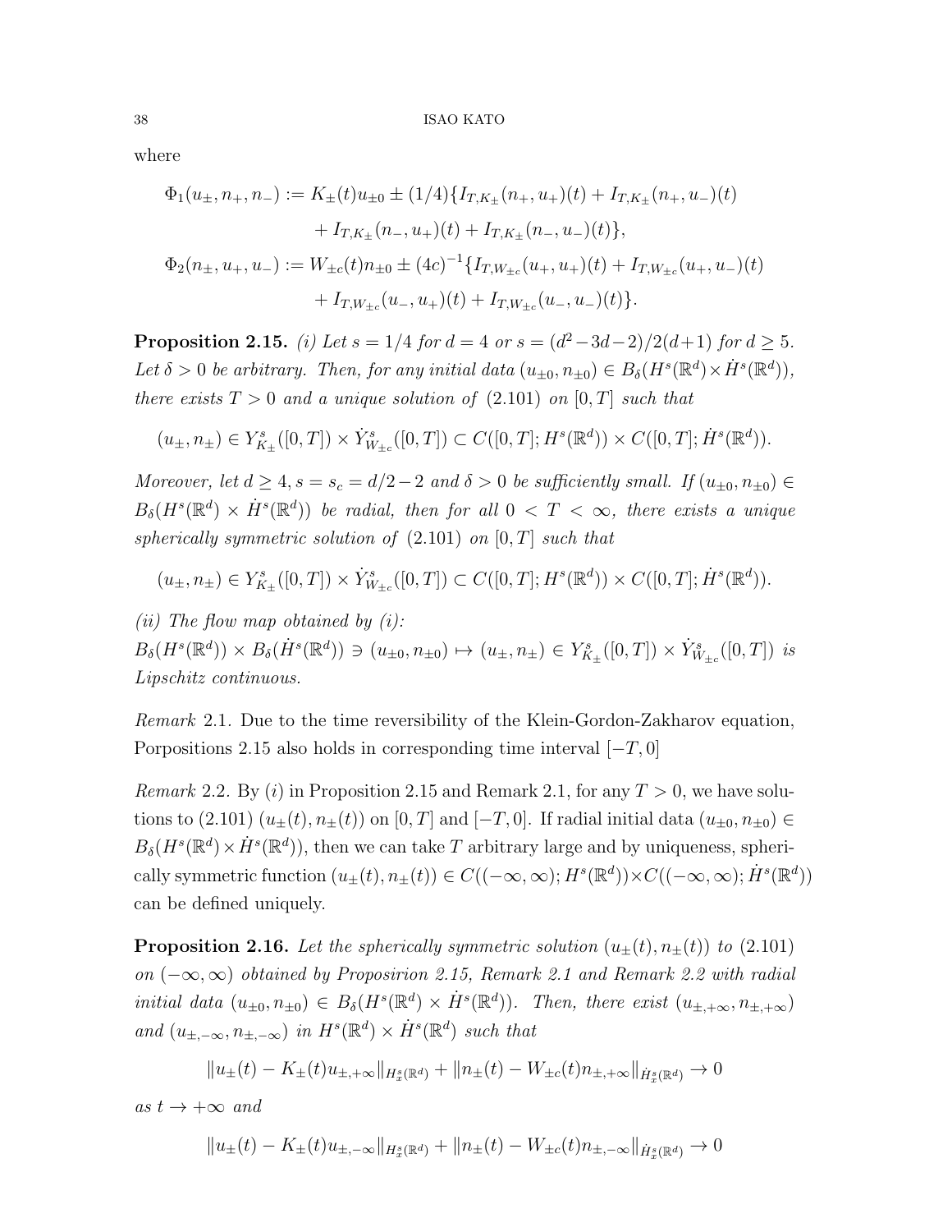where

$$
\begin{aligned}
\Phi_1(u_\pm, n_+, n_-) &:= K_\pm(t)u_{\pm 0} \pm (1/4)\{I_{T,K_\pm}(n_+, u_+)(t) + I_{T,K_\pm}(n_+, u_-)(t) \\
&\quad + I_{T,K_\pm}(n_-, u_+)(t) + I_{T,K_\pm}(n_-, u_-)(t)\}, \\
\Phi_2(n_\pm, u_+, u_-) &:= W_{\pm c}(t)n_{\pm 0} \pm (4c)^{-1}\{I_{T,W_{\pm c}}(u_+, u_+)(t) + I_{T,W_{\pm c}}(u_+, u_-)(t) \\
&\quad + I_{T,W_{\pm c}}(u_-, u_+)(t) + I_{T,W_{\pm c}}(u_-, u_-)(t)\}.
\end{aligned}
$$

**Proposition 2.15.** *(i) Let $s = 1/4$ for $d = 4$ or $s = (d^2 - 3d - 2)/2(d+1)$ for $d \geq 5$. Let $\delta > 0$ be arbitrary. Then, for any initial data $(u_{\pm 0}, n_{\pm 0}) \in B_\delta(H^s(\mathbb{R}^d) \times \dot{H}^s(\mathbb{R}^d))$, there exists $T > 0$ and a unique solution of (2.101) on $[0, T]$ such that*

$$
(u_\pm, n_\pm) \in Y^s_{K_\pm}([0,T]) \times \dot{Y}^s_{W_{\pm c}}([0,T]) \subset C([0,T]; H^s(\mathbb{R}^d)) \times C([0,T]; \dot{H}^s(\mathbb{R}^d)).
$$

*Moreover, let $d \geq 4$, $s = s_c = d/2 - 2$ and $\delta > 0$ be sufficiently small. If $(u_{\pm 0}, n_{\pm 0}) \in B_\delta(H^s(\mathbb{R}^d) \times \dot{H}^s(\mathbb{R}^d))$ be radial, then for all $0 < T < \infty$, there exists a unique spherically symmetric solution of (2.101) on $[0, T]$ such that*

$$
(u_\pm, n_\pm) \in Y^s_{K_\pm}([0,T]) \times \dot{Y}^s_{W_{\pm c}}([0,T]) \subset C([0,T]; H^s(\mathbb{R}^d)) \times C([0,T]; \dot{H}^s(\mathbb{R}^d)).
$$

*(ii) The flow map obtained by (i):*
*$B_\delta(H^s(\mathbb{R}^d)) \times B_\delta(\dot{H}^s(\mathbb{R}^d)) \ni (u_{\pm 0}, n_{\pm 0}) \mapsto (u_\pm, n_\pm) \in Y^s_{K_\pm}([0,T]) \times \dot{Y}^s_{W_{\pm c}}([0,T])$ is Lipschitz continuous.*

*Remark* 2.1. Due to the time reversibility of the Klein-Gordon-Zakharov equation, Porpositions 2.15 also holds in corresponding time interval $[-T, 0]$

*Remark* 2.2. By $(i)$ in Proposition 2.15 and Remark 2.1, for any $T > 0$, we have solutions to (2.101) $(u_\pm(t), n_\pm(t))$ on $[0, T]$ and $[-T, 0]$. If radial initial data $(u_{\pm 0}, n_{\pm 0}) \in B_\delta(H^s(\mathbb{R}^d) \times \dot{H}^s(\mathbb{R}^d))$, then we can take $T$ arbitrary large and by uniqueness, spherically symmetric function $(u_\pm(t), n_\pm(t)) \in C((-\infty, \infty); H^s(\mathbb{R}^d)) \times C((-\infty, \infty); \dot{H}^s(\mathbb{R}^d))$ can be defined uniquely.

**Proposition 2.16.** *Let the spherically symmetric solution $(u_\pm(t), n_\pm(t))$ to (2.101) on $(-\infty, \infty)$ obtained by Proposirion 2.15, Remark 2.1 and Remark 2.2 with radial initial data $(u_{\pm 0}, n_{\pm 0}) \in B_\delta(H^s(\mathbb{R}^d) \times \dot{H}^s(\mathbb{R}^d))$. Then, there exist $(u_{\pm,+\infty}, n_{\pm,+\infty})$ and $(u_{\pm,-\infty}, n_{\pm,-\infty})$ in $H^s(\mathbb{R}^d) \times \dot{H}^s(\mathbb{R}^d)$ such that*

$$
\|u_\pm(t) - K_\pm(t)u_{\pm,+\infty}\|_{H^s_x(\mathbb{R}^d)} + \|n_\pm(t) - W_{\pm c}(t)n_{\pm,+\infty}\|_{\dot{H}^s_x(\mathbb{R}^d)} \to 0
$$

*as $t \to +\infty$ and*

$$
\|u_\pm(t) - K_\pm(t)u_{\pm,-\infty}\|_{H^s_x(\mathbb{R}^d)} + \|n_\pm(t) - W_{\pm c}(t)n_{\pm,-\infty}\|_{\dot{H}^s_x(\mathbb{R}^d)} \to 0
$$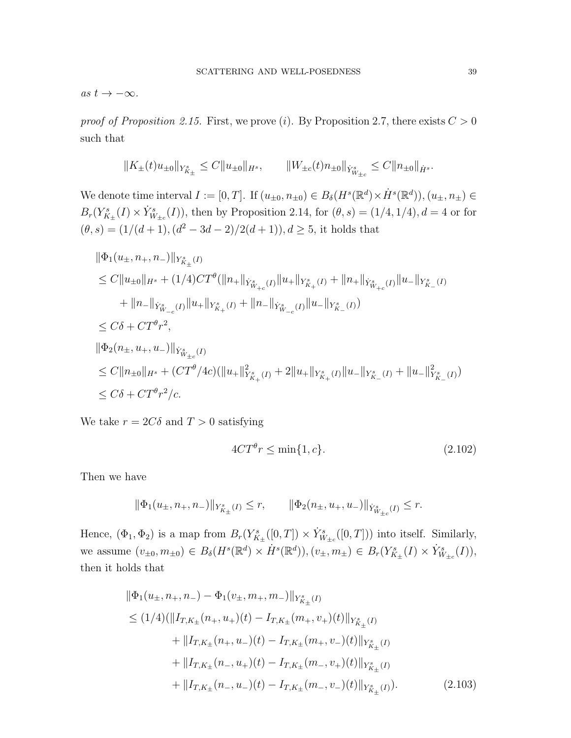*as* $t \to -\infty$.

*proof of Proposition 2.15.* First, we prove $(i)$. By Proposition 2.7, there exists $C > 0$ such that

$$\|K_\pm(t)u_{\pm 0}\|_{Y^s_{K_\pm}} \le C\|u_{\pm 0}\|_{H^s}, \qquad \|W_{\pm c}(t)n_{\pm 0}\|_{\dot{Y}^s_{W_{\pm c}}} \le C\|n_{\pm 0}\|_{\dot{H}^s}.$$

We denote time interval $I := [0, T]$. If $(u_{\pm 0}, n_{\pm 0}) \in B_\delta(H^s(\mathbb{R}^d) \times \dot{H}^s(\mathbb{R}^d)), (u_\pm, n_\pm) \in B_r(Y^s_{K_\pm}(I) \times \dot{Y}^s_{W_{\pm c}}(I))$, then by Proposition 2.14, for $(\theta, s) = (1/4, 1/4), d = 4$ or for $(\theta, s) = (1/(d+1), (d^2 - 3d - 2)/2(d+1)), d \ge 5$, it holds that

$$\begin{aligned}
&\|\Phi_1(u_\pm, n_+, n_-)\|_{Y^s_{K_\pm}(I)} \\
&\le C\|u_{\pm 0}\|_{H^s} + (1/4)CT^\theta(\|n_+\|_{\dot{Y}^s_{W_{+c}}(I)}\|u_+\|_{Y^s_{K_+}(I)} + \|n_+\|_{\dot{Y}^s_{W_{+c}}(I)}\|u_-\|_{Y^s_{K_-}(I)} \\
&\qquad + \|n_-\|_{\dot{Y}^s_{W_{-c}}(I)}\|u_+\|_{Y^s_{K_+}(I)} + \|n_-\|_{\dot{Y}^s_{W_{-c}}(I)}\|u_-\|_{Y^s_{K_-}(I)}) \\
&\le C\delta + CT^\theta r^2, \\
&\|\Phi_2(n_\pm, u_+, u_-)\|_{\dot{Y}^s_{W_{\pm c}}(I)} \\
&\le C\|n_{\pm 0}\|_{H^s} + (CT^\theta/4c)(\|u_+\|^2_{Y^s_{K_+}(I)} + 2\|u_+\|_{Y^s_{K_+}(I)}\|u_-\|_{Y^s_{K_-}(I)} + \|u_-\|^2_{Y^s_{K_-}(I)}) \\
&\le C\delta + CT^\theta r^2/c.
\end{aligned}$$

We take $r = 2C\delta$ and $T > 0$ satisfying

$$4CT^\theta r \le \min\{1, c\}. \tag{2.102}$$

Then we have

$$\|\Phi_1(u_\pm, n_+, n_-)\|_{Y^s_{K_\pm}(I)} \le r, \qquad \|\Phi_2(n_\pm, u_+, u_-)\|_{\dot{Y}^s_{W_{\pm c}}(I)} \le r.$$

Hence, $(\Phi_1, \Phi_2)$ is a map from $B_r(Y^s_{K_\pm}([0,T]) \times \dot{Y}^s_{W_{\pm c}}([0,T]))$ into itself. Similarly, we assume $(v_{\pm 0}, m_{\pm 0}) \in B_\delta(H^s(\mathbb{R}^d) \times \dot{H}^s(\mathbb{R}^d)), (v_\pm, m_\pm) \in B_r(Y^s_{K_\pm}(I) \times \dot{Y}^s_{W_{\pm c}}(I))$, then it holds that

$$\begin{aligned}
&\|\Phi_1(u_\pm, n_+, n_-) - \Phi_1(v_\pm, m_+, m_-)\|_{Y^s_{K_\pm}(I)} \\
&\le (1/4)(\|I_{T,K_\pm}(n_+, u_+)(t) - I_{T,K_\pm}(m_+, v_+)(t)\|_{Y^s_{K_\pm}(I)} \\
&\qquad + \|I_{T,K_\pm}(n_+, u_-)(t) - I_{T,K_\pm}(m_+, v_-)(t)\|_{Y^s_{K_\pm}(I)} \\
&\qquad + \|I_{T,K_\pm}(n_-, u_+)(t) - I_{T,K_\pm}(m_-, v_+)(t)\|_{Y^s_{K_\pm}(I)} \\
&\qquad + \|I_{T,K_\pm}(n_-, u_-)(t) - I_{T,K_\pm}(m_-, v_-)(t)\|_{Y^s_{K_\pm}(I)}).
\end{aligned} \tag{2.103}$$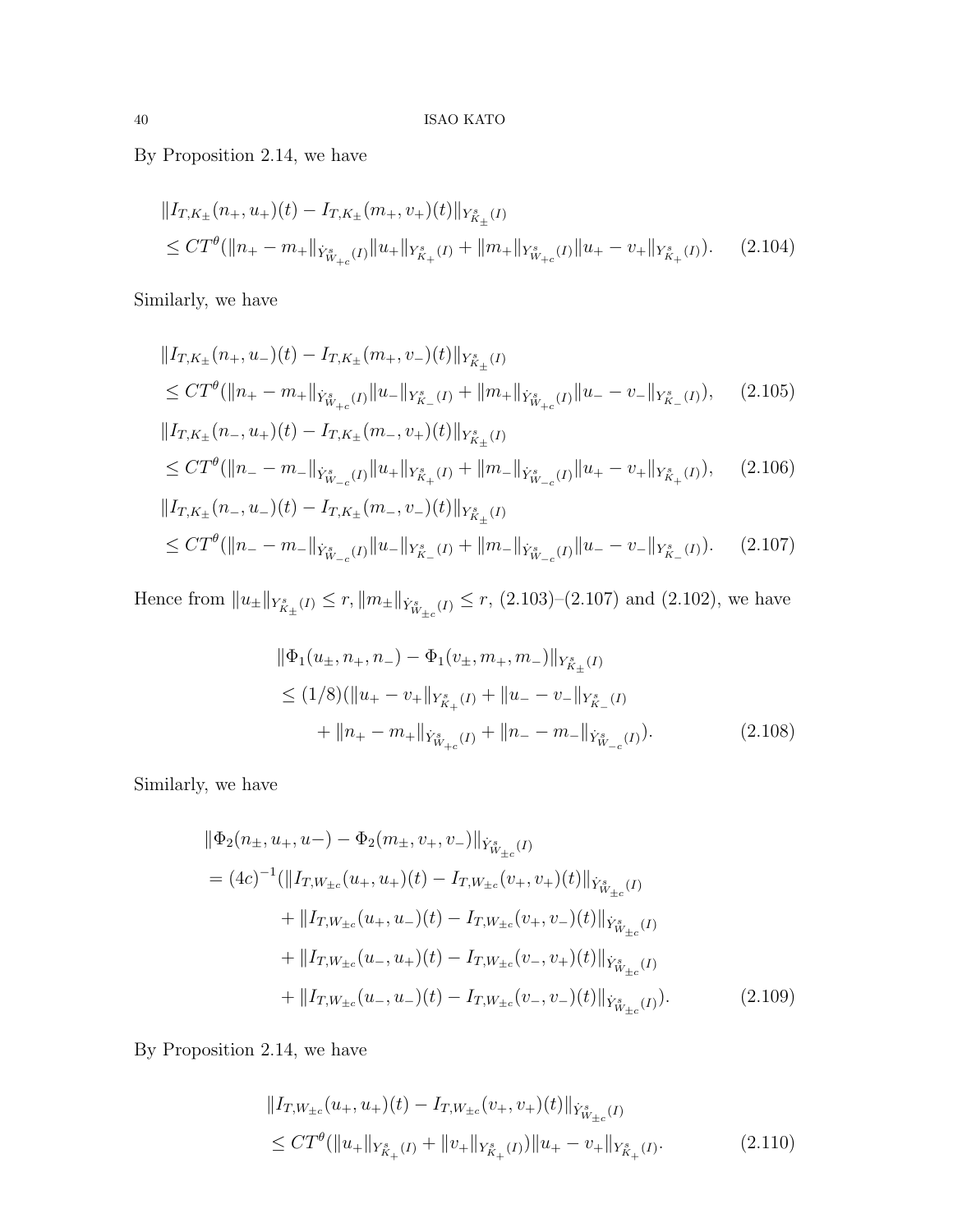By Proposition 2.14, we have

$$
\begin{aligned}
&\|I_{T,K_\pm}(n_+,u_+)(t) - I_{T,K_\pm}(m_+,v_+)(t)\|_{Y^s_{K_\pm}(I)} \\
&\le CT^\theta(\|n_+ - m_+\|_{\dot{Y}^s_{W_{+c}}(I)}\|u_+\|_{Y^s_{K_+}(I)} + \|m_+\|_{Y^s_{W_{+c}}(I)}\|u_+ - v_+\|_{Y^s_{K_+}(I)}).
\end{aligned} \tag{2.104}
$$

Similarly, we have

$$
\begin{aligned}
&\|I_{T,K_\pm}(n_+,u_-)(t) - I_{T,K_\pm}(m_+,v_-)(t)\|_{Y^s_{K_\pm}(I)} \\
&\le CT^\theta(\|n_+ - m_+\|_{\dot{Y}^s_{W_{+c}}(I)}\|u_-\|_{Y^s_{K_-}(I)} + \|m_+\|_{\dot{Y}^s_{W_{+c}}(I)}\|u_- - v_-\|_{Y^s_{K_-}(I)}),
\end{aligned} \tag{2.105}
$$

$$
\begin{aligned}
&\|I_{T,K_\pm}(n_-,u_+)(t) - I_{T,K_\pm}(m_-,v_+)(t)\|_{Y^s_{K_\pm}(I)} \\
&\le CT^\theta(\|n_- - m_-\|_{\dot{Y}^s_{W_{-c}}(I)}\|u_+\|_{Y^s_{K_+}(I)} + \|m_-\|_{\dot{Y}^s_{W_{-c}}(I)}\|u_+ - v_+\|_{Y^s_{K_+}(I)}),
\end{aligned} \tag{2.106}
$$

$$
\begin{aligned}
&\|I_{T,K_\pm}(n_-,u_-)(t) - I_{T,K_\pm}(m_-,v_-)(t)\|_{Y^s_{K_\pm}(I)} \\
&\le CT^\theta(\|n_- - m_-\|_{\dot{Y}^s_{W_{-c}}(I)}\|u_-\|_{Y^s_{K_-}(I)} + \|m_-\|_{\dot{Y}^s_{W_{-c}}(I)}\|u_- - v_-\|_{Y^s_{K_-}(I)}).
\end{aligned} \tag{2.107}
$$

Hence from $\|u_\pm\|_{Y^s_{K_\pm}(I)} \le r$, $\|m_\pm\|_{\dot{Y}^s_{W_{\pm c}}(I)} \le r$, (2.103)–(2.107) and (2.102), we have

$$
\begin{aligned}
&\|\Phi_1(u_\pm,n_+,n_-) - \Phi_1(v_\pm,m_+,m_-)\|_{Y^s_{K_\pm}(I)} \\
&\le (1/8)(\|u_+ - v_+\|_{Y^s_{K_+}(I)} + \|u_- - v_-\|_{Y^s_{K_-}(I)} \\
&\qquad + \|n_+ - m_+\|_{\dot{Y}^s_{W_{+c}}(I)} + \|n_- - m_-\|_{\dot{Y}^s_{W_{-c}}(I)}).
\end{aligned} \tag{2.108}
$$

Similarly, we have

$$
\begin{aligned}
&\|\Phi_2(n_\pm,u_+,u-) - \Phi_2(m_\pm,v_+,v_-)\|_{\dot{Y}^s_{W_{\pm c}}(I)} \\
&= (4c)^{-1}(\|I_{T,W_{\pm c}}(u_+,u_+)(t) - I_{T,W_{\pm c}}(v_+,v_+)(t)\|_{\dot{Y}^s_{W_{\pm c}}(I)} \\
&\qquad + \|I_{T,W_{\pm c}}(u_+,u_-)(t) - I_{T,W_{\pm c}}(v_+,v_-)(t)\|_{\dot{Y}^s_{W_{\pm c}}(I)} \\
&\qquad + \|I_{T,W_{\pm c}}(u_-,u_+)(t) - I_{T,W_{\pm c}}(v_-,v_+)(t)\|_{\dot{Y}^s_{W_{\pm c}}(I)} \\
&\qquad + \|I_{T,W_{\pm c}}(u_-,u_-)(t) - I_{T,W_{\pm c}}(v_-,v_-)(t)\|_{\dot{Y}^s_{W_{\pm c}}(I)}).
\end{aligned} \tag{2.109}
$$

By Proposition 2.14, we have

$$
\begin{aligned}
&\|I_{T,W_{\pm c}}(u_+,u_+)(t) - I_{T,W_{\pm c}}(v_+,v_+)(t)\|_{\dot{Y}^s_{W_{\pm c}}(I)} \\
&\le CT^\theta(\|u_+\|_{Y^s_{K_+}(I)} + \|v_+\|_{Y^s_{K_+}(I)})\|u_+ - v_+\|_{Y^s_{K_+}(I)}.
\end{aligned} \tag{2.110}
$$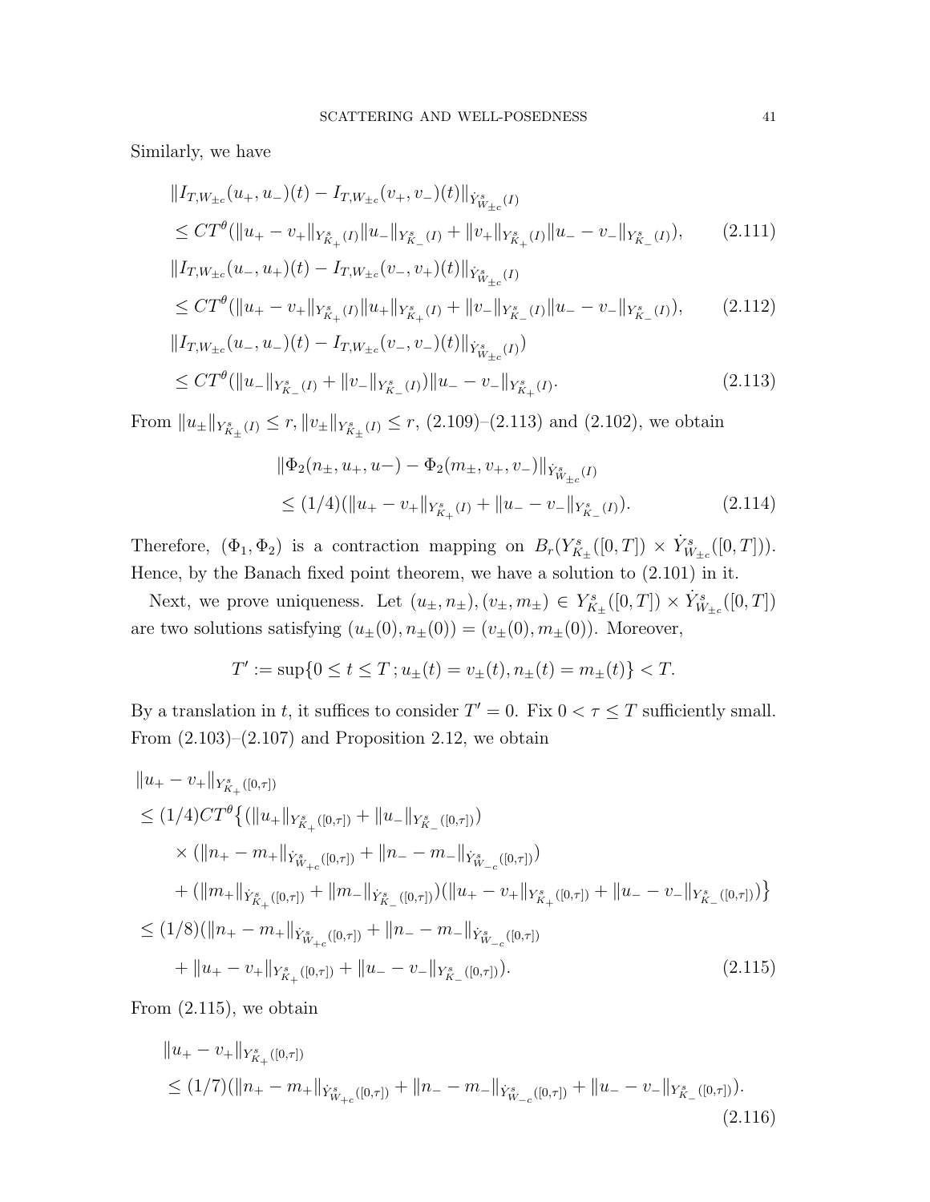Similarly, we have

$$
\begin{aligned}
&\|I_{T,W_{\pm c}}(u_+,u_-)(t) - I_{T,W_{\pm c}}(v_+,v_-)(t)\|_{\dot{Y}^s_{W_{\pm c}}(I)} \\
&\le CT^\theta (\|u_+ - v_+\|_{Y^s_{K_+}(I)} \|u_-\|_{Y^s_{K_-}(I)} + \|v_+\|_{Y^s_{K_+}(I)} \|u_- - v_-\|_{Y^s_{K_-}(I)}), \qquad (2.111) \\
&\|I_{T,W_{\pm c}}(u_-,u_+)(t) - I_{T,W_{\pm c}}(v_-,v_+)(t)\|_{\dot{Y}^s_{W_{\pm c}}(I)} \\
&\le CT^\theta (\|u_+ - v_+\|_{Y^s_{K_+}(I)} \|u_+\|_{Y^s_{K_+}(I)} + \|v_-\|_{Y^s_{K_-}(I)} \|u_- - v_-\|_{Y^s_{K_-}(I)}), \qquad (2.112) \\
&\|I_{T,W_{\pm c}}(u_-,u_-)(t) - I_{T,W_{\pm c}}(v_-,v_-)(t)\|_{\dot{Y}^s_{W_{\pm c}}(I)}) \\
&\le CT^\theta (\|u_-\|_{Y^s_{K_-}(I)} + \|v_-\|_{Y^s_{K_-}(I)}) \|u_- - v_-\|_{Y^s_{K_+}(I)}. \qquad (2.113)
\end{aligned}
$$

From $\|u_\pm\|_{Y^s_{K_\pm}(I)} \le r, \|v_\pm\|_{Y^s_{K_\pm}(I)} \le r$, (2.109)–(2.113) and (2.102), we obtain

$$
\begin{aligned}
&\|\Phi_2(n_\pm, u_+, u-) - \Phi_2(m_\pm, v_+, v_-)\|_{\dot{Y}^s_{W_{\pm c}}(I)} \\
&\le (1/4)(\|u_+ - v_+\|_{Y^s_{K_+}(I)} + \|u_- - v_-\|_{Y^s_{K_-}(I)}). \qquad (2.114)
\end{aligned}
$$

Therefore, $(\Phi_1, \Phi_2)$ is a contraction mapping on $B_r(Y^s_{K_\pm}([0,T]) \times \dot{Y}^s_{W_{\pm c}}([0,T]))$. Hence, by the Banach fixed point theorem, we have a solution to (2.101) in it.

Next, we prove uniqueness. Let $(u_\pm, n_\pm), (v_\pm, m_\pm) \in Y^s_{K_\pm}([0,T]) \times \dot{Y}^s_{W_{\pm c}}([0,T])$ are two solutions satisfying $(u_\pm(0), n_\pm(0)) = (v_\pm(0), m_\pm(0))$. Moreover,

$$
T' := \sup\{0 \le t \le T \,; u_\pm(t) = v_\pm(t), n_\pm(t) = m_\pm(t)\} < T.
$$

By a translation in $t$, it suffices to consider $T' = 0$. Fix $0 < \tau \le T$ sufficiently small. From (2.103)–(2.107) and Proposition 2.12, we obtain

$$
\begin{aligned}
&\|u_+ - v_+\|_{Y^s_{K_+}([0,\tau])} \\
&\le (1/4)CT^\theta \big\{ (\|u_+\|_{Y^s_{K_+}([0,\tau])} + \|u_-\|_{Y^s_{K_-}([0,\tau])}) \\
&\quad \times (\|n_+ - m_+\|_{\dot{Y}^s_{W_{+c}}([0,\tau])} + \|n_- - m_-\|_{\dot{Y}^s_{W_{-c}}([0,\tau])}) \\
&\quad + (\|m_+\|_{\dot{Y}^s_{K_+}([0,\tau])} + \|m_-\|_{\dot{Y}^s_{K_-}([0,\tau])})(\|u_+ - v_+\|_{Y^s_{K_+}([0,\tau])} + \|u_- - v_-\|_{Y^s_{K_-}([0,\tau])}) \big\} \\
&\le (1/8)(\|n_+ - m_+\|_{\dot{Y}^s_{W_{+c}}([0,\tau])} + \|n_- - m_-\|_{\dot{Y}^s_{W_{-c}}([0,\tau])} \\
&\quad + \|u_+ - v_+\|_{Y^s_{K_+}([0,\tau])} + \|u_- - v_-\|_{Y^s_{K_-}([0,\tau])}). \qquad (2.115)
\end{aligned}
$$

From (2.115), we obtain

$$
\begin{aligned}
&\|u_+ - v_+\|_{Y^s_{K_+}([0,\tau])} \\
&\le (1/7)(\|n_+ - m_+\|_{\dot{Y}^s_{W_{+c}}([0,\tau])} + \|n_- - m_-\|_{\dot{Y}^s_{W_{-c}}([0,\tau])} + \|u_- - v_-\|_{Y^s_{K_-}([0,\tau])}). \qquad (2.116)
\end{aligned}
$$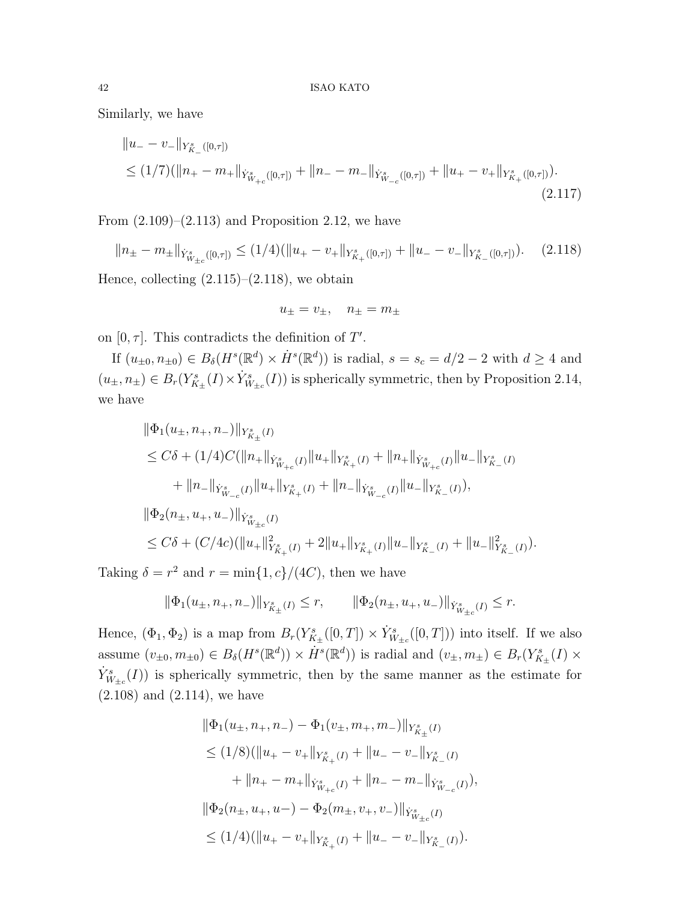Similarly, we have

$$
\begin{aligned}
&\|u_- - v_-\|_{Y^s_{K_-}([0,\tau])} \\
&\le (1/7)(\|n_+ - m_+\|_{\dot{Y}^s_{W_{+c}}([0,\tau])} + \|n_- - m_-\|_{\dot{Y}^s_{W_{-c}}([0,\tau])} + \|u_+ - v_+\|_{Y^s_{K_+}([0,\tau])}).
\end{aligned}
\tag{2.117}
$$

From (2.109)–(2.113) and Proposition 2.12, we have

$$
\|n_\pm - m_\pm\|_{\dot{Y}^s_{W_{\pm c}}([0,\tau])} \le (1/4)(\|u_+ - v_+\|_{Y^s_{K_+}([0,\tau])} + \|u_- - v_-\|_{Y^s_{K_-}([0,\tau])}). \tag{2.118}
$$

Hence, collecting (2.115)–(2.118), we obtain

$$
u_\pm = v_\pm, \quad n_\pm = m_\pm
$$

on $[0,\tau]$. This contradicts the definition of $T'$.

If $(u_{\pm 0}, n_{\pm 0}) \in B_\delta(H^s(\mathbb{R}^d) \times \dot{H}^s(\mathbb{R}^d))$ is radial, $s = s_c = d/2 - 2$ with $d \ge 4$ and $(u_\pm, n_\pm) \in B_r(Y^s_{K_\pm}(I) \times \dot{Y}^s_{W_{\pm c}}(I))$ is spherically symmetric, then by Proposition 2.14, we have

$$
\begin{aligned}
&\|\Phi_1(u_\pm, n_+, n_-)\|_{Y^s_{K_\pm}(I)} \\
&\le C\delta + (1/4)C(\|n_+\|_{\dot{Y}^s_{W_{+c}}(I)}\|u_+\|_{Y^s_{K_+}(I)} + \|n_+\|_{\dot{Y}^s_{W_{+c}}(I)}\|u_-\|_{Y^s_{K_-}(I)} \\
&\qquad + \|n_-\|_{\dot{Y}^s_{W_{-c}}(I)}\|u_+\|_{Y^s_{K_+}(I)} + \|n_-\|_{\dot{Y}^s_{W_{-c}}(I)}\|u_-\|_{Y^s_{K_-}(I)}), \\
&\|\Phi_2(n_\pm, u_+, u_-)\|_{\dot{Y}^s_{W_{\pm c}}(I)} \\
&\le C\delta + (C/4c)(\|u_+\|^2_{Y^s_{K_+}(I)} + 2\|u_+\|_{Y^s_{K_+}(I)}\|u_-\|_{Y^s_{K_-}(I)} + \|u_-\|^2_{Y^s_{K_-}(I)}).
\end{aligned}
$$

Taking $\delta = r^2$ and $r = \min\{1, c\}/(4C)$, then we have

$$
\|\Phi_1(u_\pm, n_+, n_-)\|_{Y^s_{K_\pm}(I)} \le r, \qquad \|\Phi_2(n_\pm, u_+, u_-)\|_{\dot{Y}^s_{W_{\pm c}}(I)} \le r.
$$

Hence, $(\Phi_1, \Phi_2)$ is a map from $B_r(Y^s_{K_\pm}([0,T]) \times \dot{Y}^s_{W_{\pm c}}([0,T]))$ into itself. If we also assume $(v_{\pm 0}, m_{\pm 0}) \in B_\delta(H^s(\mathbb{R}^d)) \times \dot{H}^s(\mathbb{R}^d))$ is radial and $(v_\pm, m_\pm) \in B_r(Y^s_{K_\pm}(I) \times \dot{Y}^s_{W_{\pm c}}(I))$ is spherically symmetric, then by the same manner as the estimate for (2.108) and (2.114), we have

$$
\begin{aligned}
&\|\Phi_1(u_\pm, n_+, n_-) - \Phi_1(v_\pm, m_+, m_-)\|_{Y^s_{K_\pm}(I)} \\
&\le (1/8)(\|u_+ - v_+\|_{Y^s_{K_+}(I)} + \|u_- - v_-\|_{Y^s_{K_-}(I)} \\
&\qquad + \|n_+ - m_+\|_{\dot{Y}^s_{W_{+c}}(I)} + \|n_- - m_-\|_{\dot{Y}^s_{W_{-c}}(I)}), \\
&\|\Phi_2(n_\pm, u_+, u-) - \Phi_2(m_\pm, v_+, v_-)\|_{\dot{Y}^s_{W_{\pm c}}(I)} \\
&\le (1/4)(\|u_+ - v_+\|_{Y^s_{K_+}(I)} + \|u_- - v_-\|_{Y^s_{K_-}(I)}).
\end{aligned}
$$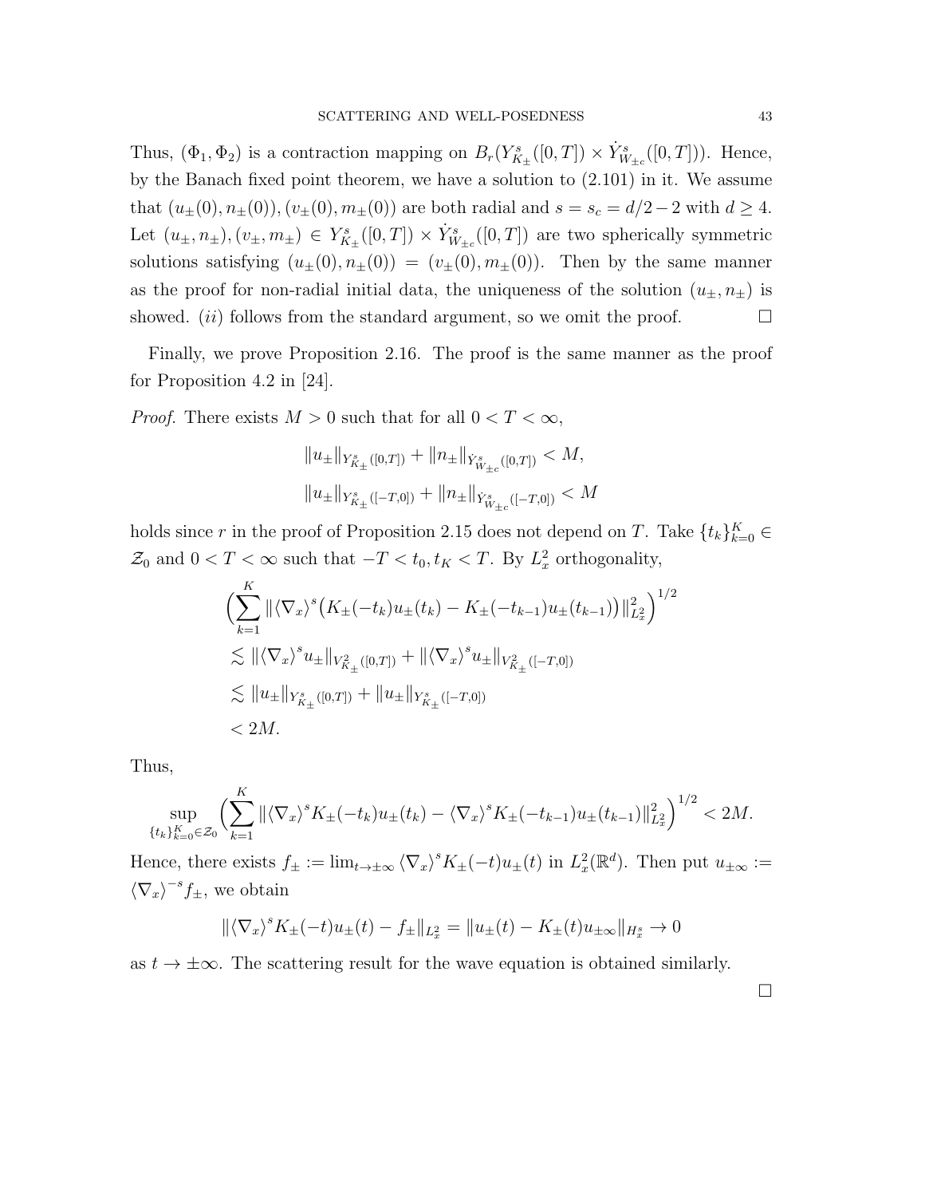Thus, $(\Phi_1, \Phi_2)$ is a contraction mapping on $B_r(Y^s_{K_\pm}([0,T]) \times \dot{Y}^s_{W_{\pm c}}([0,T]))$. Hence, by the Banach fixed point theorem, we have a solution to (2.101) in it. We assume that $(u_\pm(0), n_\pm(0)), (v_\pm(0), m_\pm(0))$ are both radial and $s = s_c = d/2 - 2$ with $d \geq 4$. Let $(u_\pm, n_\pm), (v_\pm, m_\pm) \in Y^s_{K_\pm}([0,T]) \times \dot{Y}^s_{W_{\pm c}}([0,T])$ are two spherically symmetric solutions satisfying $(u_\pm(0), n_\pm(0)) = (v_\pm(0), m_\pm(0))$. Then by the same manner as the proof for non-radial initial data, the uniqueness of the solution $(u_\pm, n_\pm)$ is showed. $(ii)$ follows from the standard argument, so we omit the proof. □

Finally, we prove Proposition 2.16. The proof is the same manner as the proof for Proposition 4.2 in [24].

*Proof.* There exists $M > 0$ such that for all $0 < T < \infty$,

$$\|u_\pm\|_{Y^s_{K_\pm}([0,T])} + \|n_\pm\|_{\dot{Y}^s_{W_{\pm c}}([0,T])} < M,$$

$$\|u_\pm\|_{Y^s_{K_\pm}([-T,0])} + \|n_\pm\|_{\dot{Y}^s_{W_{\pm c}}([-T,0])} < M$$

holds since $r$ in the proof of Proposition 2.15 does not depend on $T$. Take $\{t_k\}_{k=0}^K \in \mathcal{Z}_0$ and $0 < T < \infty$ such that $-T < t_0, t_K < T$. By $L^2_x$ orthogonality,

$$\begin{aligned}
&\Big(\sum_{k=1}^{K} \|\langle\nabla_x\rangle^s\big(K_\pm(-t_k)u_\pm(t_k) - K_\pm(-t_{k-1})u_\pm(t_{k-1})\big)\|^2_{L^2_x}\Big)^{1/2} \\
&\lesssim \|\langle\nabla_x\rangle^s u_\pm\|_{V^2_{K_\pm}([0,T])} + \|\langle\nabla_x\rangle^s u_\pm\|_{V^2_{K_\pm}([-T,0])} \\
&\lesssim \|u_\pm\|_{Y^s_{K_\pm}([0,T])} + \|u_\pm\|_{Y^s_{K_\pm}([-T,0])} \\
&< 2M.
\end{aligned}$$

Thus,

$$\sup_{\{t_k\}_{k=0}^K \in \mathcal{Z}_0} \Big(\sum_{k=1}^{K} \|\langle\nabla_x\rangle^s K_\pm(-t_k)u_\pm(t_k) - \langle\nabla_x\rangle^s K_\pm(-t_{k-1})u_\pm(t_{k-1})\|^2_{L^2_x}\Big)^{1/2} < 2M.$$

Hence, there exists $f_\pm := \lim_{t\to\pm\infty} \langle\nabla_x\rangle^s K_\pm(-t)u_\pm(t)$ in $L^2_x(\mathbb{R}^d)$. Then put $u_{\pm\infty} := \langle\nabla_x\rangle^{-s} f_\pm$, we obtain

$$\|\langle\nabla_x\rangle^s K_\pm(-t)u_\pm(t) - f_\pm\|_{L^2_x} = \|u_\pm(t) - K_\pm(t)u_{\pm\infty}\|_{H^s_x} \to 0$$

as $t \to \pm\infty$. The scattering result for the wave equation is obtained similarly. □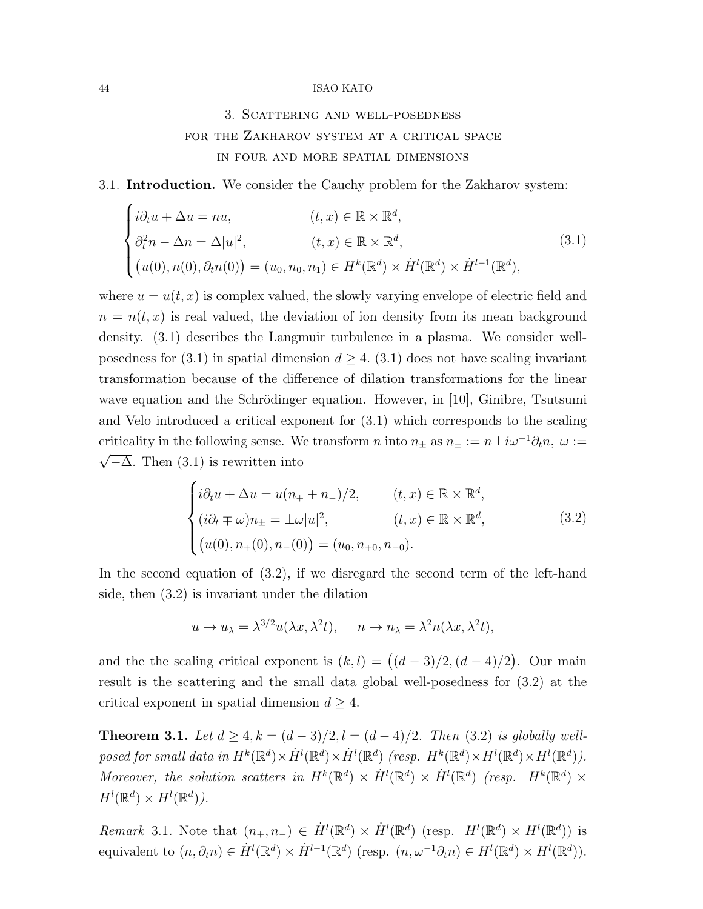## 3. Scattering and well-posedness for the Zakharov system at a critical space in four and more spatial dimensions

### 3.1. Introduction.

We consider the Cauchy problem for the Zakharov system:

$$\begin{cases} i\partial_t u + \Delta u = nu, & (t,x) \in \mathbb{R} \times \mathbb{R}^d, \\ \partial_t^2 n - \Delta n = \Delta |u|^2, & (t,x) \in \mathbb{R} \times \mathbb{R}^d, \\ \big(u(0), n(0), \partial_t n(0)\big) = (u_0, n_0, n_1) \in H^k(\mathbb{R}^d) \times \dot{H}^l(\mathbb{R}^d) \times \dot{H}^{l-1}(\mathbb{R}^d), \end{cases} \tag{3.1}$$

where $u = u(t,x)$ is complex valued, the slowly varying envelope of electric field and $n = n(t,x)$ is real valued, the deviation of ion density from its mean background density. (3.1) describes the Langmuir turbulence in a plasma. We consider well-posedness for (3.1) in spatial dimension $d \geq 4$. (3.1) does not have scaling invariant transformation because of the difference of dilation transformations for the linear wave equation and the Schrödinger equation. However, in [10], Ginibre, Tsutsumi and Velo introduced a critical exponent for (3.1) which corresponds to the scaling criticality in the following sense. We transform $n$ into $n_\pm$ as $n_\pm := n \pm i\omega^{-1}\partial_t n$, $\omega := \sqrt{-\Delta}$. Then (3.1) is rewritten into

$$\begin{cases} i\partial_t u + \Delta u = u(n_+ + n_-)/2, & (t,x) \in \mathbb{R} \times \mathbb{R}^d, \\ (i\partial_t \mp \omega) n_\pm = \pm \omega |u|^2, & (t,x) \in \mathbb{R} \times \mathbb{R}^d, \\ \big(u(0), n_+(0), n_-(0)\big) = (u_0, n_{+0}, n_{-0}). \end{cases} \tag{3.2}$$

In the second equation of (3.2), if we disregard the second term of the left-hand side, then (3.2) is invariant under the dilation

$$u \to u_\lambda = \lambda^{3/2} u(\lambda x, \lambda^2 t), \quad n \to n_\lambda = \lambda^2 n(\lambda x, \lambda^2 t),$$

and the the scaling critical exponent is $(k,l) = \big((d-3)/2, (d-4)/2\big)$. Our main result is the scattering and the small data global well-posedness for (3.2) at the critical exponent in spatial dimension $d \geq 4$.

**Theorem 3.1.** *Let $d \geq 4, k = (d-3)/2, l = (d-4)/2$. Then (3.2) is globally well-posed for small data in $H^k(\mathbb{R}^d) \times \dot{H}^l(\mathbb{R}^d) \times \dot{H}^l(\mathbb{R}^d)$ (resp. $H^k(\mathbb{R}^d) \times H^l(\mathbb{R}^d) \times H^l(\mathbb{R}^d)$). Moreover, the solution scatters in $H^k(\mathbb{R}^d) \times \dot{H}^l(\mathbb{R}^d) \times \dot{H}^l(\mathbb{R}^d)$ (resp. $H^k(\mathbb{R}^d) \times H^l(\mathbb{R}^d) \times H^l(\mathbb{R}^d)$).*

*Remark* 3.1. Note that $(n_+, n_-) \in \dot{H}^l(\mathbb{R}^d) \times \dot{H}^l(\mathbb{R}^d)$ (resp. $H^l(\mathbb{R}^d) \times H^l(\mathbb{R}^d)$) is equivalent to $(n, \partial_t n) \in \dot{H}^l(\mathbb{R}^d) \times \dot{H}^{l-1}(\mathbb{R}^d)$ (resp. $(n, \omega^{-1}\partial_t n) \in H^l(\mathbb{R}^d) \times H^l(\mathbb{R}^d)$).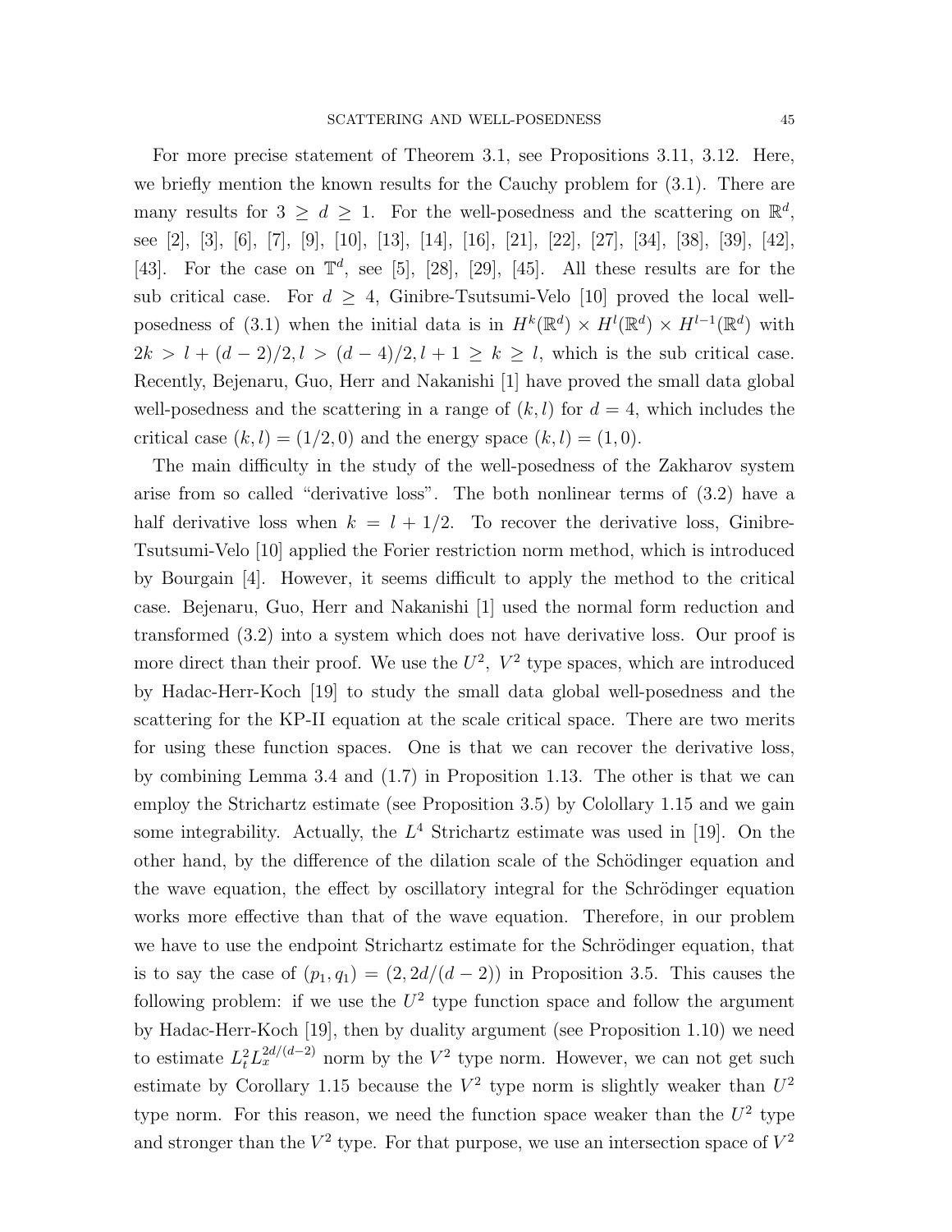For more precise statement of Theorem 3.1, see Propositions 3.11, 3.12. Here, we briefly mention the known results for the Cauchy problem for (3.1). There are many results for $3 \geq d \geq 1$. For the well-posedness and the scattering on $\mathbb{R}^d$, see [2], [3], [6], [7], [9], [10], [13], [14], [16], [21], [22], [27], [34], [38], [39], [42], [43]. For the case on $\mathbb{T}^d$, see [5], [28], [29], [45]. All these results are for the sub critical case. For $d \geq 4$, Ginibre-Tsutsumi-Velo [10] proved the local well-posedness of (3.1) when the initial data is in $H^k(\mathbb{R}^d) \times H^l(\mathbb{R}^d) \times H^{l-1}(\mathbb{R}^d)$ with $2k > l + (d-2)/2, l > (d-4)/2, l+1 \geq k \geq l$, which is the sub critical case. Recently, Bejenaru, Guo, Herr and Nakanishi [1] have proved the small data global well-posedness and the scattering in a range of $(k, l)$ for $d = 4$, which includes the critical case $(k, l) = (1/2, 0)$ and the energy space $(k, l) = (1, 0)$.

The main difficulty in the study of the well-posedness of the Zakharov system arise from so called "derivative loss". The both nonlinear terms of (3.2) have a half derivative loss when $k = l + 1/2$. To recover the derivative loss, Ginibre-Tsutsumi-Velo [10] applied the Forier restriction norm method, which is introduced by Bourgain [4]. However, it seems difficult to apply the method to the critical case. Bejenaru, Guo, Herr and Nakanishi [1] used the normal form reduction and transformed (3.2) into a system which does not have derivative loss. Our proof is more direct than their proof. We use the $U^2$, $V^2$ type spaces, which are introduced by Hadac-Herr-Koch [19] to study the small data global well-posedness and the scattering for the KP-II equation at the scale critical space. There are two merits for using these function spaces. One is that we can recover the derivative loss, by combining Lemma 3.4 and (1.7) in Proposition 1.13. The other is that we can employ the Strichartz estimate (see Proposition 3.5) by Colollary 1.15 and we gain some integrability. Actually, the $L^4$ Strichartz estimate was used in [19]. On the other hand, by the difference of the dilation scale of the Schödinger equation and the wave equation, the effect by oscillatory integral for the Schrödinger equation works more effective than that of the wave equation. Therefore, in our problem we have to use the endpoint Strichartz estimate for the Schrödinger equation, that is to say the case of $(p_1, q_1) = (2, 2d/(d-2))$ in Proposition 3.5. This causes the following problem: if we use the $U^2$ type function space and follow the argument by Hadac-Herr-Koch [19], then by duality argument (see Proposition 1.10) we need to estimate $L_t^2 L_x^{2d/(d-2)}$ norm by the $V^2$ type norm. However, we can not get such estimate by Corollary 1.15 because the $V^2$ type norm is slightly weaker than $U^2$ type norm. For this reason, we need the function space weaker than the $U^2$ type and stronger than the $V^2$ type. For that purpose, we use an intersection space of $V^2$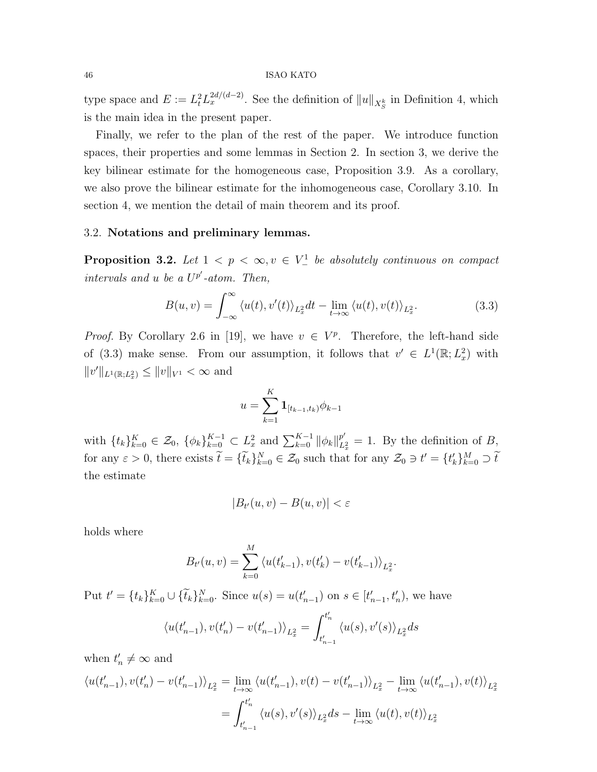type space and $E := L_t^2 L_x^{2d/(d-2)}$. See the definition of $\|u\|_{X_S^k}$ in Definition 4, which is the main idea in the present paper.

Finally, we refer to the plan of the rest of the paper. We introduce function spaces, their properties and some lemmas in Section 2. In section 3, we derive the key bilinear estimate for the homogeneous case, Proposition 3.9. As a corollary, we also prove the bilinear estimate for the inhomogeneous case, Corollary 3.10. In section 4, we mention the detail of main theorem and its proof.

### 3.2. **Notations and preliminary lemmas.**

**Proposition 3.2.** *Let $1 < p < \infty, v \in V_-^1$ be absolutely continuous on compact intervals and $u$ be a $U^{p'}$-atom. Then,*

$$B(u, v) = \int_{-\infty}^{\infty} \langle u(t), v'(t) \rangle_{L_x^2} dt - \lim_{t \to \infty} \langle u(t), v(t) \rangle_{L_x^2}. \tag{3.3}$$

*Proof.* By Corollary 2.6 in [19], we have $v \in V^p$. Therefore, the left-hand side of (3.3) make sense. From our assumption, it follows that $v' \in L^1(\mathbb{R}; L_x^2)$ with $\|v'\|_{L^1(\mathbb{R};L_x^2)} \leq \|v\|_{V^1} < \infty$ and

$$u = \sum_{k=1}^{K} \mathbf{1}_{[t_{k-1}, t_k)} \phi_{k-1}$$

with $\{t_k\}_{k=0}^K \in \mathcal{Z}_0$, $\{\phi_k\}_{k=0}^{K-1} \subset L_x^2$ and $\sum_{k=0}^{K-1} \|\phi_k\|_{L_x^2}^{p'} = 1$. By the definition of $B$, for any $\varepsilon > 0$, there exists $\widetilde{t} = \{\widetilde{t}_k\}_{k=0}^N \in \mathcal{Z}_0$ such that for any $\mathcal{Z}_0 \ni t' = \{t'_k\}_{k=0}^M \supset \widetilde{t}$ the estimate

$$|B_{t'}(u, v) - B(u, v)| < \varepsilon$$

holds where

$$B_{t'}(u, v) = \sum_{k=0}^{M} \langle u(t'_{k-1}), v(t'_k) - v(t'_{k-1}) \rangle_{L_x^2}.$$

Put $t' = \{t_k\}_{k=0}^K \cup \{\widetilde{t}_k\}_{k=0}^N$. Since $u(s) = u(t'_{n-1})$ on $s \in [t'_{n-1}, t'_n)$, we have

$$\langle u(t'_{n-1}), v(t'_n) - v(t'_{n-1}) \rangle_{L_x^2} = \int_{t'_{n-1}}^{t'_n} \langle u(s), v'(s) \rangle_{L_x^2} ds$$

when $t'_n \neq \infty$ and

$$\begin{aligned}
\langle u(t'_{n-1}), v(t'_n) - v(t'_{n-1}) \rangle_{L_x^2} &= \lim_{t \to \infty} \langle u(t'_{n-1}), v(t) - v(t'_{n-1}) \rangle_{L_x^2} - \lim_{t \to \infty} \langle u(t'_{n-1}), v(t) \rangle_{L_x^2} \\
&= \int_{t'_{n-1}}^{t'_n} \langle u(s), v'(s) \rangle_{L_x^2} ds - \lim_{t \to \infty} \langle u(t), v(t) \rangle_{L_x^2}
\end{aligned}$$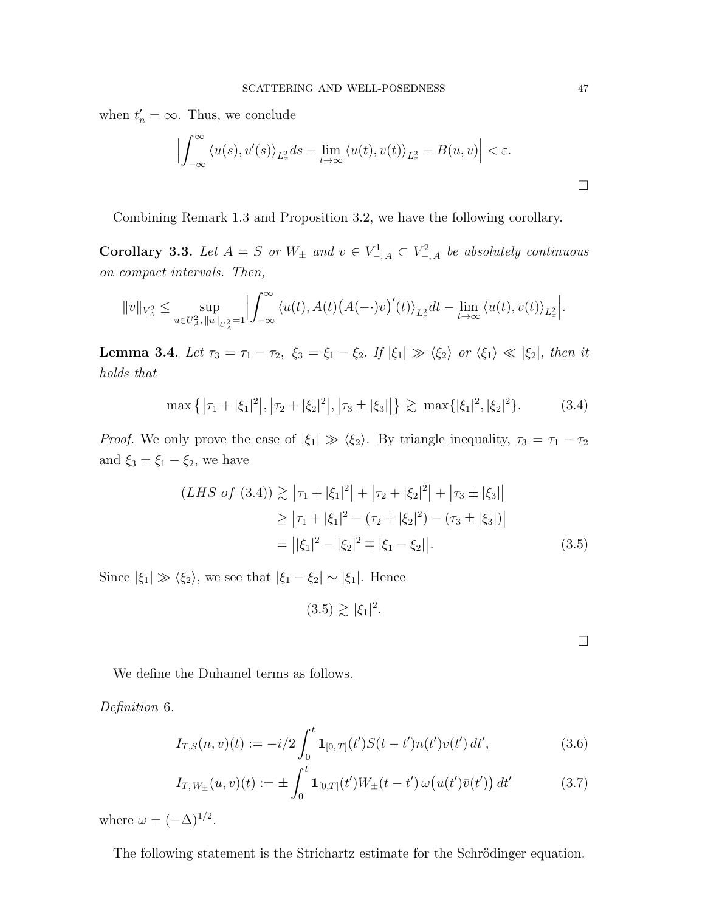when $t'_n = \infty$. Thus, we conclude

$$\Big| \int_{-\infty}^{\infty} \langle u(s), v'(s) \rangle_{L_x^2} ds - \lim_{t\to\infty} \langle u(t), v(t) \rangle_{L_x^2} - B(u,v) \Big| < \varepsilon.$$

□

Combining Remark 1.3 and Proposition 3.2, we have the following corollary.

**Corollary 3.3.** *Let $A = S$ or $W_\pm$ and $v \in V^1_{-,A} \subset V^2_{-,A}$ be absolutely continuous on compact intervals. Then,*

$$\|v\|_{V_A^2} \le \sup_{u \in U_A^2,\, \|u\|_{U_A^2}=1} \Big| \int_{-\infty}^{\infty} \langle u(t), A(t)\big(A(-\cdot)v\big)'(t) \rangle_{L_x^2} dt - \lim_{t\to\infty} \langle u(t), v(t) \rangle_{L_x^2} \Big|.$$

**Lemma 3.4.** *Let $\tau_3 = \tau_1 - \tau_2$, $\xi_3 = \xi_1 - \xi_2$. If $|\xi_1| \gg \langle \xi_2 \rangle$ or $\langle \xi_1 \rangle \ll |\xi_2|$, then it holds that*

$$\max\big\{ \big|\tau_1 + |\xi_1|^2\big|, \big|\tau_2 + |\xi_2|^2\big|, \big|\tau_3 \pm |\xi_3|\big| \big\} \gtrsim \max\{|\xi_1|^2, |\xi_2|^2\}. \tag{3.4}$$

*Proof.* We only prove the case of $|\xi_1| \gg \langle \xi_2 \rangle$. By triangle inequality, $\tau_3 = \tau_1 - \tau_2$ and $\xi_3 = \xi_1 - \xi_2$, we have

$$\begin{aligned}
(LHS\ of\ (3.4)) &\gtrsim \big|\tau_1 + |\xi_1|^2\big| + \big|\tau_2 + |\xi_2|^2\big| + \big|\tau_3 \pm |\xi_3|\big| \\
&\ge \big|\tau_1 + |\xi_1|^2 - (\tau_2 + |\xi_2|^2) - (\tau_3 \pm |\xi_3|)\big| \\
&= \big||\xi_1|^2 - |\xi_2|^2 \mp |\xi_1 - \xi_2|\big|.
\end{aligned} \tag{3.5}$$

Since $|\xi_1| \gg \langle \xi_2 \rangle$, we see that $|\xi_1 - \xi_2| \sim |\xi_1|$. Hence

$$(3.5) \gtrsim |\xi_1|^2.$$

□

We define the Duhamel terms as follows.

*Definition* 6.

$$I_{T,S}(n,v)(t) := -i/2 \int_0^t \mathbf{1}_{[0,T]}(t') S(t-t') n(t') v(t')\, dt', \tag{3.6}$$

$$I_{T,W_\pm}(u,v)(t) := \pm \int_0^t \mathbf{1}_{[0,T]}(t') W_\pm(t-t')\, \omega\big(u(t')\bar{v}(t')\big)\, dt' \tag{3.7}$$

where $\omega = (-\Delta)^{1/2}$.

The following statement is the Strichartz estimate for the Schrödinger equation.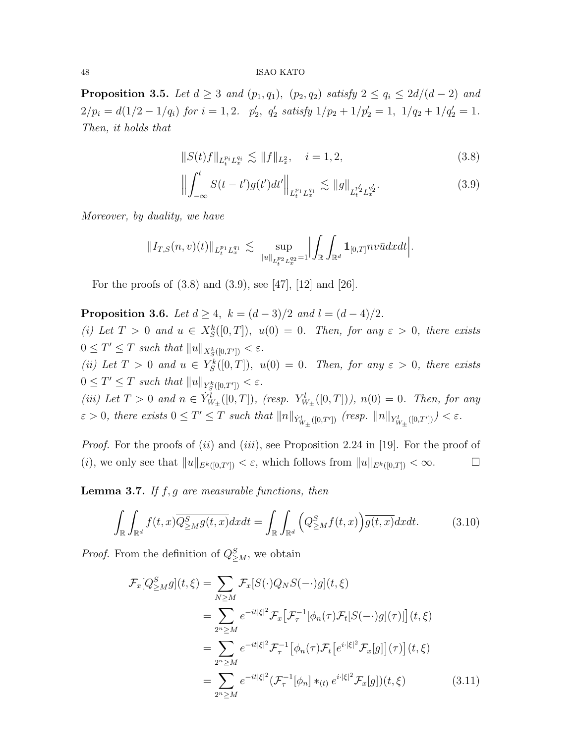**Proposition 3.5.** *Let $d \geq 3$ and $(p_1, q_1)$, $(p_2, q_2)$ satisfy $2 \leq q_i \leq 2d/(d-2)$ and $2/p_i = d(1/2 - 1/q_i)$ for $i = 1, 2$. $p_2'$, $q_2'$ satisfy $1/p_2 + 1/p_2' = 1$, $1/q_2 + 1/q_2' = 1$. Then, it holds that*

$$\|S(t)f\|_{L_t^{p_i} L_x^{q_i}} \lesssim \|f\|_{L_x^2}, \quad i = 1, 2, \tag{3.8}$$

$$\Big\| \int_{-\infty}^{t} S(t - t')g(t')dt' \Big\|_{L_t^{p_1} L_x^{q_1}} \lesssim \|g\|_{L_t^{p_2'} L_x^{q_2'}}. \tag{3.9}$$

*Moreover, by duality, we have*

$$\|I_{T,S}(n, v)(t)\|_{L_t^{p_1} L_x^{q_1}} \lesssim \sup_{\|u\|_{L_t^{p_2} L_x^{q_2}} = 1} \Big| \int_{\mathbb{R}} \int_{\mathbb{R}^d} \mathbf{1}_{[0,T]} n v \bar{u} dx dt \Big|.$$

For the proofs of (3.8) and (3.9), see [47], [12] and [26].

**Proposition 3.6.** *Let $d \geq 4$, $k = (d-3)/2$ and $l = (d-4)/2$.*
*(i) Let $T > 0$ and $u \in X_S^k([0,T])$, $u(0) = 0$. Then, for any $\varepsilon > 0$, there exists $0 \leq T' \leq T$ such that $\|u\|_{X_S^k([0,T'])} < \varepsilon$.*
*(ii) Let $T > 0$ and $u \in Y_S^k([0,T])$, $u(0) = 0$. Then, for any $\varepsilon > 0$, there exists $0 \leq T' \leq T$ such that $\|u\|_{Y_S^k([0,T'])} < \varepsilon$.*
*(iii) Let $T > 0$ and $n \in \dot{Y}_{W_\pm}^l([0,T])$, (resp. $Y_{W_\pm}^l([0,T])$), $n(0) = 0$. Then, for any $\varepsilon > 0$, there exists $0 \leq T' \leq T$ such that $\|n\|_{\dot{Y}_{W_\pm}^l([0,T'])}$ (resp. $\|n\|_{Y_{W_\pm}^l([0,T'])}$) $< \varepsilon$.*

*Proof.* For the proofs of $(ii)$ and $(iii)$, see Proposition 2.24 in [19]. For the proof of $(i)$, we only see that $\|u\|_{E^k([0,T'])} < \varepsilon$, which follows from $\|u\|_{E^k([0,T])} < \infty$. $\square$

**Lemma 3.7.** *If $f, g$ are measurable functions, then*

$$\int_{\mathbb{R}} \int_{\mathbb{R}^d} f(t,x) \overline{Q_{\geq M}^S g(t,x)} dx dt = \int_{\mathbb{R}} \int_{\mathbb{R}^d} \Big( Q_{\geq M}^S f(t,x) \Big) \overline{g(t,x)} dx dt. \tag{3.10}$$

*Proof.* From the definition of $Q_{\geq M}^S$, we obtain

$$\begin{aligned}
\mathcal{F}_x[Q_{\geq M}^S g](t,\xi) &= \sum_{N \geq M} \mathcal{F}_x[S(\cdot) Q_N S(-\cdot) g](t,\xi) \\
&= \sum_{2^n \geq M} e^{-it|\xi|^2} \mathcal{F}_x \big[ \mathcal{F}_\tau^{-1} [\phi_n(\tau) \mathcal{F}_t [S(-\cdot) g](\tau)] \big](t,\xi) \\
&= \sum_{2^n \geq M} e^{-it|\xi|^2} \mathcal{F}_\tau^{-1} \big[ \phi_n(\tau) \mathcal{F}_t \big[ e^{i \cdot |\xi|^2} \mathcal{F}_x[g] \big](\tau) \big](t,\xi) \\
&= \sum_{2^n \geq M} e^{-it|\xi|^2} (\mathcal{F}_\tau^{-1}[\phi_n] *_{(t)} e^{i \cdot |\xi|^2} \mathcal{F}_x[g])(t,\xi)
\end{aligned} \tag{3.11}$$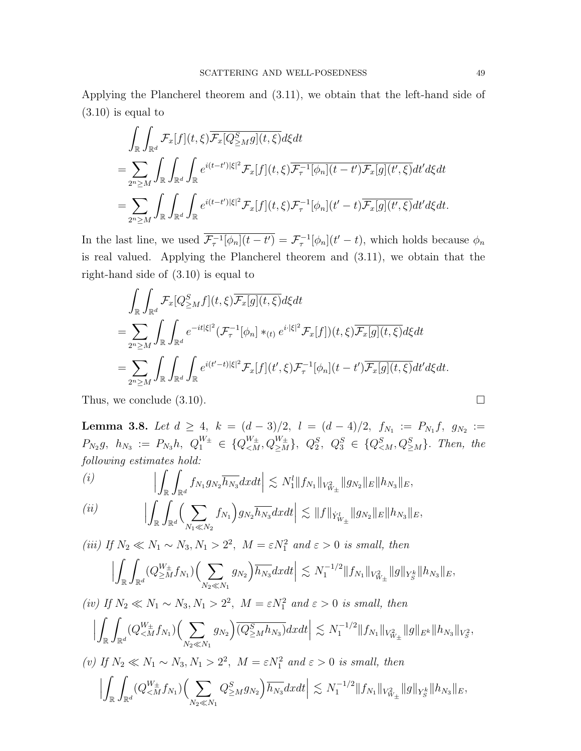Applying the Plancherel theorem and (3.11), we obtain that the left-hand side of (3.10) is equal to

$$
\begin{aligned}
&\int_{\mathbb{R}}\int_{\mathbb{R}^d} \mathcal{F}_x[f](t,\xi)\overline{\mathcal{F}_x[Q^S_{\geq M} g](t,\xi)}d\xi dt \\
&= \sum_{2^n \geq M} \int_{\mathbb{R}}\int_{\mathbb{R}^d}\int_{\mathbb{R}} e^{i(t-t')|\xi|^2}\mathcal{F}_x[f](t,\xi)\overline{\mathcal{F}_\tau^{-1}[\phi_n](t-t')\mathcal{F}_x[g](t',\xi)}dt'd\xi dt \\
&= \sum_{2^n \geq M} \int_{\mathbb{R}}\int_{\mathbb{R}^d}\int_{\mathbb{R}} e^{i(t-t')|\xi|^2}\mathcal{F}_x[f](t,\xi)\mathcal{F}_\tau^{-1}[\phi_n](t'-t)\overline{\mathcal{F}_x[g](t',\xi)}dt'd\xi dt.
\end{aligned}
$$

In the last line, we used $\overline{\mathcal{F}_\tau^{-1}[\phi_n](t-t')} = \mathcal{F}_\tau^{-1}[\phi_n](t'-t)$, which holds because $\phi_n$ is real valued. Applying the Plancherel theorem and (3.11), we obtain that the right-hand side of (3.10) is equal to

$$
\begin{aligned}
&\int_{\mathbb{R}}\int_{\mathbb{R}^d} \mathcal{F}_x[Q^S_{\geq M} f](t,\xi)\overline{\mathcal{F}_x[g](t,\xi)}d\xi dt \\
&= \sum_{2^n \geq M} \int_{\mathbb{R}}\int_{\mathbb{R}^d} e^{-it|\xi|^2}(\mathcal{F}_\tau^{-1}[\phi_n] *_{(t)} e^{i\cdot|\xi|^2}\mathcal{F}_x[f])(t,\xi)\overline{\mathcal{F}_x[g](t,\xi)}d\xi dt \\
&= \sum_{2^n \geq M} \int_{\mathbb{R}}\int_{\mathbb{R}^d}\int_{\mathbb{R}} e^{i(t'-t)|\xi|^2}\mathcal{F}_x[f](t',\xi)\mathcal{F}_\tau^{-1}[\phi_n](t-t')\overline{\mathcal{F}_x[g](t,\xi)}dt'd\xi dt.
\end{aligned}
$$

Thus, we conclude (3.10). $\square$

**Lemma 3.8.** *Let $d \geq 4$, $k = (d-3)/2$, $l = (d-4)/2$, $f_{N_1} := P_{N_1} f$, $g_{N_2} := P_{N_2} g$, $h_{N_3} := P_{N_3} h$, $Q_1^{W_\pm} \in \{Q^{W_\pm}_{<M}, Q^{W_\pm}_{\geq M}\}$, $Q_2^S$, $Q_3^S \in \{Q^S_{<M}, Q^S_{\geq M}\}$. Then, the following estimates hold:*

*(i)*
$$\Big|\int_{\mathbb{R}}\int_{\mathbb{R}^d} f_{N_1} g_{N_2}\overline{h_{N_3}}dxdt\Big| \lesssim N_1^l \|f_{N_1}\|_{V^2_{W_\pm}}\|g_{N_2}\|_E\|h_{N_3}\|_E,$$

*(ii)*
$$\Big|\int_{\mathbb{R}}\int_{\mathbb{R}^d}\Big(\sum_{N_1 \ll N_2} f_{N_1}\Big)g_{N_2}\overline{h_{N_3}}dxdt\Big| \lesssim \|f\|_{\dot{Y}^l_{W_\pm}}\|g_{N_2}\|_E\|h_{N_3}\|_E,$$

*(iii) If $N_2 \ll N_1 \sim N_3, N_1 > 2^2$, $M = \varepsilon N_1^2$ and $\varepsilon > 0$ is small, then*
$$\Big|\int_{\mathbb{R}}\int_{\mathbb{R}^d}(Q^{W_\pm}_{\geq M} f_{N_1})\Big(\sum_{N_2 \ll N_1} g_{N_2}\Big)\overline{h_{N_3}}dxdt\Big| \lesssim N_1^{-1/2}\|f_{N_1}\|_{V^2_{W_\pm}}\|g\|_{Y^k_S}\|h_{N_3}\|_E,$$

*(iv) If $N_2 \ll N_1 \sim N_3, N_1 > 2^2$, $M = \varepsilon N_1^2$ and $\varepsilon > 0$ is small, then*
$$\Big|\int_{\mathbb{R}}\int_{\mathbb{R}^d}(Q^{W_\pm}_{<M} f_{N_1})\Big(\sum_{N_2 \ll N_1} g_{N_2}\Big)\overline{(Q^S_{\geq M} h_{N_3})}dxdt\Big| \lesssim N_1^{-1/2}\|f_{N_1}\|_{V^2_{W_\pm}}\|g\|_{E^k}\|h_{N_3}\|_{V^2_S},$$

*(v) If $N_2 \ll N_1 \sim N_3, N_1 > 2^2$, $M = \varepsilon N_1^2$ and $\varepsilon > 0$ is small, then*
$$\Big|\int_{\mathbb{R}}\int_{\mathbb{R}^d}(Q^{W_\pm}_{<M} f_{N_1})\Big(\sum_{N_2 \ll N_1} Q^S_{\geq M} g_{N_2}\Big)\overline{h_{N_3}}dxdt\Big| \lesssim N_1^{-1/2}\|f_{N_1}\|_{V^2_{W_\pm}}\|g\|_{Y^k_S}\|h_{N_3}\|_E,$$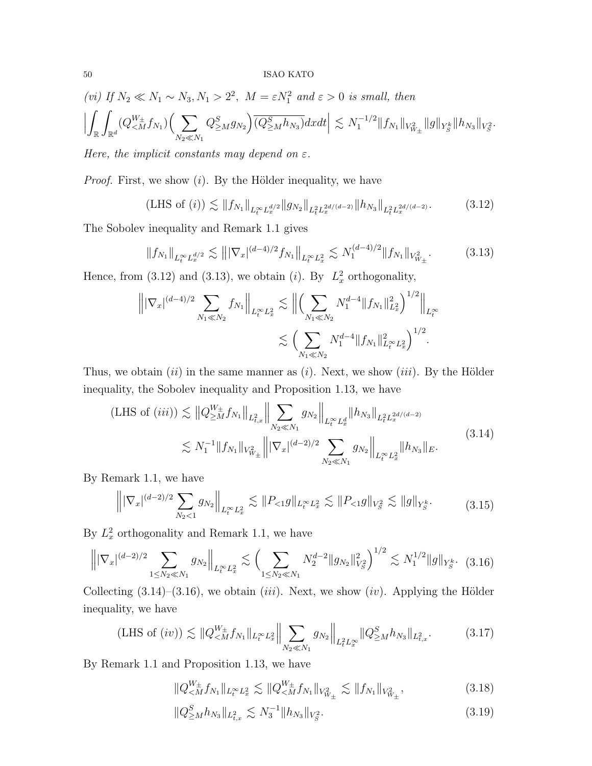*(vi) If $N_2 \ll N_1 \sim N_3, N_1 > 2^2,\ M = \varepsilon N_1^2$ and $\varepsilon > 0$ is small, then*

$$\Big|\int_{\mathbb{R}}\int_{\mathbb{R}^d} (Q^{W_\pm}_{<M} f_{N_1})\Big(\sum_{N_2 \ll N_1} Q^S_{\geq M} g_{N_2}\Big)\overline{(Q^S_{\geq M} h_{N_3})}dxdt\Big| \lesssim N_1^{-1/2}\|f_{N_1}\|_{V^2_{W_\pm}}\|g\|_{Y^k_S}\|h_{N_3}\|_{V^2_S}.$$

*Here, the implicit constants may depend on $\varepsilon$.*

*Proof.* First, we show $(i)$. By the Hölder inequality, we have

$$\text{(LHS of } (i)) \lesssim \|f_{N_1}\|_{L^\infty_t L^{d/2}_x}\|g_{N_2}\|_{L^2_t L^{2d/(d-2)}_x}\|h_{N_3}\|_{L^2_t L^{2d/(d-2)}_x}. \tag{3.12}$$

The Sobolev inequality and Remark 1.1 gives

$$\|f_{N_1}\|_{L^\infty_t L^{d/2}_x} \lesssim \big\||\nabla_x|^{(d-4)/2} f_{N_1}\big\|_{L^\infty_t L^2_x} \lesssim N_1^{(d-4)/2}\|f_{N_1}\|_{V^2_{W_\pm}}. \tag{3.13}$$

Hence, from (3.12) and (3.13), we obtain $(i)$. By $L^2_x$ orthogonality,

$$\begin{aligned}\Big\||\nabla_x|^{(d-4)/2}\sum_{N_1 \ll N_2} f_{N_1}\Big\|_{L^\infty_t L^2_x} &\lesssim \Big\|\Big(\sum_{N_1 \ll N_2} N_1^{d-4}\|f_{N_1}\|^2_{L^2_x}\Big)^{1/2}\Big\|_{L^\infty_t} \\ &\lesssim \Big(\sum_{N_1 \ll N_2} N_1^{d-4}\|f_{N_1}\|^2_{L^\infty_t L^2_x}\Big)^{1/2}.\end{aligned}$$

Thus, we obtain $(ii)$ in the same manner as $(i)$. Next, we show $(iii)$. By the Hölder inequality, the Sobolev inequality and Proposition 1.13, we have

$$\begin{aligned}\text{(LHS of } (iii)) &\lesssim \big\|Q^{W_\pm}_{\geq M} f_{N_1}\big\|_{L^2_{t,x}}\Big\|\sum_{N_2 \ll N_1} g_{N_2}\Big\|_{L^\infty_t L^d_x}\|h_{N_3}\|_{L^2_t L^{2d/(d-2)}_x} \\ &\lesssim N_1^{-1}\|f_{N_1}\|_{V^2_{W_\pm}}\Big\||\nabla_x|^{(d-2)/2}\sum_{N_2 \ll N_1} g_{N_2}\Big\|_{L^\infty_t L^2_x}\|h_{N_3}\|_E.\end{aligned} \tag{3.14}$$

By Remark 1.1, we have

$$\Big\||\nabla_x|^{(d-2)/2}\sum_{N_2 < 1} g_{N_2}\Big\|_{L^\infty_t L^2_x} \lesssim \|P_{<1} g\|_{L^\infty_t L^2_x} \lesssim \|P_{<1} g\|_{V^2_S} \lesssim \|g\|_{Y^k_S}. \tag{3.15}$$

By $L^2_x$ orthogonality and Remark 1.1, we have

$$\Big\||\nabla_x|^{(d-2)/2}\sum_{1 \leq N_2 \ll N_1} g_{N_2}\Big\|_{L^\infty_t L^2_x} \lesssim \Big(\sum_{1 \leq N_2 \ll N_1} N_2^{d-2}\|g_{N_2}\|^2_{V^2_S}\Big)^{1/2} \lesssim N_1^{1/2}\|g\|_{Y^k_S}. \tag{3.16}$$

Collecting (3.14)–(3.16), we obtain $(iii)$. Next, we show $(iv)$. Applying the Hölder inequality, we have

$$\text{(LHS of } (iv)) \lesssim \|Q^{W_\pm}_{<M} f_{N_1}\|_{L^\infty_t L^2_x}\Big\|\sum_{N_2 \ll N_1} g_{N_2}\Big\|_{L^2_t L^\infty_x}\|Q^S_{\geq M} h_{N_3}\|_{L^2_{t,x}}. \tag{3.17}$$

By Remark 1.1 and Proposition 1.13, we have

$$\|Q^{W_\pm}_{<M} f_{N_1}\|_{L^\infty_t L^2_x} \lesssim \|Q^{W_\pm}_{<M} f_{N_1}\|_{V^2_{W_\pm}} \lesssim \|f_{N_1}\|_{V^2_{W_\pm}}, \tag{3.18}$$

$$\|Q^S_{\geq M} h_{N_3}\|_{L^2_{t,x}} \lesssim N_3^{-1}\|h_{N_3}\|_{V^2_S}. \tag{3.19}$$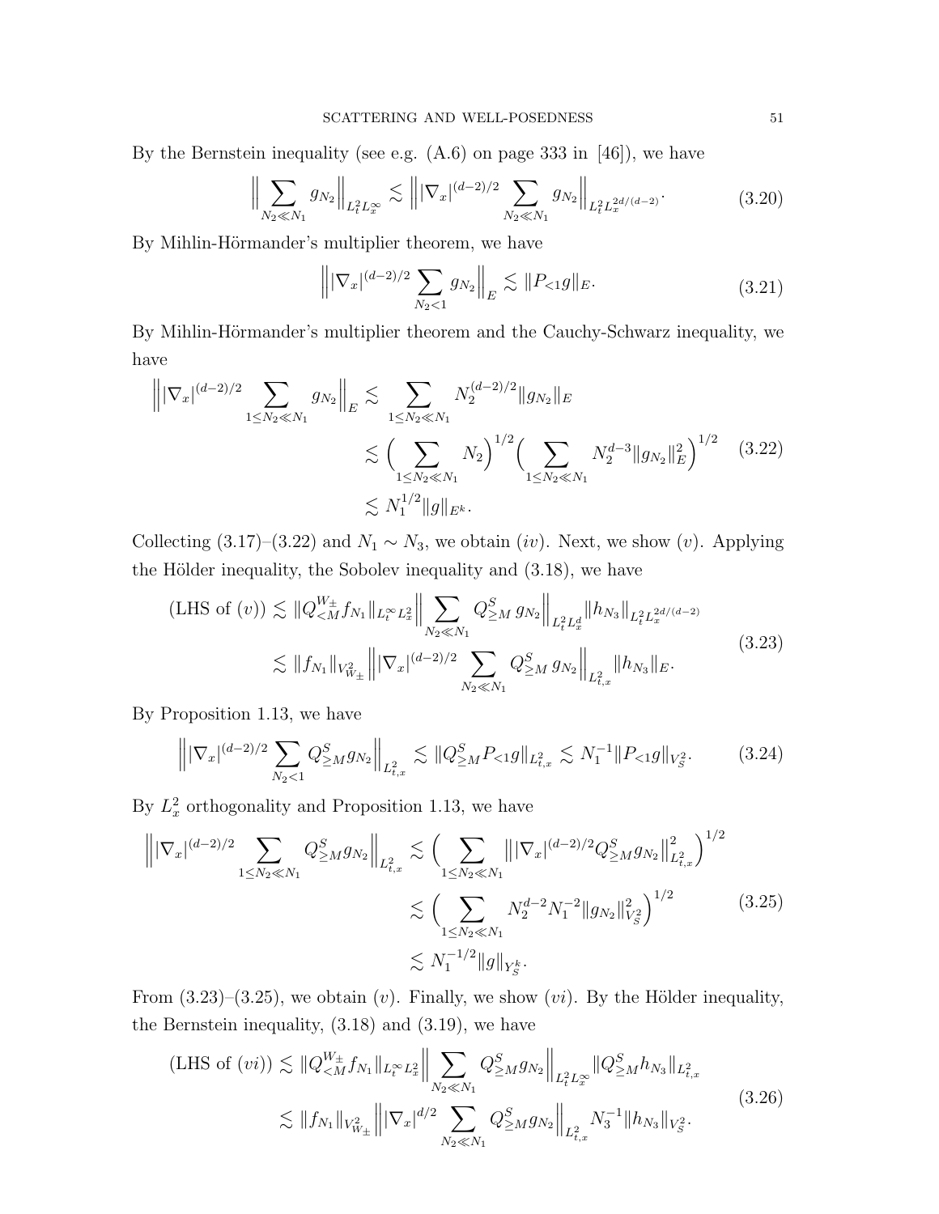By the Bernstein inequality (see e.g. (A.6) on page 333 in [46]), we have

$$\Big\| \sum_{N_2 \ll N_1} g_{N_2} \Big\|_{L_t^2 L_x^\infty} \lesssim \Big\| |\nabla_x|^{(d-2)/2} \sum_{N_2 \ll N_1} g_{N_2} \Big\|_{L_t^2 L_x^{2d/(d-2)}}. \tag{3.20}$$

By Mihlin-Hörmander's multiplier theorem, we have

$$\Big\| |\nabla_x|^{(d-2)/2} \sum_{N_2 < 1} g_{N_2} \Big\|_E \lesssim \|P_{<1} g\|_E. \tag{3.21}$$

By Mihlin-Hörmander's multiplier theorem and the Cauchy-Schwarz inequality, we have

$$\begin{aligned} \Big\| |\nabla_x|^{(d-2)/2} \sum_{1 \le N_2 \ll N_1} g_{N_2} \Big\|_E &\lesssim \sum_{1 \le N_2 \ll N_1} N_2^{(d-2)/2} \|g_{N_2}\|_E \\ &\lesssim \Big( \sum_{1 \le N_2 \ll N_1} N_2 \Big)^{1/2} \Big( \sum_{1 \le N_2 \ll N_1} N_2^{d-3} \|g_{N_2}\|_E^2 \Big)^{1/2} \\ &\lesssim N_1^{1/2} \|g\|_{E^k}. \end{aligned} \tag{3.22}$$

Collecting (3.17)–(3.22) and $N_1 \sim N_3$, we obtain $(iv)$. Next, we show $(v)$. Applying the Hölder inequality, the Sobolev inequality and (3.18), we have

$$\begin{aligned} (\text{LHS of } (v)) &\lesssim \|Q_{<M}^{W_\pm} f_{N_1}\|_{L_t^\infty L_x^2} \Big\| \sum_{N_2 \ll N_1} Q_{\ge M}^S \, g_{N_2} \Big\|_{L_t^2 L_x^d} \|h_{N_3}\|_{L_t^2 L_x^{2d/(d-2)}} \\ &\lesssim \|f_{N_1}\|_{V_{W_\pm}^2} \Big\| |\nabla_x|^{(d-2)/2} \sum_{N_2 \ll N_1} Q_{\ge M}^S \, g_{N_2} \Big\|_{L_{t,x}^2} \|h_{N_3}\|_E. \end{aligned} \tag{3.23}$$

By Proposition 1.13, we have

$$\Big\| |\nabla_x|^{(d-2)/2} \sum_{N_2 < 1} Q_{\ge M}^S g_{N_2} \Big\|_{L_{t,x}^2} \lesssim \|Q_{\ge M}^S P_{<1} g\|_{L_{t,x}^2} \lesssim N_1^{-1} \|P_{<1} g\|_{V_S^2}. \tag{3.24}$$

By $L_x^2$ orthogonality and Proposition 1.13, we have

$$\begin{aligned} \Big\| |\nabla_x|^{(d-2)/2} \sum_{1 \le N_2 \ll N_1} Q_{\ge M}^S g_{N_2} \Big\|_{L_{t,x}^2} &\lesssim \Big( \sum_{1 \le N_2 \ll N_1} \big\| |\nabla_x|^{(d-2)/2} Q_{\ge M}^S g_{N_2} \big\|_{L_{t,x}^2}^2 \Big)^{1/2} \\ &\lesssim \Big( \sum_{1 \le N_2 \ll N_1} N_2^{d-2} N_1^{-2} \|g_{N_2}\|_{V_S^2}^2 \Big)^{1/2} \\ &\lesssim N_1^{-1/2} \|g\|_{Y_S^k}. \end{aligned} \tag{3.25}$$

From (3.23)–(3.25), we obtain $(v)$. Finally, we show $(vi)$. By the Hölder inequality, the Bernstein inequality, (3.18) and (3.19), we have

$$\begin{aligned} (\text{LHS of } (vi)) &\lesssim \|Q_{<M}^{W_\pm} f_{N_1}\|_{L_t^\infty L_x^2} \Big\| \sum_{N_2 \ll N_1} Q_{\ge M}^S g_{N_2} \Big\|_{L_t^2 L_x^\infty} \|Q_{\ge M}^S h_{N_3}\|_{L_{t,x}^2} \\ &\lesssim \|f_{N_1}\|_{V_{W_\pm}^2} \Big\| |\nabla_x|^{d/2} \sum_{N_2 \ll N_1} Q_{\ge M}^S g_{N_2} \Big\|_{L_{t,x}^2} N_3^{-1} \|h_{N_3}\|_{V_S^2}. \end{aligned} \tag{3.26}$$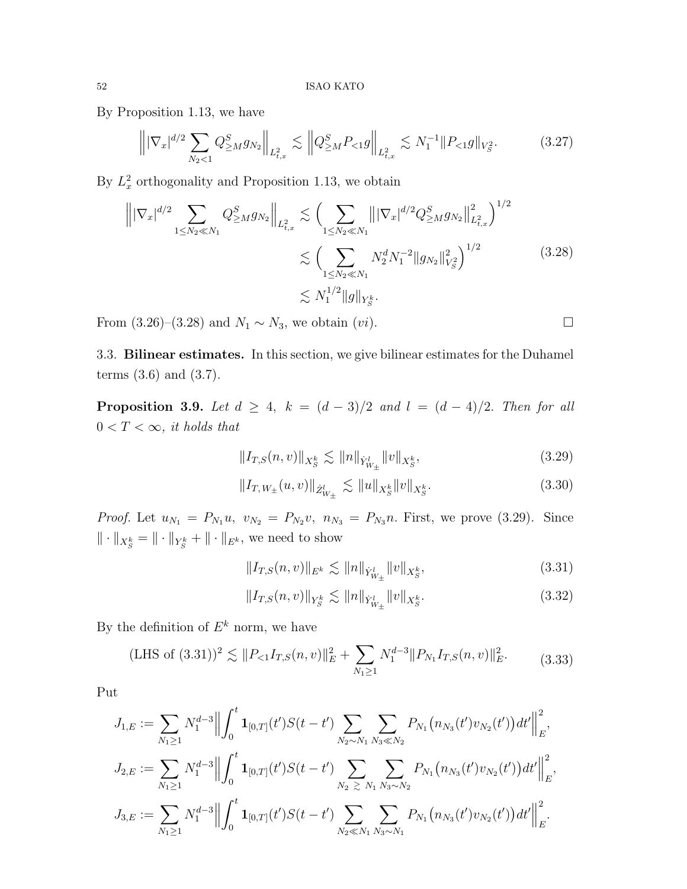By Proposition 1.13, we have

$$\Big\| |\nabla_x|^{d/2} \sum_{N_2<1} Q^S_{\geq M} g_{N_2} \Big\|_{L^2_{t,x}} \lesssim \Big\| Q^S_{\geq M} P_{<1} g \Big\|_{L^2_{t,x}} \lesssim N_1^{-1} \| P_{<1} g\|_{V^2_S}. \tag{3.27}$$

By $L^2_x$ orthogonality and Proposition 1.13, we obtain

$$\begin{aligned} \Big\| |\nabla_x|^{d/2} \sum_{1\leq N_2 \ll N_1} Q^S_{\geq M} g_{N_2} \Big\|_{L^2_{t,x}} &\lesssim \Big( \sum_{1\leq N_2 \ll N_1} \big\| |\nabla_x|^{d/2} Q^S_{\geq M} g_{N_2} \big\|^2_{L^2_{t,x}} \Big)^{1/2} \\ &\lesssim \Big( \sum_{1\leq N_2 \ll N_1} N_2^d N_1^{-2} \|g_{N_2}\|^2_{V^2_S} \Big)^{1/2} \\ &\lesssim N_1^{1/2} \|g\|_{Y^k_S}. \end{aligned} \tag{3.28}$$

From (3.26)–(3.28) and $N_1 \sim N_3$, we obtain $(vi)$. $\square$

### 3.3. Bilinear estimates.

In this section, we give bilinear estimates for the Duhamel terms (3.6) and (3.7).

**Proposition 3.9.** *Let $d \geq 4$, $k = (d-3)/2$ and $l = (d-4)/2$. Then for all $0 < T < \infty$, it holds that*

$$\|I_{T,S}(n,v)\|_{X^k_S} \lesssim \|n\|_{\dot{Y}^l_{W_\pm}} \|v\|_{X^k_S}, \tag{3.29}$$

$$\|I_{T,W_\pm}(u,v)\|_{\dot{Z}^l_{W_\pm}} \lesssim \|u\|_{X^k_S} \|v\|_{X^k_S}. \tag{3.30}$$

*Proof.* Let $u_{N_1} = P_{N_1} u$, $v_{N_2} = P_{N_2} v$, $n_{N_3} = P_{N_3} n$. First, we prove (3.29). Since $\|\cdot\|_{X^k_S} = \|\cdot\|_{Y^k_S} + \|\cdot\|_{E^k}$, we need to show

$$\|I_{T,S}(n,v)\|_{E^k} \lesssim \|n\|_{\dot{Y}^l_{W_\pm}} \|v\|_{X^k_S}, \tag{3.31}$$

$$\|I_{T,S}(n,v)\|_{Y^k_S} \lesssim \|n\|_{\dot{Y}^l_{W_\pm}} \|v\|_{X^k_S}. \tag{3.32}$$

By the definition of $E^k$ norm, we have

$$(\text{LHS of (3.31)})^2 \lesssim \|P_{<1} I_{T,S}(n,v)\|^2_E + \sum_{N_1\geq 1} N_1^{d-3} \|P_{N_1} I_{T,S}(n,v)\|^2_E. \tag{3.33}$$

Put

$$J_{1,E} := \sum_{N_1 \geq 1} N_1^{d-3} \Big\| \int_0^t \mathbf{1}_{[0,T]}(t') S(t-t') \sum_{N_2 \sim N_1} \sum_{N_3 \ll N_2} P_{N_1}\big(n_{N_3}(t') v_{N_2}(t')\big) dt' \Big\|^2_E,$$

$$J_{2,E} := \sum_{N_1 \geq 1} N_1^{d-3} \Big\| \int_0^t \mathbf{1}_{[0,T]}(t') S(t-t') \sum_{N_2 \gtrsim N_1} \sum_{N_3 \sim N_2} P_{N_1}\big(n_{N_3}(t') v_{N_2}(t')\big) dt' \Big\|^2_E,$$

$$J_{3,E} := \sum_{N_1 \geq 1} N_1^{d-3} \Big\| \int_0^t \mathbf{1}_{[0,T]}(t') S(t-t') \sum_{N_2 \ll N_1} \sum_{N_3 \sim N_1} P_{N_1}\big(n_{N_3}(t') v_{N_2}(t')\big) dt' \Big\|^2_E.$$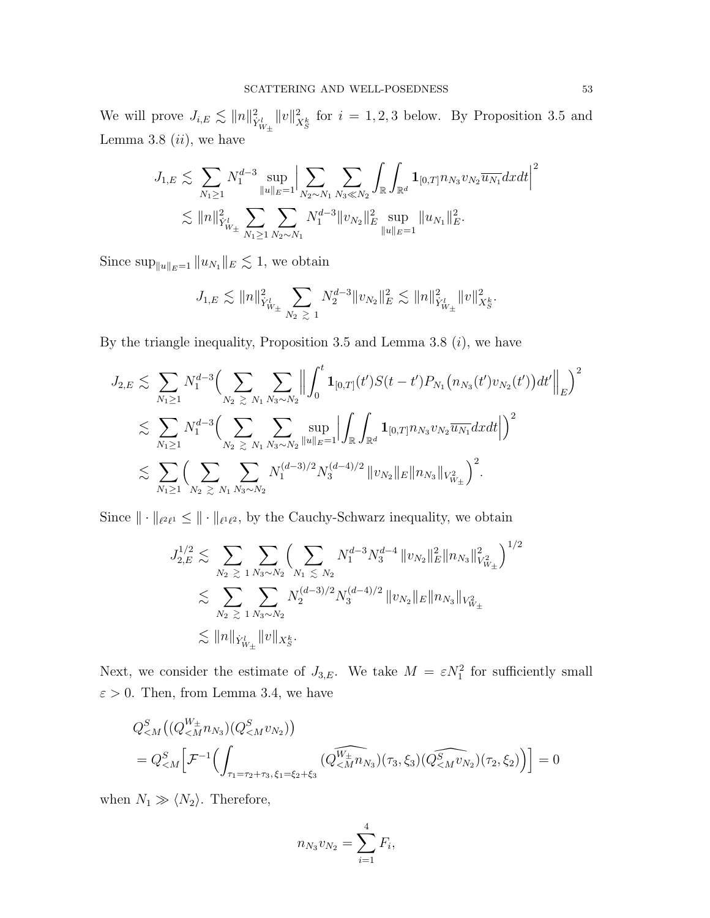We will prove $J_{i,E} \lesssim \|n\|^2_{\dot{Y}^l_{W_\pm}} \|v\|^2_{X^k_S}$ for $i = 1, 2, 3$ below. By Proposition 3.5 and Lemma 3.8 $(ii)$, we have

$$
\begin{aligned}
J_{1,E} &\lesssim \sum_{N_1 \geq 1} N_1^{d-3} \sup_{\|u\|_E = 1} \Big| \sum_{N_2 \sim N_1} \sum_{N_3 \ll N_2} \int_{\mathbb{R}} \int_{\mathbb{R}^d} \mathbf{1}_{[0,T]} n_{N_3} v_{N_2} \overline{u_{N_1}} dx dt \Big|^2 \\
&\lesssim \|n\|^2_{\dot{Y}^l_{W_\pm}} \sum_{N_1 \geq 1} \sum_{N_2 \sim N_1} N_1^{d-3} \|v_{N_2}\|^2_E \sup_{\|u\|_E = 1} \|u_{N_1}\|^2_E.
\end{aligned}
$$

Since $\sup_{\|u\|_E = 1} \|u_{N_1}\|_E \lesssim 1$, we obtain

$$
J_{1,E} \lesssim \|n\|^2_{\dot{Y}^l_{W_\pm}} \sum_{N_2 \gtrsim 1} N_2^{d-3} \|v_{N_2}\|^2_E \lesssim \|n\|^2_{\dot{Y}^l_{W_\pm}} \|v\|^2_{X^k_S}.
$$

By the triangle inequality, Proposition 3.5 and Lemma 3.8 $(i)$, we have

$$
\begin{aligned}
J_{2,E} &\lesssim \sum_{N_1 \geq 1} N_1^{d-3} \Big( \sum_{N_2 \gtrsim N_1} \sum_{N_3 \sim N_2} \Big\| \int_0^t \mathbf{1}_{[0,T]}(t') S(t-t') P_{N_1} \big( n_{N_3}(t') v_{N_2}(t') \big) dt' \Big\|_E \Big)^2 \\
&\lesssim \sum_{N_1 \geq 1} N_1^{d-3} \Big( \sum_{N_2 \gtrsim N_1} \sum_{N_3 \sim N_2} \sup_{\|u\|_E = 1} \Big| \int_{\mathbb{R}} \int_{\mathbb{R}^d} \mathbf{1}_{[0,T]} n_{N_3} v_{N_2} \overline{u_{N_1}} dx dt \Big| \Big)^2 \\
&\lesssim \sum_{N_1 \geq 1} \Big( \sum_{N_2 \gtrsim N_1} \sum_{N_3 \sim N_2} N_1^{(d-3)/2} N_3^{(d-4)/2} \|v_{N_2}\|_E \|n_{N_3}\|_{V^2_{W_\pm}} \Big)^2.
\end{aligned}
$$

Since $\|\cdot\|_{\ell^2 \ell^1} \leq \|\cdot\|_{\ell^1 \ell^2}$, by the Cauchy-Schwarz inequality, we obtain

$$
\begin{aligned}
J_{2,E}^{1/2} &\lesssim \sum_{N_2 \gtrsim 1} \sum_{N_3 \sim N_2} \Big( \sum_{N_1 \lesssim N_2} N_1^{d-3} N_3^{d-4} \|v_{N_2}\|^2_E \|n_{N_3}\|^2_{V^2_{W_\pm}} \Big)^{1/2} \\
&\lesssim \sum_{N_2 \gtrsim 1} \sum_{N_3 \sim N_2} N_2^{(d-3)/2} N_3^{(d-4)/2} \|v_{N_2}\|_E \|n_{N_3}\|_{V^2_{W_\pm}} \\
&\lesssim \|n\|_{\dot{Y}^l_{W_\pm}} \|v\|_{X^k_S}.
\end{aligned}
$$

Next, we consider the estimate of $J_{3,E}$. We take $M = \varepsilon N_1^2$ for sufficiently small $\varepsilon > 0$. Then, from Lemma 3.4, we have

$$
\begin{aligned}
&Q^S_{<M} \big( (Q^{W_\pm}_{<M} n_{N_3})(Q^S_{<M} v_{N_2}) \big) \\
&= Q^S_{<M} \Big[ \mathcal{F}^{-1} \Big( \int_{\tau_1 = \tau_2 + \tau_3, \, \xi_1 = \xi_2 + \xi_3} (\widehat{Q^{W_\pm}_{<M} n_{N_3}})(\tau_3, \xi_3) (\widehat{Q^S_{<M} v_{N_2}})(\tau_2, \xi_2) \Big) \Big] = 0
\end{aligned}
$$

when $N_1 \gg \langle N_2 \rangle$. Therefore,

$$
n_{N_3} v_{N_2} = \sum_{i=1}^4 F_i,
$$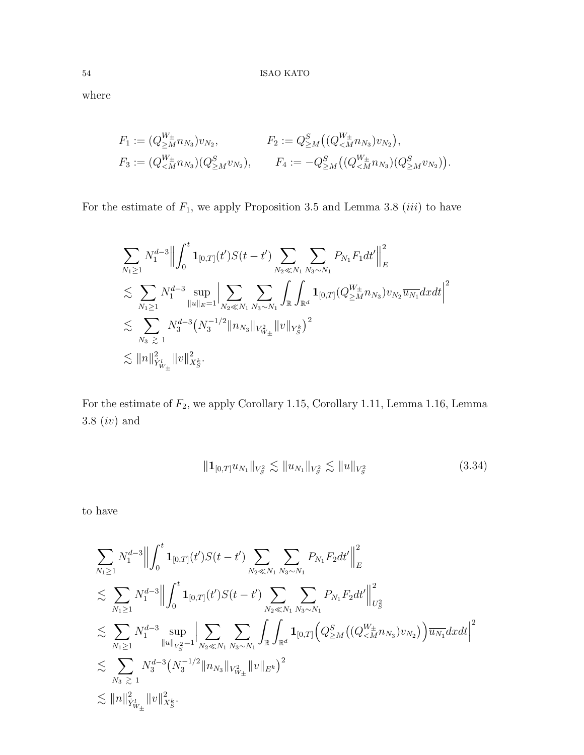where

$$
\begin{aligned}
F_1 &:= (Q^{W_\pm}_{\geq M} n_{N_3}) v_{N_2}, & F_2 &:= Q^S_{\geq M}\big((Q^{W_\pm}_{<M} n_{N_3}) v_{N_2}\big),\\
F_3 &:= (Q^{W_\pm}_{<M} n_{N_3})(Q^S_{\geq M} v_{N_2}), & F_4 &:= -Q^S_{\geq M}\big((Q^{W_\pm}_{<M} n_{N_3})(Q^S_{\geq M} v_{N_2})\big).
\end{aligned}
$$

For the estimate of $F_1$, we apply Proposition 3.5 and Lemma 3.8 $(iii)$ to have

$$
\begin{aligned}
&\sum_{N_1 \geq 1} N_1^{d-3} \Big\| \int_0^t \mathbf{1}_{[0,T]}(t') S(t-t') \sum_{N_2 \ll N_1} \sum_{N_3 \sim N_1} P_{N_1} F_1 dt' \Big\|_E^2 \\
&\lesssim \sum_{N_1 \geq 1} N_1^{d-3} \sup_{\|u\|_E = 1} \Big| \sum_{N_2 \ll N_1} \sum_{N_3 \sim N_1} \int_{\mathbb{R}} \int_{\mathbb{R}^d} \mathbf{1}_{[0,T]} (Q^{W_\pm}_{\geq M} n_{N_3}) v_{N_2} \overline{u_{N_1}} dx dt \Big|^2 \\
&\lesssim \sum_{N_3 \gtrsim 1} N_3^{d-3} \big( N_3^{-1/2} \|n_{N_3}\|_{V^2_{W_\pm}} \|v\|_{Y^k_S} \big)^2 \\
&\lesssim \|n\|^2_{\dot{Y}^l_{W_\pm}} \|v\|^2_{X^k_S}.
\end{aligned}
$$

For the estimate of $F_2$, we apply Corollary 1.15, Corollary 1.11, Lemma 1.16, Lemma 3.8 $(iv)$ and

$$
\|\mathbf{1}_{[0,T]} u_{N_1}\|_{V^2_S} \lesssim \|u_{N_1}\|_{V^2_S} \lesssim \|u\|_{V^2_S} \tag{3.34}
$$

to have

$$
\begin{aligned}
&\sum_{N_1 \geq 1} N_1^{d-3} \Big\| \int_0^t \mathbf{1}_{[0,T]}(t') S(t-t') \sum_{N_2 \ll N_1} \sum_{N_3 \sim N_1} P_{N_1} F_2 dt' \Big\|_E^2 \\
&\lesssim \sum_{N_1 \geq 1} N_1^{d-3} \Big\| \int_0^t \mathbf{1}_{[0,T]}(t') S(t-t') \sum_{N_2 \ll N_1} \sum_{N_3 \sim N_1} P_{N_1} F_2 dt' \Big\|_{U^2_S}^2 \\
&\lesssim \sum_{N_1 \geq 1} N_1^{d-3} \sup_{\|u\|_{V^2_S} = 1} \Big| \sum_{N_2 \ll N_1} \sum_{N_3 \sim N_1} \int_{\mathbb{R}} \int_{\mathbb{R}^d} \mathbf{1}_{[0,T]} \Big( Q^S_{\geq M}\big((Q^{W_\pm}_{<M} n_{N_3}) v_{N_2}\big) \Big) \overline{u_{N_1}} dx dt \Big|^2 \\
&\lesssim \sum_{N_3 \gtrsim 1} N_3^{d-3} \big( N_3^{-1/2} \|n_{N_3}\|_{V^2_{W_\pm}} \|v\|_{E^k} \big)^2 \\
&\lesssim \|n\|^2_{\dot{Y}^l_{W_\pm}} \|v\|^2_{X^k_S}.
\end{aligned}
$$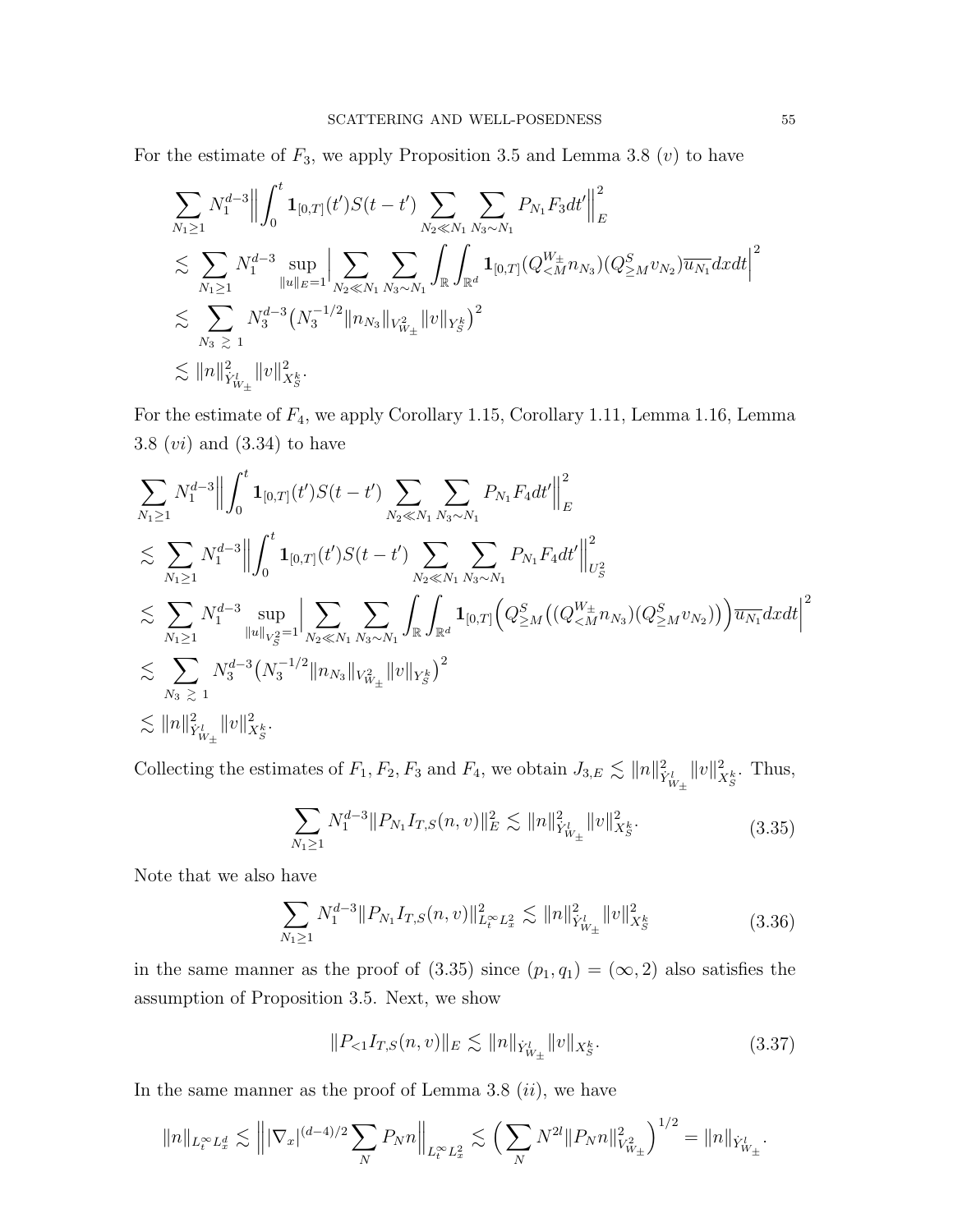For the estimate of $F_3$, we apply Proposition 3.5 and Lemma 3.8 $(v)$ to have

$$
\begin{aligned}
&\sum_{N_1\geq 1} N_1^{d-3}\Big\| \int_0^t \mathbf{1}_{[0,T]}(t')S(t-t') \sum_{N_2\ll N_1}\sum_{N_3\sim N_1} P_{N_1}F_3 dt'\Big\|_E^2 \\
&\lesssim \sum_{N_1\geq 1} N_1^{d-3} \sup_{\|u\|_E=1}\Big| \sum_{N_2\ll N_1}\sum_{N_3\sim N_1}\int_{\mathbb{R}}\int_{\mathbb{R}^d} \mathbf{1}_{[0,T]}(Q^{W_\pm}_{<M} n_{N_3})(Q^S_{\geq M} v_{N_2})\overline{u_{N_1}}dxdt\Big|^2 \\
&\lesssim \sum_{N_3\gtrsim 1} N_3^{d-3}\big(N_3^{-1/2}\|n_{N_3}\|_{V^2_{W_\pm}}\|v\|_{Y^k_S}\big)^2 \\
&\lesssim \|n\|^2_{\dot{Y}^l_{W_\pm}}\|v\|^2_{X^k_S}.
\end{aligned}
$$

For the estimate of $F_4$, we apply Corollary 1.15, Corollary 1.11, Lemma 1.16, Lemma 3.8 $(vi)$ and (3.34) to have

$$
\begin{aligned}
&\sum_{N_1\geq 1} N_1^{d-3}\Big\| \int_0^t \mathbf{1}_{[0,T]}(t')S(t-t') \sum_{N_2\ll N_1}\sum_{N_3\sim N_1} P_{N_1}F_4 dt'\Big\|_E^2 \\
&\lesssim \sum_{N_1\geq 1} N_1^{d-3}\Big\| \int_0^t \mathbf{1}_{[0,T]}(t')S(t-t') \sum_{N_2\ll N_1}\sum_{N_3\sim N_1} P_{N_1}F_4 dt'\Big\|_{U^2_S}^2 \\
&\lesssim \sum_{N_1\geq 1} N_1^{d-3} \sup_{\|u\|_{V^2_S}=1}\Big| \sum_{N_2\ll N_1}\sum_{N_3\sim N_1}\int_{\mathbb{R}}\int_{\mathbb{R}^d} \mathbf{1}_{[0,T]}\Big(Q^S_{\geq M}\big((Q^{W_\pm}_{<M} n_{N_3})(Q^S_{\geq M} v_{N_2})\big)\Big)\overline{u_{N_1}}dxdt\Big|^2 \\
&\lesssim \sum_{N_3\gtrsim 1} N_3^{d-3}\big(N_3^{-1/2}\|n_{N_3}\|_{V^2_{W_\pm}}\|v\|_{Y^k_S}\big)^2 \\
&\lesssim \|n\|^2_{\dot{Y}^l_{W_\pm}}\|v\|^2_{X^k_S}.
\end{aligned}
$$

Collecting the estimates of $F_1, F_2, F_3$ and $F_4$, we obtain $J_{3,E}\lesssim \|n\|^2_{\dot{Y}^l_{W_\pm}}\|v\|^2_{X^k_S}$. Thus,

$$
\sum_{N_1\geq 1} N_1^{d-3}\|P_{N_1}I_{T,S}(n,v)\|_E^2 \lesssim \|n\|^2_{\dot{Y}^l_{W_\pm}}\|v\|^2_{X^k_S}. \tag{3.35}
$$

Note that we also have

$$
\sum_{N_1\geq 1} N_1^{d-3}\|P_{N_1}I_{T,S}(n,v)\|_{L^\infty_t L^2_x}^2 \lesssim \|n\|^2_{\dot{Y}^l_{W_\pm}}\|v\|^2_{X^k_S} \tag{3.36}
$$

in the same manner as the proof of (3.35) since $(p_1,q_1)=(\infty,2)$ also satisfies the assumption of Proposition 3.5. Next, we show

$$
\|P_{<1}I_{T,S}(n,v)\|_E \lesssim \|n\|_{\dot{Y}^l_{W_\pm}}\|v\|_{X^k_S}. \tag{3.37}
$$

In the same manner as the proof of Lemma 3.8 $(ii)$, we have

$$
\|n\|_{L^\infty_t L^d_x} \lesssim \Big\| |\nabla_x|^{(d-4)/2}\sum_N P_N n\Big\|_{L^\infty_t L^2_x} \lesssim \Big(\sum_N N^{2l}\|P_N n\|^2_{V^2_{W_\pm}}\Big)^{1/2} = \|n\|_{\dot{Y}^l_{W_\pm}}.
$$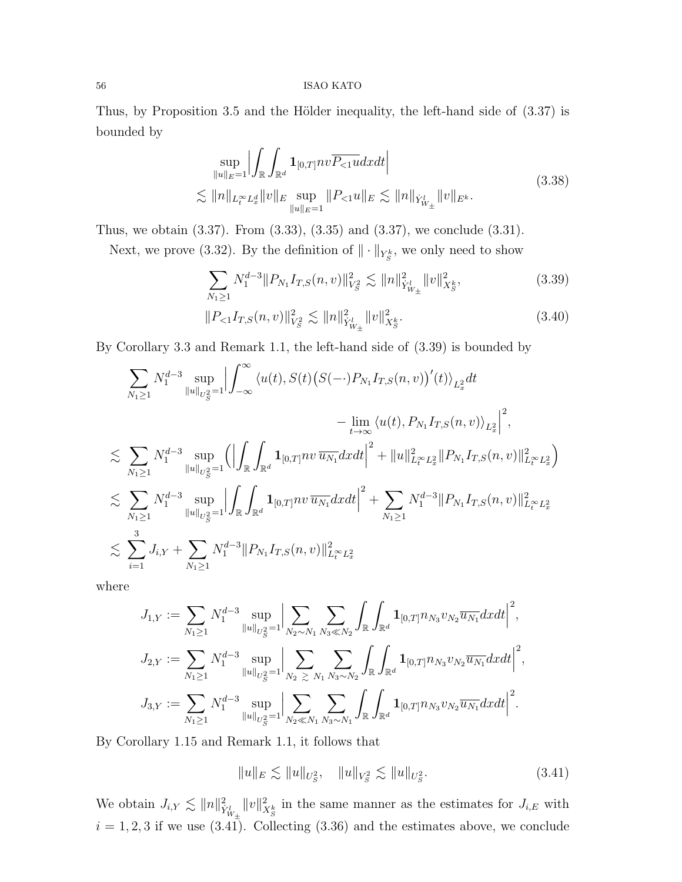Thus, by Proposition 3.5 and the Hölder inequality, the left-hand side of (3.37) is bounded by

$$
\begin{aligned}
&\sup_{\|u\|_E=1} \Big| \int_{\mathbb{R}} \int_{\mathbb{R}^d} \mathbf{1}_{[0,T]} nv \overline{P_{<1} u} dx dt \Big| \\
&\lesssim \|n\|_{L_t^\infty L_x^d} \|v\|_E \sup_{\|u\|_E=1} \|P_{<1} u\|_E \lesssim \|n\|_{\dot{Y}^l_{W_\pm}} \|v\|_{E^k}.
\end{aligned}
\tag{3.38}
$$

Thus, we obtain (3.37). From (3.33), (3.35) and (3.37), we conclude (3.31).

Next, we prove (3.32). By the definition of $\| \cdot \|_{Y_S^k}$, we only need to show

$$
\sum_{N_1 \geq 1} N_1^{d-3} \|P_{N_1} I_{T,S}(n,v)\|_{V_S^2}^2 \lesssim \|n\|_{\dot{Y}^l_{W_\pm}}^2 \|v\|_{X_S^k}^2,
\tag{3.39}
$$

$$
\|P_{<1} I_{T,S}(n,v)\|_{V_S^2}^2 \lesssim \|n\|_{\dot{Y}^l_{W_\pm}}^2 \|v\|_{X_S^k}^2.
\tag{3.40}
$$

By Corollary 3.3 and Remark 1.1, the left-hand side of (3.39) is bounded by

$$
\begin{aligned}
&\sum_{N_1 \geq 1} N_1^{d-3} \sup_{\|u\|_{U_S^2}=1} \Big| \int_{-\infty}^{\infty} \langle u(t), S(t) \big( S(-\cdot) P_{N_1} I_{T,S}(n,v) \big)'(t) \rangle_{L_x^2} dt \\
&\qquad\qquad\qquad\qquad - \lim_{t \to \infty} \langle u(t), P_{N_1} I_{T,S}(n,v) \rangle_{L_x^2} \Big|^2, \\
&\lesssim \sum_{N_1 \geq 1} N_1^{d-3} \sup_{\|u\|_{U_S^2}=1} \Big( \Big| \int_{\mathbb{R}} \int_{\mathbb{R}^d} \mathbf{1}_{[0,T]} nv \, \overline{u_{N_1}} dx dt \Big|^2 + \|u\|_{L_t^\infty L_x^2}^2 \|P_{N_1} I_{T,S}(n,v)\|_{L_t^\infty L_x^2}^2 \Big) \\
&\lesssim \sum_{N_1 \geq 1} N_1^{d-3} \sup_{\|u\|_{U_S^2}=1} \Big| \int_{\mathbb{R}} \int_{\mathbb{R}^d} \mathbf{1}_{[0,T]} nv \, \overline{u_{N_1}} dx dt \Big|^2 + \sum_{N_1 \geq 1} N_1^{d-3} \|P_{N_1} I_{T,S}(n,v)\|_{L_t^\infty L_x^2}^2 \\
&\lesssim \sum_{i=1}^3 J_{i,Y} + \sum_{N_1 \geq 1} N_1^{d-3} \|P_{N_1} I_{T,S}(n,v)\|_{L_t^\infty L_x^2}^2
\end{aligned}
$$

where

$$
\begin{aligned}
J_{1,Y} &:= \sum_{N_1 \geq 1} N_1^{d-3} \sup_{\|u\|_{U_S^2}=1} \Big| \sum_{N_2 \sim N_1} \sum_{N_3 \ll N_2} \int_{\mathbb{R}} \int_{\mathbb{R}^d} \mathbf{1}_{[0,T]} n_{N_3} v_{N_2} \overline{u_{N_1}} dx dt \Big|^2, \\
J_{2,Y} &:= \sum_{N_1 \geq 1} N_1^{d-3} \sup_{\|u\|_{U_S^2}=1} \Big| \sum_{N_2 \gtrsim N_1} \sum_{N_3 \sim N_2} \int_{\mathbb{R}} \int_{\mathbb{R}^d} \mathbf{1}_{[0,T]} n_{N_3} v_{N_2} \overline{u_{N_1}} dx dt \Big|^2, \\
J_{3,Y} &:= \sum_{N_1 \geq 1} N_1^{d-3} \sup_{\|u\|_{U_S^2}=1} \Big| \sum_{N_2 \ll N_1} \sum_{N_3 \sim N_1} \int_{\mathbb{R}} \int_{\mathbb{R}^d} \mathbf{1}_{[0,T]} n_{N_3} v_{N_2} \overline{u_{N_1}} dx dt \Big|^2.
\end{aligned}
$$

By Corollary 1.15 and Remark 1.1, it follows that

$$
\|u\|_E \lesssim \|u\|_{U_S^2}, \quad \|u\|_{V_S^2} \lesssim \|u\|_{U_S^2}.
\tag{3.41}
$$

We obtain $J_{i,Y} \lesssim \|n\|_{\dot{Y}^l_{W_\pm}}^2 \|v\|_{X_S^k}^2$ in the same manner as the estimates for $J_{i,E}$ with $i = 1, 2, 3$ if we use (3.41). Collecting (3.36) and the estimates above, we conclude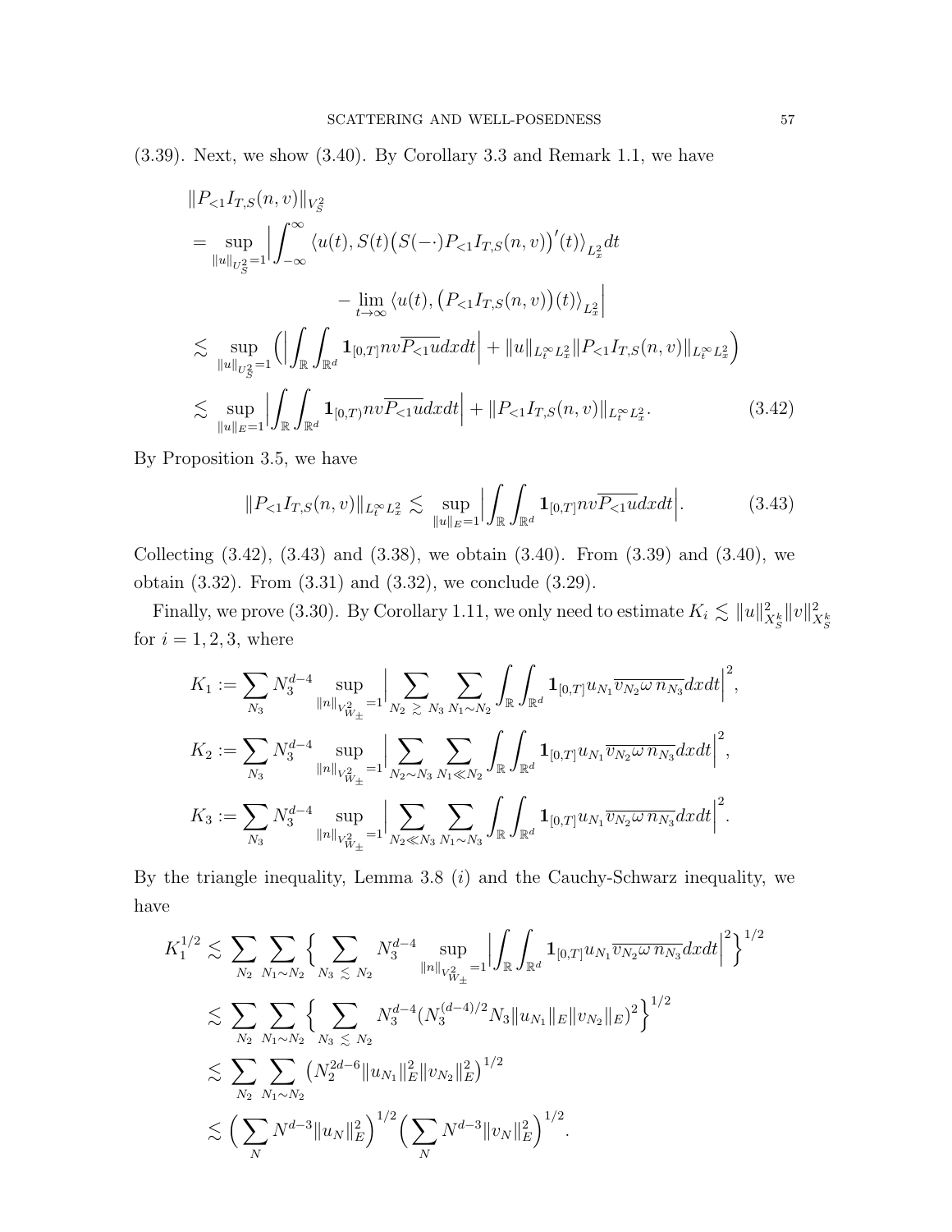(3.39). Next, we show (3.40). By Corollary 3.3 and Remark 1.1, we have

$$
\begin{aligned}
&\|P_{<1}I_{T,S}(n,v)\|_{V_S^2}\\
&= \sup_{\|u\|_{U_S^2}=1}\Big|\int_{-\infty}^{\infty}\langle u(t), S(t)\big(S(-\cdot)P_{<1}I_{T,S}(n,v)\big)'(t)\rangle_{L_x^2}dt\\
&\qquad\qquad - \lim_{t\to\infty}\langle u(t), \big(P_{<1}I_{T,S}(n,v)\big)(t)\rangle_{L_x^2}\Big|\\
&\lesssim \sup_{\|u\|_{U_S^2}=1}\Big(\Big|\int_{\mathbb{R}}\int_{\mathbb{R}^d}\mathbf{1}_{[0,T]}nv\overline{P_{<1}u}dxdt\Big| + \|u\|_{L_t^\infty L_x^2}\|P_{<1}I_{T,S}(n,v)\|_{L_t^\infty L_x^2}\Big)\\
&\lesssim \sup_{\|u\|_E=1}\Big|\int_{\mathbb{R}}\int_{\mathbb{R}^d}\mathbf{1}_{[0,T)}nv\overline{P_{<1}u}dxdt\Big| + \|P_{<1}I_{T,S}(n,v)\|_{L_t^\infty L_x^2}. \qquad (3.42)
\end{aligned}
$$

By Proposition 3.5, we have

$$
\|P_{<1}I_{T,S}(n,v)\|_{L_t^\infty L_x^2} \lesssim \sup_{\|u\|_E=1}\Big|\int_{\mathbb{R}}\int_{\mathbb{R}^d}\mathbf{1}_{[0,T]}nv\overline{P_{<1}u}dxdt\Big|. \qquad (3.43)
$$

Collecting (3.42), (3.43) and (3.38), we obtain (3.40). From (3.39) and (3.40), we obtain (3.32). From (3.31) and (3.32), we conclude (3.29).

Finally, we prove (3.30). By Corollary 1.11, we only need to estimate $K_i \lesssim \|u\|_{X_S^k}^2\|v\|_{X_S^k}^2$ for $i=1,2,3$, where

$$
\begin{aligned}
K_1 &:= \sum_{N_3} N_3^{d-4}\sup_{\|n\|_{V_{W_\pm}^2}=1}\Big|\sum_{N_2\gtrsim N_3}\sum_{N_1\sim N_2}\int_{\mathbb{R}}\int_{\mathbb{R}^d}\mathbf{1}_{[0,T]}u_{N_1}\overline{v_{N_2}\omega\, n_{N_3}}dxdt\Big|^2,\\
K_2 &:= \sum_{N_3} N_3^{d-4}\sup_{\|n\|_{V_{W_\pm}^2}=1}\Big|\sum_{N_2\sim N_3}\sum_{N_1\ll N_2}\int_{\mathbb{R}}\int_{\mathbb{R}^d}\mathbf{1}_{[0,T]}u_{N_1}\overline{v_{N_2}\omega\, n_{N_3}}dxdt\Big|^2,\\
K_3 &:= \sum_{N_3} N_3^{d-4}\sup_{\|n\|_{V_{W_\pm}^2}=1}\Big|\sum_{N_2\ll N_3}\sum_{N_1\sim N_3}\int_{\mathbb{R}}\int_{\mathbb{R}^d}\mathbf{1}_{[0,T]}u_{N_1}\overline{v_{N_2}\omega\, n_{N_3}}dxdt\Big|^2.
\end{aligned}
$$

By the triangle inequality, Lemma 3.8 $(i)$ and the Cauchy-Schwarz inequality, we have

$$
\begin{aligned}
K_1^{1/2} &\lesssim \sum_{N_2}\sum_{N_1\sim N_2}\Big\{\sum_{N_3\lesssim N_2} N_3^{d-4}\sup_{\|n\|_{V_{W_\pm}^2}=1}\Big|\int_{\mathbb{R}}\int_{\mathbb{R}^d}\mathbf{1}_{[0,T]}u_{N_1}\overline{v_{N_2}\omega\, n_{N_3}}dxdt\Big|^2\Big\}^{1/2}\\
&\lesssim \sum_{N_2}\sum_{N_1\sim N_2}\Big\{\sum_{N_3\lesssim N_2} N_3^{d-4}\big(N_3^{(d-4)/2}N_3\|u_{N_1}\|_E\|v_{N_2}\|_E\big)^2\Big\}^{1/2}\\
&\lesssim \sum_{N_2}\sum_{N_1\sim N_2}\big(N_2^{2d-6}\|u_{N_1}\|_E^2\|v_{N_2}\|_E^2\big)^{1/2}\\
&\lesssim \Big(\sum_N N^{d-3}\|u_N\|_E^2\Big)^{1/2}\Big(\sum_N N^{d-3}\|v_N\|_E^2\Big)^{1/2}.
\end{aligned}
$$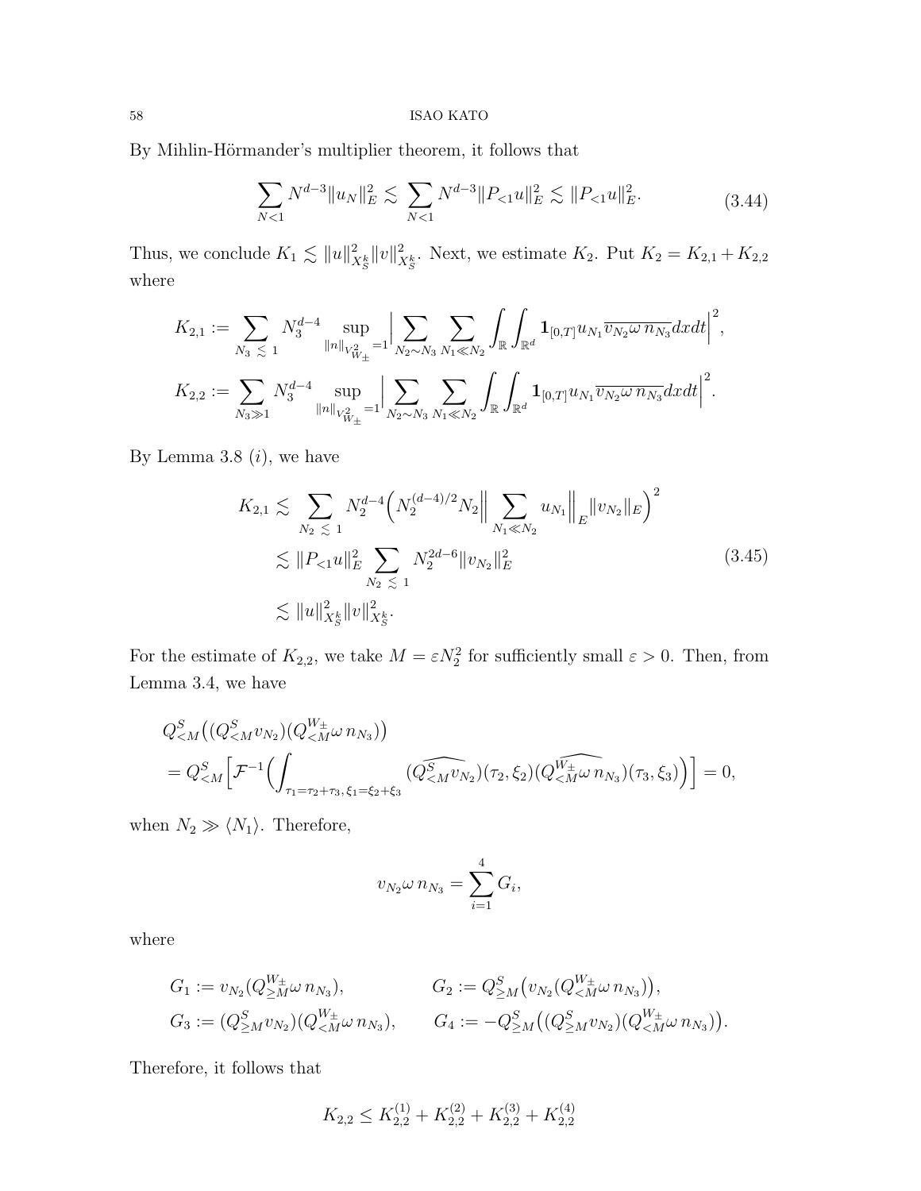By Mihlin-Hörmander's multiplier theorem, it follows that

$$\sum_{N<1} N^{d-3}\|u_N\|_E^2 \lesssim \sum_{N<1} N^{d-3}\|P_{<1}u\|_E^2 \lesssim \|P_{<1}u\|_E^2. \tag{3.44}$$

Thus, we conclude $K_1 \lesssim \|u\|_{X_S^k}^2\|v\|_{X_S^k}^2$. Next, we estimate $K_2$. Put $K_2 = K_{2,1} + K_{2,2}$ where

$$K_{2,1} := \sum_{N_3 \lesssim 1} N_3^{d-4} \sup_{\|n\|_{V^2_{W_\pm}}=1} \Big| \sum_{N_2\sim N_3} \sum_{N_1 \ll N_2} \int_{\mathbb{R}} \int_{\mathbb{R}^d} \mathbf{1}_{[0,T]} u_{N_1} \overline{v_{N_2}\omega\, n_{N_3}} dx dt \Big|^2,$$

$$K_{2,2} := \sum_{N_3 \gg 1} N_3^{d-4} \sup_{\|n\|_{V^2_{W_\pm}}=1} \Big| \sum_{N_2\sim N_3} \sum_{N_1 \ll N_2} \int_{\mathbb{R}} \int_{\mathbb{R}^d} \mathbf{1}_{[0,T]} u_{N_1} \overline{v_{N_2}\omega\, n_{N_3}} dx dt \Big|^2.$$

By Lemma 3.8 $(i)$, we have

$$\begin{aligned}
K_{2,1} &\lesssim \sum_{N_2 \lesssim 1} N_2^{d-4}\Big( N_2^{(d-4)/2} N_2 \Big\| \sum_{N_1 \ll N_2} u_{N_1} \Big\|_E \|v_{N_2}\|_E \Big)^2 \\
&\lesssim \|P_{<1}u\|_E^2 \sum_{N_2 \lesssim 1} N_2^{2d-6} \|v_{N_2}\|_E^2 \\
&\lesssim \|u\|_{X_S^k}^2 \|v\|_{X_S^k}^2.
\end{aligned} \tag{3.45}$$

For the estimate of $K_{2,2}$, we take $M = \varepsilon N_2^2$ for sufficiently small $\varepsilon > 0$. Then, from Lemma 3.4, we have

$$\begin{aligned}
&Q^S_{<M}\big( (Q^S_{<M} v_{N_2})(Q^{W_\pm}_{<M} \omega\, n_{N_3}) \big) \\
&= Q^S_{<M}\Big[ \mathcal{F}^{-1}\Big( \int_{\tau_1 = \tau_2 + \tau_3,\, \xi_1 = \xi_2 + \xi_3} (\widehat{Q^S_{<M} v_{N_2}})(\tau_2, \xi_2) (\widehat{Q^{W_\pm}_{<M} \omega\, n_{N_3}})(\tau_3, \xi_3) \Big) \Big] = 0,
\end{aligned}$$

when $N_2 \gg \langle N_1 \rangle$. Therefore,

$$v_{N_2}\omega\, n_{N_3} = \sum_{i=1}^4 G_i,$$

where

$$\begin{aligned}
G_1 &:= v_{N_2}(Q^{W_\pm}_{\geq M} \omega\, n_{N_3}), & G_2 &:= Q^S_{\geq M}\big( v_{N_2}(Q^{W_\pm}_{<M} \omega\, n_{N_3}) \big), \\
G_3 &:= (Q^S_{\geq M} v_{N_2})(Q^{W_\pm}_{<M} \omega\, n_{N_3}), & G_4 &:= -Q^S_{\geq M}\big( (Q^S_{\geq M} v_{N_2})(Q^{W_\pm}_{<M} \omega\, n_{N_3}) \big).
\end{aligned}$$

Therefore, it follows that

$$K_{2,2} \leq K_{2,2}^{(1)} + K_{2,2}^{(2)} + K_{2,2}^{(3)} + K_{2,2}^{(4)}$$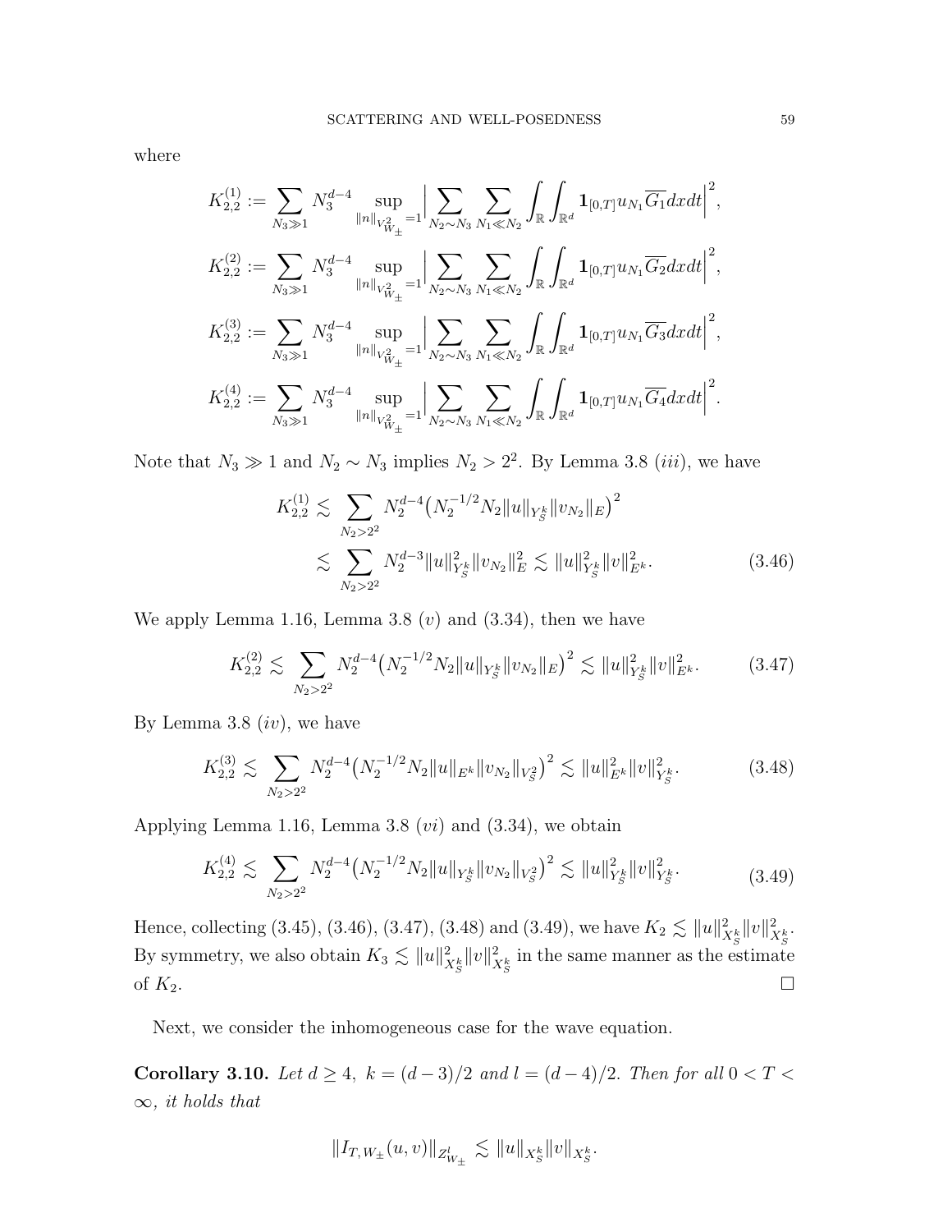where

$$K_{2,2}^{(1)} := \sum_{N_3 \gg 1} N_3^{d-4} \sup_{\|n\|_{V^2_{W_\pm}}=1} \Big| \sum_{N_2 \sim N_3} \sum_{N_1 \ll N_2} \int_{\mathbb{R}} \int_{\mathbb{R}^d} \mathbf{1}_{[0,T]} u_{N_1} \overline{G_1} dx dt \Big|^2,$$

$$K_{2,2}^{(2)} := \sum_{N_3 \gg 1} N_3^{d-4} \sup_{\|n\|_{V^2_{W_\pm}}=1} \Big| \sum_{N_2 \sim N_3} \sum_{N_1 \ll N_2} \int_{\mathbb{R}} \int_{\mathbb{R}^d} \mathbf{1}_{[0,T]} u_{N_1} \overline{G_2} dx dt \Big|^2,$$

$$K_{2,2}^{(3)} := \sum_{N_3 \gg 1} N_3^{d-4} \sup_{\|n\|_{V^2_{W_\pm}}=1} \Big| \sum_{N_2 \sim N_3} \sum_{N_1 \ll N_2} \int_{\mathbb{R}} \int_{\mathbb{R}^d} \mathbf{1}_{[0,T]} u_{N_1} \overline{G_3} dx dt \Big|^2,$$

$$K_{2,2}^{(4)} := \sum_{N_3 \gg 1} N_3^{d-4} \sup_{\|n\|_{V^2_{W_\pm}}=1} \Big| \sum_{N_2 \sim N_3} \sum_{N_1 \ll N_2} \int_{\mathbb{R}} \int_{\mathbb{R}^d} \mathbf{1}_{[0,T]} u_{N_1} \overline{G_4} dx dt \Big|^2.$$

Note that $N_3 \gg 1$ and $N_2 \sim N_3$ implies $N_2 > 2^2$. By Lemma 3.8 $(iii)$, we have

$$\begin{aligned} K_{2,2}^{(1)} &\lesssim \sum_{N_2 > 2^2} N_2^{d-4} \big( N_2^{-1/2} N_2 \|u\|_{Y_S^k} \|v_{N_2}\|_E \big)^2 \\ &\lesssim \sum_{N_2 > 2^2} N_2^{d-3} \|u\|_{Y_S^k}^2 \|v_{N_2}\|_E^2 \lesssim \|u\|_{Y_S^k}^2 \|v\|_{E^k}^2. \end{aligned} \tag{3.46}$$

We apply Lemma 1.16, Lemma 3.8 $(v)$ and (3.34), then we have

$$K_{2,2}^{(2)} \lesssim \sum_{N_2 > 2^2} N_2^{d-4} \big( N_2^{-1/2} N_2 \|u\|_{Y_S^k} \|v_{N_2}\|_E \big)^2 \lesssim \|u\|_{Y_S^k}^2 \|v\|_{E^k}^2. \tag{3.47}$$

By Lemma 3.8 $(iv)$, we have

$$K_{2,2}^{(3)} \lesssim \sum_{N_2 > 2^2} N_2^{d-4} \big( N_2^{-1/2} N_2 \|u\|_{E^k} \|v_{N_2}\|_{V_S^2} \big)^2 \lesssim \|u\|_{E^k}^2 \|v\|_{Y_S^k}^2. \tag{3.48}$$

Applying Lemma 1.16, Lemma 3.8 $(vi)$ and (3.34), we obtain

$$K_{2,2}^{(4)} \lesssim \sum_{N_2 > 2^2} N_2^{d-4} \big( N_2^{-1/2} N_2 \|u\|_{Y_S^k} \|v_{N_2}\|_{V_S^2} \big)^2 \lesssim \|u\|_{Y_S^k}^2 \|v\|_{Y_S^k}^2. \tag{3.49}$$

Hence, collecting (3.45), (3.46), (3.47), (3.48) and (3.49), we have $K_2 \lesssim \|u\|_{X_S^k}^2 \|v\|_{X_S^k}^2$. By symmetry, we also obtain $K_3 \lesssim \|u\|_{X_S^k}^2 \|v\|_{X_S^k}^2$ in the same manner as the estimate of $K_2$. $\square$

Next, we consider the inhomogeneous case for the wave equation.

**Corollary 3.10.** *Let $d \geq 4$, $k = (d-3)/2$ and $l = (d-4)/2$. Then for all $0 < T < \infty$, it holds that*

$$\|I_{T,W_\pm}(u,v)\|_{Z^l_{W_\pm}} \lesssim \|u\|_{X_S^k} \|v\|_{X_S^k}.$$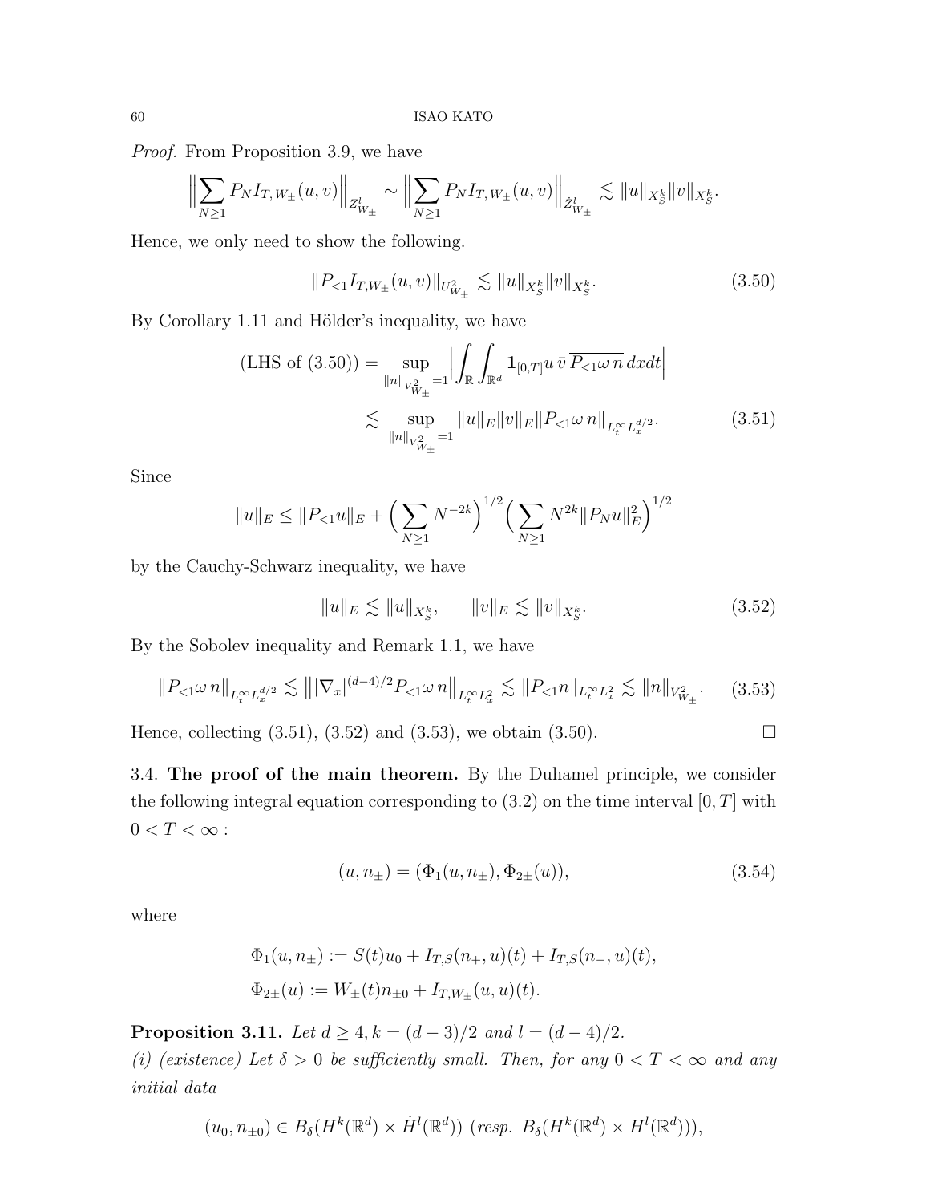*Proof.* From Proposition 3.9, we have

$$\Big\| \sum_{N\geq 1} P_N I_{T,W_\pm}(u,v) \Big\|_{Z^l_{W_\pm}} \sim \Big\| \sum_{N\geq 1} P_N I_{T,W_\pm}(u,v) \Big\|_{\dot{Z}^l_{W_\pm}} \lesssim \|u\|_{X^k_S} \|v\|_{X^k_S}.$$

Hence, we only need to show the following.

$$\|P_{<1} I_{T,W_\pm}(u,v)\|_{U^2_{W_\pm}} \lesssim \|u\|_{X^k_S} \|v\|_{X^k_S}. \tag{3.50}$$

By Corollary 1.11 and Hölder's inequality, we have

$$\begin{aligned}
\text{(LHS of (3.50))} &= \sup_{\|n\|_{V^2_{W_\pm}}=1} \Big| \int_{\mathbb{R}} \int_{\mathbb{R}^d} \mathbf{1}_{[0,T]} u\, \bar{v}\, \overline{P_{<1}\omega\, n}\, dxdt \Big| \\
&\lesssim \sup_{\|n\|_{V^2_{W_\pm}}=1} \|u\|_E \|v\|_E \|P_{<1}\omega\, n\|_{L^\infty_t L^{d/2}_x}. 
\end{aligned} \tag{3.51}$$

Since

$$\|u\|_E \leq \|P_{<1} u\|_E + \Big( \sum_{N\geq 1} N^{-2k} \Big)^{1/2} \Big( \sum_{N\geq 1} N^{2k} \|P_N u\|_E^2 \Big)^{1/2}$$

by the Cauchy-Schwarz inequality, we have

$$\|u\|_E \lesssim \|u\|_{X^k_S}, \qquad \|v\|_E \lesssim \|v\|_{X^k_S}. \tag{3.52}$$

By the Sobolev inequality and Remark 1.1, we have

$$\|P_{<1}\omega\, n\|_{L^\infty_t L^{d/2}_x} \lesssim \big\| |\nabla_x|^{(d-4)/2} P_{<1}\omega\, n \big\|_{L^\infty_t L^2_x} \lesssim \|P_{<1} n\|_{L^\infty_t L^2_x} \lesssim \|n\|_{V^2_{W_\pm}}. \tag{3.53}$$

Hence, collecting (3.51), (3.52) and (3.53), we obtain (3.50). $\square$

3.4. **The proof of the main theorem.** By the Duhamel principle, we consider the following integral equation corresponding to (3.2) on the time interval $[0,T]$ with $0 < T < \infty$ :

$$(u, n_\pm) = (\Phi_1(u, n_\pm), \Phi_{2\pm}(u)), \tag{3.54}$$

where

$$\begin{aligned}
\Phi_1(u, n_\pm) &:= S(t)u_0 + I_{T,S}(n_+, u)(t) + I_{T,S}(n_-, u)(t), \\
\Phi_{2\pm}(u) &:= W_\pm(t) n_{\pm 0} + I_{T,W_\pm}(u,u)(t).
\end{aligned}$$

**Proposition 3.11.** *Let $d \geq 4$, $k = (d-3)/2$ and $l = (d-4)/2$.*
*(i) (existence) Let $\delta > 0$ be sufficiently small. Then, for any $0 < T < \infty$ and any initial data*

$$(u_0, n_{\pm 0}) \in B_\delta(H^k(\mathbb{R}^d) \times \dot{H}^l(\mathbb{R}^d)) \ (\textit{resp. } B_\delta(H^k(\mathbb{R}^d) \times H^l(\mathbb{R}^d))),$$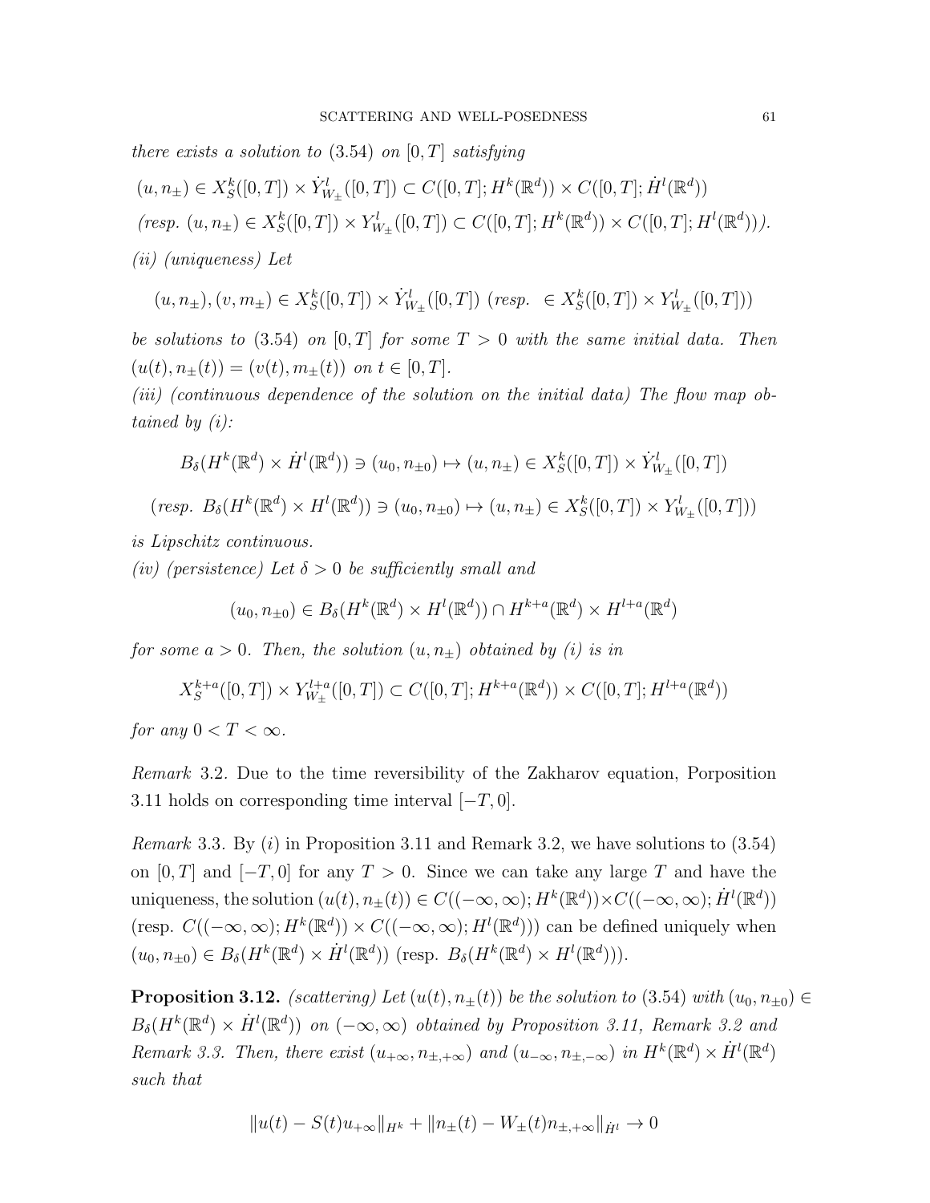*there exists a solution to* (3.54) *on* $[0,T]$ *satisfying*

$$(u, n_\pm) \in X_S^k([0,T]) \times \dot{Y}_{W_\pm}^l([0,T]) \subset C([0,T]; H^k(\mathbb{R}^d)) \times C([0,T]; \dot{H}^l(\mathbb{R}^d))$$

*(resp.* $(u, n_\pm) \in X_S^k([0,T]) \times Y_{W_\pm}^l([0,T]) \subset C([0,T]; H^k(\mathbb{R}^d)) \times C([0,T]; H^l(\mathbb{R}^d))$*).*

*(ii) (uniqueness) Let*

$$(u, n_\pm), (v, m_\pm) \in X_S^k([0,T]) \times \dot{Y}_{W_\pm}^l([0,T]) \ (resp.\ \in X_S^k([0,T]) \times Y_{W_\pm}^l([0,T]))$$

*be solutions to* (3.54) *on* $[0,T]$ *for some* $T > 0$ *with the same initial data. Then* $(u(t), n_\pm(t)) = (v(t), m_\pm(t))$ *on* $t \in [0,T]$.

*(iii) (continuous dependence of the solution on the initial data) The flow map obtained by (i):*

$$B_\delta(H^k(\mathbb{R}^d) \times \dot{H}^l(\mathbb{R}^d)) \ni (u_0, n_{\pm 0}) \mapsto (u, n_\pm) \in X_S^k([0,T]) \times \dot{Y}_{W_\pm}^l([0,T])$$

$$(resp.\ B_\delta(H^k(\mathbb{R}^d) \times H^l(\mathbb{R}^d)) \ni (u_0, n_{\pm 0}) \mapsto (u, n_\pm) \in X_S^k([0,T]) \times Y_{W_\pm}^l([0,T]))$$

*is Lipschitz continuous.*

*(iv) (persistence) Let* $\delta > 0$ *be sufficiently small and*

$$(u_0, n_{\pm 0}) \in B_\delta(H^k(\mathbb{R}^d) \times H^l(\mathbb{R}^d)) \cap H^{k+a}(\mathbb{R}^d) \times H^{l+a}(\mathbb{R}^d)$$

*for some* $a > 0$. *Then, the solution* $(u, n_\pm)$ *obtained by (i) is in*

$$X_S^{k+a}([0,T]) \times Y_{W_\pm}^{l+a}([0,T]) \subset C([0,T]; H^{k+a}(\mathbb{R}^d)) \times C([0,T]; H^{l+a}(\mathbb{R}^d))$$

*for any* $0 < T < \infty$.

*Remark* 3.2. Due to the time reversibility of the Zakharov equation, Porposition 3.11 holds on corresponding time interval $[-T, 0]$.

*Remark* 3.3. By (*i*) in Proposition 3.11 and Remark 3.2, we have solutions to (3.54) on $[0,T]$ and $[-T,0]$ for any $T > 0$. Since we can take any large $T$ and have the uniqueness, the solution $(u(t), n_\pm(t)) \in C((-\infty,\infty); H^k(\mathbb{R}^d)) \times C((-\infty,\infty); \dot{H}^l(\mathbb{R}^d))$ (resp. $C((-\infty,\infty); H^k(\mathbb{R}^d)) \times C((-\infty,\infty); H^l(\mathbb{R}^d))$) can be defined uniquely when $(u_0, n_{\pm 0}) \in B_\delta(H^k(\mathbb{R}^d) \times \dot{H}^l(\mathbb{R}^d))$ (resp. $B_\delta(H^k(\mathbb{R}^d) \times H^l(\mathbb{R}^d))$).

**Proposition 3.12.** *(scattering) Let* $(u(t), n_\pm(t))$ *be the solution to* (3.54) *with* $(u_0, n_{\pm 0}) \in B_\delta(H^k(\mathbb{R}^d) \times \dot{H}^l(\mathbb{R}^d))$ *on* $(-\infty, \infty)$ *obtained by Proposition 3.11, Remark 3.2 and Remark 3.3. Then, there exist* $(u_{+\infty}, n_{\pm,+\infty})$ *and* $(u_{-\infty}, n_{\pm,-\infty})$ *in* $H^k(\mathbb{R}^d) \times \dot{H}^l(\mathbb{R}^d)$ *such that*

$$\|u(t) - S(t)u_{+\infty}\|_{H^k} + \|n_\pm(t) - W_\pm(t)n_{\pm,+\infty}\|_{\dot{H}^l} \to 0$$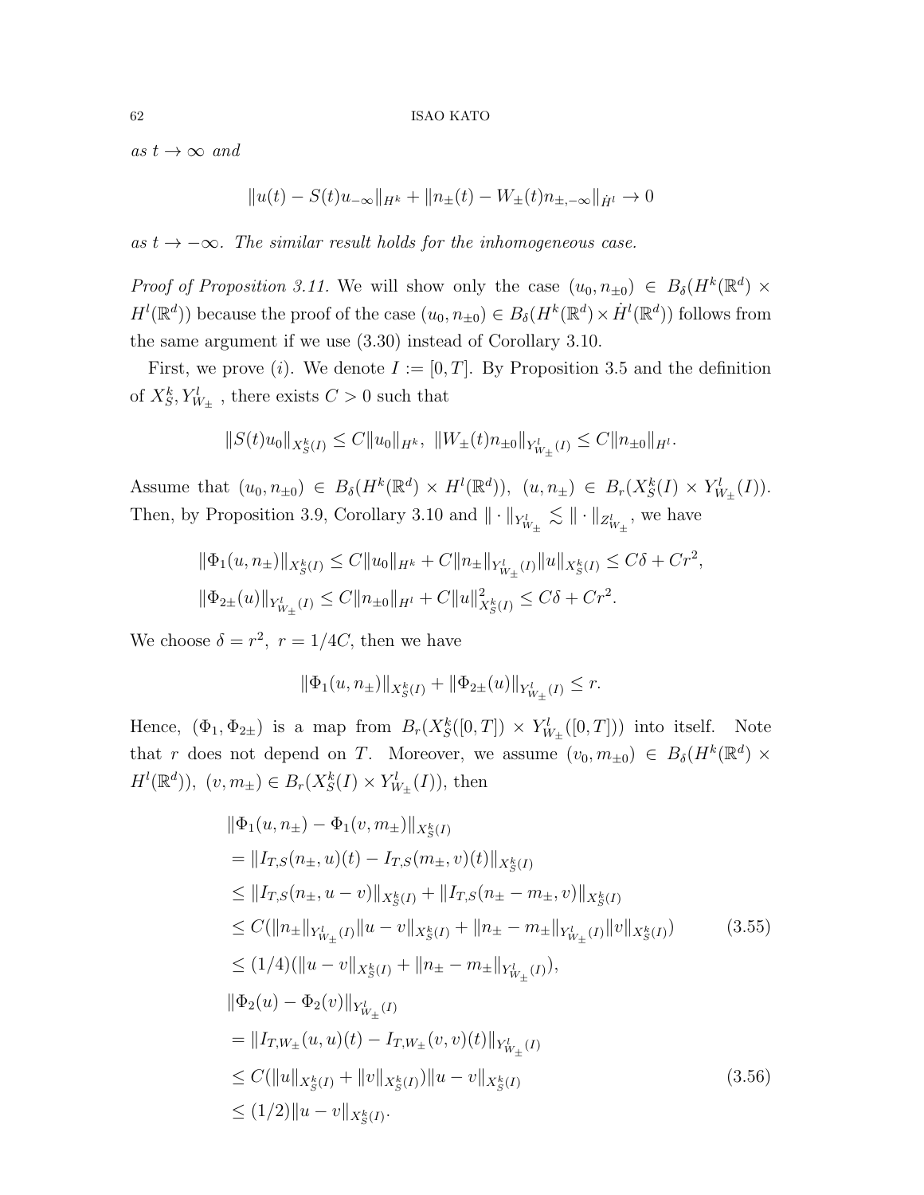*as $t \to \infty$ and*

$$\|u(t) - S(t)u_{-\infty}\|_{H^k} + \|n_\pm(t) - W_\pm(t)n_{\pm,-\infty}\|_{\dot{H}^l} \to 0$$

*as $t \to -\infty$. The similar result holds for the inhomogeneous case.*

*Proof of Proposition 3.11.* We will show only the case $(u_0, n_{\pm 0}) \in B_\delta(H^k(\mathbb{R}^d) \times H^l(\mathbb{R}^d))$ because the proof of the case $(u_0, n_{\pm 0}) \in B_\delta(H^k(\mathbb{R}^d) \times \dot{H}^l(\mathbb{R}^d))$ follows from the same argument if we use (3.30) instead of Corollary 3.10.

First, we prove $(i)$. We denote $I := [0, T]$. By Proposition 3.5 and the definition of $X^k_S, Y^l_{W_\pm}$ , there exists $C > 0$ such that

$$\|S(t)u_0\|_{X^k_S(I)} \le C\|u_0\|_{H^k}, \ \|W_\pm(t)n_{\pm 0}\|_{Y^l_{W_\pm}(I)} \le C\|n_{\pm 0}\|_{H^l}.$$

Assume that $(u_0, n_{\pm 0}) \in B_\delta(H^k(\mathbb{R}^d) \times H^l(\mathbb{R}^d)), \ (u, n_\pm) \in B_r(X^k_S(I) \times Y^l_{W_\pm}(I))$. Then, by Proposition 3.9, Corollary 3.10 and $\|\cdot\|_{Y^l_{W_\pm}} \lesssim \|\cdot\|_{Z^l_{W_\pm}}$, we have

$$\begin{aligned}
&\|\Phi_1(u, n_\pm)\|_{X^k_S(I)} \le C\|u_0\|_{H^k} + C\|n_\pm\|_{Y^l_{W_\pm}(I)}\|u\|_{X^k_S(I)} \le C\delta + Cr^2, \\
&\|\Phi_{2\pm}(u)\|_{Y^l_{W_\pm}(I)} \le C\|n_{\pm 0}\|_{H^l} + C\|u\|^2_{X^k_S(I)} \le C\delta + Cr^2.
\end{aligned}$$

We choose $\delta = r^2, \ r = 1/4C$, then we have

$$\|\Phi_1(u, n_\pm)\|_{X^k_S(I)} + \|\Phi_{2\pm}(u)\|_{Y^l_{W_\pm}(I)} \le r.$$

Hence, $(\Phi_1, \Phi_{2\pm})$ is a map from $B_r(X^k_S([0, T]) \times Y^l_{W_\pm}([0, T]))$ into itself. Note that $r$ does not depend on $T$. Moreover, we assume $(v_0, m_{\pm 0}) \in B_\delta(H^k(\mathbb{R}^d) \times H^l(\mathbb{R}^d)), \ (v, m_\pm) \in B_r(X^k_S(I) \times Y^l_{W_\pm}(I))$, then

$$\begin{aligned}
&\|\Phi_1(u, n_\pm) - \Phi_1(v, m_\pm)\|_{X^k_S(I)} \\
&= \|I_{T,S}(n_\pm, u)(t) - I_{T,S}(m_\pm, v)(t)\|_{X^k_S(I)} \\
&\le \|I_{T,S}(n_\pm, u - v)\|_{X^k_S(I)} + \|I_{T,S}(n_\pm - m_\pm, v)\|_{X^k_S(I)} \\
&\le C(\|n_\pm\|_{Y^l_{W_\pm}(I)}\|u - v\|_{X^k_S(I)} + \|n_\pm - m_\pm\|_{Y^l_{W_\pm}(I)}\|v\|_{X^k_S(I)}) \qquad (3.55) \\
&\le (1/4)(\|u - v\|_{X^k_S(I)} + \|n_\pm - m_\pm\|_{Y^l_{W_\pm}(I)}), \\
&\|\Phi_2(u) - \Phi_2(v)\|_{Y^l_{W_\pm}(I)} \\
&= \|I_{T,W_\pm}(u, u)(t) - I_{T,W_\pm}(v, v)(t)\|_{Y^l_{W_\pm}(I)} \\
&\le C(\|u\|_{X^k_S(I)} + \|v\|_{X^k_S(I)})\|u - v\|_{X^k_S(I)} \qquad (3.56) \\
&\le (1/2)\|u - v\|_{X^k_S(I)}.
\end{aligned}$$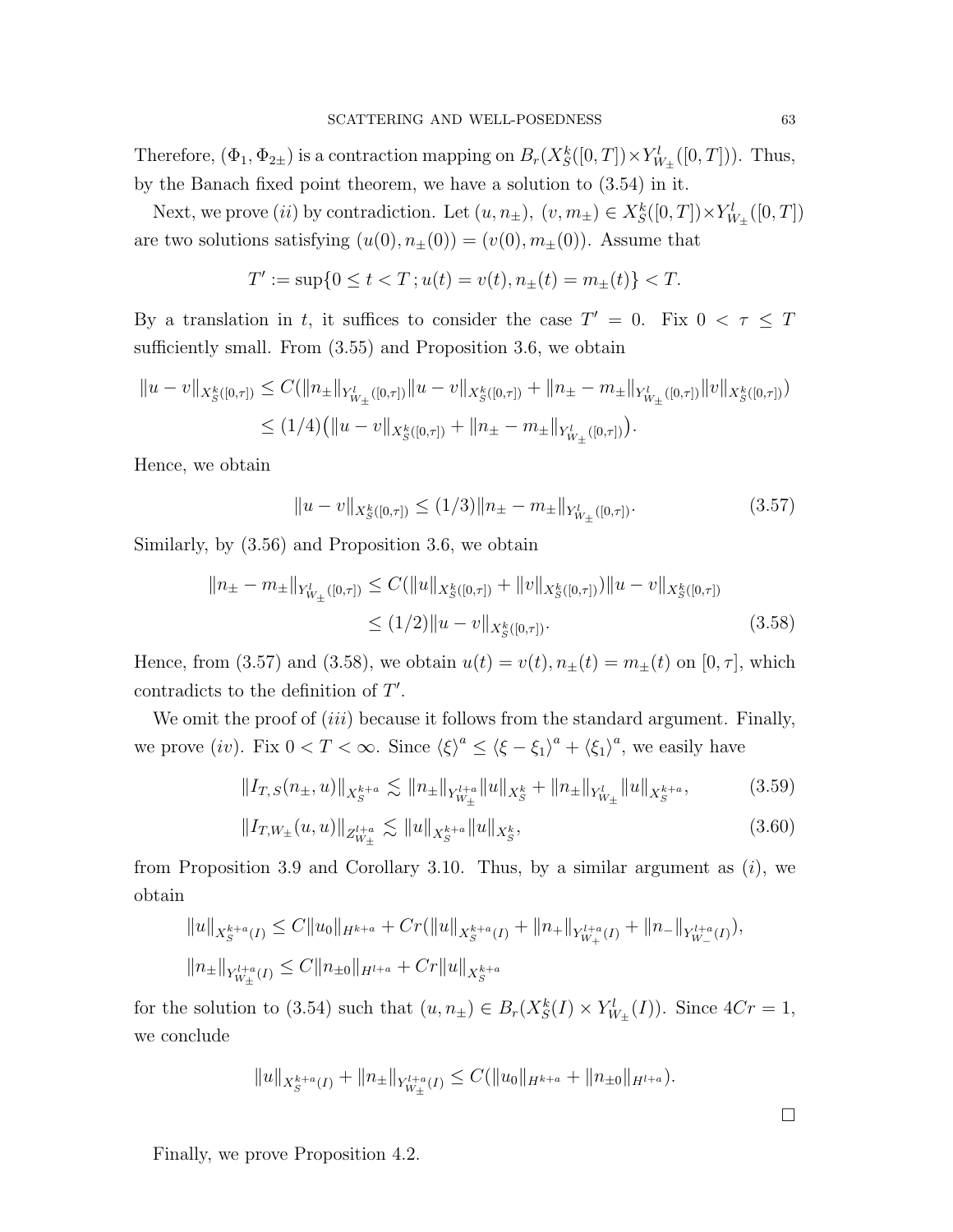Therefore, $(\Phi_1, \Phi_{2\pm})$ is a contraction mapping on $B_r(X_S^k([0,T])\times Y_{W_\pm}^l([0,T]))$. Thus, by the Banach fixed point theorem, we have a solution to (3.54) in it.

Next, we prove $(ii)$ by contradiction. Let $(u, n_\pm),\ (v, m_\pm) \in X_S^k([0,T])\times Y_{W_\pm}^l([0,T])$ are two solutions satisfying $(u(0), n_\pm(0)) = (v(0), m_\pm(0))$. Assume that

$$T' := \sup\{0 \le t < T\,; u(t) = v(t), n_\pm(t) = m_\pm(t)\} < T.$$

By a translation in $t$, it suffices to consider the case $T' = 0$. Fix $0 < \tau \le T$ sufficiently small. From (3.55) and Proposition 3.6, we obtain

$$\begin{aligned}
\|u-v\|_{X_S^k([0,\tau])} &\le C(\|n_\pm\|_{Y_{W_\pm}^l([0,\tau])}\|u-v\|_{X_S^k([0,\tau])} + \|n_\pm - m_\pm\|_{Y_{W_\pm}^l([0,\tau])}\|v\|_{X_S^k([0,\tau])}) \\
&\le (1/4)\big(\|u-v\|_{X_S^k([0,\tau])} + \|n_\pm - m_\pm\|_{Y_{W_\pm}^l([0,\tau])}\big).
\end{aligned}$$

Hence, we obtain

$$\|u-v\|_{X_S^k([0,\tau])} \le (1/3)\|n_\pm - m_\pm\|_{Y_{W_\pm}^l([0,\tau])}. \tag{3.57}$$

Similarly, by (3.56) and Proposition 3.6, we obtain

$$\begin{aligned}
\|n_\pm - m_\pm\|_{Y_{W_\pm}^l([0,\tau])} &\le C(\|u\|_{X_S^k([0,\tau])} + \|v\|_{X_S^k([0,\tau])})\|u-v\|_{X_S^k([0,\tau])} \\
&\le (1/2)\|u-v\|_{X_S^k([0,\tau])}.
\end{aligned} \tag{3.58}$$

Hence, from (3.57) and (3.58), we obtain $u(t) = v(t), n_\pm(t) = m_\pm(t)$ on $[0,\tau]$, which contradicts to the definition of $T'$.

We omit the proof of $(iii)$ because it follows from the standard argument. Finally, we prove $(iv)$. Fix $0 < T < \infty$. Since $\langle\xi\rangle^a \le \langle\xi-\xi_1\rangle^a + \langle\xi_1\rangle^a$, we easily have

$$\|I_{T,S}(n_\pm, u)\|_{X_S^{k+a}} \lesssim \|n_\pm\|_{Y_{W_\pm}^{l+a}}\|u\|_{X_S^k} + \|n_\pm\|_{Y_{W_\pm}^l}\|u\|_{X_S^{k+a}}, \tag{3.59}$$

$$\|I_{T,W_\pm}(u,u)\|_{Z_{W_\pm}^{l+a}} \lesssim \|u\|_{X_S^{k+a}}\|u\|_{X_S^k}, \tag{3.60}$$

from Proposition 3.9 and Corollary 3.10. Thus, by a similar argument as $(i)$, we obtain

$$\|u\|_{X_S^{k+a}(I)} \le C\|u_0\|_{H^{k+a}} + Cr(\|u\|_{X_S^{k+a}(I)} + \|n_+\|_{Y_{W_+}^{l+a}(I)} + \|n_-\|_{Y_{W_-}^{l+a}(I)}),$$

$$\|n_\pm\|_{Y_{W_\pm}^{l+a}(I)} \le C\|n_{\pm 0}\|_{H^{l+a}} + Cr\|u\|_{X_S^{k+a}}$$

for the solution to (3.54) such that $(u, n_\pm) \in B_r(X_S^k(I)\times Y_{W_\pm}^l(I))$. Since $4Cr = 1$, we conclude

$$\|u\|_{X_S^{k+a}(I)} + \|n_\pm\|_{Y_{W_\pm}^{l+a}(I)} \le C(\|u_0\|_{H^{k+a}} + \|n_{\pm 0}\|_{H^{l+a}}).$$

□

Finally, we prove Proposition 4.2.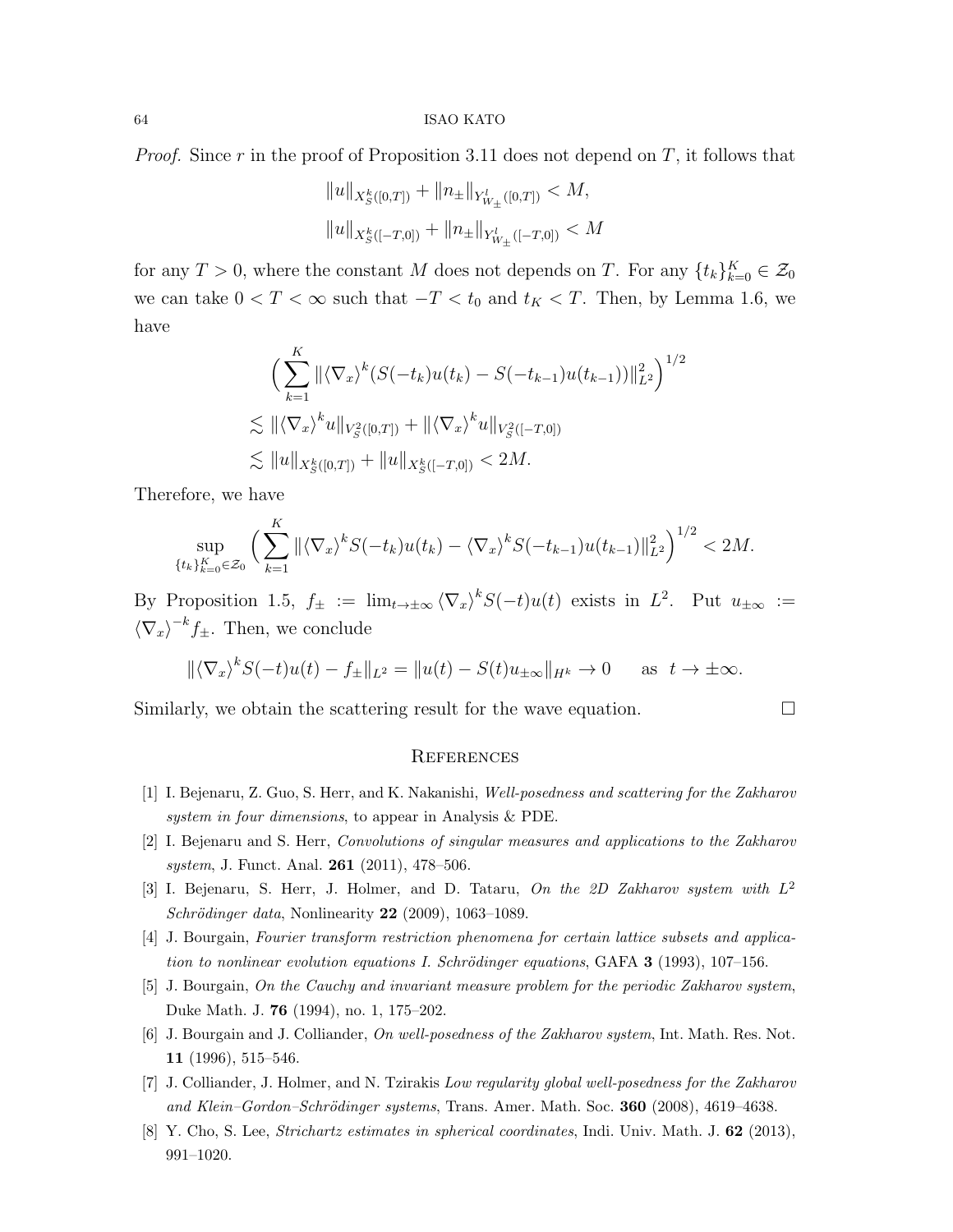*Proof.* Since $r$ in the proof of Proposition 3.11 does not depend on $T$, it follows that

$$\|u\|_{X_S^k([0,T])} + \|n_\pm\|_{Y_{W_\pm}^l([0,T])} < M,$$

$$\|u\|_{X_S^k([-T,0])} + \|n_\pm\|_{Y_{W_\pm}^l([-T,0])} < M$$

for any $T > 0$, where the constant $M$ does not depends on $T$. For any $\{t_k\}_{k=0}^K \in \mathcal{Z}_0$ we can take $0 < T < \infty$ such that $-T < t_0$ and $t_K < T$. Then, by Lemma 1.6, we have

$$\begin{aligned}
&\Big( \sum_{k=1}^{K} \| \langle \nabla_x \rangle^k (S(-t_k)u(t_k) - S(-t_{k-1})u(t_{k-1})) \|_{L^2}^2 \Big)^{1/2} \\
&\lesssim \| \langle \nabla_x \rangle^k u \|_{V_S^2([0,T])} + \| \langle \nabla_x \rangle^k u \|_{V_S^2([-T,0])} \\
&\lesssim \|u\|_{X_S^k([0,T])} + \|u\|_{X_S^k([-T,0])} < 2M.
\end{aligned}$$

Therefore, we have

$$\sup_{\{t_k\}_{k=0}^K \in \mathcal{Z}_0} \Big( \sum_{k=1}^{K} \| \langle \nabla_x \rangle^k S(-t_k)u(t_k) - \langle \nabla_x \rangle^k S(-t_{k-1})u(t_{k-1}) \|_{L^2}^2 \Big)^{1/2} < 2M.$$

By Proposition 1.5, $f_\pm := \lim_{t \to \pm\infty} \langle \nabla_x \rangle^k S(-t)u(t)$ exists in $L^2$. Put $u_{\pm\infty} := \langle \nabla_x \rangle^{-k} f_\pm$. Then, we conclude

$$\| \langle \nabla_x \rangle^k S(-t)u(t) - f_\pm \|_{L^2} = \|u(t) - S(t)u_{\pm\infty}\|_{H^k} \to 0 \qquad \text{as } \ t \to \pm\infty.$$

Similarly, we obtain the scattering result for the wave equation. $\square$

## References

[1] I. Bejenaru, Z. Guo, S. Herr, and K. Nakanishi, *Well-posedness and scattering for the Zakharov system in four dimensions*, to appear in Analysis & PDE.

[2] I. Bejenaru and S. Herr, *Convolutions of singular measures and applications to the Zakharov system*, J. Funct. Anal. **261** (2011), 478–506.

[3] I. Bejenaru, S. Herr, J. Holmer, and D. Tataru, *On the 2D Zakharov system with $L^2$ Schrödinger data*, Nonlinearity **22** (2009), 1063–1089.

[4] J. Bourgain, *Fourier transform restriction phenomena for certain lattice subsets and application to nonlinear evolution equations I. Schrödinger equations*, GAFA **3** (1993), 107–156.

[5] J. Bourgain, *On the Cauchy and invariant measure problem for the periodic Zakharov system*, Duke Math. J. **76** (1994), no. 1, 175–202.

[6] J. Bourgain and J. Colliander, *On well-posedness of the Zakharov system*, Int. Math. Res. Not. **11** (1996), 515–546.

[7] J. Colliander, J. Holmer, and N. Tzirakis *Low regularity global well-posedness for the Zakharov and Klein–Gordon–Schrödinger systems*, Trans. Amer. Math. Soc. **360** (2008), 4619–4638.

[8] Y. Cho, S. Lee, *Strichartz estimates in spherical coordinates*, Indi. Univ. Math. J. **62** (2013), 991–1020.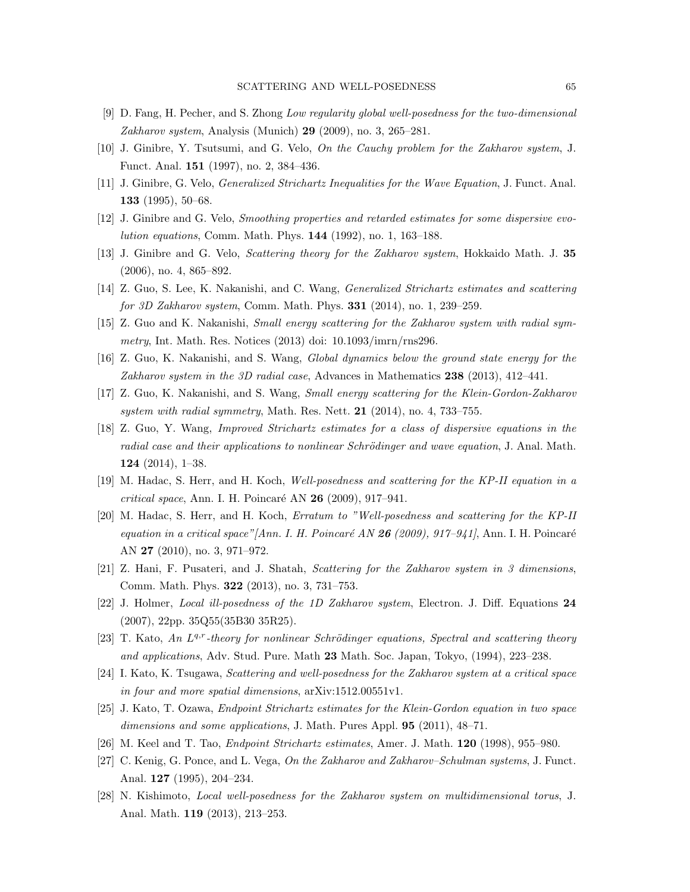[9] D. Fang, H. Pecher, and S. Zhong *Low regularity global well-posedness for the two-dimensional Zakharov system*, Analysis (Munich) **29** (2009), no. 3, 265–281.

[10] J. Ginibre, Y. Tsutsumi, and G. Velo, *On the Cauchy problem for the Zakharov system*, J. Funct. Anal. **151** (1997), no. 2, 384–436.

[11] J. Ginibre, G. Velo, *Generalized Strichartz Inequalities for the Wave Equation*, J. Funct. Anal. **133** (1995), 50–68.

[12] J. Ginibre and G. Velo, *Smoothing properties and retarded estimates for some dispersive evolution equations*, Comm. Math. Phys. **144** (1992), no. 1, 163–188.

[13] J. Ginibre and G. Velo, *Scattering theory for the Zakharov system*, Hokkaido Math. J. **35** (2006), no. 4, 865–892.

[14] Z. Guo, S. Lee, K. Nakanishi, and C. Wang, *Generalized Strichartz estimates and scattering for 3D Zakharov system*, Comm. Math. Phys. **331** (2014), no. 1, 239–259.

[15] Z. Guo and K. Nakanishi, *Small energy scattering for the Zakharov system with radial symmetry*, Int. Math. Res. Notices (2013) doi: 10.1093/imrn/rns296.

[16] Z. Guo, K. Nakanishi, and S. Wang, *Global dynamics below the ground state energy for the Zakharov system in the 3D radial case*, Advances in Mathematics **238** (2013), 412–441.

[17] Z. Guo, K. Nakanishi, and S. Wang, *Small energy scattering for the Klein-Gordon-Zakharov system with radial symmetry*, Math. Res. Nett. **21** (2014), no. 4, 733–755.

[18] Z. Guo, Y. Wang, *Improved Strichartz estimates for a class of dispersive equations in the radial case and their applications to nonlinear Schrödinger and wave equation*, J. Anal. Math. **124** (2014), 1–38.

[19] M. Hadac, S. Herr, and H. Koch, *Well-posedness and scattering for the KP-II equation in a critical space*, Ann. I. H. Poincaré AN **26** (2009), 917–941.

[20] M. Hadac, S. Herr, and H. Koch, *Erratum to "Well-posedness and scattering for the KP-II equation in a critical space"[Ann. I. H. Poincaré AN **26** (2009), 917–941]*, Ann. I. H. Poincaré AN **27** (2010), no. 3, 971–972.

[21] Z. Hani, F. Pusateri, and J. Shatah, *Scattering for the Zakharov system in 3 dimensions*, Comm. Math. Phys. **322** (2013), no. 3, 731–753.

[22] J. Holmer, *Local ill-posedness of the 1D Zakharov system*, Electron. J. Diff. Equations **24** (2007), 22pp. 35Q55(35B30 35R25).

[23] T. Kato, *An $L^{q,r}$-theory for nonlinear Schrödinger equations, Spectral and scattering theory and applications*, Adv. Stud. Pure. Math **23** Math. Soc. Japan, Tokyo, (1994), 223–238.

[24] I. Kato, K. Tsugawa, *Scattering and well-posedness for the Zakharov system at a critical space in four and more spatial dimensions*, arXiv:1512.00551v1.

[25] J. Kato, T. Ozawa, *Endpoint Strichartz estimates for the Klein-Gordon equation in two space dimensions and some applications*, J. Math. Pures Appl. **95** (2011), 48–71.

[26] M. Keel and T. Tao, *Endpoint Strichartz estimates*, Amer. J. Math. **120** (1998), 955–980.

[27] C. Kenig, G. Ponce, and L. Vega, *On the Zakharov and Zakharov–Schulman systems*, J. Funct. Anal. **127** (1995), 204–234.

[28] N. Kishimoto, *Local well-posedness for the Zakharov system on multidimensional torus*, J. Anal. Math. **119** (2013), 213–253.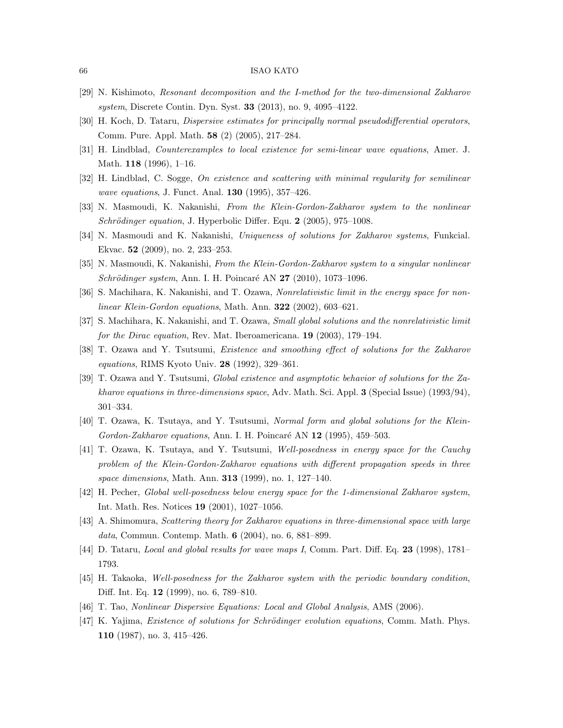[29] N. Kishimoto, *Resonant decomposition and the I-method for the two-dimensional Zakharov system*, Discrete Contin. Dyn. Syst. **33** (2013), no. 9, 4095–4122.

[30] H. Koch, D. Tataru, *Dispersive estimates for principally normal pseudodifferential operators*, Comm. Pure. Appl. Math. **58** (2) (2005), 217–284.

[31] H. Lindblad, *Counterexamples to local existence for semi-linear wave equations*, Amer. J. Math. **118** (1996), 1–16.

[32] H. Lindblad, C. Sogge, *On existence and scattering with minimal regularity for semilinear wave equations*, J. Funct. Anal. **130** (1995), 357–426.

[33] N. Masmoudi, K. Nakanishi, *From the Klein-Gordon-Zakharov system to the nonlinear Schrödinger equation*, J. Hyperbolic Differ. Equ. **2** (2005), 975–1008.

[34] N. Masmoudi and K. Nakanishi, *Uniqueness of solutions for Zakharov systems*, Funkcial. Ekvac. **52** (2009), no. 2, 233–253.

[35] N. Masmoudi, K. Nakanishi, *From the Klein-Gordon-Zakharov system to a singular nonlinear Schrödinger system*, Ann. I. H. Poincaré AN **27** (2010), 1073–1096.

[36] S. Machihara, K. Nakanishi, and T. Ozawa, *Nonrelativistic limit in the energy space for nonlinear Klein-Gordon equations*, Math. Ann. **322** (2002), 603–621.

[37] S. Machihara, K. Nakanishi, and T. Ozawa, *Small global solutions and the nonrelativistic limit for the Dirac equation*, Rev. Mat. Iberoamericana. **19** (2003), 179–194.

[38] T. Ozawa and Y. Tsutsumi, *Existence and smoothing effect of solutions for the Zakharov equations*, RIMS Kyoto Univ. **28** (1992), 329–361.

[39] T. Ozawa and Y. Tsutsumi, *Global existence and asymptotic behavior of solutions for the Zakharov equations in three-dimensions space*, Adv. Math. Sci. Appl. **3** (Special Issue) (1993/94), 301–334.

[40] T. Ozawa, K. Tsutaya, and Y. Tsutsumi, *Normal form and global solutions for the Klein-Gordon-Zakharov equations*, Ann. I. H. Poincaré AN **12** (1995), 459–503.

[41] T. Ozawa, K. Tsutaya, and Y. Tsutsumi, *Well-posedness in energy space for the Cauchy problem of the Klein-Gordon-Zakharov equations with different propagation speeds in three space dimensions*, Math. Ann. **313** (1999), no. 1, 127–140.

[42] H. Pecher, *Global well-posedness below energy space for the 1-dimensional Zakharov system*, Int. Math. Res. Notices **19** (2001), 1027–1056.

[43] A. Shimomura, *Scattering theory for Zakharov equations in three-dimensional space with large data*, Commun. Contemp. Math. **6** (2004), no. 6, 881–899.

[44] D. Tataru, *Local and global results for wave maps I*, Comm. Part. Diff. Eq. **23** (1998), 1781–1793.

[45] H. Takaoka, *Well-posedness for the Zakharov system with the periodic boundary condition*, Diff. Int. Eq. **12** (1999), no. 6, 789–810.

[46] T. Tao, *Nonlinear Dispersive Equations: Local and Global Analysis*, AMS (2006).

[47] K. Yajima, *Existence of solutions for Schrödinger evolution equations*, Comm. Math. Phys. **110** (1987), no. 3, 415–426.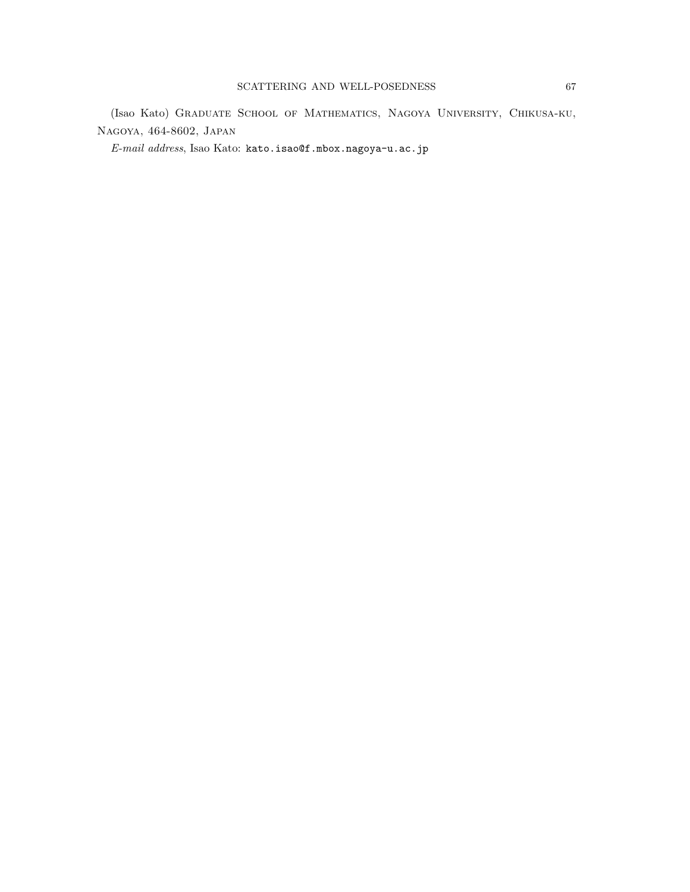(Isao Kato) Graduate School of Mathematics, Nagoya University, Chikusa-ku, Nagoya, 464-8602, Japan

*E-mail address*, Isao Kato: kato.isao@f.mbox.nagoya-u.ac.jp